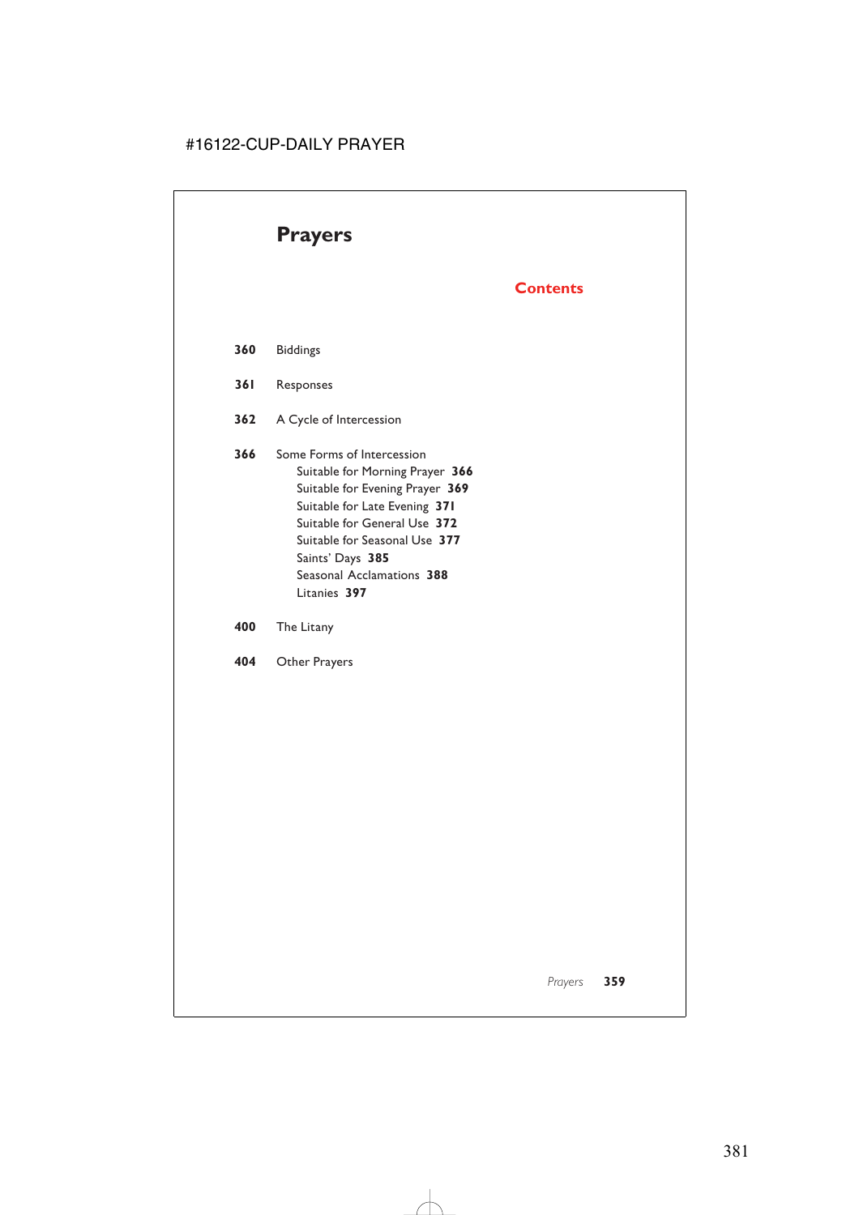# Prayers

## Contents

**360** Biddings

**361** Responses

**362** A Cycle of Intercession

**366** Some Forms of Intercession
- Suitable for Morning Prayer **366**
- Suitable for Evening Prayer **369**
- Suitable for Late Evening **371**
- Suitable for General Use **372**
- Suitable for Seasonal Use **377**
- Saints' Days **385**
- Seasonal Acclamations **388**
- Litanies **397**

**400** The Litany

**404** Other Prayers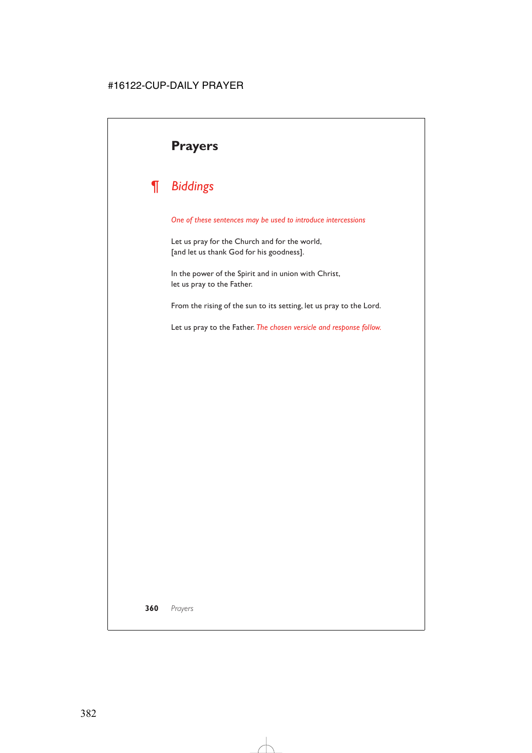# Prayers

## ¶ *Biddings*

*One of these sentences may be used to introduce intercessions*

Let us pray for the Church and for the world,
[and let us thank God for his goodness].

In the power of the Spirit and in union with Christ,
let us pray to the Father.

From the rising of the sun to its setting, let us pray to the Lord.

Let us pray to the Father. *The chosen versicle and response follow.*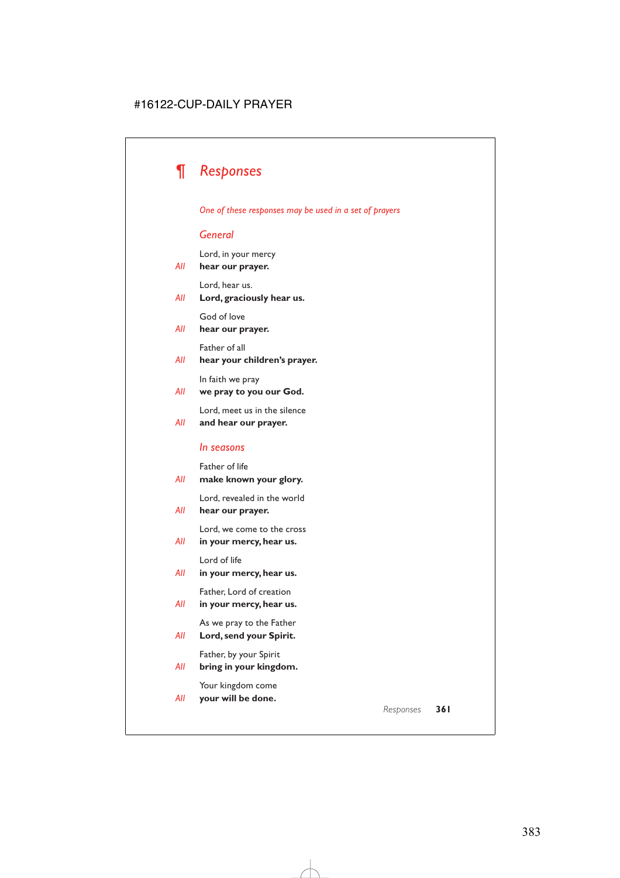# ¶ *Responses*

*One of these responses may be used in a set of prayers*

## *General*

Lord, in your mercy
*All* **hear our prayer.**

Lord, hear us.
*All* **Lord, graciously hear us.**

God of love
*All* **hear our prayer.**

Father of all
*All* **hear your children's prayer.**

In faith we pray
*All* **we pray to you our God.**

Lord, meet us in the silence
*All* **and hear our prayer.**

## *In seasons*

Father of life
*All* **make known your glory.**

Lord, revealed in the world
*All* **hear our prayer.**

Lord, we come to the cross
*All* **in your mercy, hear us.**

Lord of life
*All* **in your mercy, hear us.**

Father, Lord of creation
*All* **in your mercy, hear us.**

As we pray to the Father
*All* **Lord, send your Spirit.**

Father, by your Spirit
*All* **bring in your kingdom.**

Your kingdom come
*All* **your will be done.**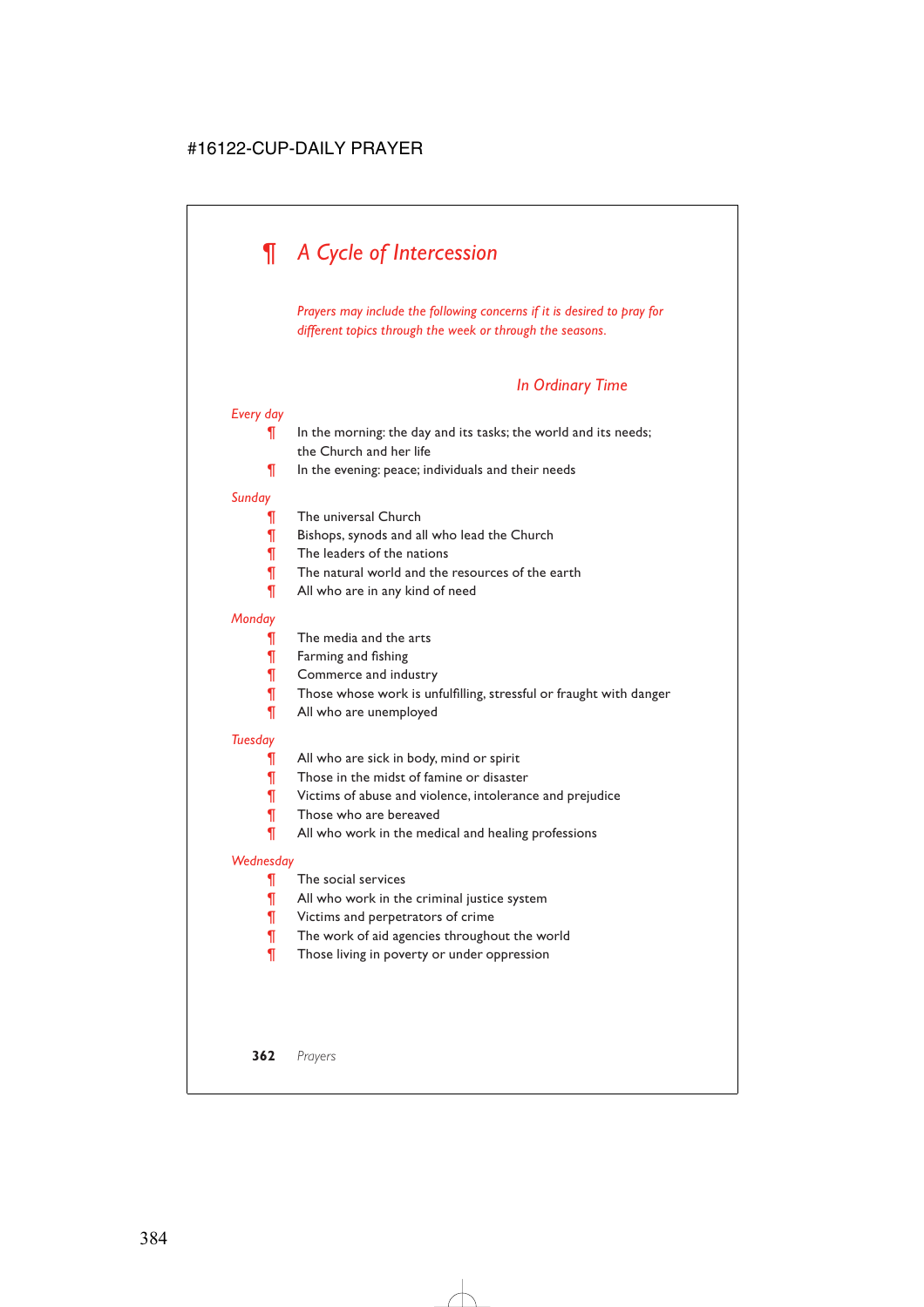# ¶ *A Cycle of Intercession*

*Prayers may include the following concerns if it is desired to pray for different topics through the week or through the seasons.*

## *In Ordinary Time*

*Every day*

- ¶ In the morning: the day and its tasks; the world and its needs; the Church and her life
- ¶ In the evening: peace; individuals and their needs

*Sunday*

- ¶ The universal Church
- ¶ Bishops, synods and all who lead the Church
- ¶ The leaders of the nations
- ¶ The natural world and the resources of the earth
- ¶ All who are in any kind of need

*Monday*

- ¶ The media and the arts
- ¶ Farming and fishing
- ¶ Commerce and industry
- ¶ Those whose work is unfulfilling, stressful or fraught with danger
- ¶ All who are unemployed

*Tuesday*

- ¶ All who are sick in body, mind or spirit
- ¶ Those in the midst of famine or disaster
- ¶ Victims of abuse and violence, intolerance and prejudice
- ¶ Those who are bereaved
- ¶ All who work in the medical and healing professions

*Wednesday*

- ¶ The social services
- ¶ All who work in the criminal justice system
- ¶ Victims and perpetrators of crime
- ¶ The work of aid agencies throughout the world
- ¶ Those living in poverty or under oppression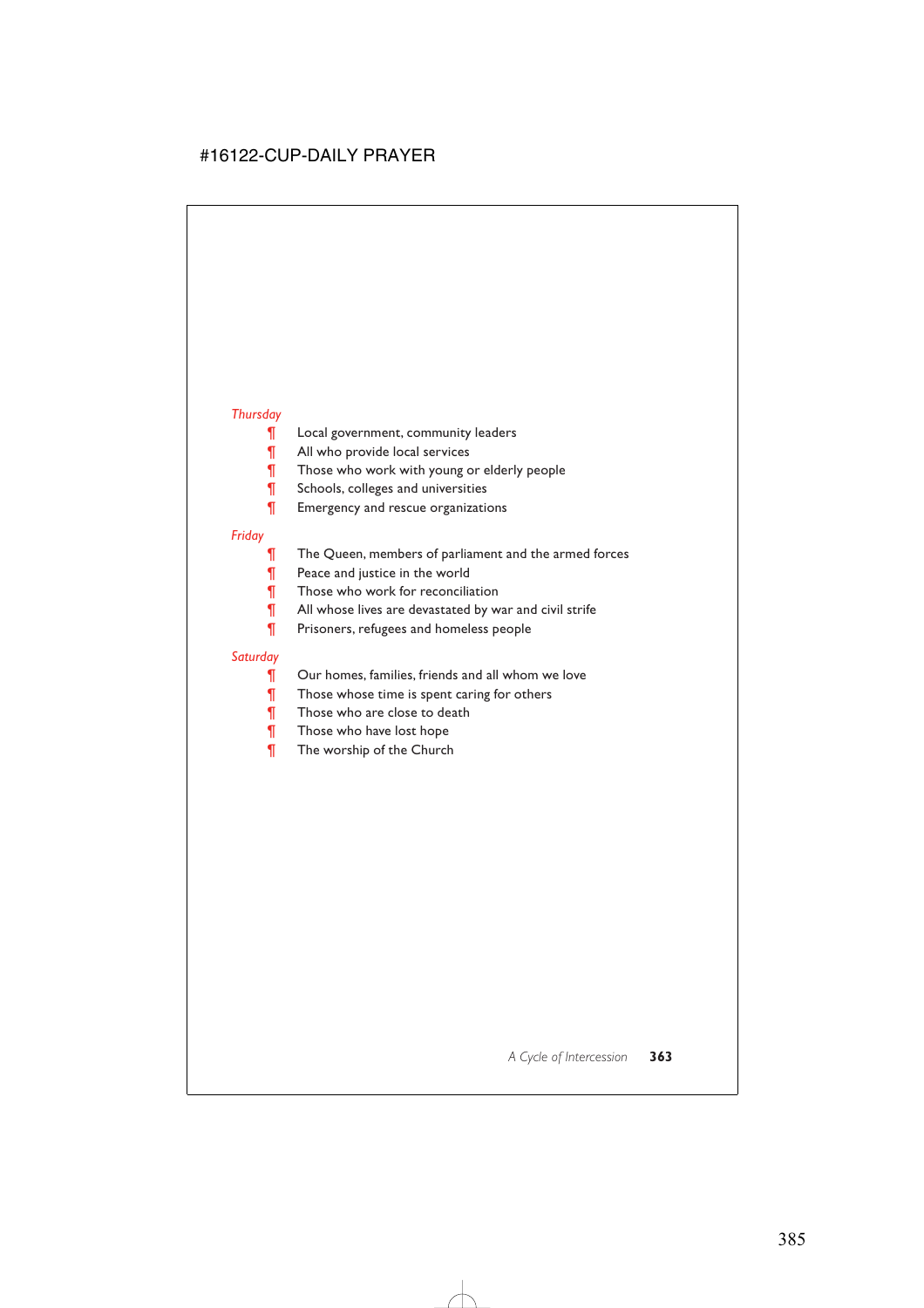*Thursday*

¶ Local government, community leaders
¶ All who provide local services
¶ Those who work with young or elderly people
¶ Schools, colleges and universities
¶ Emergency and rescue organizations

*Friday*

¶ The Queen, members of parliament and the armed forces
¶ Peace and justice in the world
¶ Those who work for reconciliation
¶ All whose lives are devastated by war and civil strife
¶ Prisoners, refugees and homeless people

*Saturday*

¶ Our homes, families, friends and all whom we love
¶ Those whose time is spent caring for others
¶ Those who are close to death
¶ Those who have lost hope
¶ The worship of the Church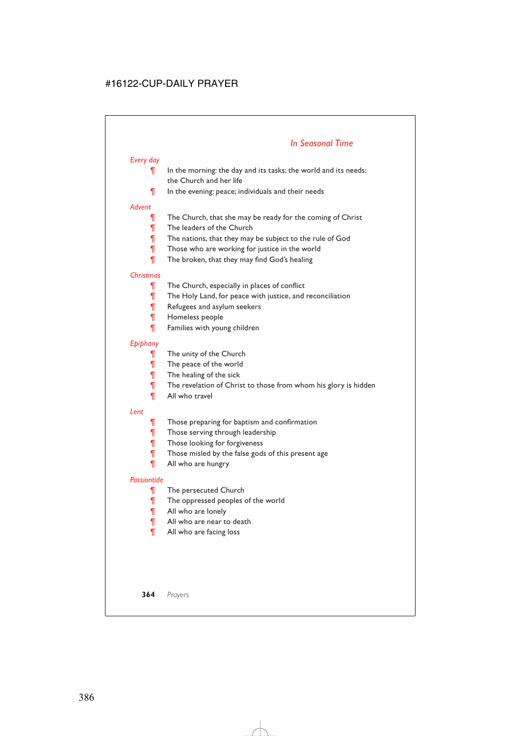## *In Seasonal Time*

*Every day*

¶ In the morning: the day and its tasks; the world and its needs; the Church and her life

¶ In the evening: peace; individuals and their needs

*Advent*

¶ The Church, that she may be ready for the coming of Christ

¶ The leaders of the Church

¶ The nations, that they may be subject to the rule of God

¶ Those who are working for justice in the world

¶ The broken, that they may find God's healing

*Christmas*

¶ The Church, especially in places of conflict

¶ The Holy Land, for peace with justice, and reconciliation

¶ Refugees and asylum seekers

¶ Homeless people

¶ Families with young children

*Epiphany*

¶ The unity of the Church

¶ The peace of the world

¶ The healing of the sick

¶ The revelation of Christ to those from whom his glory is hidden

¶ All who travel

*Lent*

¶ Those preparing for baptism and confirmation

¶ Those serving through leadership

¶ Those looking for forgiveness

¶ Those misled by the false gods of this present age

¶ All who are hungry

*Passiontide*

¶ The persecuted Church

¶ The oppressed peoples of the world

¶ All who are lonely

¶ All who are near to death

¶ All who are facing loss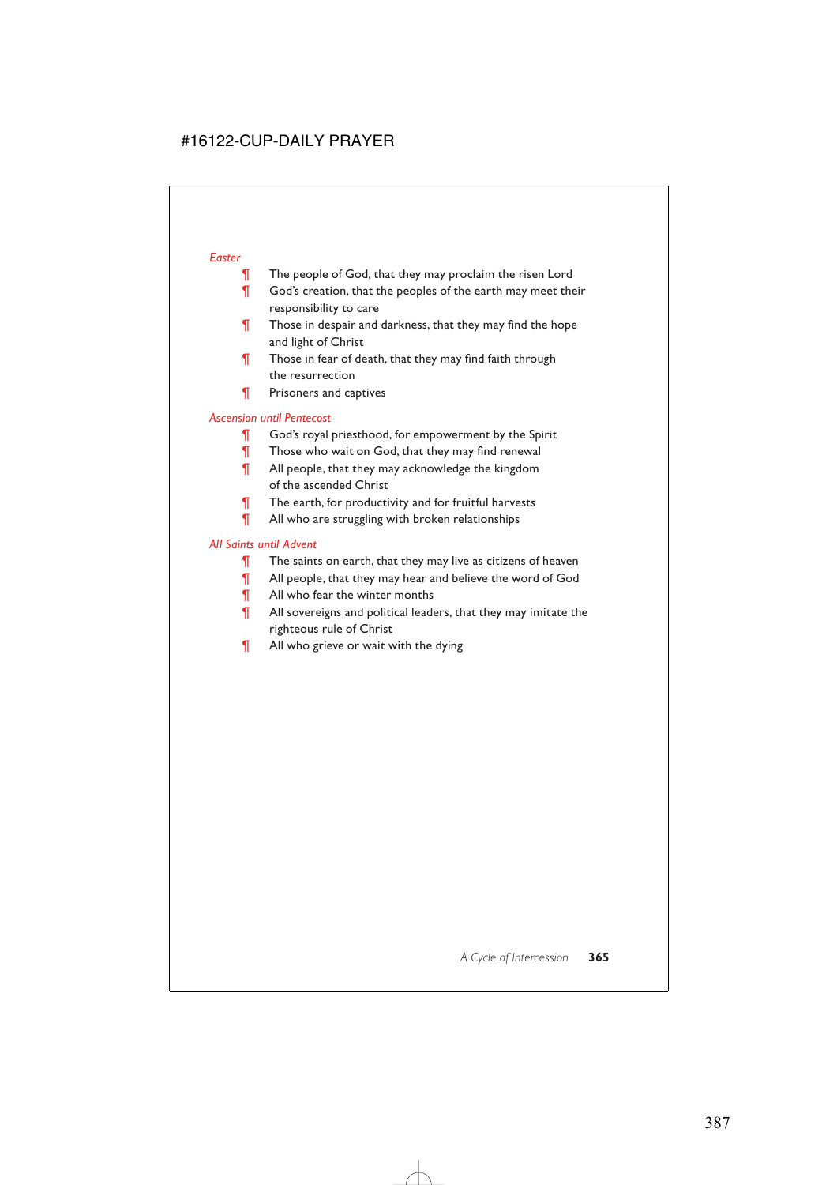*Easter*

¶ The people of God, that they may proclaim the risen Lord
¶ God's creation, that the peoples of the earth may meet their responsibility to care
¶ Those in despair and darkness, that they may find the hope and light of Christ
¶ Those in fear of death, that they may find faith through the resurrection
¶ Prisoners and captives

*Ascension until Pentecost*

¶ God's royal priesthood, for empowerment by the Spirit
¶ Those who wait on God, that they may find renewal
¶ All people, that they may acknowledge the kingdom of the ascended Christ
¶ The earth, for productivity and for fruitful harvests
¶ All who are struggling with broken relationships

*All Saints until Advent*

¶ The saints on earth, that they may live as citizens of heaven
¶ All people, that they may hear and believe the word of God
¶ All who fear the winter months
¶ All sovereigns and political leaders, that they may imitate the righteous rule of Christ
¶ All who grieve or wait with the dying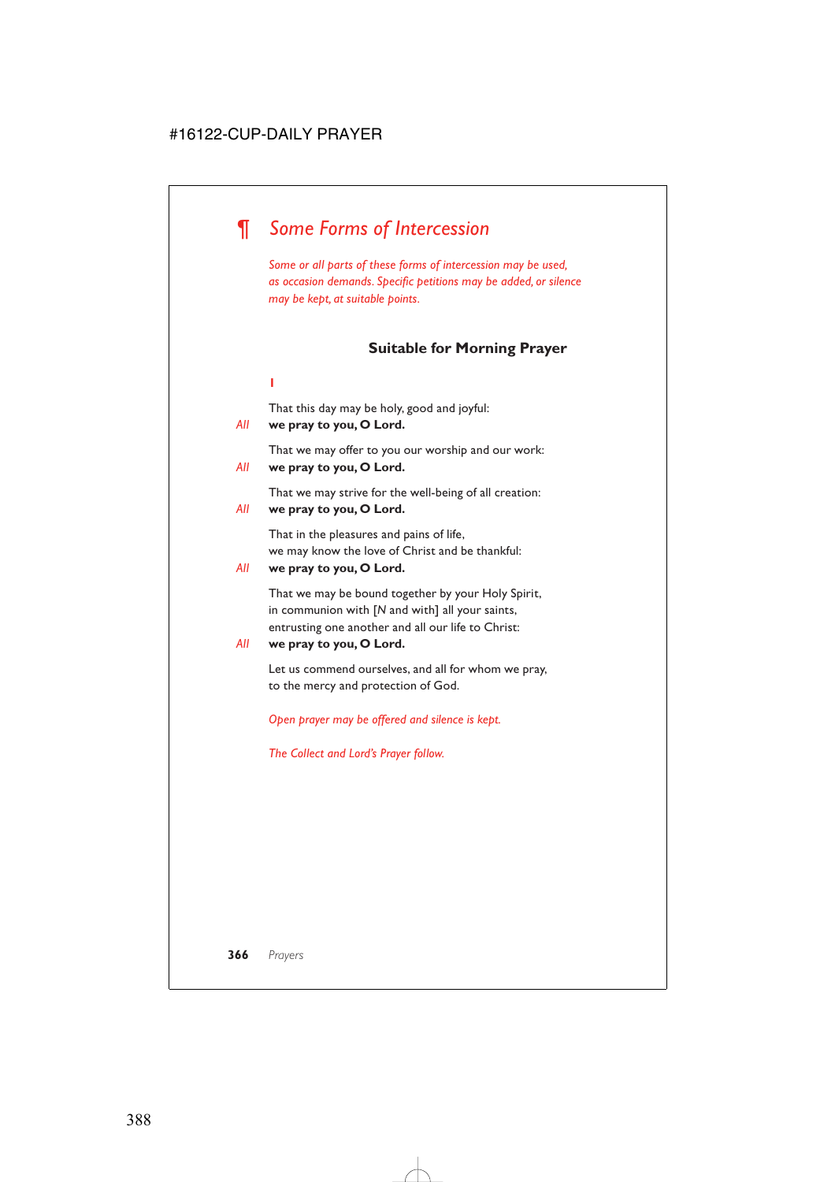# ¶ *Some Forms of Intercession*

*Some or all parts of these forms of intercession may be used, as occasion demands. Specific petitions may be added, or silence may be kept, at suitable points.*

### Suitable for Morning Prayer

**1**

That this day may be holy, good and joyful:
*All* **we pray to you, O Lord.**

That we may offer to you our worship and our work:
*All* **we pray to you, O Lord.**

That we may strive for the well-being of all creation:
*All* **we pray to you, O Lord.**

That in the pleasures and pains of life,
we may know the love of Christ and be thankful:
*All* **we pray to you, O Lord.**

That we may be bound together by your Holy Spirit,
in communion with [*N* and with] all your saints,
entrusting one another and all our life to Christ:
*All* **we pray to you, O Lord.**

Let us commend ourselves, and all for whom we pray,
to the mercy and protection of God.

*Open prayer may be offered and silence is kept.*

*The Collect and Lord's Prayer follow.*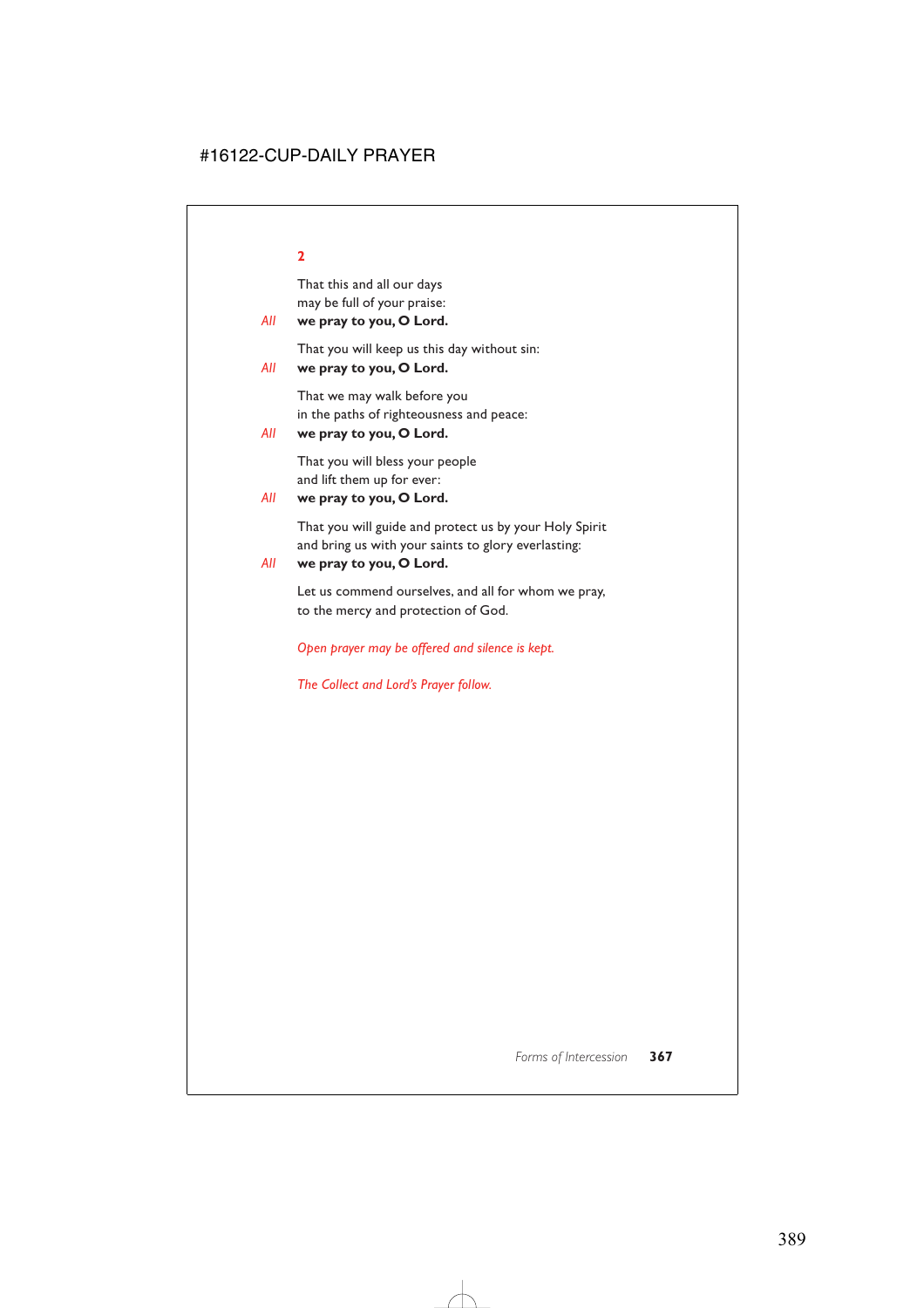**2**

That this and all our days
may be full of your praise:

*All* **we pray to you, O Lord.**

That you will keep us this day without sin:

*All* **we pray to you, O Lord.**

That we may walk before you
in the paths of righteousness and peace:

*All* **we pray to you, O Lord.**

That you will bless your people
and lift them up for ever:

*All* **we pray to you, O Lord.**

That you will guide and protect us by your Holy Spirit
and bring us with your saints to glory everlasting:

*All* **we pray to you, O Lord.**

Let us commend ourselves, and all for whom we pray,
to the mercy and protection of God.

*Open prayer may be offered and silence is kept.*

*The Collect and Lord's Prayer follow.*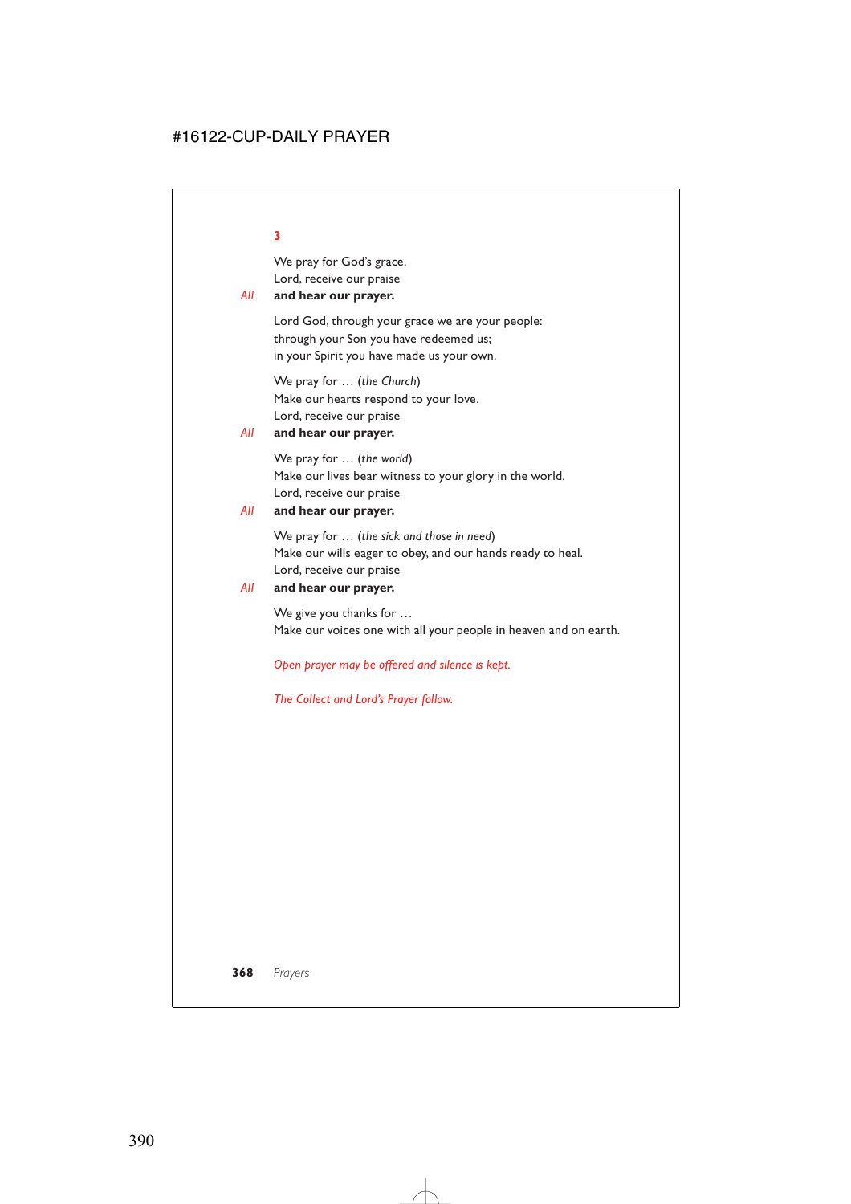**3**

We pray for God's grace.
Lord, receive our praise
*All* **and hear our prayer.**

Lord God, through your grace we are your people:
through your Son you have redeemed us;
in your Spirit you have made us your own.

We pray for … (*the Church*)
Make our hearts respond to your love.
Lord, receive our praise
*All* **and hear our prayer.**

We pray for … (*the world*)
Make our lives bear witness to your glory in the world.
Lord, receive our praise
*All* **and hear our prayer.**

We pray for … (*the sick and those in need*)
Make our wills eager to obey, and our hands ready to heal.
Lord, receive our praise
*All* **and hear our prayer.**

We give you thanks for …
Make our voices one with all your people in heaven and on earth.

*Open prayer may be offered and silence is kept.*

*The Collect and Lord's Prayer follow.*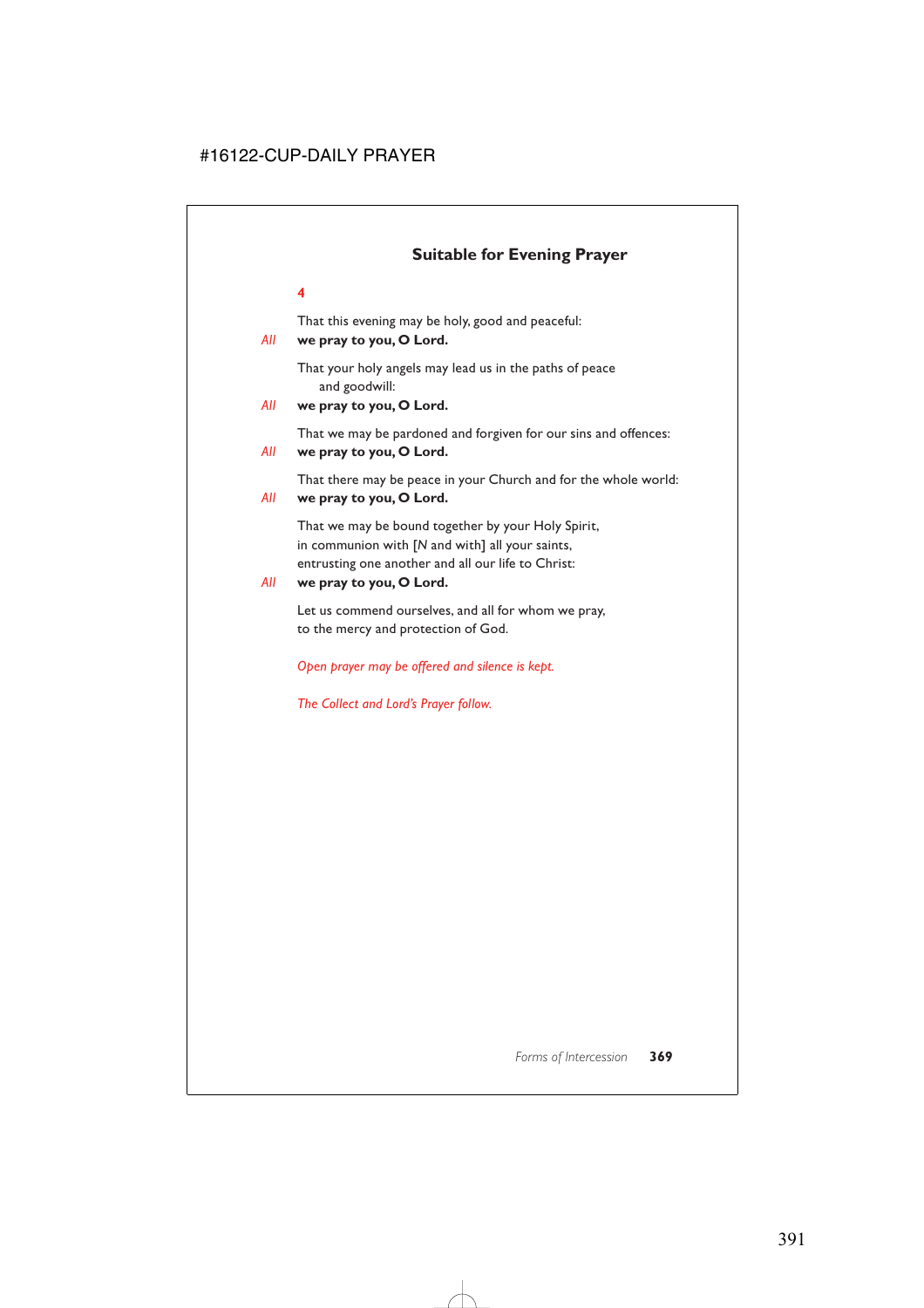## Suitable for Evening Prayer

**4**

That this evening may be holy, good and peaceful:
*All* **we pray to you, O Lord.**

That your holy angels may lead us in the paths of peace
and goodwill:
*All* **we pray to you, O Lord.**

That we may be pardoned and forgiven for our sins and offences:
*All* **we pray to you, O Lord.**

That there may be peace in your Church and for the whole world:
*All* **we pray to you, O Lord.**

That we may be bound together by your Holy Spirit,
in communion with [*N* and with] all your saints,
entrusting one another and all our life to Christ:
*All* **we pray to you, O Lord.**

Let us commend ourselves, and all for whom we pray,
to the mercy and protection of God.

*Open prayer may be offered and silence is kept.*

*The Collect and Lord's Prayer follow.*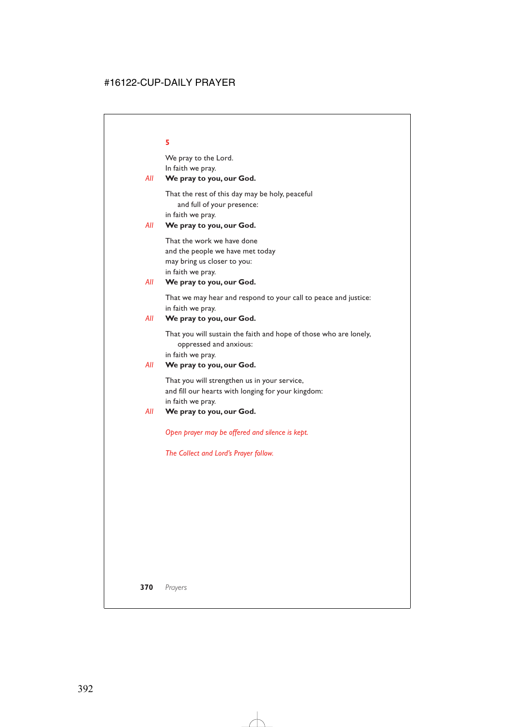**5**

We pray to the Lord.
In faith we pray.

*All* **We pray to you, our God.**

That the rest of this day may be holy, peaceful
and full of your presence:
in faith we pray.

*All* **We pray to you, our God.**

That the work we have done
and the people we have met today
may bring us closer to you:
in faith we pray.

*All* **We pray to you, our God.**

That we may hear and respond to your call to peace and justice:
in faith we pray.

*All* **We pray to you, our God.**

That you will sustain the faith and hope of those who are lonely,
oppressed and anxious:
in faith we pray.

*All* **We pray to you, our God.**

That you will strengthen us in your service,
and fill our hearts with longing for your kingdom:
in faith we pray.

*All* **We pray to you, our God.**

*Open prayer may be offered and silence is kept.*

*The Collect and Lord's Prayer follow.*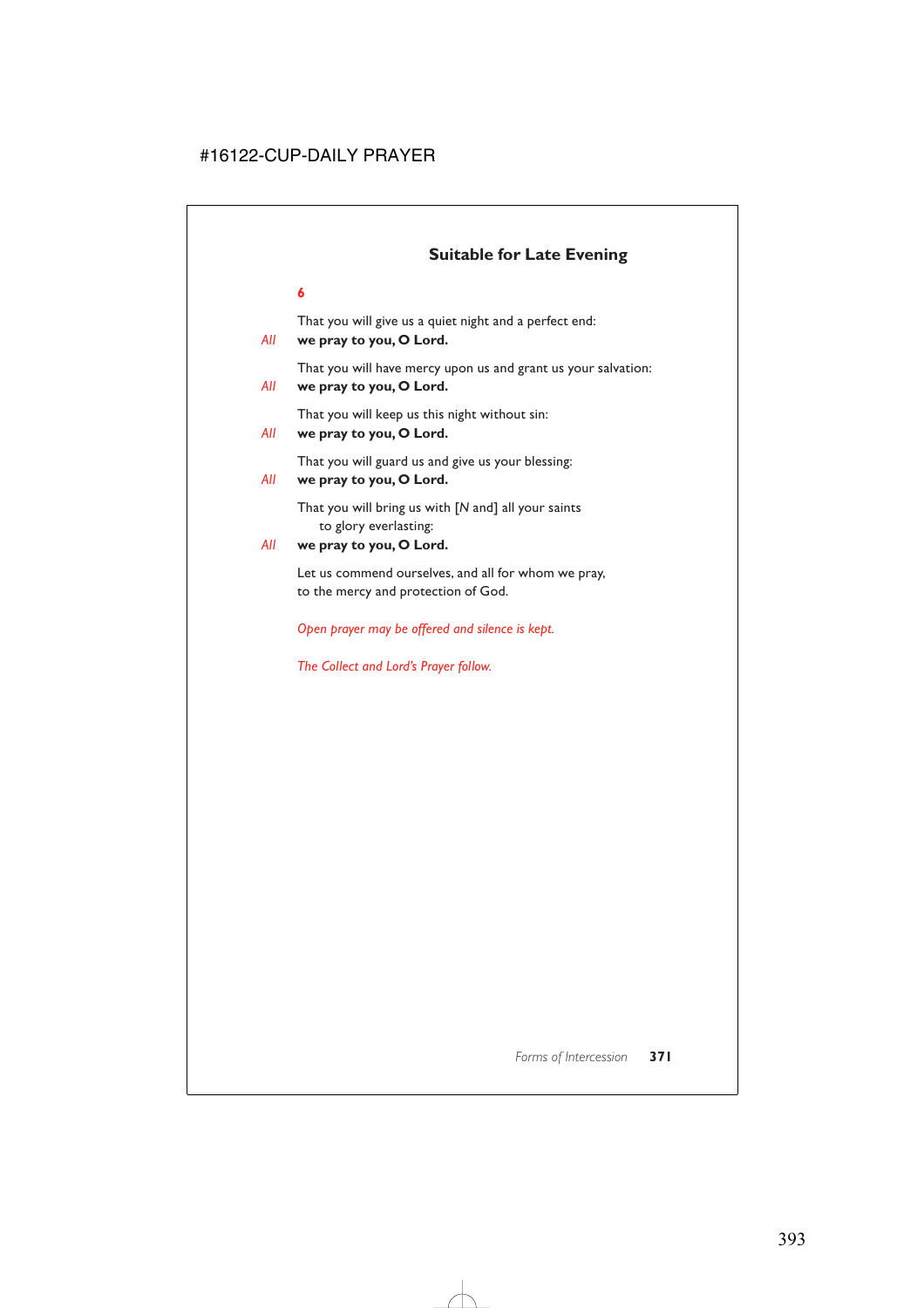## Suitable for Late Evening

**6**

That you will give us a quiet night and a perfect end:

*All* **we pray to you, O Lord.**

That you will have mercy upon us and grant us your salvation:

*All* **we pray to you, O Lord.**

That you will keep us this night without sin:

*All* **we pray to you, O Lord.**

That you will guard us and give us your blessing:

*All* **we pray to you, O Lord.**

That you will bring us with [*N* and] all your saints
to glory everlasting:

*All* **we pray to you, O Lord.**

Let us commend ourselves, and all for whom we pray,
to the mercy and protection of God.

*Open prayer may be offered and silence is kept.*

*The Collect and Lord's Prayer follow.*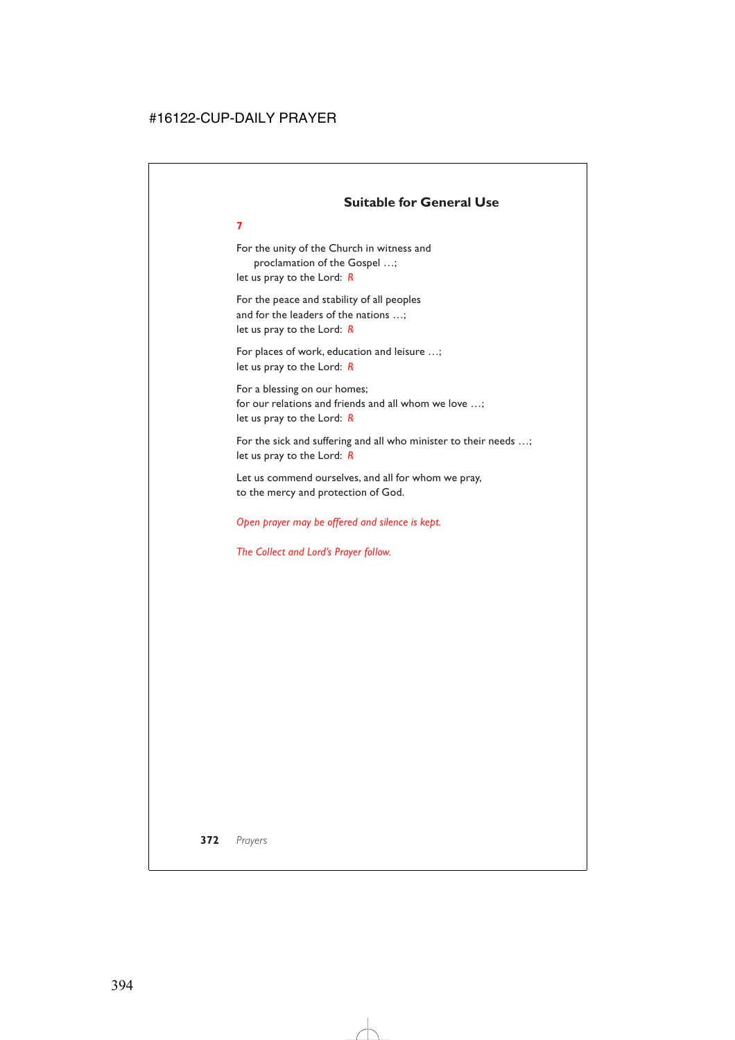## Suitable for General Use

**7**

For the unity of the Church in witness and
proclamation of the Gospel …;
let us pray to the Lord: *R*

For the peace and stability of all peoples
and for the leaders of the nations …;
let us pray to the Lord: *R*

For places of work, education and leisure …;
let us pray to the Lord: *R*

For a blessing on our homes;
for our relations and friends and all whom we love …;
let us pray to the Lord: *R*

For the sick and suffering and all who minister to their needs …;
let us pray to the Lord: *R*

Let us commend ourselves, and all for whom we pray,
to the mercy and protection of God.

*Open prayer may be offered and silence is kept.*

*The Collect and Lord's Prayer follow.*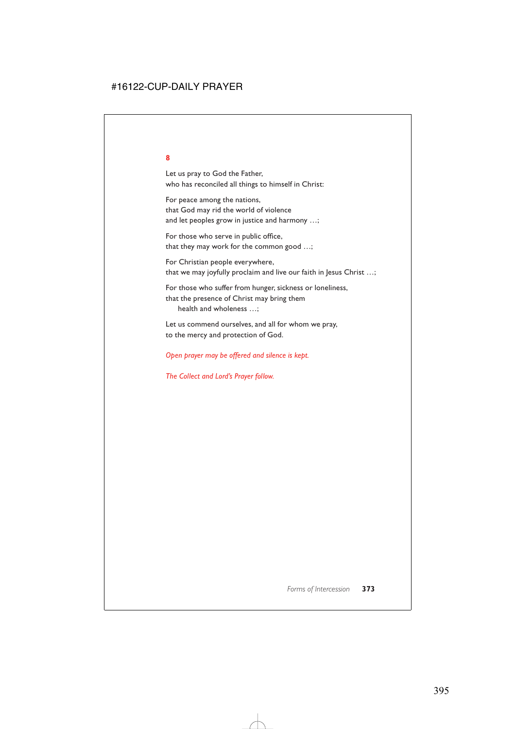**8**

Let us pray to God the Father,
who has reconciled all things to himself in Christ:

For peace among the nations,
that God may rid the world of violence
and let peoples grow in justice and harmony …;

For those who serve in public office,
that they may work for the common good …;

For Christian people everywhere,
that we may joyfully proclaim and live our faith in Jesus Christ …;

For those who suffer from hunger, sickness or loneliness,
that the presence of Christ may bring them
health and wholeness …;

Let us commend ourselves, and all for whom we pray,
to the mercy and protection of God.

*Open prayer may be offered and silence is kept.*

*The Collect and Lord's Prayer follow.*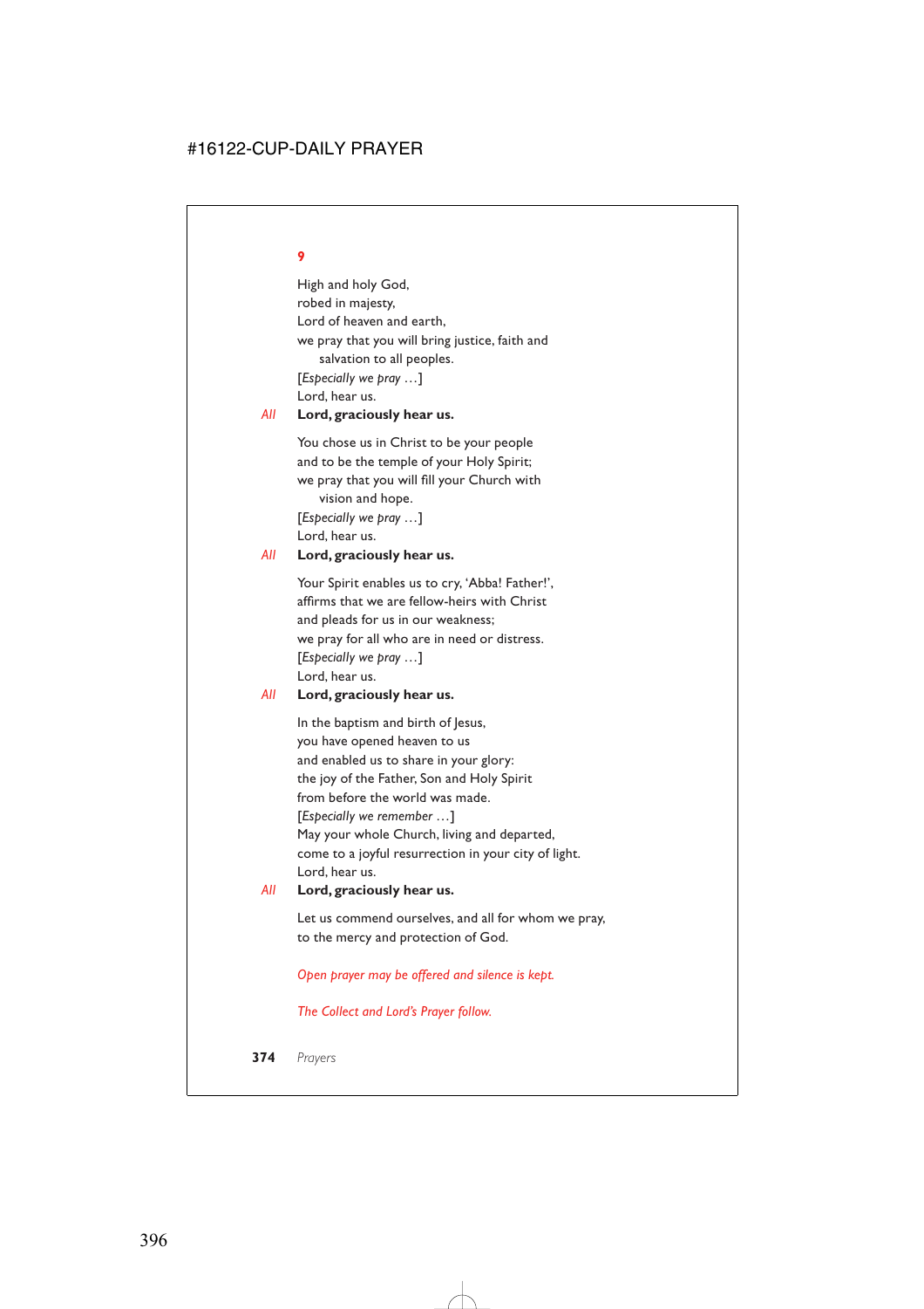**9**

High and holy God,
robed in majesty,
Lord of heaven and earth,
we pray that you will bring justice, faith and salvation to all peoples.
[*Especially we pray …*]
Lord, hear us.

*All* **Lord, graciously hear us.**

You chose us in Christ to be your people
and to be the temple of your Holy Spirit;
we pray that you will fill your Church with vision and hope.
[*Especially we pray …*]
Lord, hear us.

*All* **Lord, graciously hear us.**

Your Spirit enables us to cry, 'Abba! Father!',
affirms that we are fellow-heirs with Christ
and pleads for us in our weakness;
we pray for all who are in need or distress.
[*Especially we pray …*]
Lord, hear us.

*All* **Lord, graciously hear us.**

In the baptism and birth of Jesus,
you have opened heaven to us
and enabled us to share in your glory:
the joy of the Father, Son and Holy Spirit
from before the world was made.
[*Especially we remember …*]
May your whole Church, living and departed,
come to a joyful resurrection in your city of light.
Lord, hear us.

*All* **Lord, graciously hear us.**

Let us commend ourselves, and all for whom we pray,
to the mercy and protection of God.

*Open prayer may be offered and silence is kept.*

*The Collect and Lord's Prayer follow.*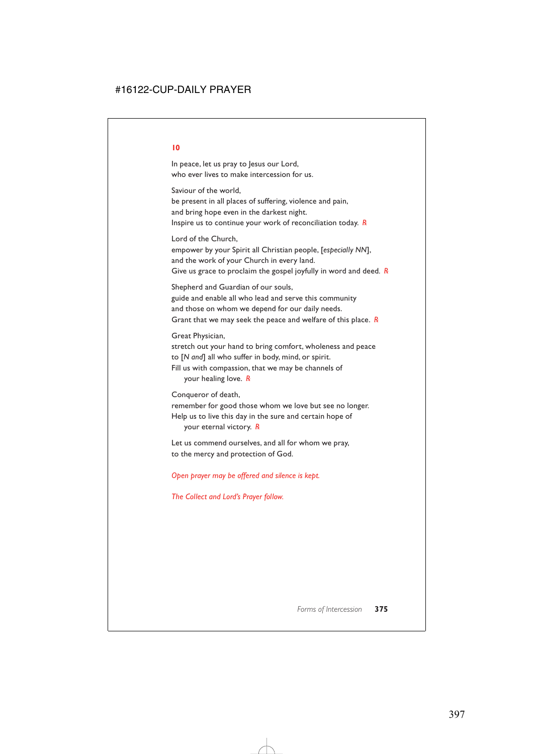## 10

In peace, let us pray to Jesus our Lord,
who ever lives to make intercession for us.

Saviour of the world,
be present in all places of suffering, violence and pain,
and bring hope even in the darkest night.
Inspire us to continue your work of reconciliation today. *R*

Lord of the Church,
empower by your Spirit all Christian people, [*especially NN*],
and the work of your Church in every land.
Give us grace to proclaim the gospel joyfully in word and deed. *R*

Shepherd and Guardian of our souls,
guide and enable all who lead and serve this community
and those on whom we depend for our daily needs.
Grant that we may seek the peace and welfare of this place. *R*

Great Physician,
stretch out your hand to bring comfort, wholeness and peace
to [*N and*] all who suffer in body, mind, or spirit.
Fill us with compassion, that we may be channels of
your healing love. *R*

Conqueror of death,
remember for good those whom we love but see no longer.
Help us to live this day in the sure and certain hope of
your eternal victory. *R*

Let us commend ourselves, and all for whom we pray,
to the mercy and protection of God.

*Open prayer may be offered and silence is kept.*

*The Collect and Lord's Prayer follow.*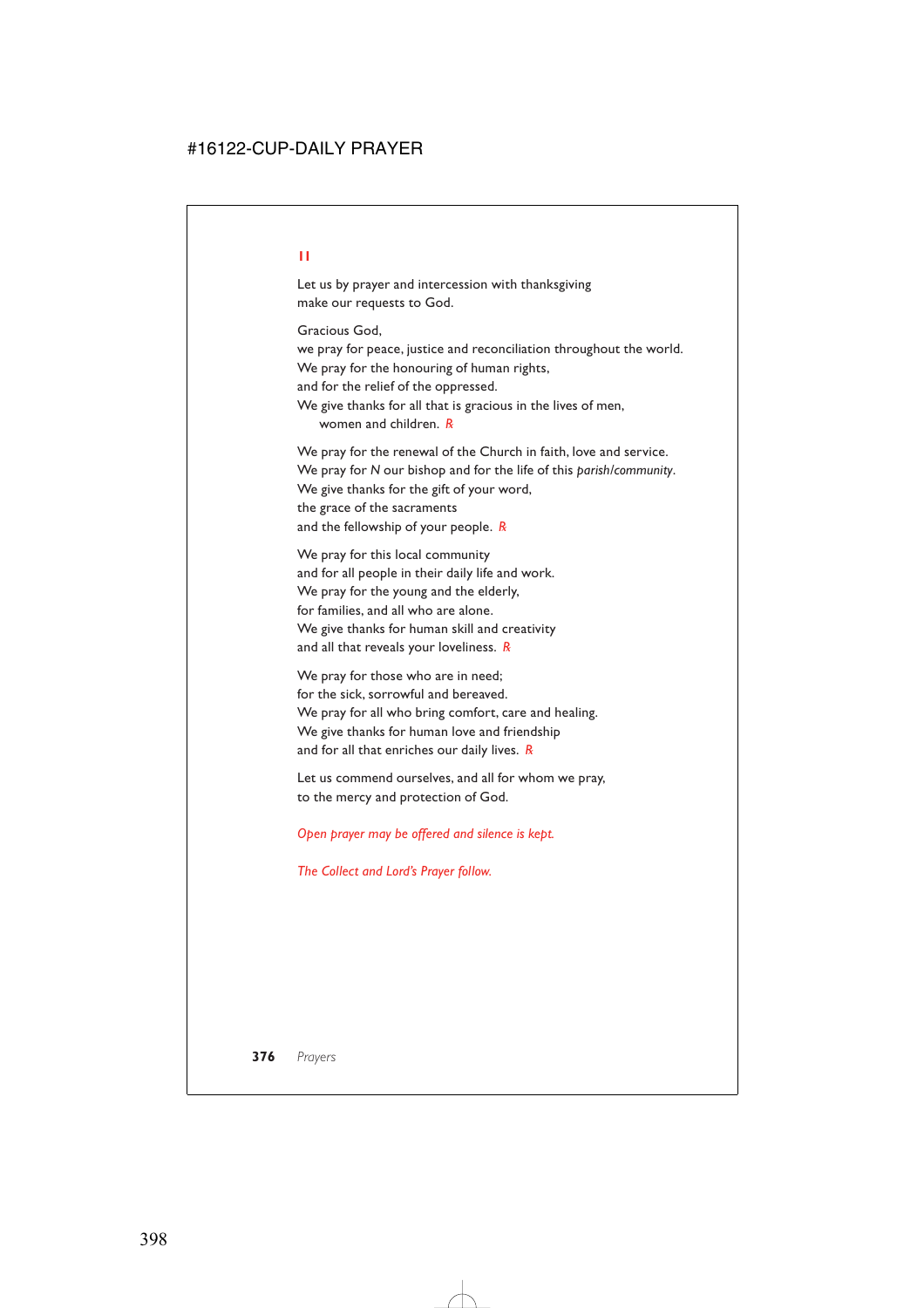## II

Let us by prayer and intercession with thanksgiving
make our requests to God.

Gracious God,
we pray for peace, justice and reconciliation throughout the world.
We pray for the honouring of human rights,
and for the relief of the oppressed.
We give thanks for all that is gracious in the lives of men,
women and children. *R*

We pray for the renewal of the Church in faith, love and service.
We pray for *N* our bishop and for the life of this *parish/community*.
We give thanks for the gift of your word,
the grace of the sacraments
and the fellowship of your people. *R*

We pray for this local community
and for all people in their daily life and work.
We pray for the young and the elderly,
for families, and all who are alone.
We give thanks for human skill and creativity
and all that reveals your loveliness. *R*

We pray for those who are in need;
for the sick, sorrowful and bereaved.
We pray for all who bring comfort, care and healing.
We give thanks for human love and friendship
and for all that enriches our daily lives. *R*

Let us commend ourselves, and all for whom we pray,
to the mercy and protection of God.

*Open prayer may be offered and silence is kept.*

*The Collect and Lord's Prayer follow.*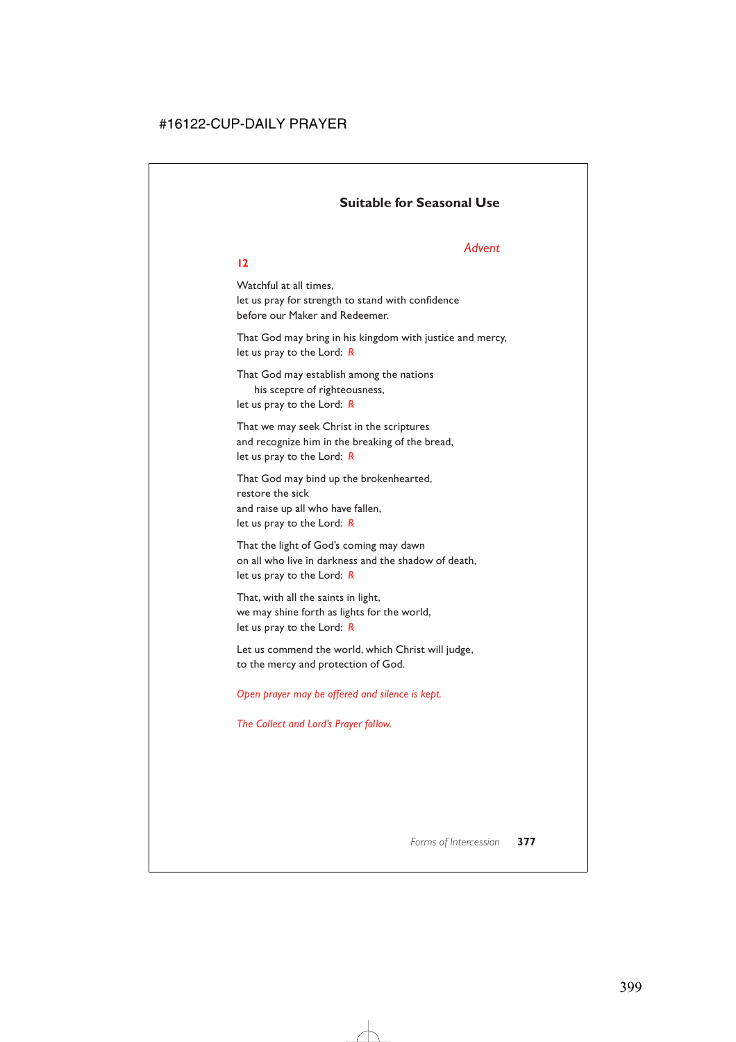## Suitable for Seasonal Use

### *Advent*

**12**

Watchful at all times,
let us pray for strength to stand with confidence
before our Maker and Redeemer.

That God may bring in his kingdom with justice and mercy,
let us pray to the Lord: *R*

That God may establish among the nations
his sceptre of righteousness,
let us pray to the Lord: *R*

That we may seek Christ in the scriptures
and recognize him in the breaking of the bread,
let us pray to the Lord: *R*

That God may bind up the brokenhearted,
restore the sick
and raise up all who have fallen,
let us pray to the Lord: *R*

That the light of God's coming may dawn
on all who live in darkness and the shadow of death,
let us pray to the Lord: *R*

That, with all the saints in light,
we may shine forth as lights for the world,
let us pray to the Lord: *R*

Let us commend the world, which Christ will judge,
to the mercy and protection of God.

*Open prayer may be offered and silence is kept.*

*The Collect and Lord's Prayer follow.*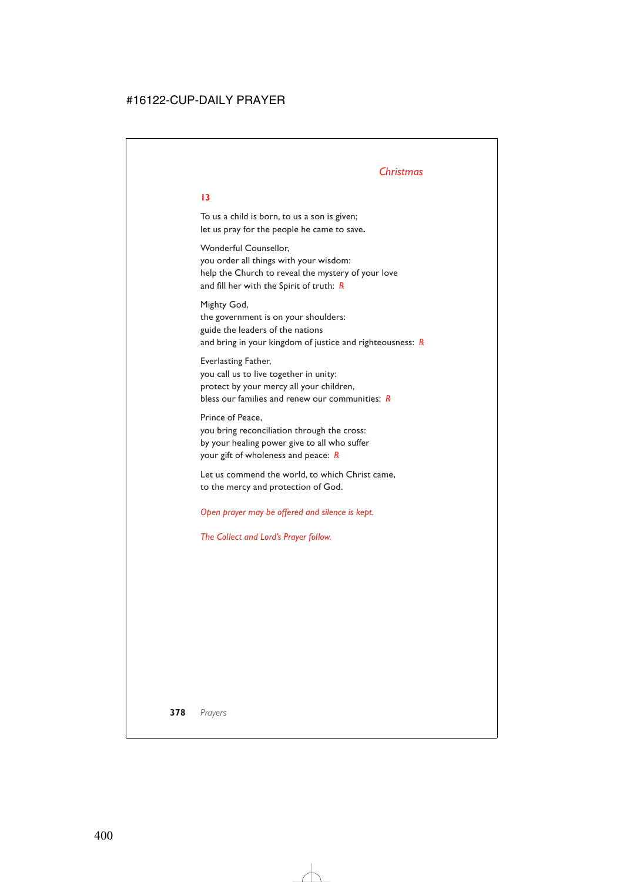## 13

To us a child is born, to us a son is given;
let us pray for the people he came to save.

Wonderful Counsellor,
you order all things with your wisdom:
help the Church to reveal the mystery of your love
and fill her with the Spirit of truth: *R*

Mighty God,
the government is on your shoulders:
guide the leaders of the nations
and bring in your kingdom of justice and righteousness: *R*

Everlasting Father,
you call us to live together in unity:
protect by your mercy all your children,
bless our families and renew our communities: *R*

Prince of Peace,
you bring reconciliation through the cross:
by your healing power give to all who suffer
your gift of wholeness and peace: *R*

Let us commend the world, to which Christ came,
to the mercy and protection of God.

*Open prayer may be offered and silence is kept.*

*The Collect and Lord's Prayer follow.*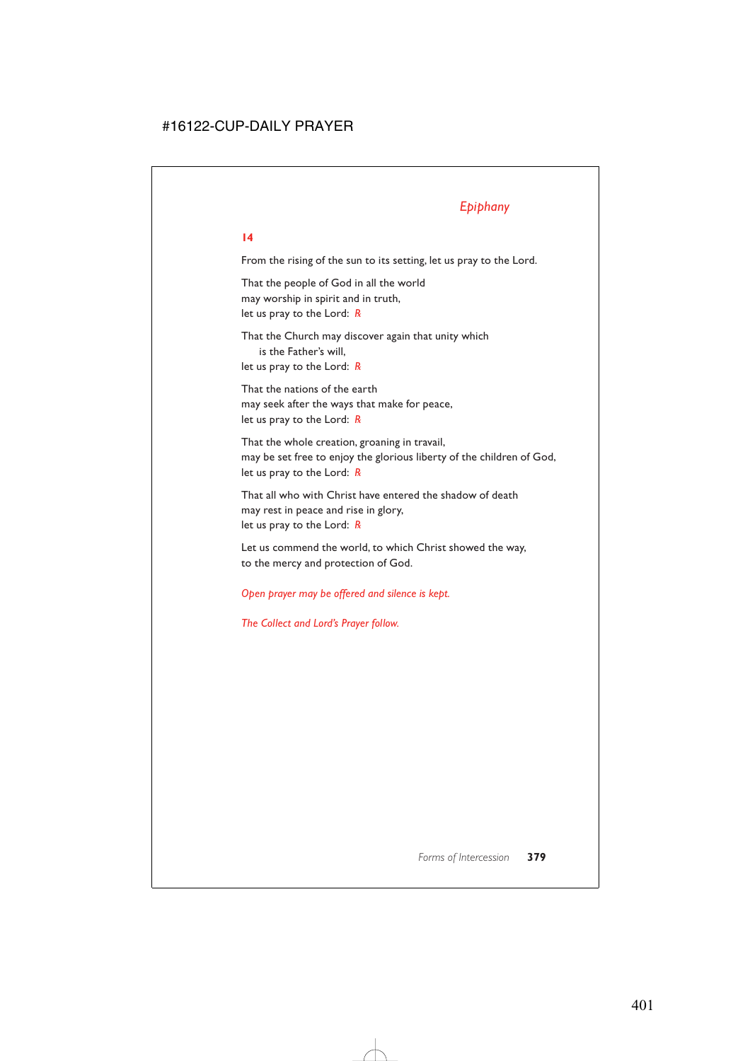*Epiphany*

**14**

From the rising of the sun to its setting, let us pray to the Lord.

That the people of God in all the world
may worship in spirit and in truth,
let us pray to the Lord: *R*

That the Church may discover again that unity which
is the Father's will,
let us pray to the Lord: *R*

That the nations of the earth
may seek after the ways that make for peace,
let us pray to the Lord: *R*

That the whole creation, groaning in travail,
may be set free to enjoy the glorious liberty of the children of God,
let us pray to the Lord: *R*

That all who with Christ have entered the shadow of death
may rest in peace and rise in glory,
let us pray to the Lord: *R*

Let us commend the world, to which Christ showed the way,
to the mercy and protection of God.

*Open prayer may be offered and silence is kept.*

*The Collect and Lord's Prayer follow.*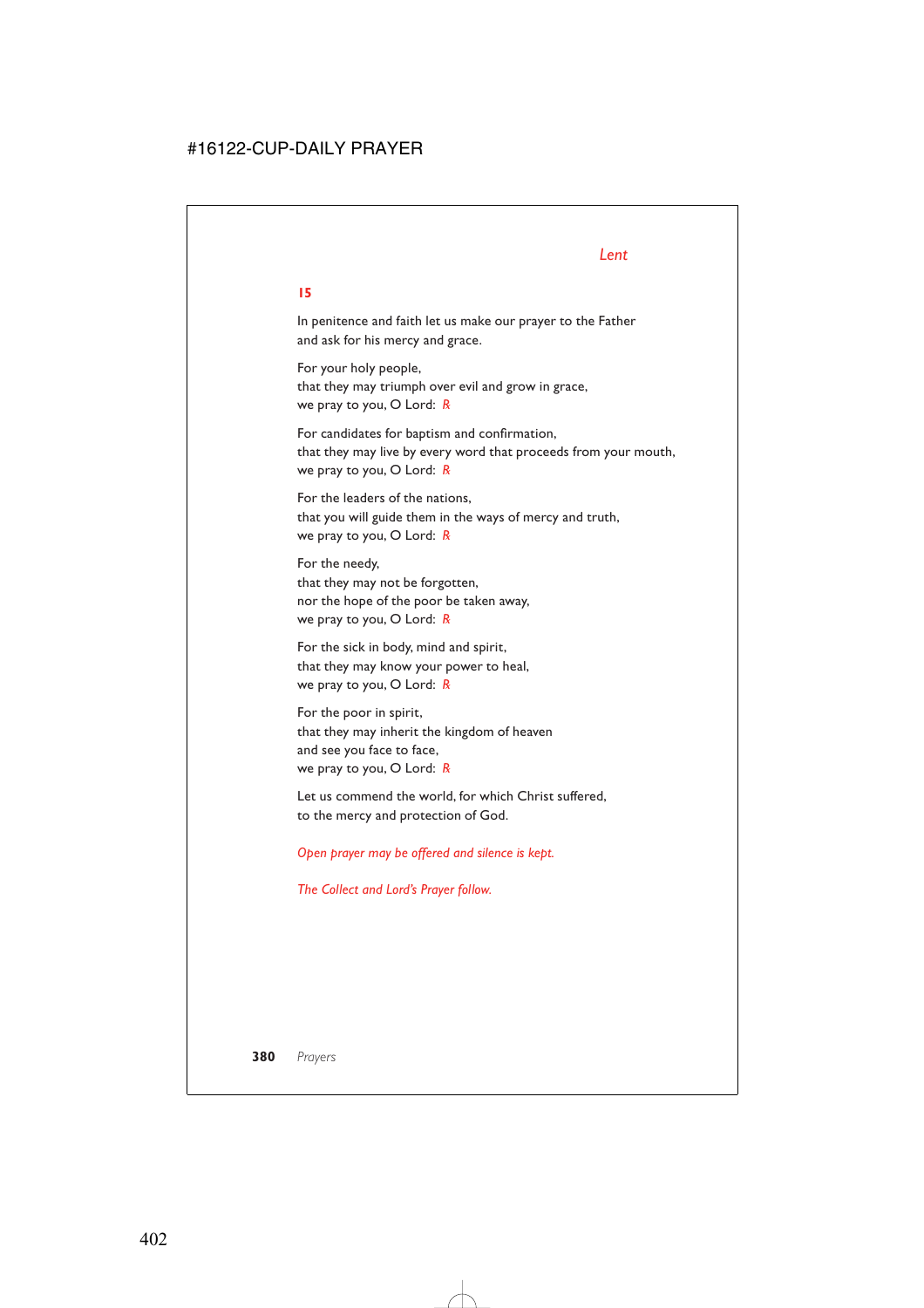*Lent*

**15**

In penitence and faith let us make our prayer to the Father
and ask for his mercy and grace.

For your holy people,
that they may triumph over evil and grow in grace,
we pray to you, O Lord: *R*

For candidates for baptism and confirmation,
that they may live by every word that proceeds from your mouth,
we pray to you, O Lord: *R*

For the leaders of the nations,
that you will guide them in the ways of mercy and truth,
we pray to you, O Lord: *R*

For the needy,
that they may not be forgotten,
nor the hope of the poor be taken away,
we pray to you, O Lord: *R*

For the sick in body, mind and spirit,
that they may know your power to heal,
we pray to you, O Lord: *R*

For the poor in spirit,
that they may inherit the kingdom of heaven
and see you face to face,
we pray to you, O Lord: *R*

Let us commend the world, for which Christ suffered,
to the mercy and protection of God.

*Open prayer may be offered and silence is kept.*

*The Collect and Lord's Prayer follow.*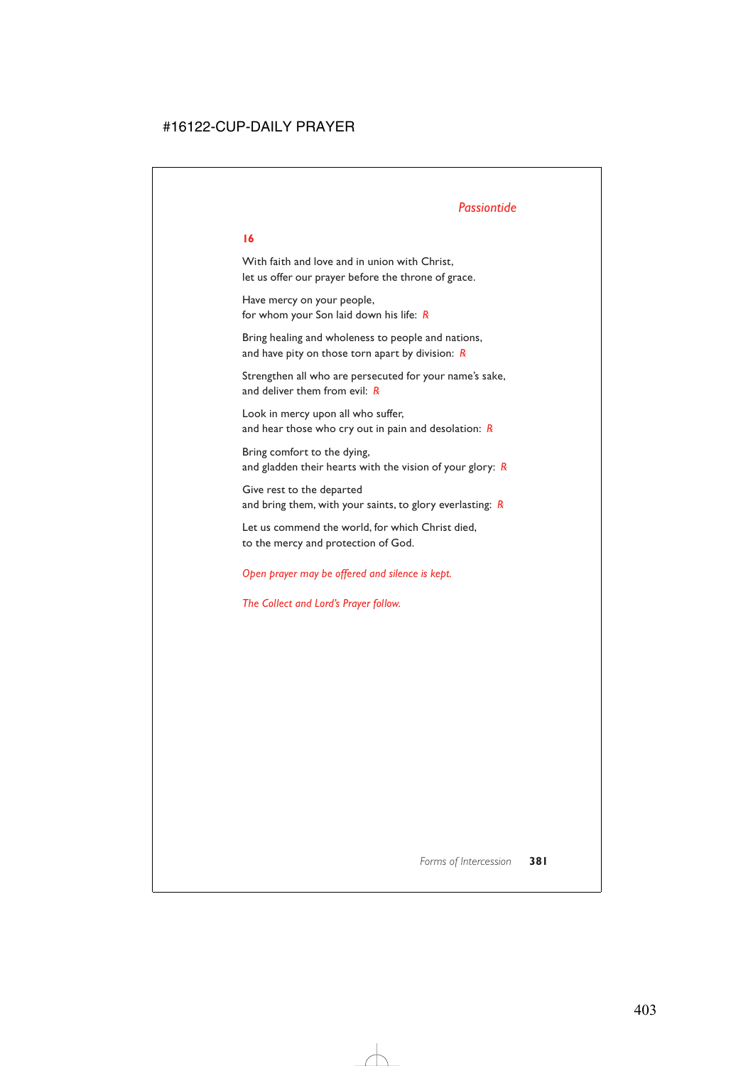*Passiontide*

**16**

With faith and love and in union with Christ,
let us offer our prayer before the throne of grace.

Have mercy on your people,
for whom your Son laid down his life: *R*

Bring healing and wholeness to people and nations,
and have pity on those torn apart by division: *R*

Strengthen all who are persecuted for your name's sake,
and deliver them from evil: *R*

Look in mercy upon all who suffer,
and hear those who cry out in pain and desolation: *R*

Bring comfort to the dying,
and gladden their hearts with the vision of your glory: *R*

Give rest to the departed
and bring them, with your saints, to glory everlasting: *R*

Let us commend the world, for which Christ died,
to the mercy and protection of God.

*Open prayer may be offered and silence is kept.*

*The Collect and Lord's Prayer follow.*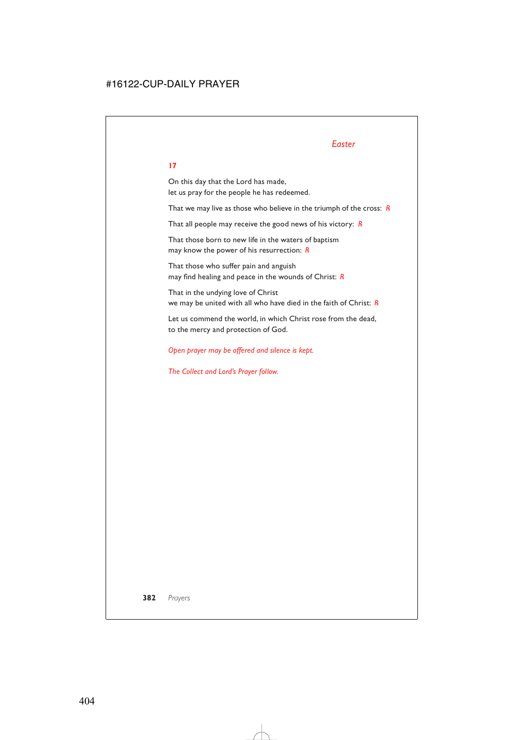*Easter*

**17**

On this day that the Lord has made,
let us pray for the people he has redeemed.

That we may live as those who believe in the triumph of the cross: *R*

That all people may receive the good news of his victory: *R*

That those born to new life in the waters of baptism
may know the power of his resurrection: *R*

That those who suffer pain and anguish
may find healing and peace in the wounds of Christ: *R*

That in the undying love of Christ
we may be united with all who have died in the faith of Christ: *R*

Let us commend the world, in which Christ rose from the dead,
to the mercy and protection of God.

*Open prayer may be offered and silence is kept.*

*The Collect and Lord's Prayer follow.*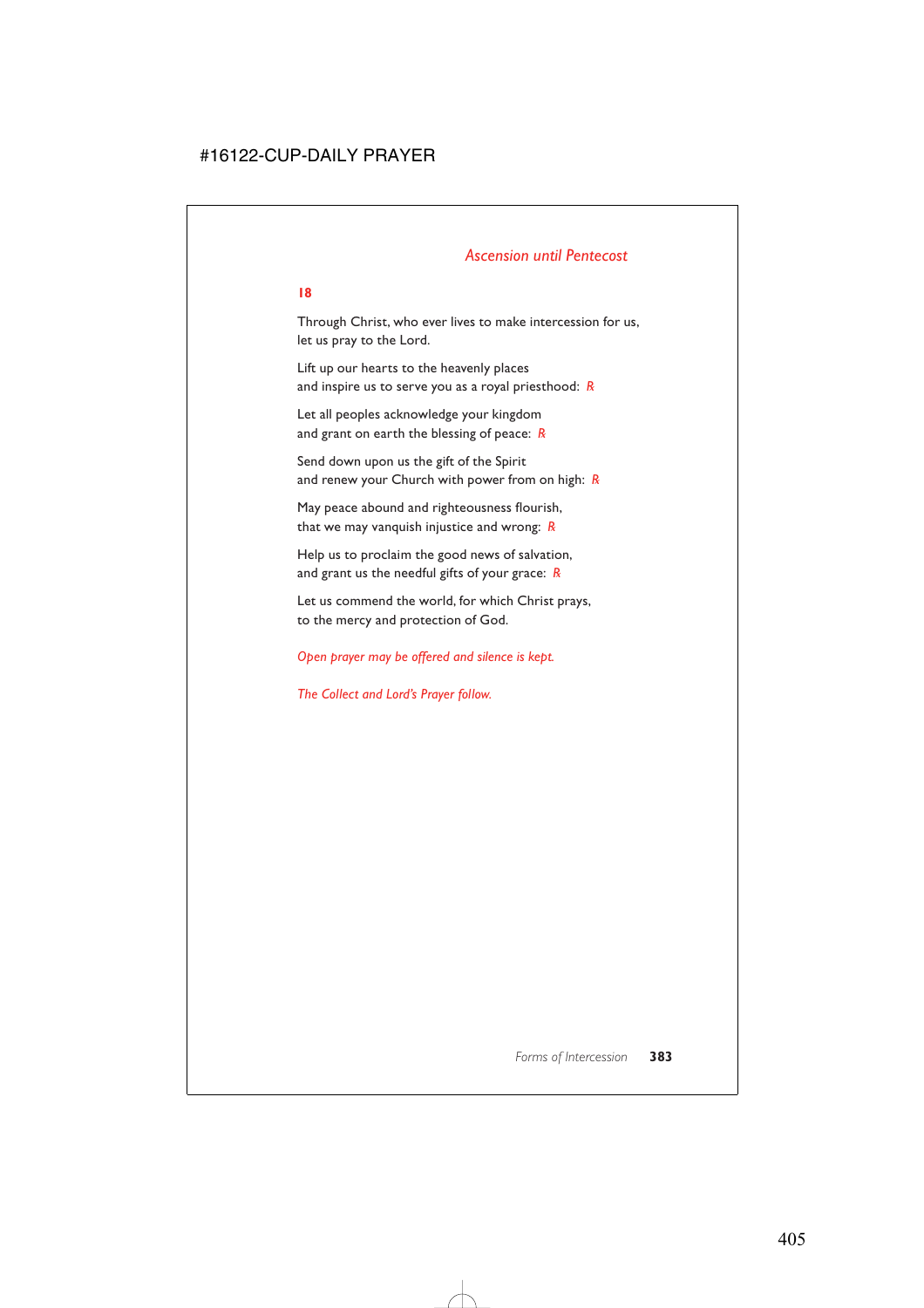*Ascension until Pentecost*

**18**

Through Christ, who ever lives to make intercession for us,
let us pray to the Lord.

Lift up our hearts to the heavenly places
and inspire us to serve you as a royal priesthood: *R*

Let all peoples acknowledge your kingdom
and grant on earth the blessing of peace: *R*

Send down upon us the gift of the Spirit
and renew your Church with power from on high: *R*

May peace abound and righteousness flourish,
that we may vanquish injustice and wrong: *R*

Help us to proclaim the good news of salvation,
and grant us the needful gifts of your grace: *R*

Let us commend the world, for which Christ prays,
to the mercy and protection of God.

*Open prayer may be offered and silence is kept.*

*The Collect and Lord's Prayer follow.*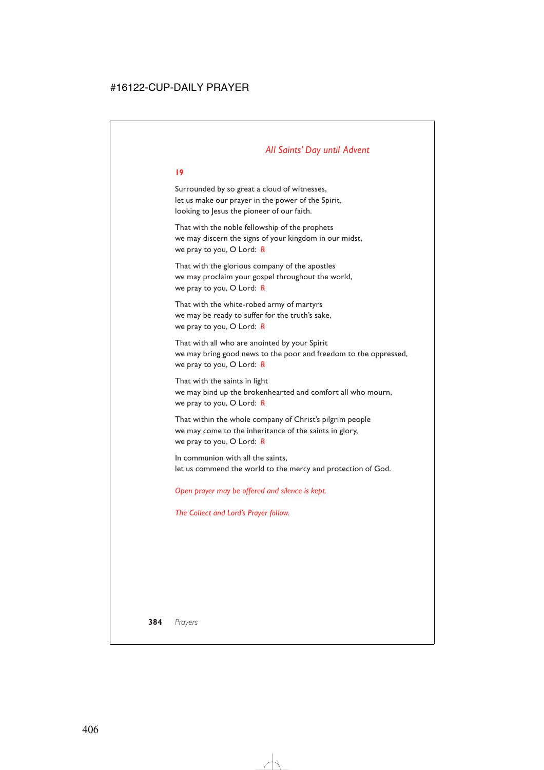*All Saints' Day until Advent*

**19**

Surrounded by so great a cloud of witnesses,
let us make our prayer in the power of the Spirit,
looking to Jesus the pioneer of our faith.

That with the noble fellowship of the prophets
we may discern the signs of your kingdom in our midst,
we pray to you, O Lord: *R*

That with the glorious company of the apostles
we may proclaim your gospel throughout the world,
we pray to you, O Lord: *R*

That with the white-robed army of martyrs
we may be ready to suffer for the truth's sake,
we pray to you, O Lord: *R*

That with all who are anointed by your Spirit
we may bring good news to the poor and freedom to the oppressed,
we pray to you, O Lord: *R*

That with the saints in light
we may bind up the brokenhearted and comfort all who mourn,
we pray to you, O Lord: *R*

That within the whole company of Christ's pilgrim people
we may come to the inheritance of the saints in glory,
we pray to you, O Lord: *R*

In communion with all the saints,
let us commend the world to the mercy and protection of God.

*Open prayer may be offered and silence is kept.*

*The Collect and Lord's Prayer follow.*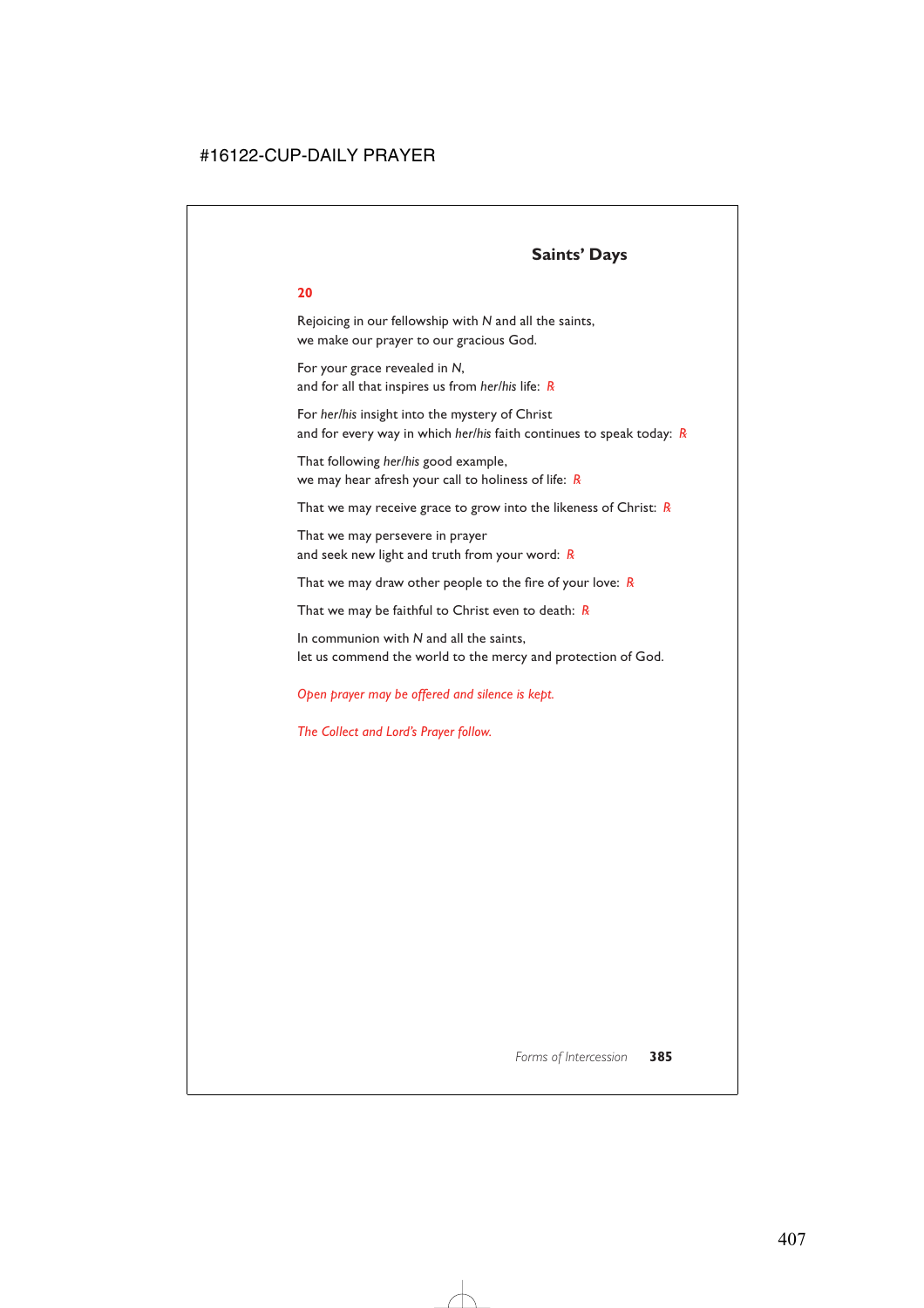## Saints' Days

**20**

Rejoicing in our fellowship with *N* and all the saints,
we make our prayer to our gracious God.

For your grace revealed in *N*,
and for all that inspires us from *her/his* life: *R*

For *her/his* insight into the mystery of Christ
and for every way in which *her/his* faith continues to speak today: *R*

That following *her/his* good example,
we may hear afresh your call to holiness of life: *R*

That we may receive grace to grow into the likeness of Christ: *R*

That we may persevere in prayer
and seek new light and truth from your word: *R*

That we may draw other people to the fire of your love: *R*

That we may be faithful to Christ even to death: *R*

In communion with *N* and all the saints,
let us commend the world to the mercy and protection of God.

*Open prayer may be offered and silence is kept.*

*The Collect and Lord's Prayer follow.*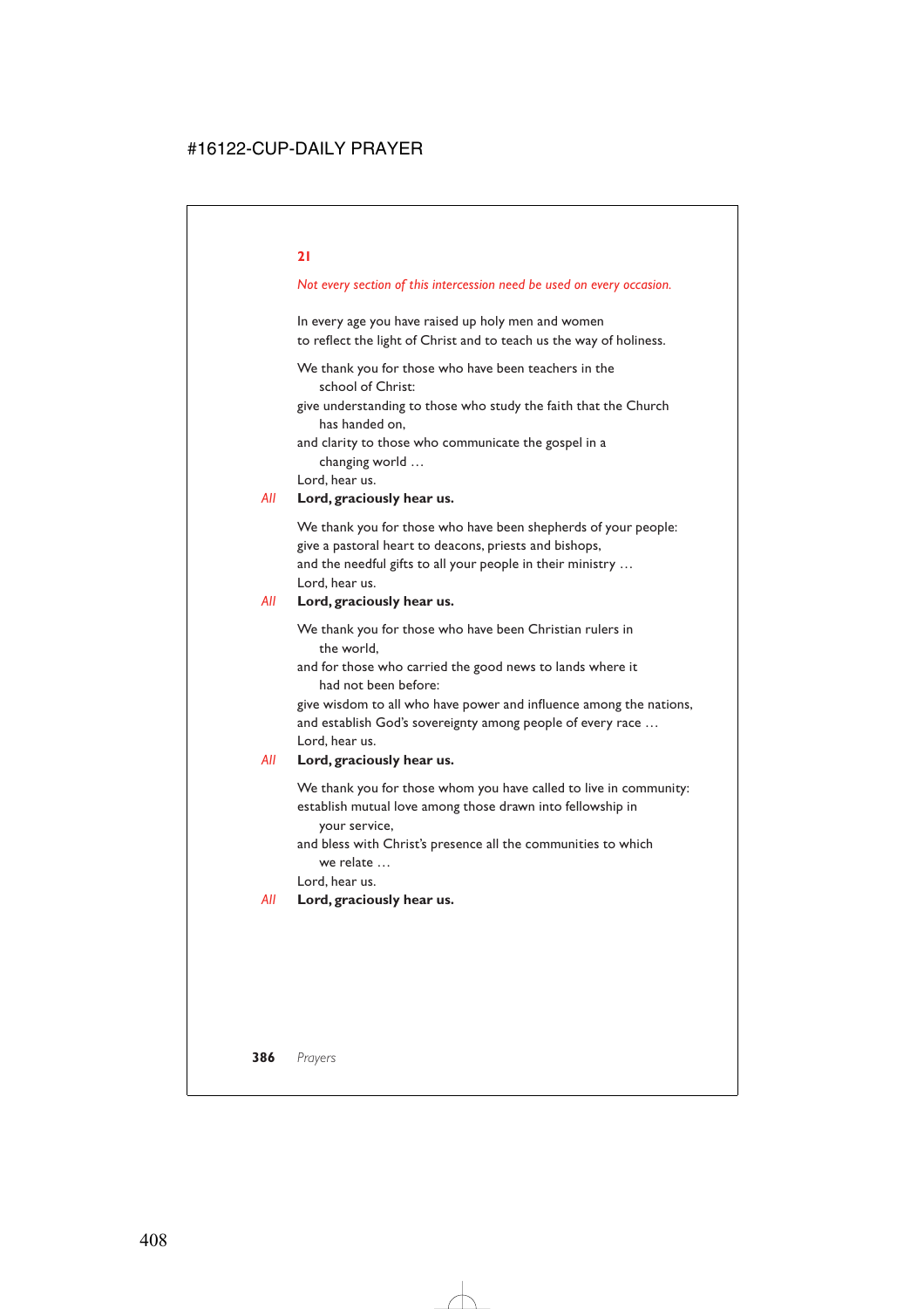## 21

*Not every section of this intercession need be used on every occasion.*

In every age you have raised up holy men and women
to reflect the light of Christ and to teach us the way of holiness.

We thank you for those who have been teachers in the school of Christ:
give understanding to those who study the faith that the Church has handed on,
and clarity to those who communicate the gospel in a changing world …
Lord, hear us.

*All* **Lord, graciously hear us.**

We thank you for those who have been shepherds of your people:
give a pastoral heart to deacons, priests and bishops,
and the needful gifts to all your people in their ministry …
Lord, hear us.

*All* **Lord, graciously hear us.**

We thank you for those who have been Christian rulers in the world,
and for those who carried the good news to lands where it had not been before:
give wisdom to all who have power and influence among the nations,
and establish God's sovereignty among people of every race …
Lord, hear us.

*All* **Lord, graciously hear us.**

We thank you for those whom you have called to live in community:
establish mutual love among those drawn into fellowship in your service,
and bless with Christ's presence all the communities to which we relate …
Lord, hear us.

*All* **Lord, graciously hear us.**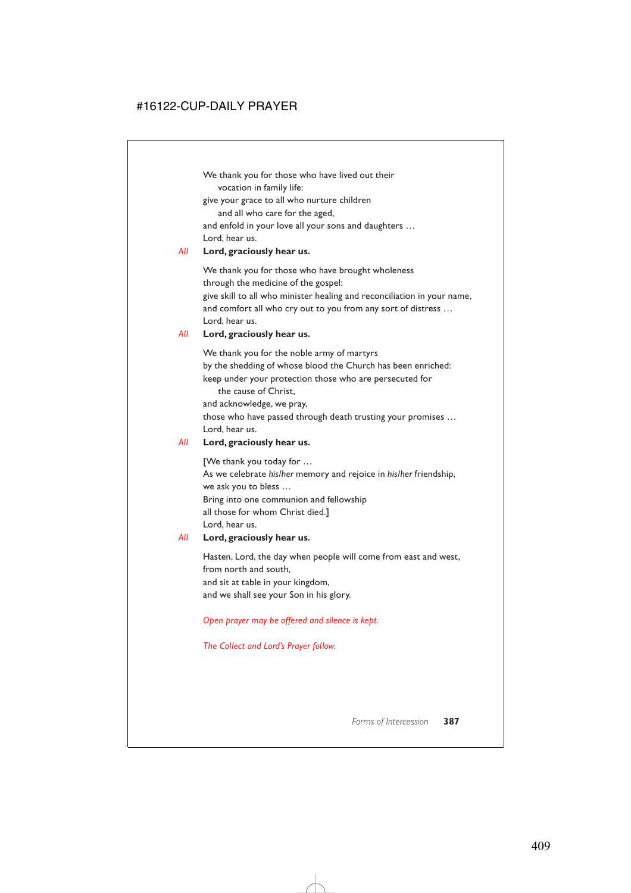We thank you for those who have lived out their
vocation in family life:
give your grace to all who nurture children
and all who care for the aged,
and enfold in your love all your sons and daughters …
Lord, hear us.

*All* **Lord, graciously hear us.**

We thank you for those who have brought wholeness
through the medicine of the gospel:
give skill to all who minister healing and reconciliation in your name,
and comfort all who cry out to you from any sort of distress …
Lord, hear us.

*All* **Lord, graciously hear us.**

We thank you for the noble army of martyrs
by the shedding of whose blood the Church has been enriched:
keep under your protection those who are persecuted for
the cause of Christ,
and acknowledge, we pray,
those who have passed through death trusting your promises …
Lord, hear us.

*All* **Lord, graciously hear us.**

[We thank you today for …
As we celebrate *his/her* memory and rejoice in *his/her* friendship,
we ask you to bless …
Bring into one communion and fellowship
all those for whom Christ died.]
Lord, hear us.

*All* **Lord, graciously hear us.**

Hasten, Lord, the day when people will come from east and west,
from north and south,
and sit at table in your kingdom,
and we shall see your Son in his glory.

*Open prayer may be offered and silence is kept.*

*The Collect and Lord's Prayer follow.*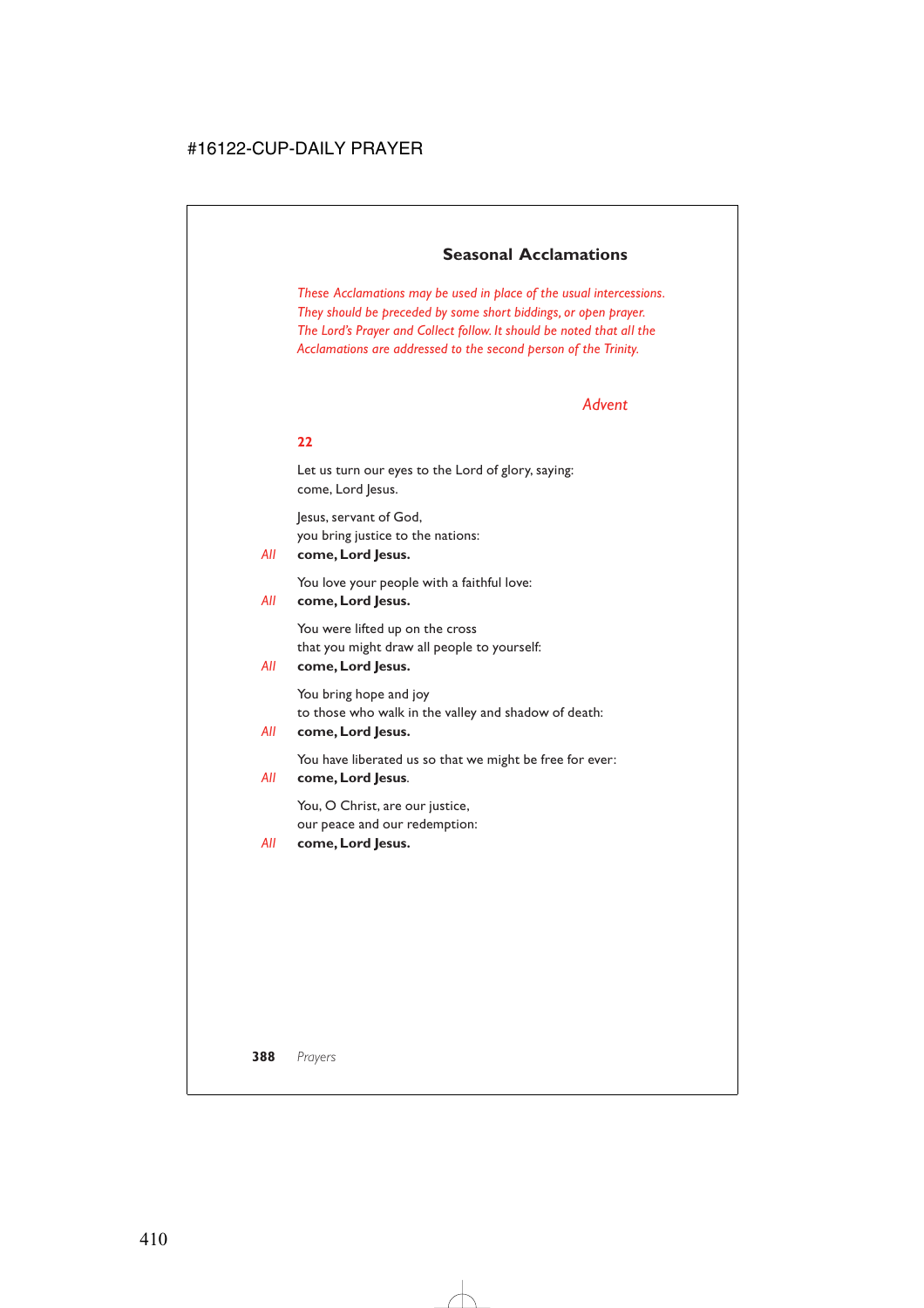## Seasonal Acclamations

*These Acclamations may be used in place of the usual intercessions. They should be preceded by some short biddings, or open prayer. The Lord's Prayer and Collect follow. It should be noted that all the Acclamations are addressed to the second person of the Trinity.*

### *Advent*

**22**

Let us turn our eyes to the Lord of glory, saying:
come, Lord Jesus.

Jesus, servant of God,
you bring justice to the nations:

*All* **come, Lord Jesus.**

You love your people with a faithful love:

*All* **come, Lord Jesus.**

You were lifted up on the cross
that you might draw all people to yourself:

*All* **come, Lord Jesus.**

You bring hope and joy
to those who walk in the valley and shadow of death:

*All* **come, Lord Jesus.**

You have liberated us so that we might be free for ever:

*All* **come, Lord Jesus**.

You, O Christ, are our justice,
our peace and our redemption:

*All* **come, Lord Jesus.**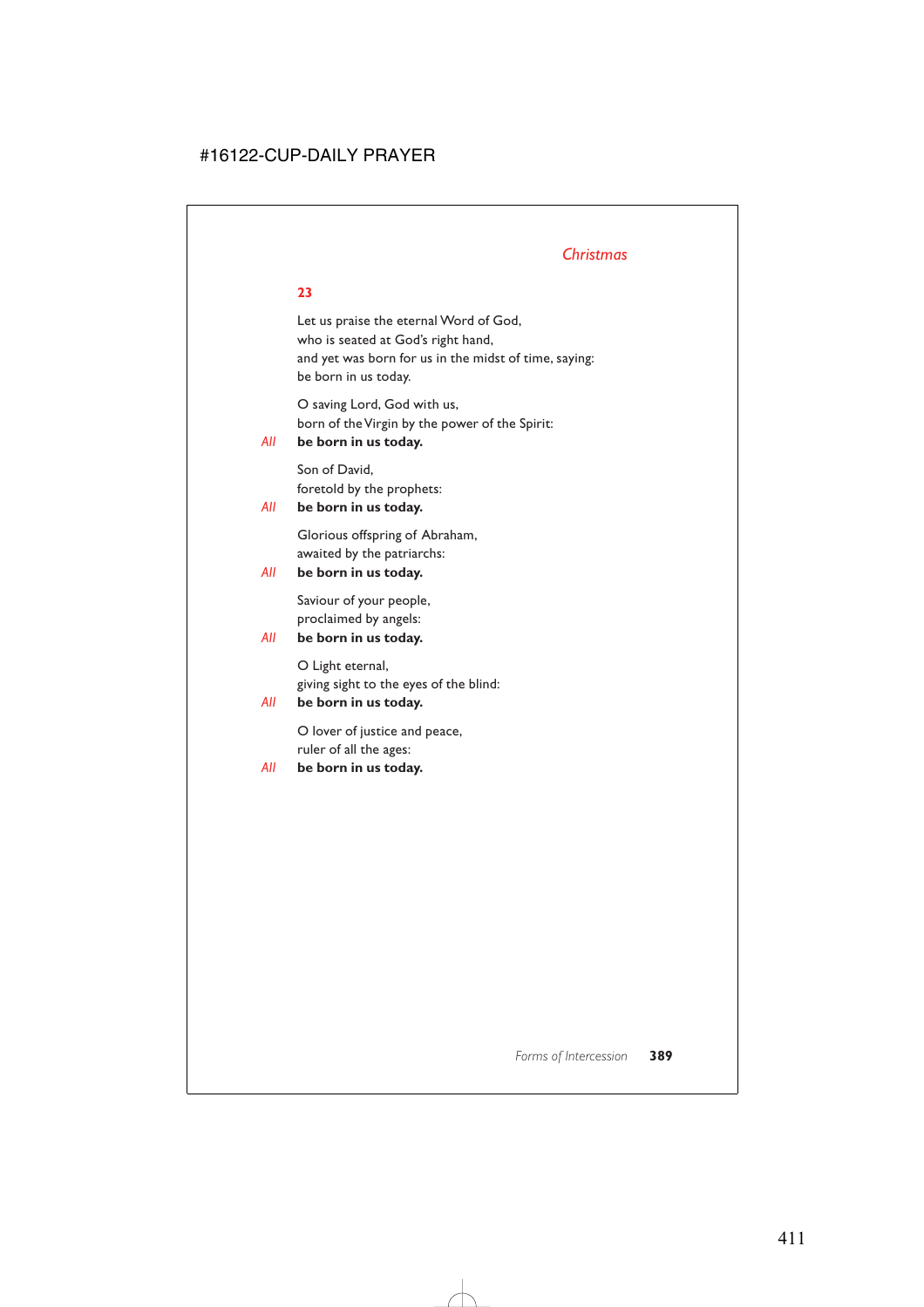*Christmas*

**23**

Let us praise the eternal Word of God,
who is seated at God's right hand,
and yet was born for us in the midst of time, saying:
be born in us today.

O saving Lord, God with us,
born of the Virgin by the power of the Spirit:

*All* **be born in us today.**

Son of David,
foretold by the prophets:

*All* **be born in us today.**

Glorious offspring of Abraham,
awaited by the patriarchs:

*All* **be born in us today.**

Saviour of your people,
proclaimed by angels:

*All* **be born in us today.**

O Light eternal,
giving sight to the eyes of the blind:

*All* **be born in us today.**

O lover of justice and peace,
ruler of all the ages:

*All* **be born in us today.**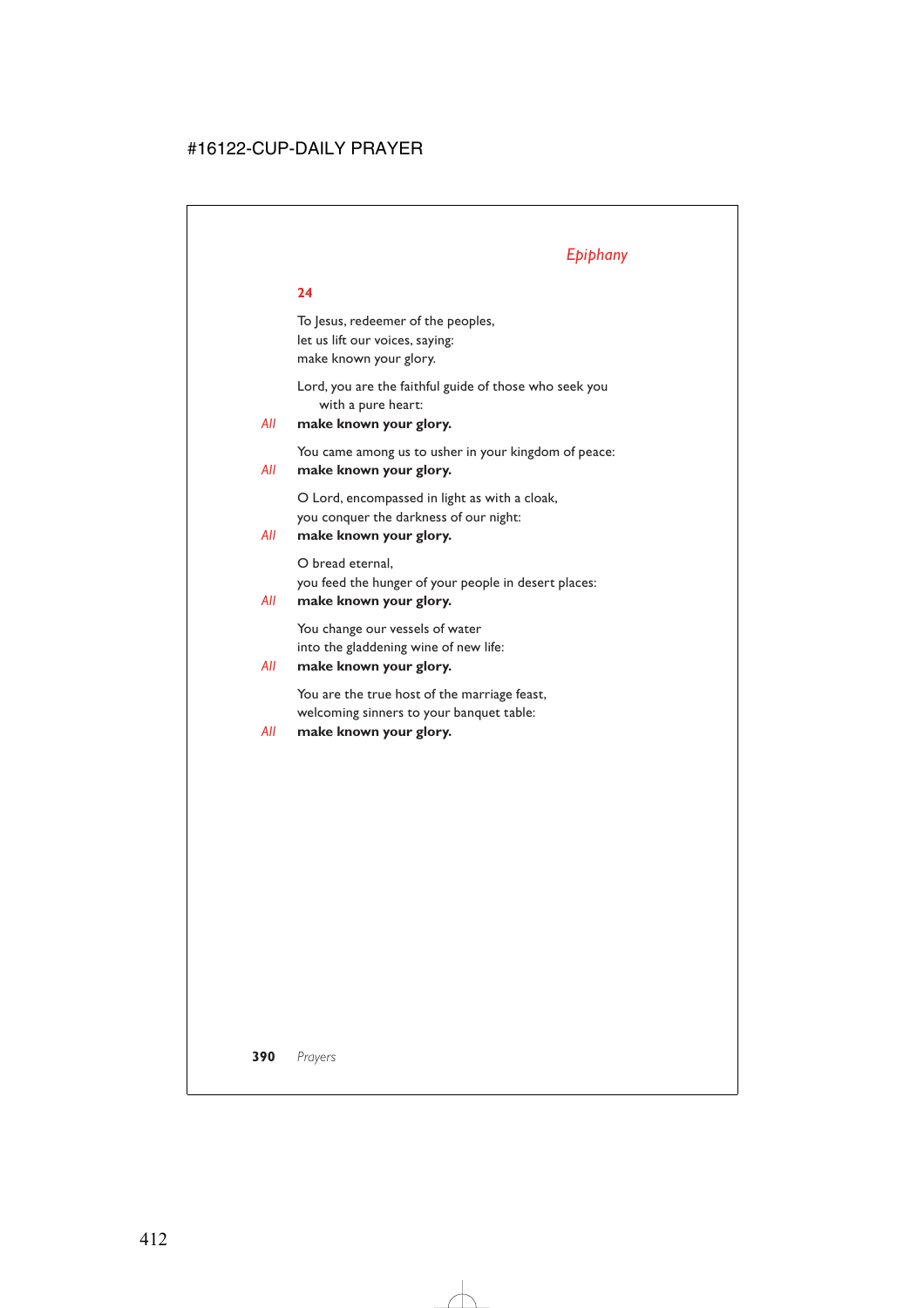*Epiphany*

**24**

To Jesus, redeemer of the peoples,
let us lift our voices, saying:
make known your glory.

Lord, you are the faithful guide of those who seek you
with a pure heart:
*All* **make known your glory.**

You came among us to usher in your kingdom of peace:
*All* **make known your glory.**

O Lord, encompassed in light as with a cloak,
you conquer the darkness of our night:
*All* **make known your glory.**

O bread eternal,
you feed the hunger of your people in desert places:
*All* **make known your glory.**

You change our vessels of water
into the gladdening wine of new life:
*All* **make known your glory.**

You are the true host of the marriage feast,
welcoming sinners to your banquet table:
*All* **make known your glory.**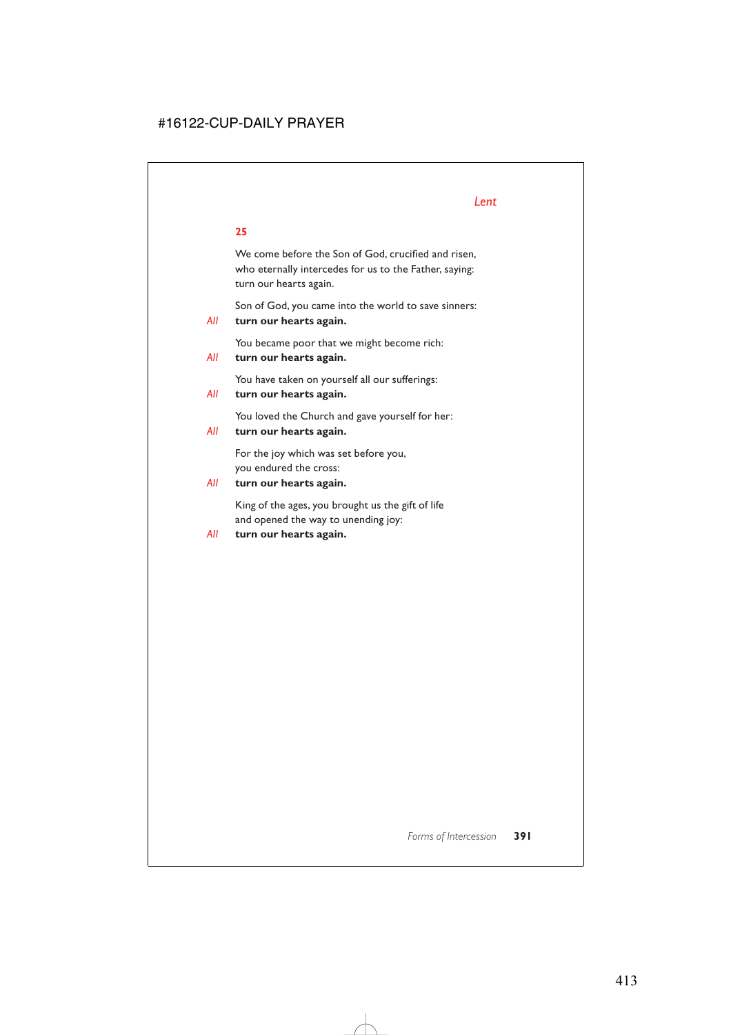*Lent*

**25**

We come before the Son of God, crucified and risen,
who eternally intercedes for us to the Father, saying:
turn our hearts again.

Son of God, you came into the world to save sinners:
*All* **turn our hearts again.**

You became poor that we might become rich:
*All* **turn our hearts again.**

You have taken on yourself all our sufferings:
*All* **turn our hearts again.**

You loved the Church and gave yourself for her:
*All* **turn our hearts again.**

For the joy which was set before you,
you endured the cross:
*All* **turn our hearts again.**

King of the ages, you brought us the gift of life
and opened the way to unending joy:
*All* **turn our hearts again.**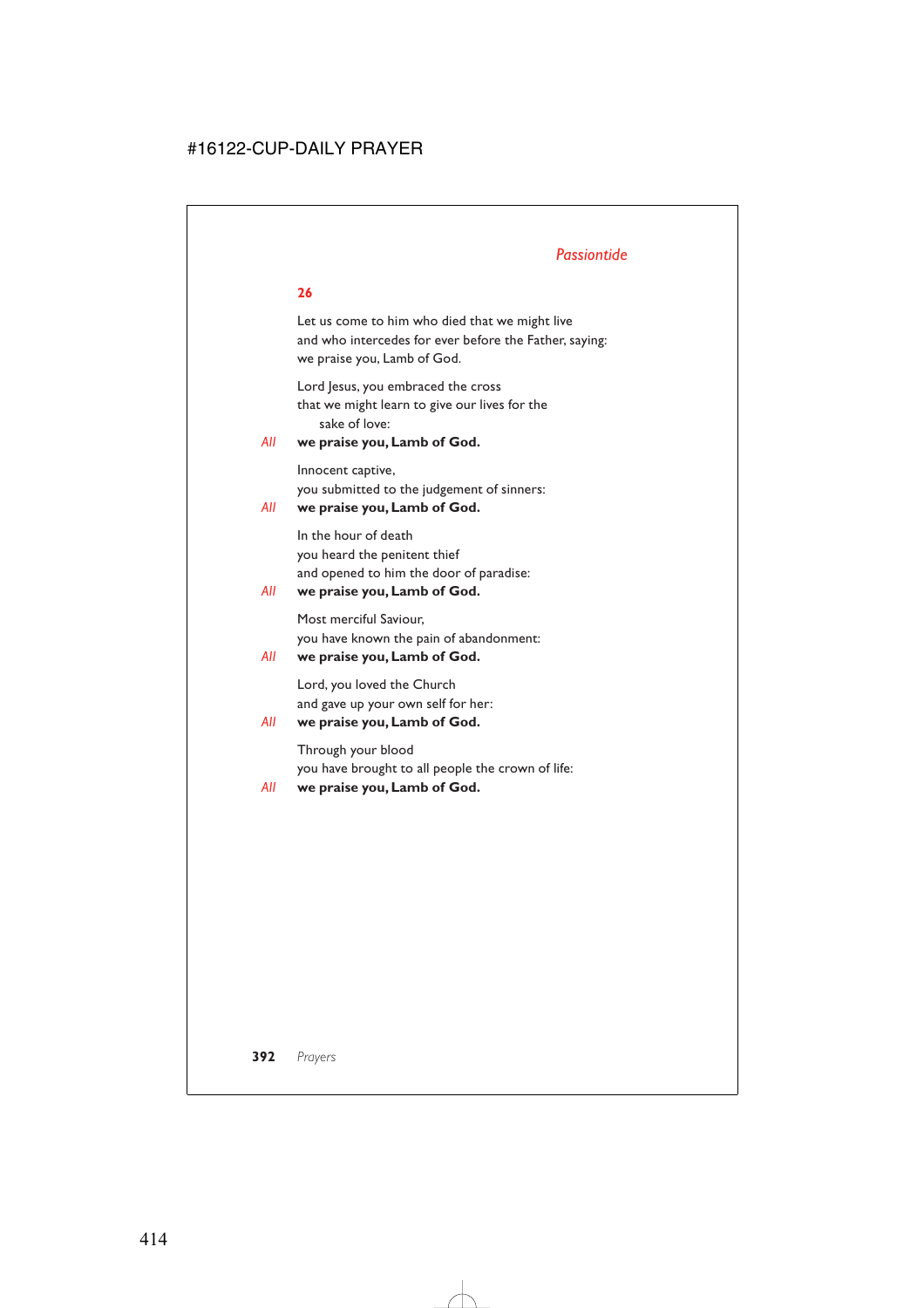**26**

Let us come to him who died that we might live
and who intercedes for ever before the Father, saying:
we praise you, Lamb of God.

Lord Jesus, you embraced the cross
that we might learn to give our lives for the sake of love:
*All* **we praise you, Lamb of God.**

Innocent captive,
you submitted to the judgement of sinners:
*All* **we praise you, Lamb of God.**

In the hour of death
you heard the penitent thief
and opened to him the door of paradise:
*All* **we praise you, Lamb of God.**

Most merciful Saviour,
you have known the pain of abandonment:
*All* **we praise you, Lamb of God.**

Lord, you loved the Church
and gave up your own self for her:
*All* **we praise you, Lamb of God.**

Through your blood
you have brought to all people the crown of life:
*All* **we praise you, Lamb of God.**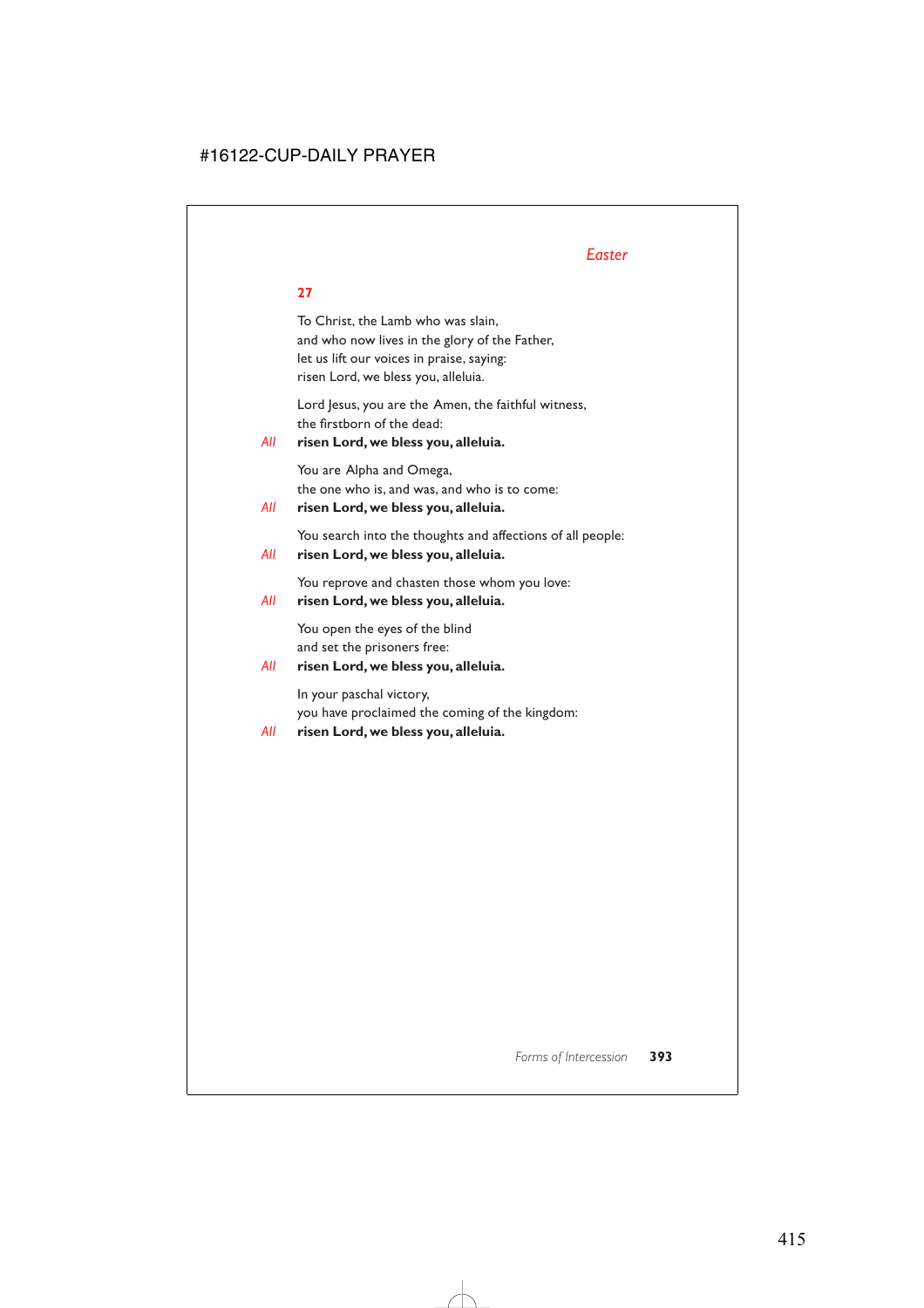*Easter*

**27**

To Christ, the Lamb who was slain,
and who now lives in the glory of the Father,
let us lift our voices in praise, saying:
risen Lord, we bless you, alleluia.

Lord Jesus, you are the Amen, the faithful witness,
the firstborn of the dead:

*All* **risen Lord, we bless you, alleluia.**

You are Alpha and Omega,
the one who is, and was, and who is to come:

*All* **risen Lord, we bless you, alleluia.**

You search into the thoughts and affections of all people:

*All* **risen Lord, we bless you, alleluia.**

You reprove and chasten those whom you love:

*All* **risen Lord, we bless you, alleluia.**

You open the eyes of the blind
and set the prisoners free:

*All* **risen Lord, we bless you, alleluia.**

In your paschal victory,
you have proclaimed the coming of the kingdom:

*All* **risen Lord, we bless you, alleluia.**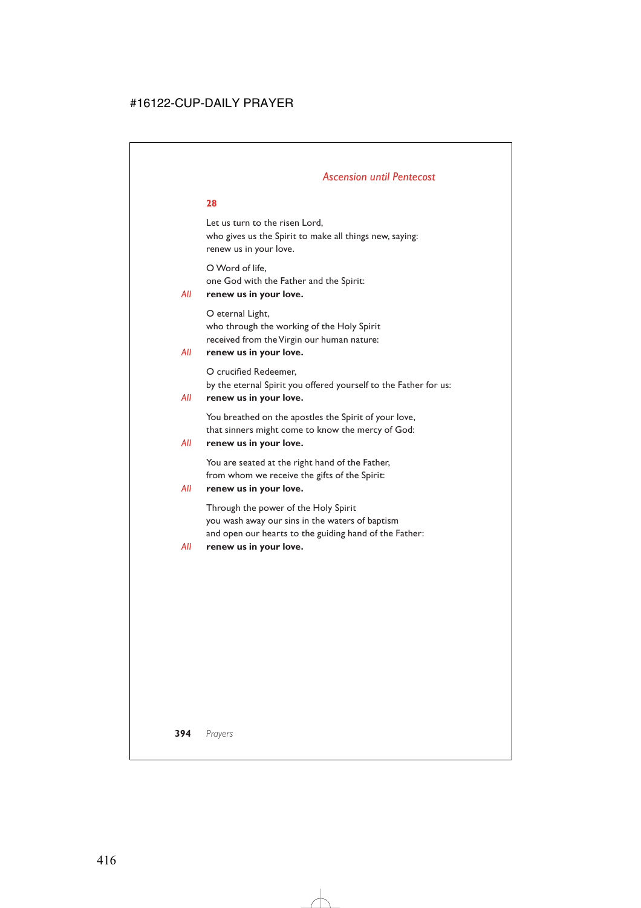## 28

Let us turn to the risen Lord,
who gives us the Spirit to make all things new, saying:
renew us in your love.

O Word of life,
one God with the Father and the Spirit:

*All* **renew us in your love.**

O eternal Light,
who through the working of the Holy Spirit
received from the Virgin our human nature:

*All* **renew us in your love.**

O crucified Redeemer,
by the eternal Spirit you offered yourself to the Father for us:

*All* **renew us in your love.**

You breathed on the apostles the Spirit of your love,
that sinners might come to know the mercy of God:

*All* **renew us in your love.**

You are seated at the right hand of the Father,
from whom we receive the gifts of the Spirit:

*All* **renew us in your love.**

Through the power of the Holy Spirit
you wash away our sins in the waters of baptism
and open our hearts to the guiding hand of the Father:

*All* **renew us in your love.**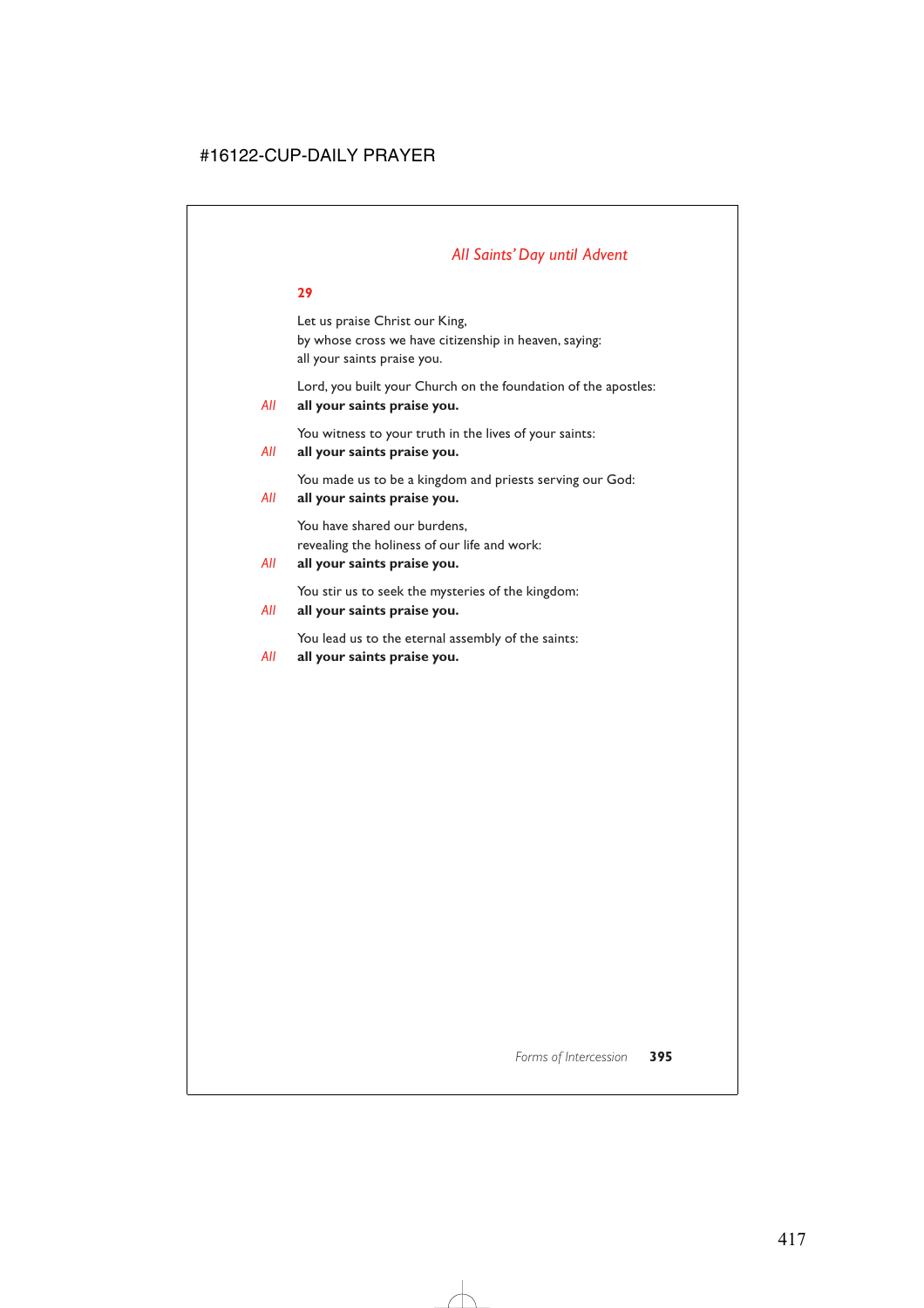*All Saints' Day until Advent*

**29**

Let us praise Christ our King,
by whose cross we have citizenship in heaven, saying:
all your saints praise you.

Lord, you built your Church on the foundation of the apostles:
*All* **all your saints praise you.**

You witness to your truth in the lives of your saints:
*All* **all your saints praise you.**

You made us to be a kingdom and priests serving our God:
*All* **all your saints praise you.**

You have shared our burdens,
revealing the holiness of our life and work:
*All* **all your saints praise you.**

You stir us to seek the mysteries of the kingdom:
*All* **all your saints praise you.**

You lead us to the eternal assembly of the saints:
*All* **all your saints praise you.**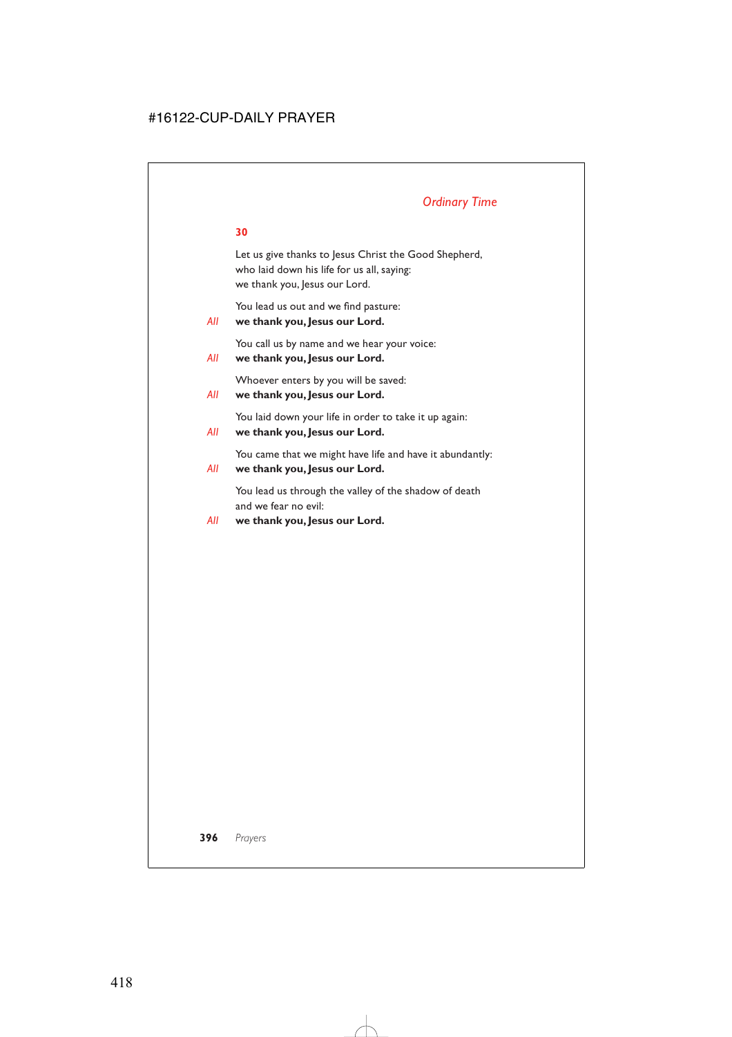## 30

Let us give thanks to Jesus Christ the Good Shepherd,
who laid down his life for us all, saying:
we thank you, Jesus our Lord.

You lead us out and we find pasture:

*All* **we thank you, Jesus our Lord.**

You call us by name and we hear your voice:

*All* **we thank you, Jesus our Lord.**

Whoever enters by you will be saved:

*All* **we thank you, Jesus our Lord.**

You laid down your life in order to take it up again:

*All* **we thank you, Jesus our Lord.**

You came that we might have life and have it abundantly:

*All* **we thank you, Jesus our Lord.**

You lead us through the valley of the shadow of death
and we fear no evil:

*All* **we thank you, Jesus our Lord.**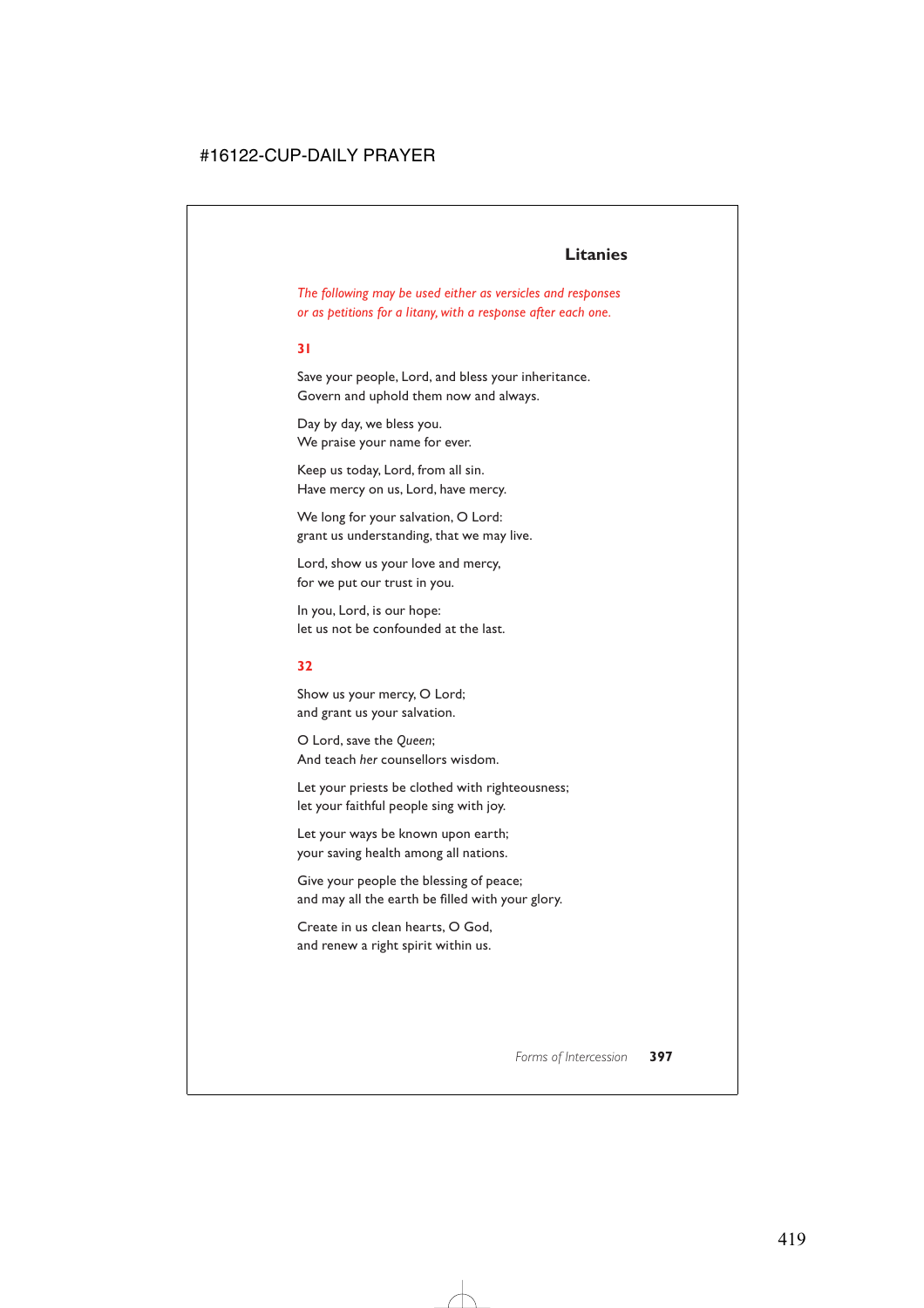## Litanies

*The following may be used either as versicles and responses or as petitions for a litany, with a response after each one.*

**31**

Save your people, Lord, and bless your inheritance.
Govern and uphold them now and always.

Day by day, we bless you.
We praise your name for ever.

Keep us today, Lord, from all sin.
Have mercy on us, Lord, have mercy.

We long for your salvation, O Lord:
grant us understanding, that we may live.

Lord, show us your love and mercy,
for we put our trust in you.

In you, Lord, is our hope:
let us not be confounded at the last.

**32**

Show us your mercy, O Lord;
and grant us your salvation.

O Lord, save the *Queen*;
And teach *her* counsellors wisdom.

Let your priests be clothed with righteousness;
let your faithful people sing with joy.

Let your ways be known upon earth;
your saving health among all nations.

Give your people the blessing of peace;
and may all the earth be filled with your glory.

Create in us clean hearts, O God,
and renew a right spirit within us.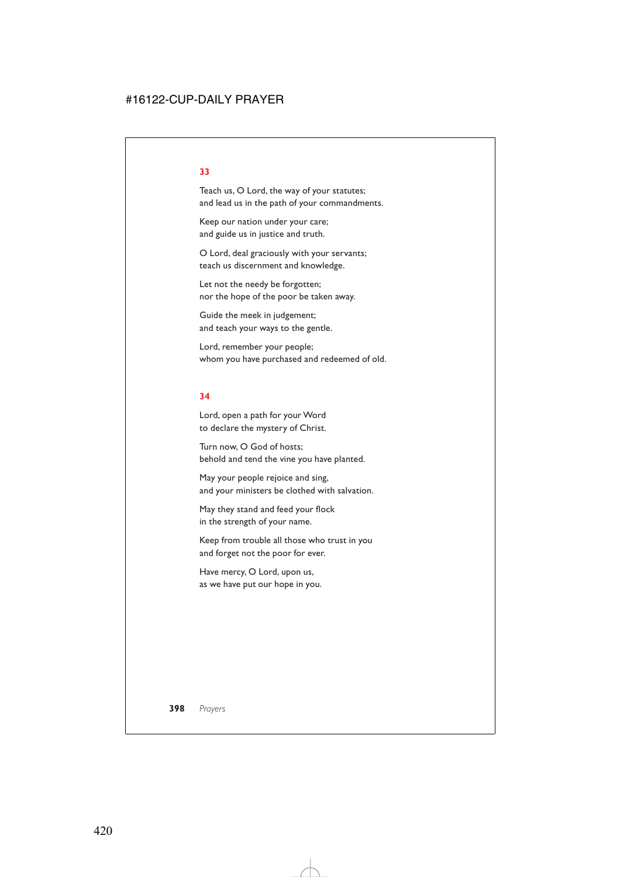### 33

Teach us, O Lord, the way of your statutes;
and lead us in the path of your commandments.

Keep our nation under your care;
and guide us in justice and truth.

O Lord, deal graciously with your servants;
teach us discernment and knowledge.

Let not the needy be forgotten;
nor the hope of the poor be taken away.

Guide the meek in judgement;
and teach your ways to the gentle.

Lord, remember your people;
whom you have purchased and redeemed of old.

### 34

Lord, open a path for your Word
to declare the mystery of Christ.

Turn now, O God of hosts;
behold and tend the vine you have planted.

May your people rejoice and sing,
and your ministers be clothed with salvation.

May they stand and feed your flock
in the strength of your name.

Keep from trouble all those who trust in you
and forget not the poor for ever.

Have mercy, O Lord, upon us,
as we have put our hope in you.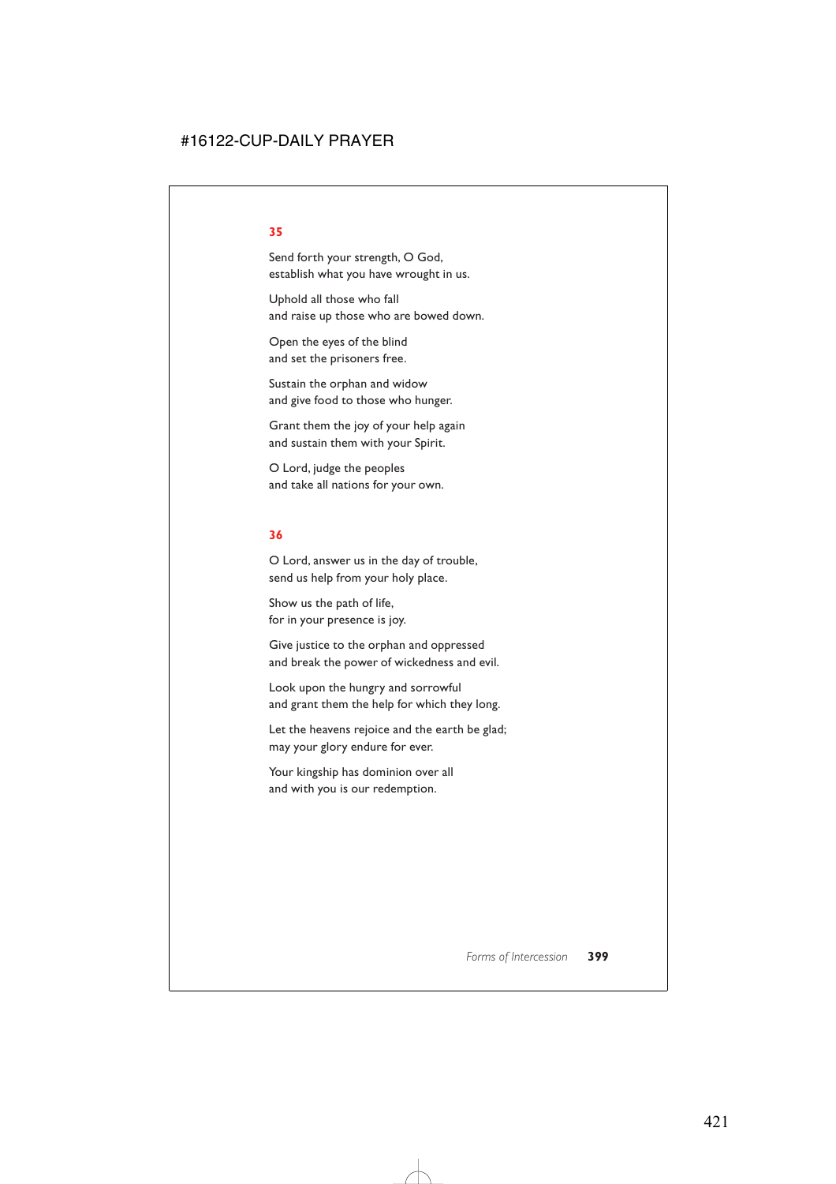**35**

Send forth your strength, O God,
establish what you have wrought in us.

Uphold all those who fall
and raise up those who are bowed down.

Open the eyes of the blind
and set the prisoners free.

Sustain the orphan and widow
and give food to those who hunger.

Grant them the joy of your help again
and sustain them with your Spirit.

O Lord, judge the peoples
and take all nations for your own.

**36**

O Lord, answer us in the day of trouble,
send us help from your holy place.

Show us the path of life,
for in your presence is joy.

Give justice to the orphan and oppressed
and break the power of wickedness and evil.

Look upon the hungry and sorrowful
and grant them the help for which they long.

Let the heavens rejoice and the earth be glad;
may your glory endure for ever.

Your kingship has dominion over all
and with you is our redemption.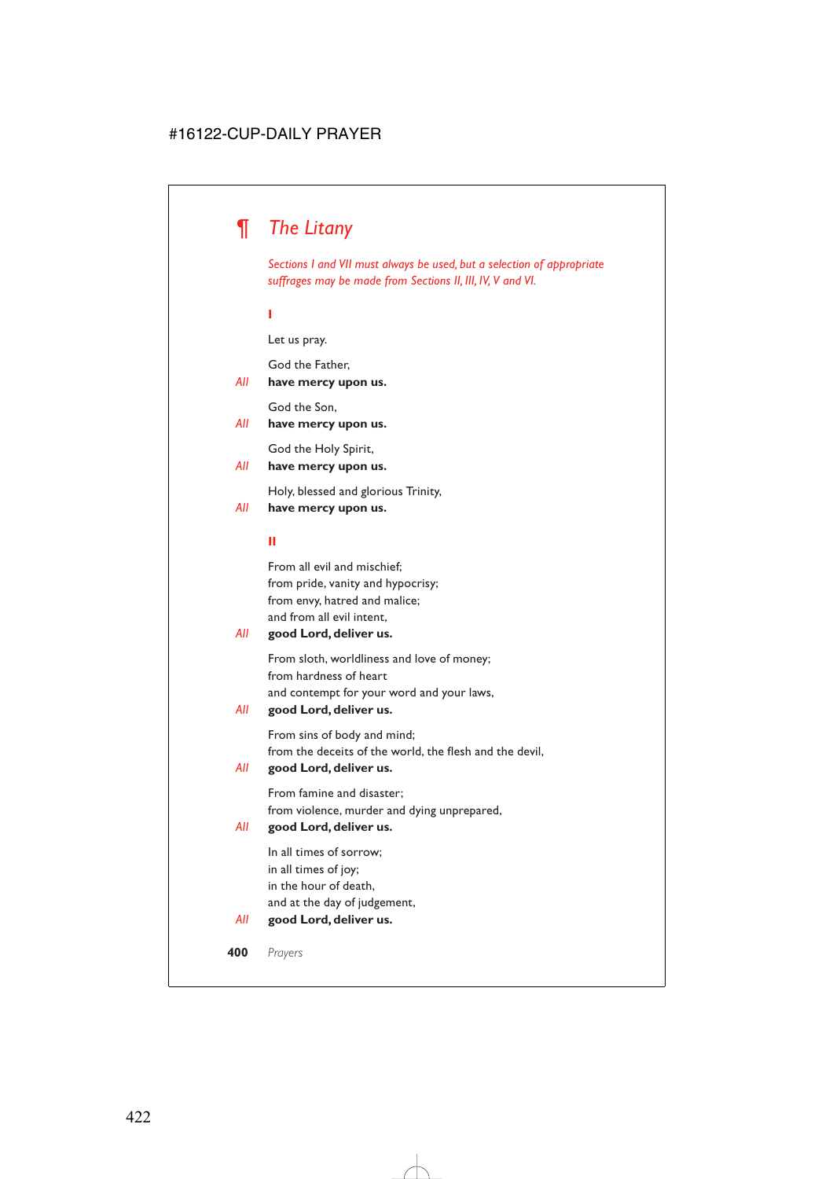# ¶ *The Litany*

*Sections I and VII must always be used, but a selection of appropriate suffrages may be made from Sections II, III, IV, V and VI.*

### I

Let us pray.

God the Father,
*All* **have mercy upon us.**

God the Son,
*All* **have mercy upon us.**

God the Holy Spirit,
*All* **have mercy upon us.**

Holy, blessed and glorious Trinity,
*All* **have mercy upon us.**

### II

From all evil and mischief;
from pride, vanity and hypocrisy;
from envy, hatred and malice;
and from all evil intent,
*All* **good Lord, deliver us.**

From sloth, worldliness and love of money;
from hardness of heart
and contempt for your word and your laws,
*All* **good Lord, deliver us.**

From sins of body and mind;
from the deceits of the world, the flesh and the devil,
*All* **good Lord, deliver us.**

From famine and disaster;
from violence, murder and dying unprepared,
*All* **good Lord, deliver us.**

In all times of sorrow;
in all times of joy;
in the hour of death,
and at the day of judgement,
*All* **good Lord, deliver us.**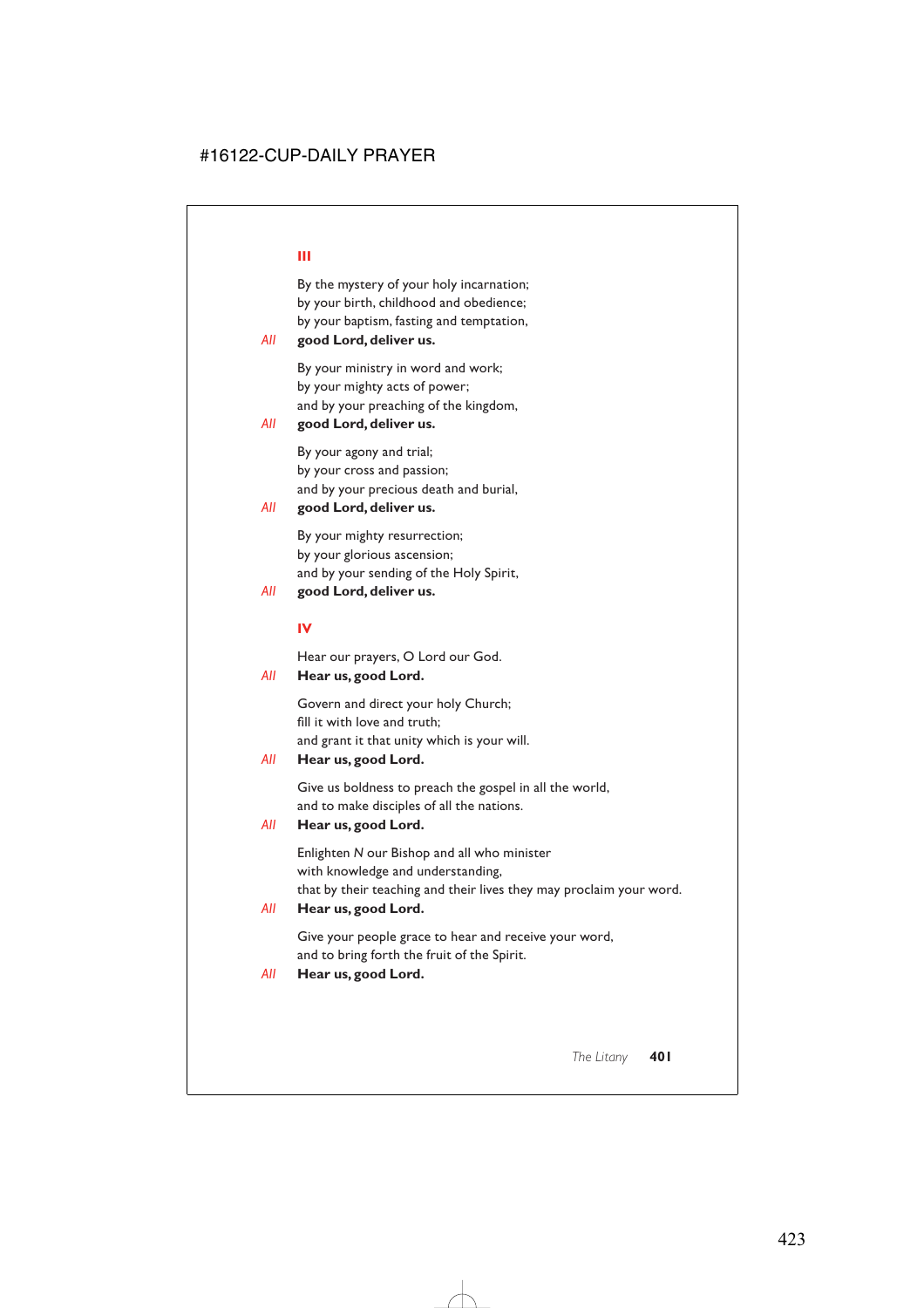## III

By the mystery of your holy incarnation;
by your birth, childhood and obedience;
by your baptism, fasting and temptation,

*All* **good Lord, deliver us.**

By your ministry in word and work;
by your mighty acts of power;
and by your preaching of the kingdom,

*All* **good Lord, deliver us.**

By your agony and trial;
by your cross and passion;
and by your precious death and burial,

*All* **good Lord, deliver us.**

By your mighty resurrection;
by your glorious ascension;
and by your sending of the Holy Spirit,

*All* **good Lord, deliver us.**

## IV

Hear our prayers, O Lord our God.

*All* **Hear us, good Lord.**

Govern and direct your holy Church;
fill it with love and truth;
and grant it that unity which is your will.

*All* **Hear us, good Lord.**

Give us boldness to preach the gospel in all the world,
and to make disciples of all the nations.

*All* **Hear us, good Lord.**

Enlighten *N* our Bishop and all who minister
with knowledge and understanding,
that by their teaching and their lives they may proclaim your word.

*All* **Hear us, good Lord.**

Give your people grace to hear and receive your word,
and to bring forth the fruit of the Spirit.

*All* **Hear us, good Lord.**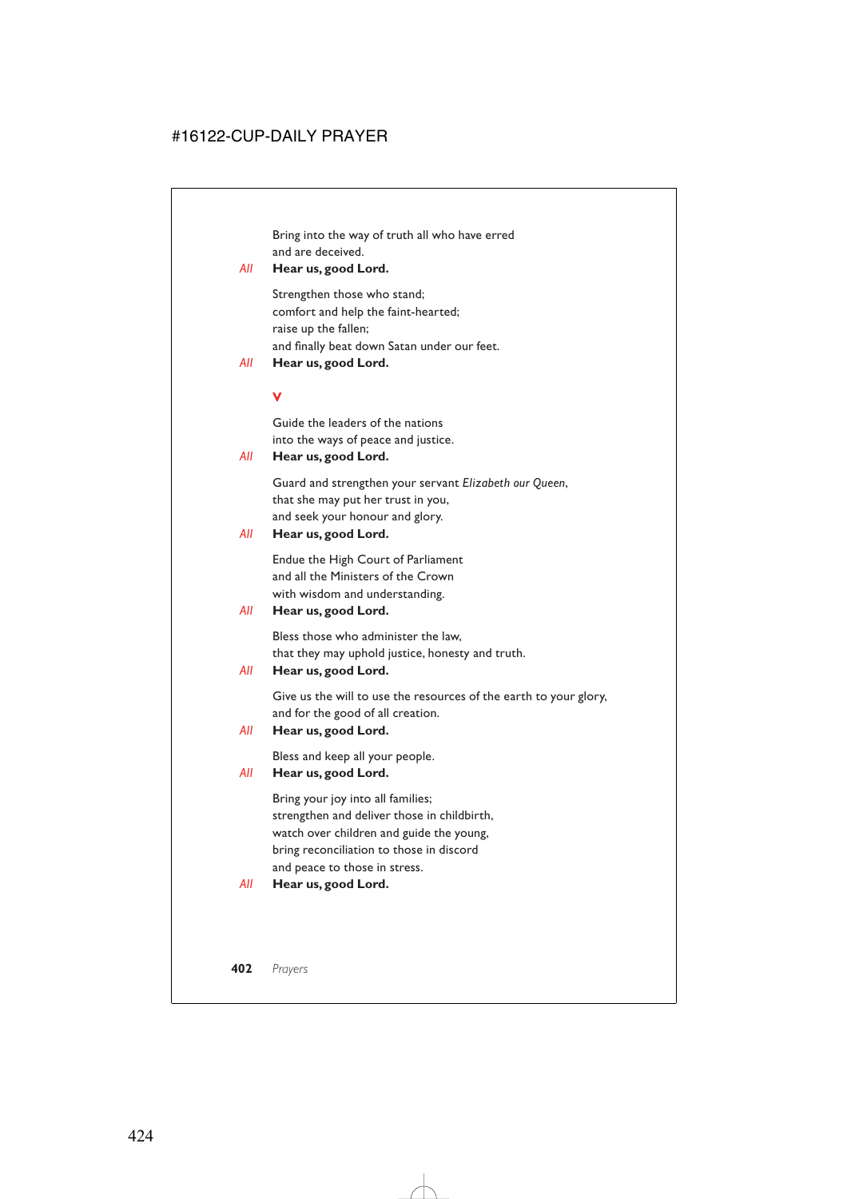Bring into the way of truth all who have erred
and are deceived.

*All* **Hear us, good Lord.**

Strengthen those who stand;
comfort and help the faint-hearted;
raise up the fallen;
and finally beat down Satan under our feet.

*All* **Hear us, good Lord.**

## V

Guide the leaders of the nations
into the ways of peace and justice.

*All* **Hear us, good Lord.**

Guard and strengthen your servant *Elizabeth our Queen*,
that she may put her trust in you,
and seek your honour and glory.

*All* **Hear us, good Lord.**

Endue the High Court of Parliament
and all the Ministers of the Crown
with wisdom and understanding.

*All* **Hear us, good Lord.**

Bless those who administer the law,
that they may uphold justice, honesty and truth.

*All* **Hear us, good Lord.**

Give us the will to use the resources of the earth to your glory,
and for the good of all creation.

*All* **Hear us, good Lord.**

Bless and keep all your people.

*All* **Hear us, good Lord.**

Bring your joy into all families;
strengthen and deliver those in childbirth,
watch over children and guide the young,
bring reconciliation to those in discord
and peace to those in stress.

*All* **Hear us, good Lord.**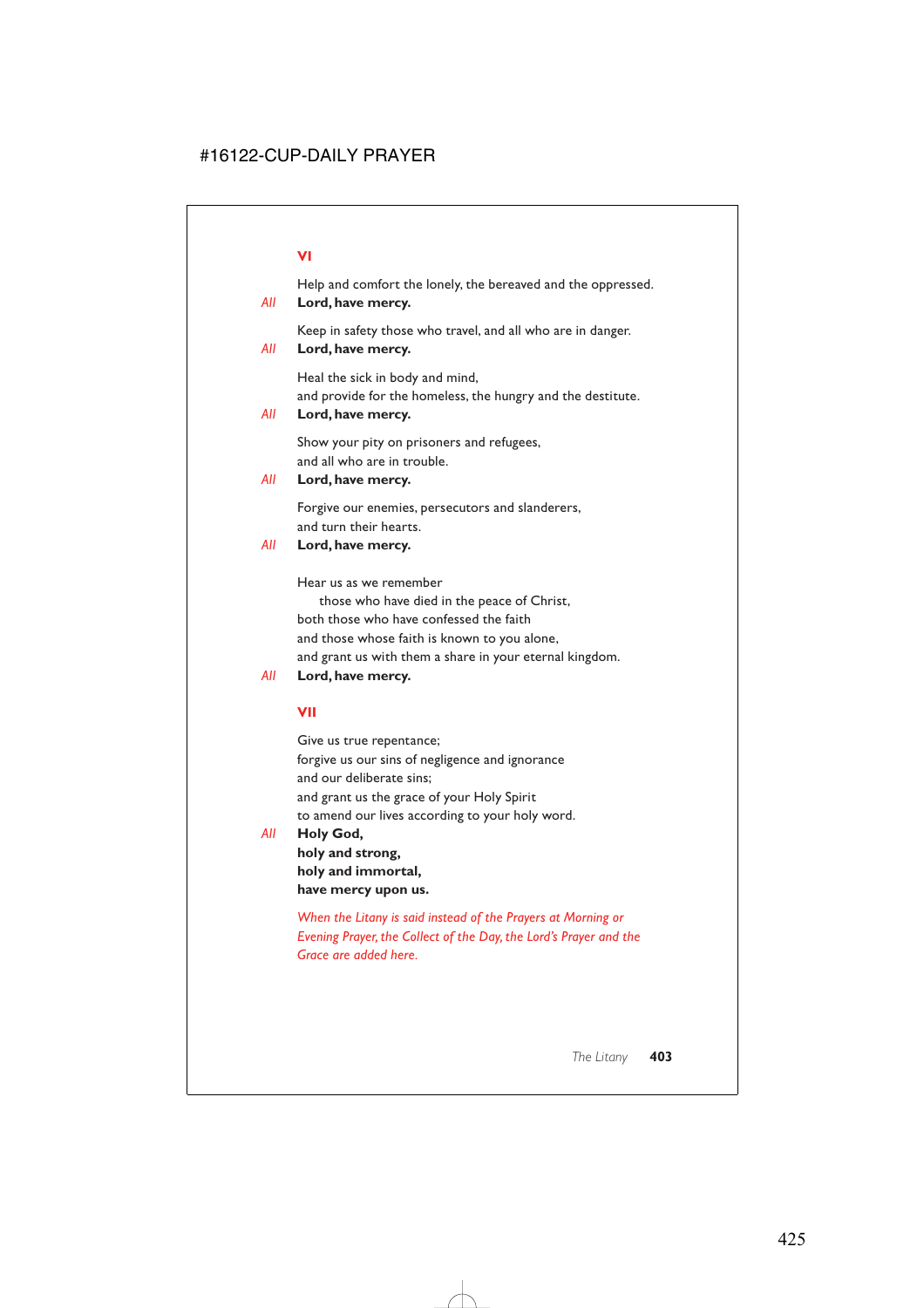## VI

Help and comfort the lonely, the bereaved and the oppressed.

*All* **Lord, have mercy.**

Keep in safety those who travel, and all who are in danger.

*All* **Lord, have mercy.**

Heal the sick in body and mind,
and provide for the homeless, the hungry and the destitute.

*All* **Lord, have mercy.**

Show your pity on prisoners and refugees,
and all who are in trouble.

*All* **Lord, have mercy.**

Forgive our enemies, persecutors and slanderers,
and turn their hearts.

*All* **Lord, have mercy.**

Hear us as we remember
those who have died in the peace of Christ,
both those who have confessed the faith
and those whose faith is known to you alone,
and grant us with them a share in your eternal kingdom.

*All* **Lord, have mercy.**

## VII

Give us true repentance;
forgive us our sins of negligence and ignorance
and our deliberate sins;
and grant us the grace of your Holy Spirit
to amend our lives according to your holy word.

*All* **Holy God,**
**holy and strong,**
**holy and immortal,**
**have mercy upon us.**

*When the Litany is said instead of the Prayers at Morning or Evening Prayer, the Collect of the Day, the Lord's Prayer and the Grace are added here.*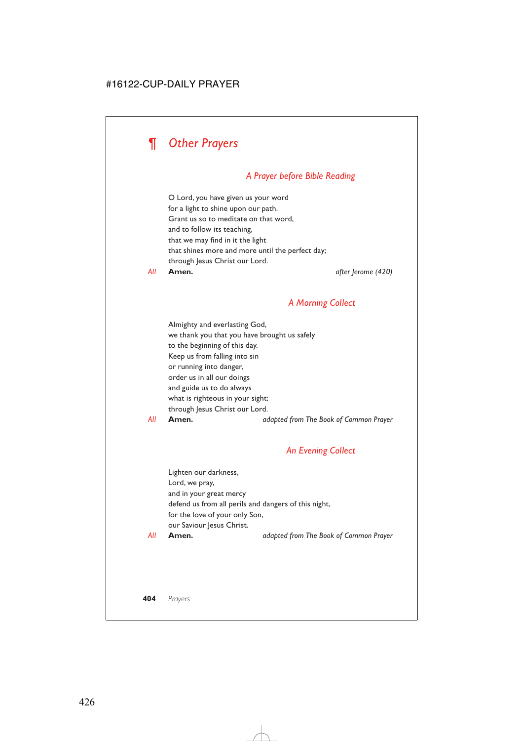# ¶ *Other Prayers*

### *A Prayer before Bible Reading*

O Lord, you have given us your word
for a light to shine upon our path.
Grant us so to meditate on that word,
and to follow its teaching,
that we may find in it the light
that shines more and more until the perfect day;
through Jesus Christ our Lord.

*All* **Amen.** *after Jerome (420)*

### *A Morning Collect*

Almighty and everlasting God,
we thank you that you have brought us safely
to the beginning of this day.
Keep us from falling into sin
or running into danger,
order us in all our doings
and guide us to do always
what is righteous in your sight;
through Jesus Christ our Lord.

*All* **Amen.** *adapted from The Book of Common Prayer*

### *An Evening Collect*

Lighten our darkness,
Lord, we pray,
and in your great mercy
defend us from all perils and dangers of this night,
for the love of your only Son,
our Saviour Jesus Christ.

*All* **Amen.** *adapted from The Book of Common Prayer*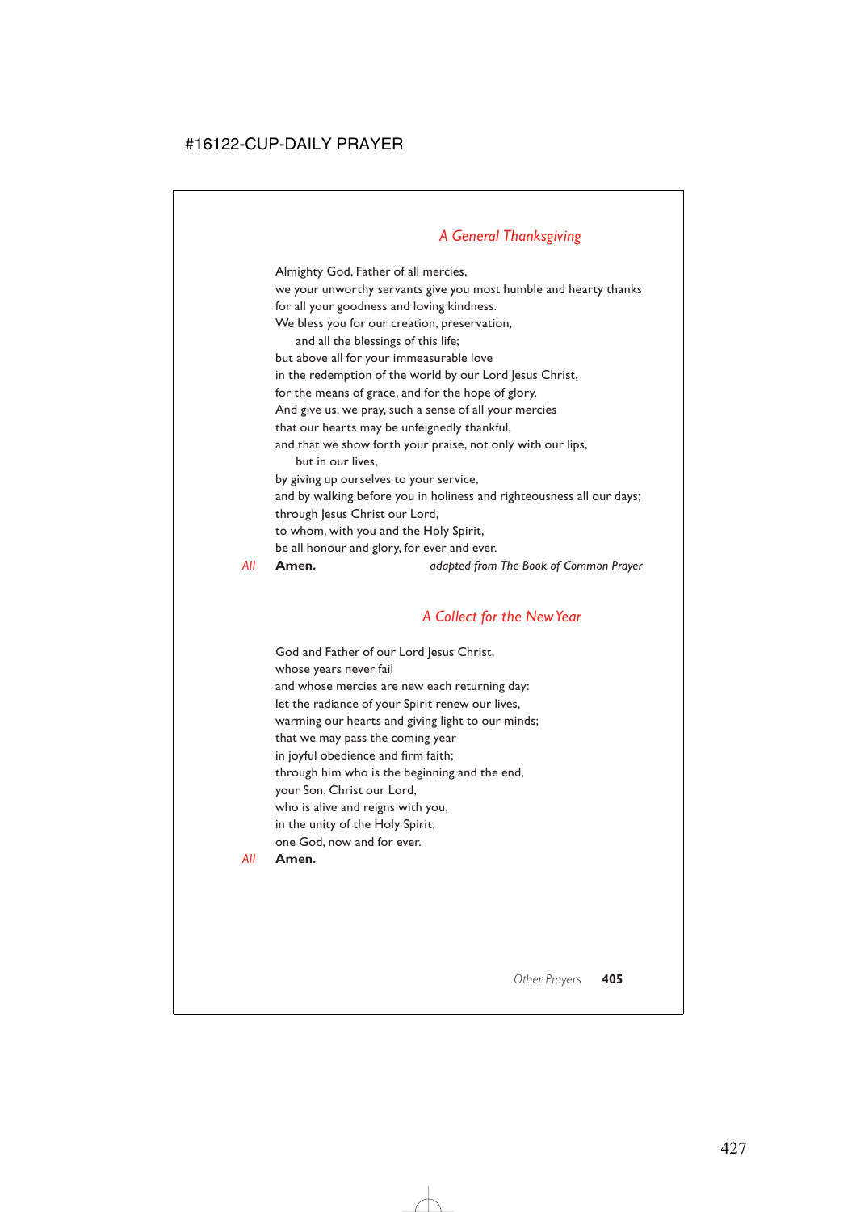## *A General Thanksgiving*

Almighty God, Father of all mercies,
we your unworthy servants give you most humble and hearty thanks
for all your goodness and loving kindness.
We bless you for our creation, preservation,
  and all the blessings of this life;
but above all for your immeasurable love
in the redemption of the world by our Lord Jesus Christ,
for the means of grace, and for the hope of glory.
And give us, we pray, such a sense of all your mercies
that our hearts may be unfeignedly thankful,
and that we show forth your praise, not only with our lips,
  but in our lives,
by giving up ourselves to your service,
and by walking before you in holiness and righteousness all our days;
through Jesus Christ our Lord,
to whom, with you and the Holy Spirit,
be all honour and glory, for ever and ever.

*All* **Amen.** *adapted from The Book of Common Prayer*

## *A Collect for the New Year*

God and Father of our Lord Jesus Christ,
whose years never fail
and whose mercies are new each returning day:
let the radiance of your Spirit renew our lives,
warming our hearts and giving light to our minds;
that we may pass the coming year
in joyful obedience and firm faith;
through him who is the beginning and the end,
your Son, Christ our Lord,
who is alive and reigns with you,
in the unity of the Holy Spirit,
one God, now and for ever.

*All* **Amen.**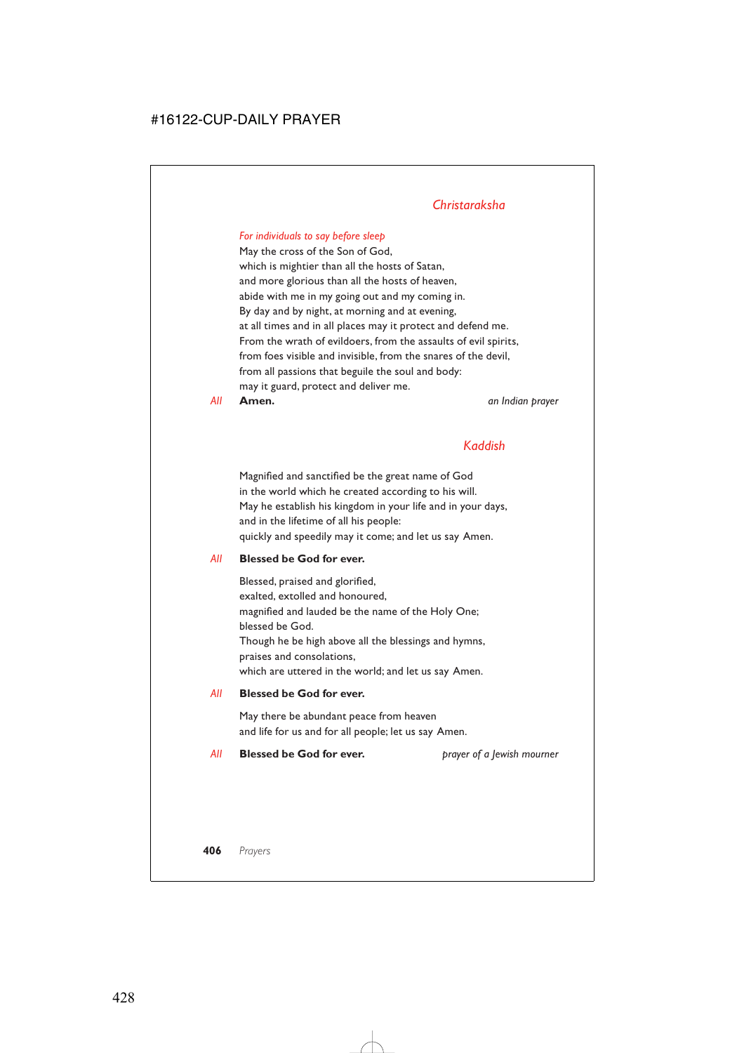## *Christaraksha*

*For individuals to say before sleep*

May the cross of the Son of God,
which is mightier than all the hosts of Satan,
and more glorious than all the hosts of heaven,
abide with me in my going out and my coming in.
By day and by night, at morning and at evening,
at all times and in all places may it protect and defend me.
From the wrath of evildoers, from the assaults of evil spirits,
from foes visible and invisible, from the snares of the devil,
from all passions that beguile the soul and body:
may it guard, protect and deliver me.

*All* **Amen.** *an Indian prayer*

## *Kaddish*

Magnified and sanctified be the great name of God
in the world which he created according to his will.
May he establish his kingdom in your life and in your days,
and in the lifetime of all his people:
quickly and speedily may it come; and let us say Amen.

*All* **Blessed be God for ever.**

Blessed, praised and glorified,
exalted, extolled and honoured,
magnified and lauded be the name of the Holy One;
blessed be God.
Though he be high above all the blessings and hymns,
praises and consolations,
which are uttered in the world; and let us say Amen.

*All* **Blessed be God for ever.**

May there be abundant peace from heaven
and life for us and for all people; let us say Amen.

*All* **Blessed be God for ever.** *prayer of a Jewish mourner*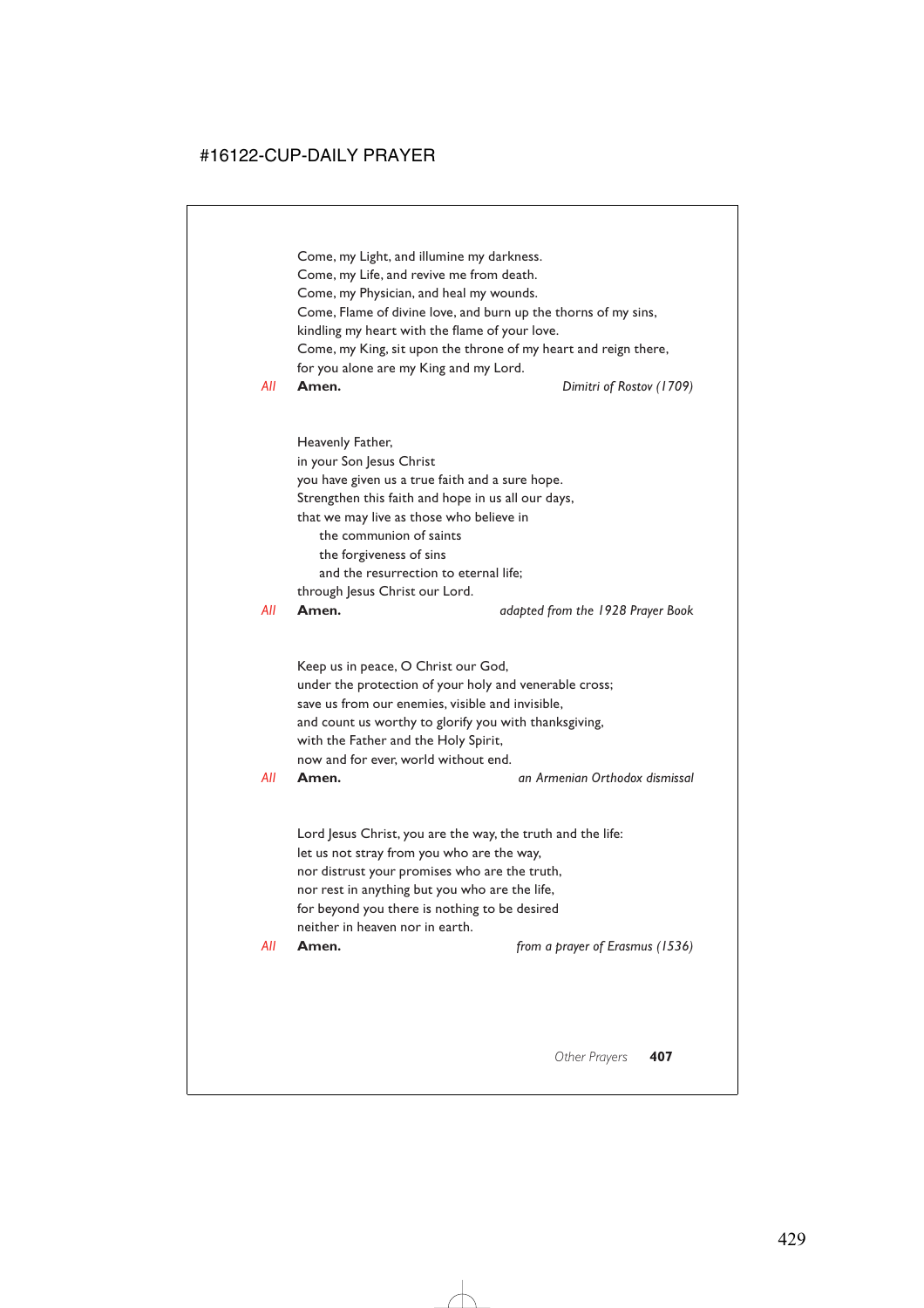Come, my Light, and illumine my darkness.
Come, my Life, and revive me from death.
Come, my Physician, and heal my wounds.
Come, Flame of divine love, and burn up the thorns of my sins,
kindling my heart with the flame of your love.
Come, my King, sit upon the throne of my heart and reign there,
for you alone are my King and my Lord.

*All* **Amen.** *Dimitri of Rostov (1709)*

Heavenly Father,
in your Son Jesus Christ
you have given us a true faith and a sure hope.
Strengthen this faith and hope in us all our days,
that we may live as those who believe in
the communion of saints
the forgiveness of sins
and the resurrection to eternal life;
through Jesus Christ our Lord.

*All* **Amen.** *adapted from the 1928 Prayer Book*

Keep us in peace, O Christ our God,
under the protection of your holy and venerable cross;
save us from our enemies, visible and invisible,
and count us worthy to glorify you with thanksgiving,
with the Father and the Holy Spirit,
now and for ever, world without end.

*All* **Amen.** *an Armenian Orthodox dismissal*

Lord Jesus Christ, you are the way, the truth and the life:
let us not stray from you who are the way,
nor distrust your promises who are the truth,
nor rest in anything but you who are the life,
for beyond you there is nothing to be desired
neither in heaven nor in earth.

*All* **Amen.** *from a prayer of Erasmus (1536)*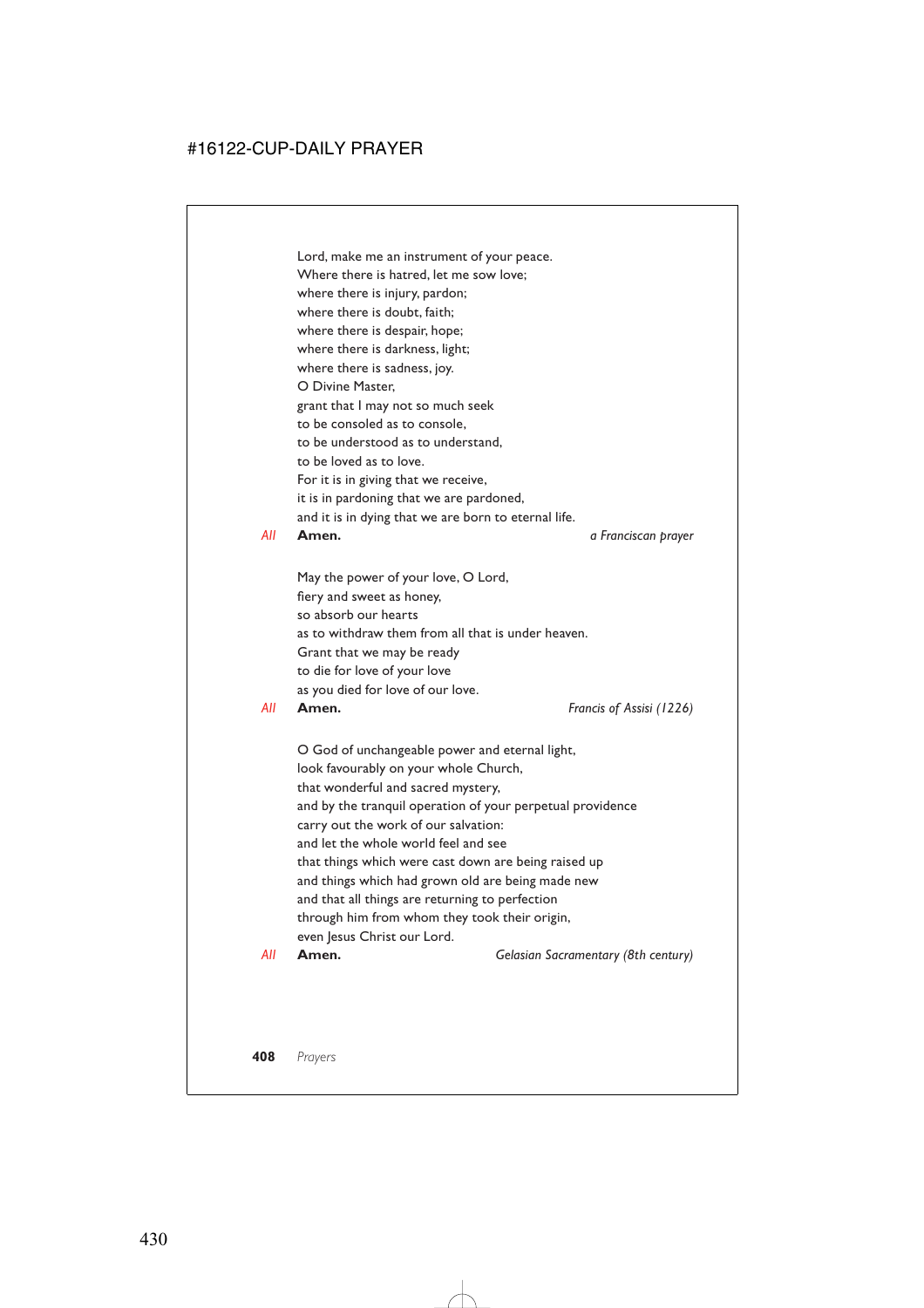Lord, make me an instrument of your peace.
Where there is hatred, let me sow love;
where there is injury, pardon;
where there is doubt, faith;
where there is despair, hope;
where there is darkness, light;
where there is sadness, joy.
O Divine Master,
grant that I may not so much seek
to be consoled as to console,
to be understood as to understand,
to be loved as to love.
For it is in giving that we receive,
it is in pardoning that we are pardoned,
and it is in dying that we are born to eternal life.

*All* **Amen.** *a Franciscan prayer*

May the power of your love, O Lord,
fiery and sweet as honey,
so absorb our hearts
as to withdraw them from all that is under heaven.
Grant that we may be ready
to die for love of your love
as you died for love of our love.

*All* **Amen.** *Francis of Assisi (1226)*

O God of unchangeable power and eternal light,
look favourably on your whole Church,
that wonderful and sacred mystery,
and by the tranquil operation of your perpetual providence
carry out the work of our salvation:
and let the whole world feel and see
that things which were cast down are being raised up
and things which had grown old are being made new
and that all things are returning to perfection
through him from whom they took their origin,
even Jesus Christ our Lord.

*All* **Amen.** *Gelasian Sacramentary (8th century)*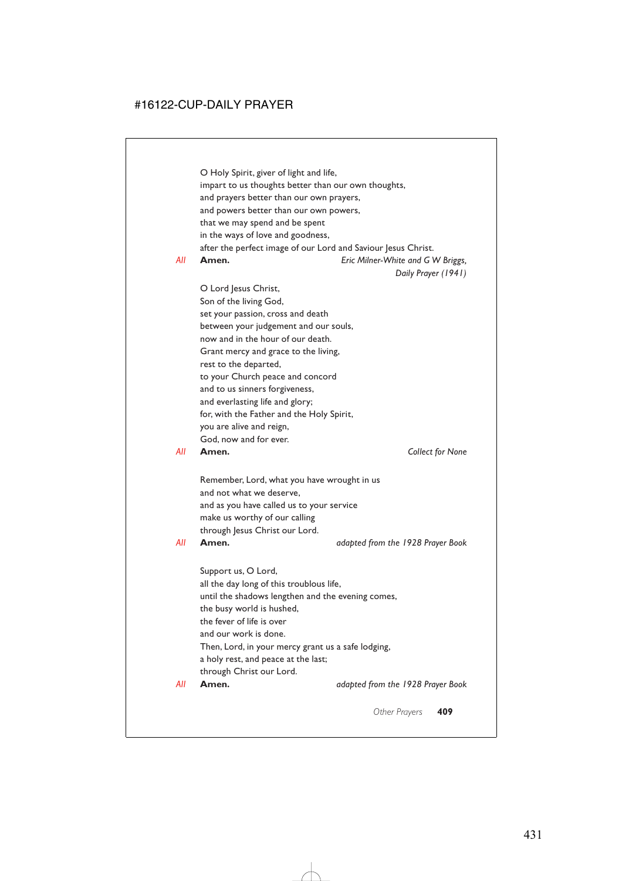O Holy Spirit, giver of light and life,
impart to us thoughts better than our own thoughts,
and prayers better than our own prayers,
and powers better than our own powers,
that we may spend and be spent
in the ways of love and goodness,
after the perfect image of our Lord and Saviour Jesus Christ.
*All* **Amen.** *Eric Milner-White and G W Briggs, Daily Prayer (1941)*

O Lord Jesus Christ,
Son of the living God,
set your passion, cross and death
between your judgement and our souls,
now and in the hour of our death.
Grant mercy and grace to the living,
rest to the departed,
to your Church peace and concord
and to us sinners forgiveness,
and everlasting life and glory;
for, with the Father and the Holy Spirit,
you are alive and reign,
God, now and for ever.
*All* **Amen.** *Collect for None*

Remember, Lord, what you have wrought in us
and not what we deserve,
and as you have called us to your service
make us worthy of our calling
through Jesus Christ our Lord.
*All* **Amen.** *adapted from the 1928 Prayer Book*

Support us, O Lord,
all the day long of this troublous life,
until the shadows lengthen and the evening comes,
the busy world is hushed,
the fever of life is over
and our work is done.
Then, Lord, in your mercy grant us a safe lodging,
a holy rest, and peace at the last;
through Christ our Lord.
*All* **Amen.** *adapted from the 1928 Prayer Book*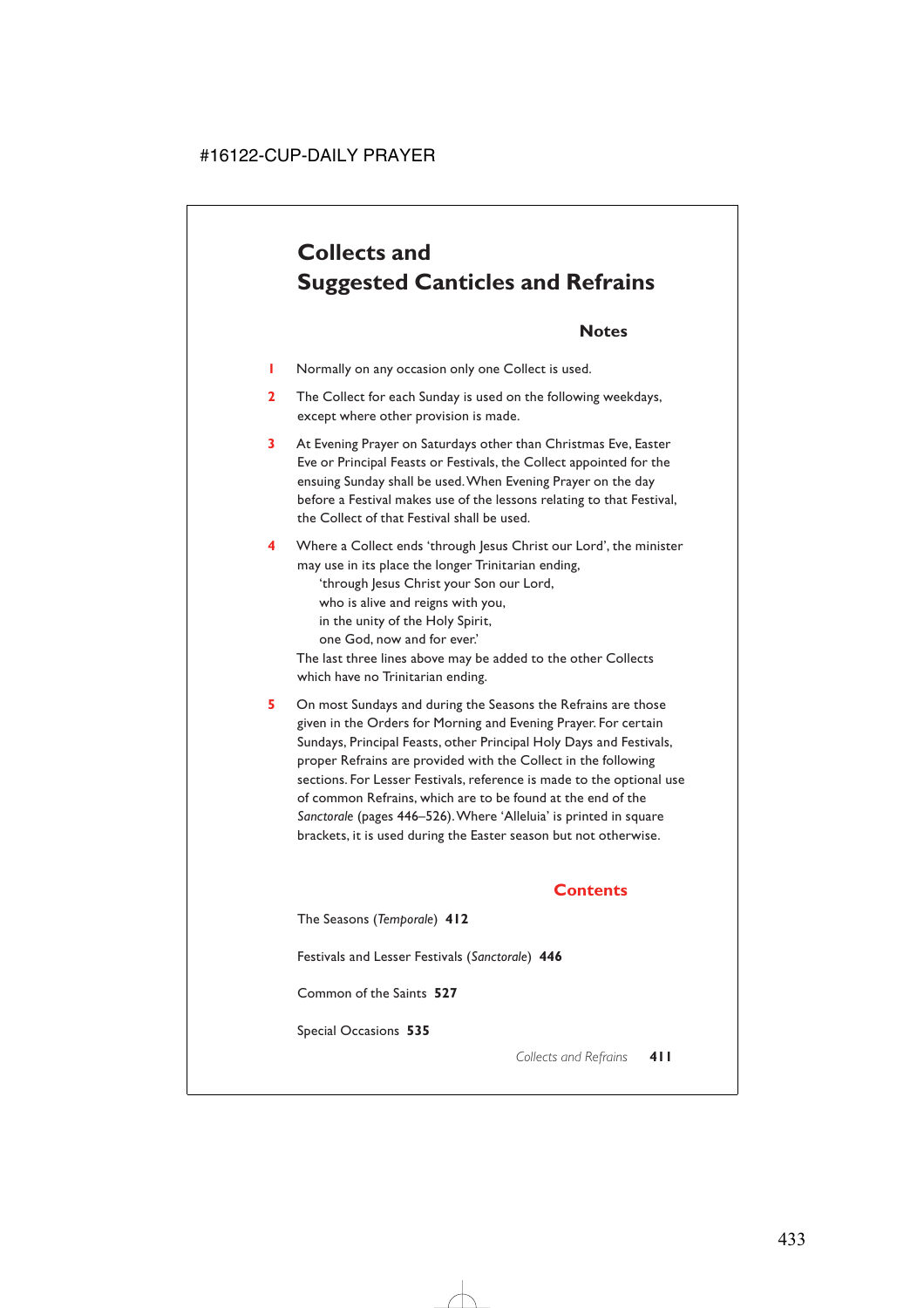# Collects and Suggested Canticles and Refrains

## Notes

1. Normally on any occasion only one Collect is used.

2. The Collect for each Sunday is used on the following weekdays, except where other provision is made.

3. At Evening Prayer on Saturdays other than Christmas Eve, Easter Eve or Principal Feasts or Festivals, the Collect appointed for the ensuing Sunday shall be used. When Evening Prayer on the day before a Festival makes use of the lessons relating to that Festival, the Collect of that Festival shall be used.

4. Where a Collect ends 'through Jesus Christ our Lord', the minister may use in its place the longer Trinitarian ending,

   'through Jesus Christ your Son our Lord,
   who is alive and reigns with you,
   in the unity of the Holy Spirit,
   one God, now and for ever.'

   The last three lines above may be added to the other Collects which have no Trinitarian ending.

5. On most Sundays and during the Seasons the Refrains are those given in the Orders for Morning and Evening Prayer. For certain Sundays, Principal Feasts, other Principal Holy Days and Festivals, proper Refrains are provided with the Collect in the following sections. For Lesser Festivals, reference is made to the optional use of common Refrains, which are to be found at the end of the *Sanctorale* (pages 446–526). Where 'Alleluia' is printed in square brackets, it is used during the Easter season but not otherwise.

## Contents

The Seasons (*Temporale*) **412**

Festivals and Lesser Festivals (*Sanctorale*) **446**

Common of the Saints **527**

Special Occasions **535**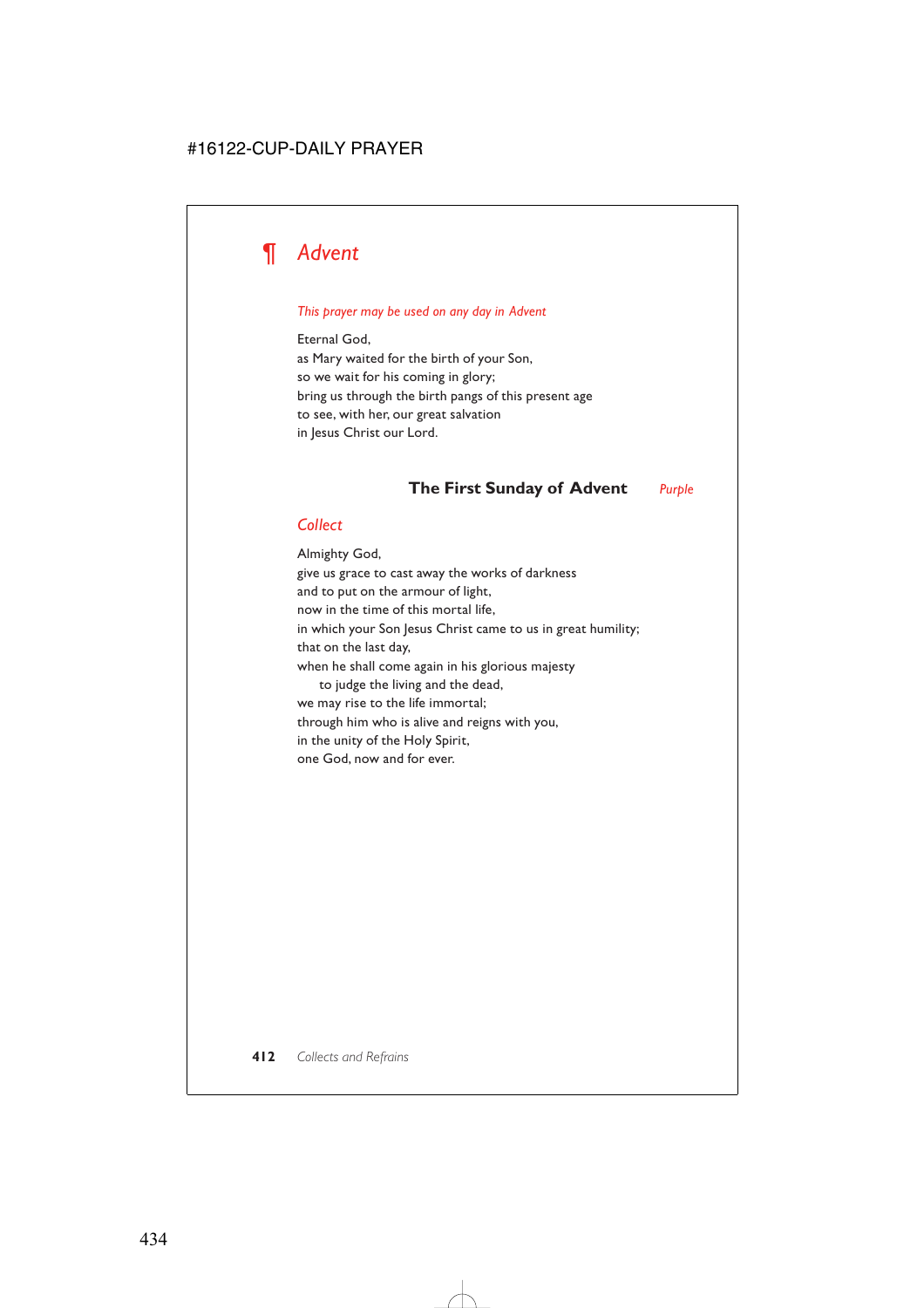# ¶ *Advent*

*This prayer may be used on any day in Advent*

Eternal God,
as Mary waited for the birth of your Son,
so we wait for his coming in glory;
bring us through the birth pangs of this present age
to see, with her, our great salvation
in Jesus Christ our Lord.

## The First Sunday of Advent *Purple*

### *Collect*

Almighty God,
give us grace to cast away the works of darkness
and to put on the armour of light,
now in the time of this mortal life,
in which your Son Jesus Christ came to us in great humility;
that on the last day,
when he shall come again in his glorious majesty
  to judge the living and the dead,
we may rise to the life immortal;
through him who is alive and reigns with you,
in the unity of the Holy Spirit,
one God, now and for ever.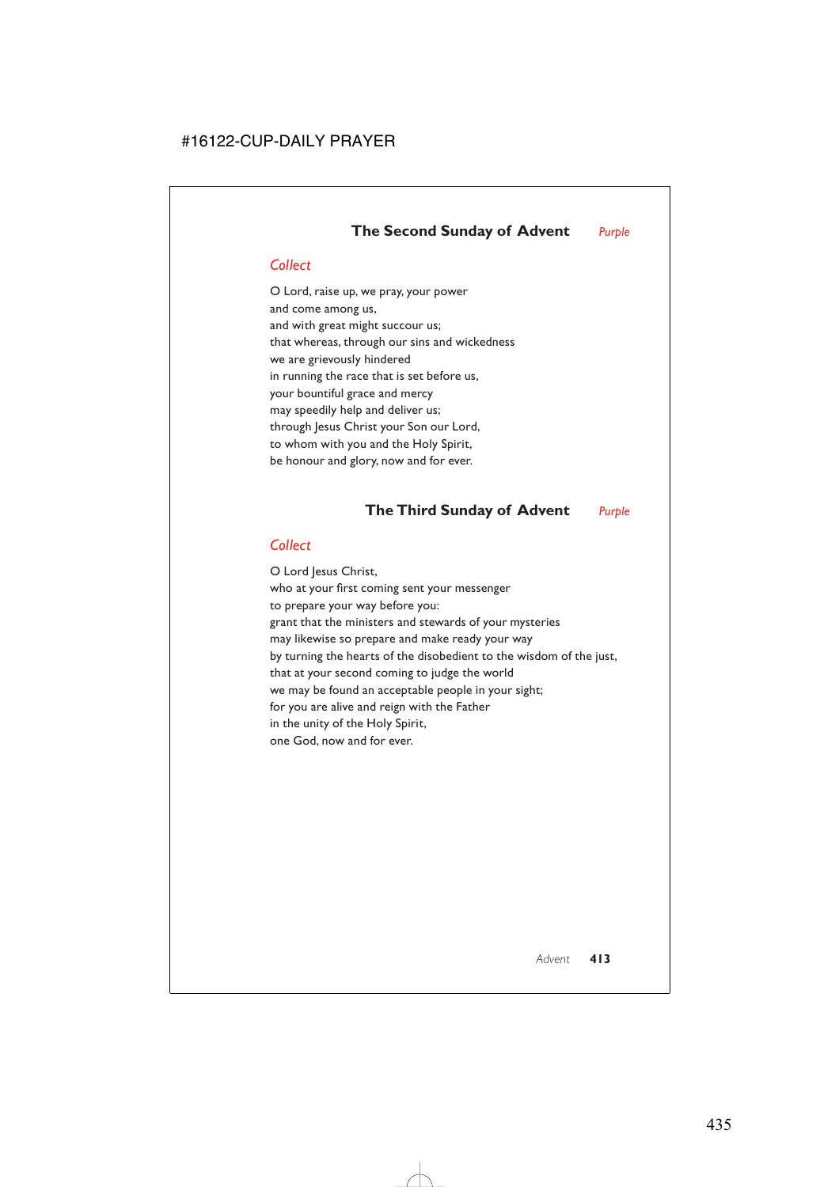## The Second Sunday of Advent *Purple*

### *Collect*

O Lord, raise up, we pray, your power
and come among us,
and with great might succour us;
that whereas, through our sins and wickedness
we are grievously hindered
in running the race that is set before us,
your bountiful grace and mercy
may speedily help and deliver us;
through Jesus Christ your Son our Lord,
to whom with you and the Holy Spirit,
be honour and glory, now and for ever.

## The Third Sunday of Advent *Purple*

### *Collect*

O Lord Jesus Christ,
who at your first coming sent your messenger
to prepare your way before you:
grant that the ministers and stewards of your mysteries
may likewise so prepare and make ready your way
by turning the hearts of the disobedient to the wisdom of the just,
that at your second coming to judge the world
we may be found an acceptable people in your sight;
for you are alive and reign with the Father
in the unity of the Holy Spirit,
one God, now and for ever.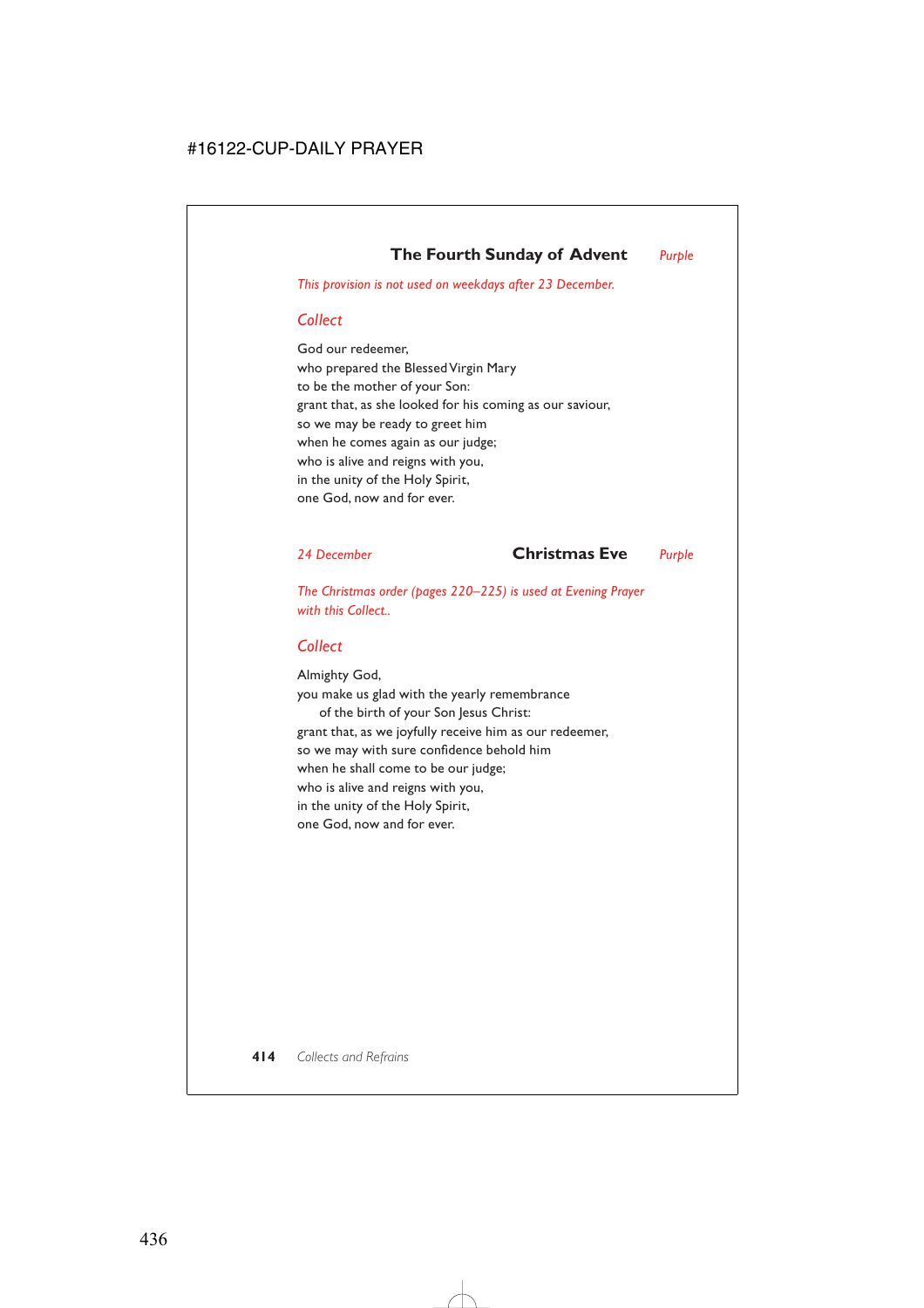## The Fourth Sunday of Advent *Purple*

*This provision is not used on weekdays after 23 December.*

### *Collect*

God our redeemer,
who prepared the Blessed Virgin Mary
to be the mother of your Son:
grant that, as she looked for his coming as our saviour,
so we may be ready to greet him
when he comes again as our judge;
who is alive and reigns with you,
in the unity of the Holy Spirit,
one God, now and for ever.

## *24 December* Christmas Eve *Purple*

*The Christmas order (pages 220–225) is used at Evening Prayer with this Collect..*

### *Collect*

Almighty God,
you make us glad with the yearly remembrance
  of the birth of your Son Jesus Christ:
grant that, as we joyfully receive him as our redeemer,
so we may with sure confidence behold him
when he shall come to be our judge;
who is alive and reigns with you,
in the unity of the Holy Spirit,
one God, now and for ever.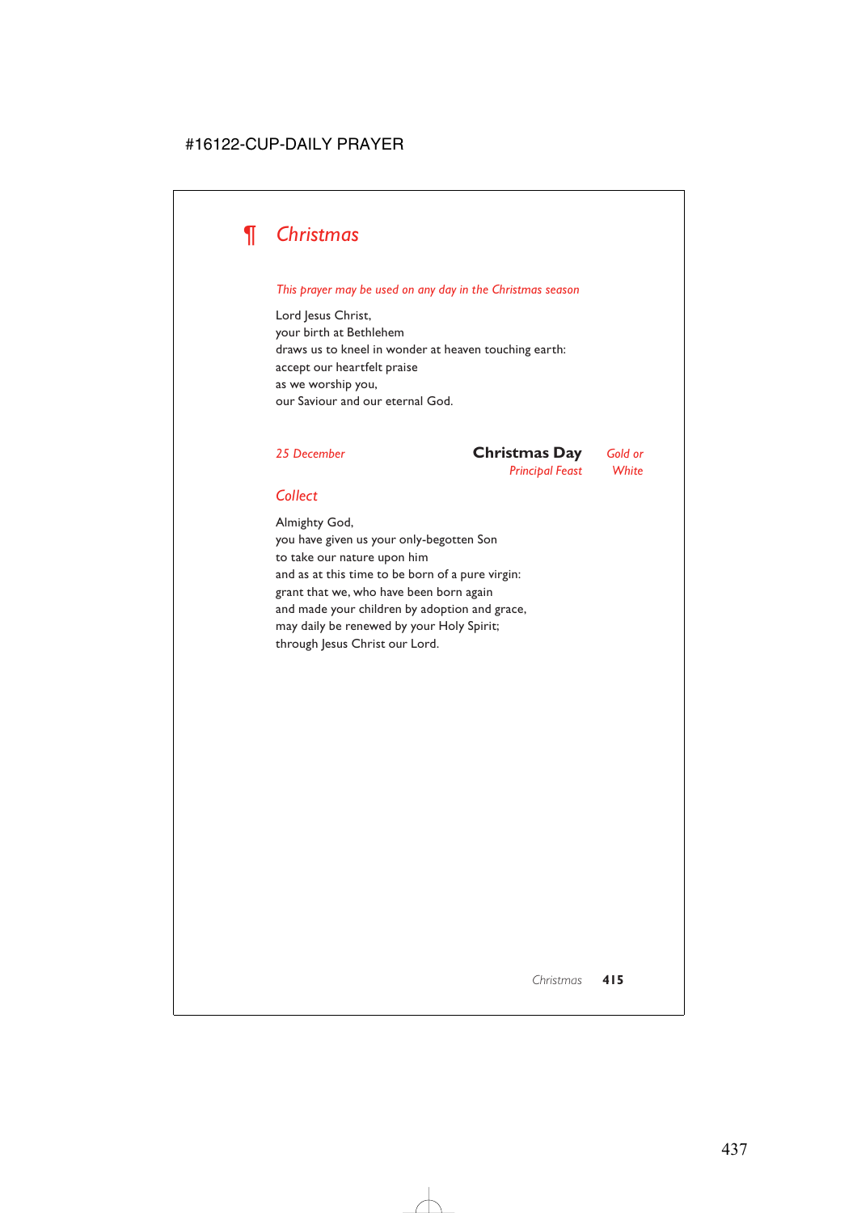# ¶ *Christmas*

*This prayer may be used on any day in the Christmas season*

Lord Jesus Christ,
your birth at Bethlehem
draws us to kneel in wonder at heaven touching earth:
accept our heartfelt praise
as we worship you,
our Saviour and our eternal God.

*25 December* **Christmas Day** *Gold or White*
*Principal Feast*

## *Collect*

Almighty God,
you have given us your only-begotten Son
to take our nature upon him
and as at this time to be born of a pure virgin:
grant that we, who have been born again
and made your children by adoption and grace,
may daily be renewed by your Holy Spirit;
through Jesus Christ our Lord.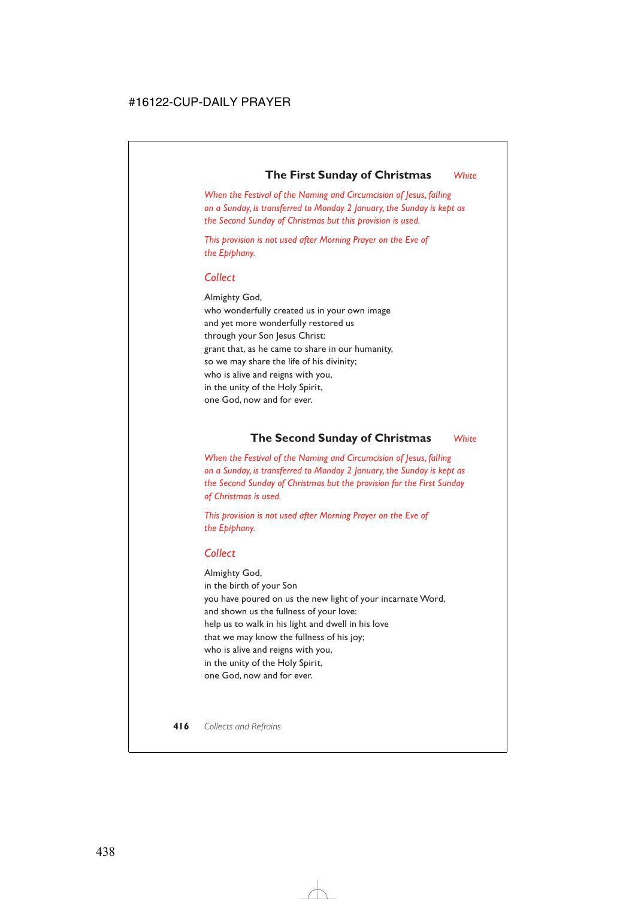## The First Sunday of Christmas *White*

*When the Festival of the Naming and Circumcision of Jesus, falling on a Sunday, is transferred to Monday 2 January, the Sunday is kept as the Second Sunday of Christmas but this provision is used.*

*This provision is not used after Morning Prayer on the Eve of the Epiphany.*

### *Collect*

Almighty God,
who wonderfully created us in your own image
and yet more wonderfully restored us
through your Son Jesus Christ:
grant that, as he came to share in our humanity,
so we may share the life of his divinity;
who is alive and reigns with you,
in the unity of the Holy Spirit,
one God, now and for ever.

## The Second Sunday of Christmas *White*

*When the Festival of the Naming and Circumcision of Jesus, falling on a Sunday, is transferred to Monday 2 January, the Sunday is kept as the Second Sunday of Christmas but the provision for the First Sunday of Christmas is used.*

*This provision is not used after Morning Prayer on the Eve of the Epiphany.*

### *Collect*

Almighty God,
in the birth of your Son
you have poured on us the new light of your incarnate Word,
and shown us the fullness of your love:
help us to walk in his light and dwell in his love
that we may know the fullness of his joy;
who is alive and reigns with you,
in the unity of the Holy Spirit,
one God, now and for ever.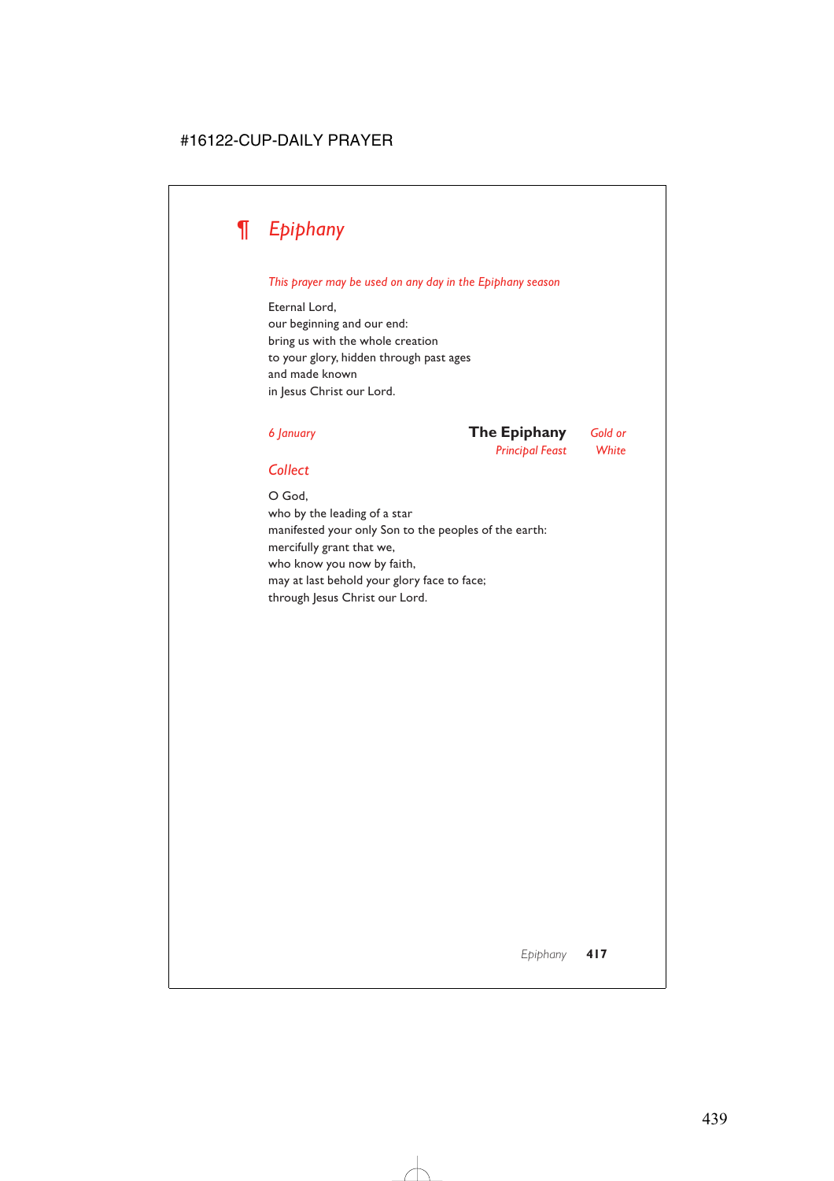# ¶ *Epiphany*

*This prayer may be used on any day in the Epiphany season*

Eternal Lord,
our beginning and our end:
bring us with the whole creation
to your glory, hidden through past ages
and made known
in Jesus Christ our Lord.

*6 January* **The Epiphany** *Gold or White*
*Principal Feast*

## *Collect*

O God,
who by the leading of a star
manifested your only Son to the peoples of the earth:
mercifully grant that we,
who know you now by faith,
may at last behold your glory face to face;
through Jesus Christ our Lord.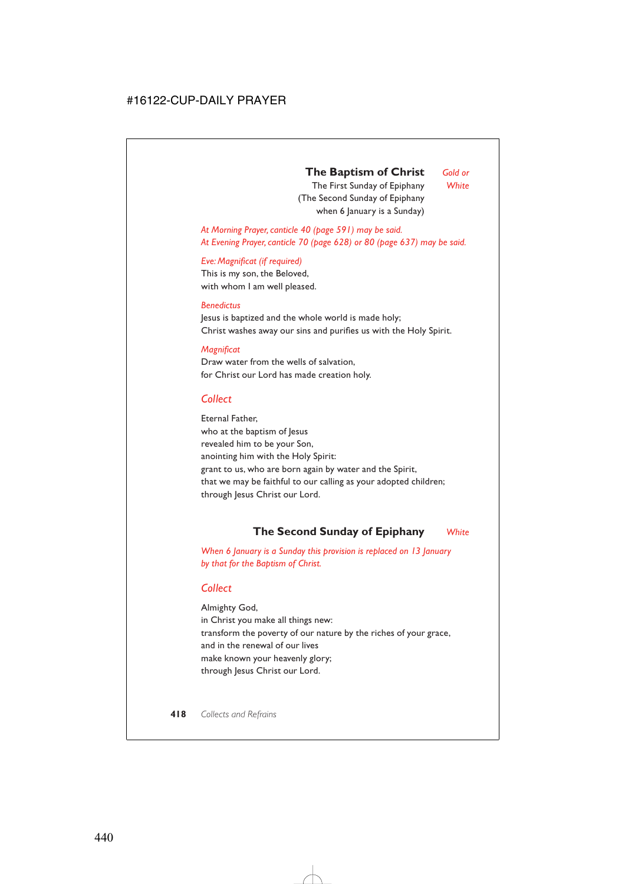## The Baptism of Christ

*Gold or White*

The First Sunday of Epiphany
(The Second Sunday of Epiphany
when 6 January is a Sunday)

*At Morning Prayer, canticle 40 (page 591) may be said.*
*At Evening Prayer, canticle 70 (page 628) or 80 (page 637) may be said.*

*Eve: Magnificat (if required)*
This is my son, the Beloved,
with whom I am well pleased.

*Benedictus*
Jesus is baptized and the whole world is made holy;
Christ washes away our sins and purifies us with the Holy Spirit.

*Magnificat*
Draw water from the wells of salvation,
for Christ our Lord has made creation holy.

### *Collect*

Eternal Father,
who at the baptism of Jesus
revealed him to be your Son,
anointing him with the Holy Spirit:
grant to us, who are born again by water and the Spirit,
that we may be faithful to our calling as your adopted children;
through Jesus Christ our Lord.

## The Second Sunday of Epiphany

*White*

*When 6 January is a Sunday this provision is replaced on 13 January by that for the Baptism of Christ.*

### *Collect*

Almighty God,
in Christ you make all things new:
transform the poverty of our nature by the riches of your grace,
and in the renewal of our lives
make known your heavenly glory;
through Jesus Christ our Lord.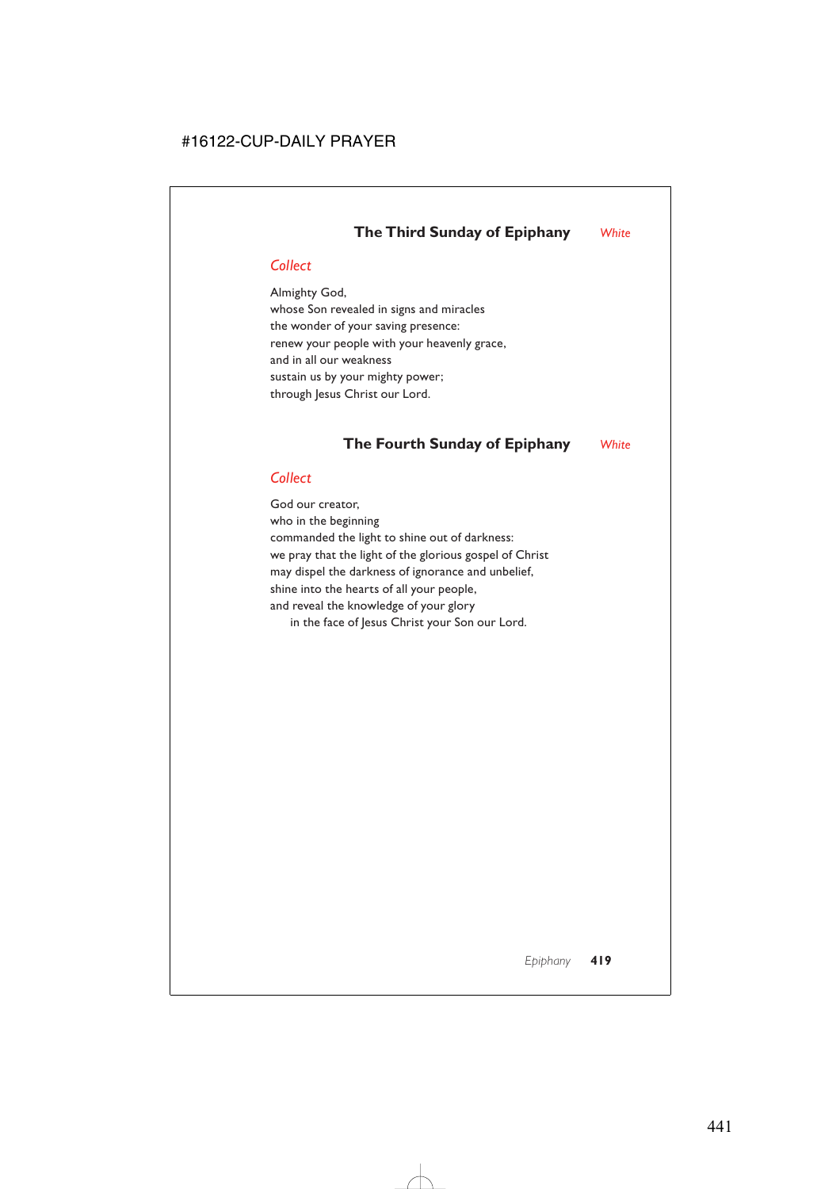## The Third Sunday of Epiphany *White*

*Collect*

Almighty God,
whose Son revealed in signs and miracles
the wonder of your saving presence:
renew your people with your heavenly grace,
and in all our weakness
sustain us by your mighty power;
through Jesus Christ our Lord.

## The Fourth Sunday of Epiphany *White*

*Collect*

God our creator,
who in the beginning
commanded the light to shine out of darkness:
we pray that the light of the glorious gospel of Christ
may dispel the darkness of ignorance and unbelief,
shine into the hearts of all your people,
and reveal the knowledge of your glory
  in the face of Jesus Christ your Son our Lord.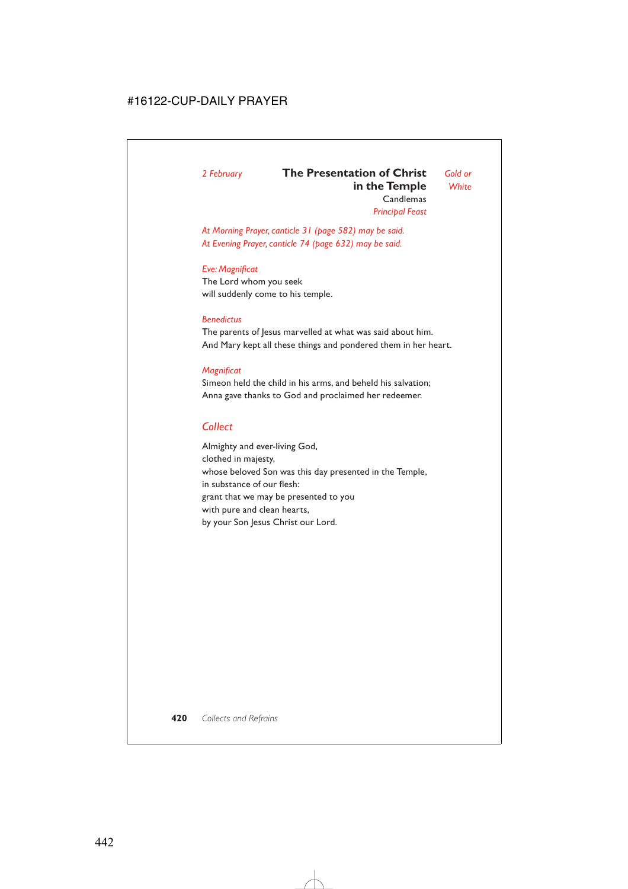*2 February*

## The Presentation of Christ in the Temple

Candlemas

*Principal Feast*

*Gold or White*

*At Morning Prayer, canticle 31 (page 582) may be said.*
*At Evening Prayer, canticle 74 (page 632) may be said.*

*Eve: Magnificat*
The Lord whom you seek
will suddenly come to his temple.

*Benedictus*
The parents of Jesus marvelled at what was said about him.
And Mary kept all these things and pondered them in her heart.

*Magnificat*
Simeon held the child in his arms, and beheld his salvation;
Anna gave thanks to God and proclaimed her redeemer.

### *Collect*

Almighty and ever-living God,
clothed in majesty,
whose beloved Son was this day presented in the Temple,
in substance of our flesh:
grant that we may be presented to you
with pure and clean hearts,
by your Son Jesus Christ our Lord.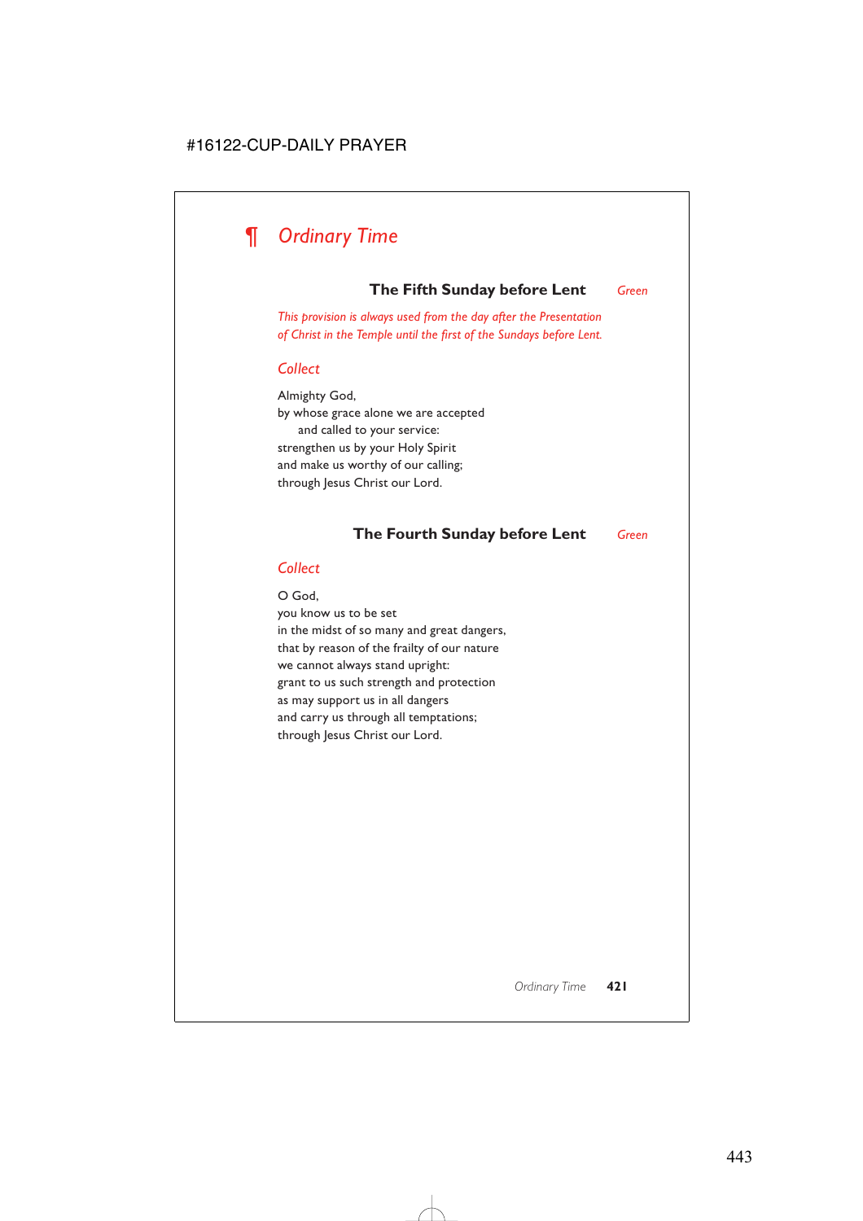# ¶ *Ordinary Time*

## The Fifth Sunday before Lent *Green*

*This provision is always used from the day after the Presentation of Christ in the Temple until the first of the Sundays before Lent.*

### *Collect*

Almighty God,
by whose grace alone we are accepted
  and called to your service:
strengthen us by your Holy Spirit
and make us worthy of our calling;
through Jesus Christ our Lord.

## The Fourth Sunday before Lent *Green*

### *Collect*

O God,
you know us to be set
in the midst of so many and great dangers,
that by reason of the frailty of our nature
we cannot always stand upright:
grant to us such strength and protection
as may support us in all dangers
and carry us through all temptations;
through Jesus Christ our Lord.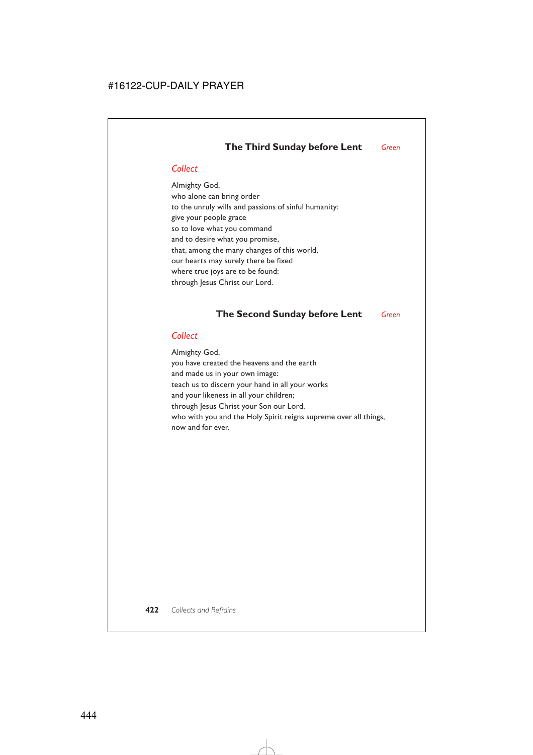## The Third Sunday before Lent *Green*

### *Collect*

Almighty God,
who alone can bring order
to the unruly wills and passions of sinful humanity:
give your people grace
so to love what you command
and to desire what you promise,
that, among the many changes of this world,
our hearts may surely there be fixed
where true joys are to be found;
through Jesus Christ our Lord.

## The Second Sunday before Lent *Green*

### *Collect*

Almighty God,
you have created the heavens and the earth
and made us in your own image:
teach us to discern your hand in all your works
and your likeness in all your children;
through Jesus Christ your Son our Lord,
who with you and the Holy Spirit reigns supreme over all things,
now and for ever.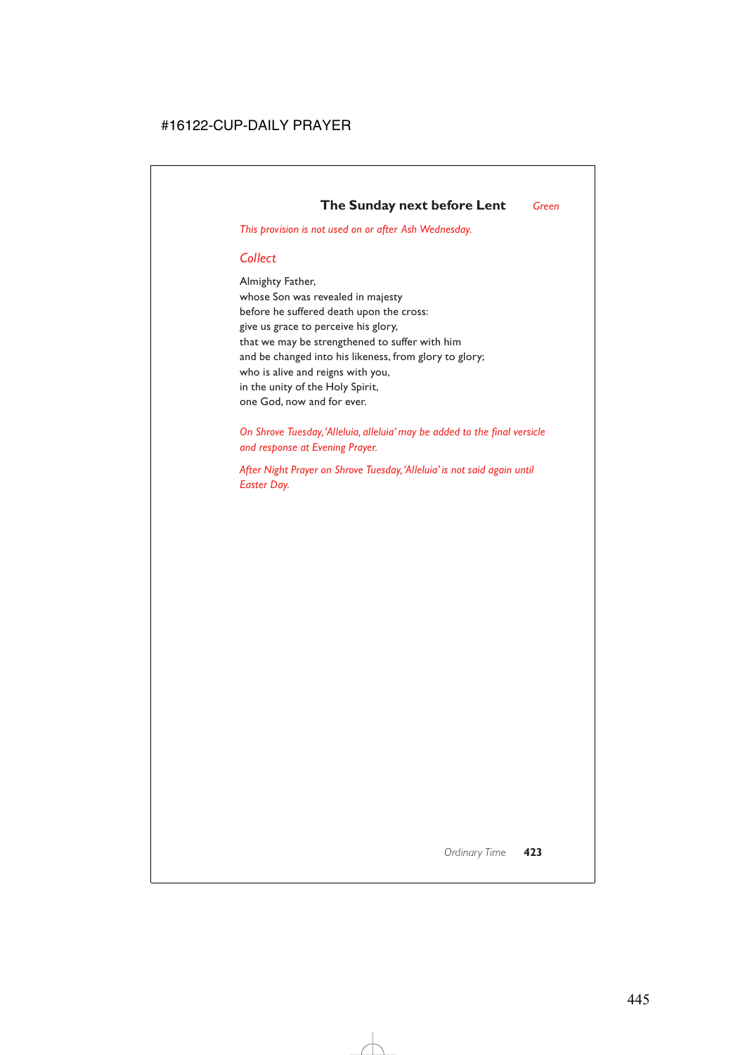## The Sunday next before Lent *Green*

*This provision is not used on or after Ash Wednesday.*

### *Collect*

Almighty Father,  
whose Son was revealed in majesty  
before he suffered death upon the cross:  
give us grace to perceive his glory,  
that we may be strengthened to suffer with him  
and be changed into his likeness, from glory to glory;  
who is alive and reigns with you,  
in the unity of the Holy Spirit,  
one God, now and for ever.

*On Shrove Tuesday, 'Alleluia, alleluia' may be added to the final versicle and response at Evening Prayer.*

*After Night Prayer on Shrove Tuesday, 'Alleluia' is not said again until Easter Day.*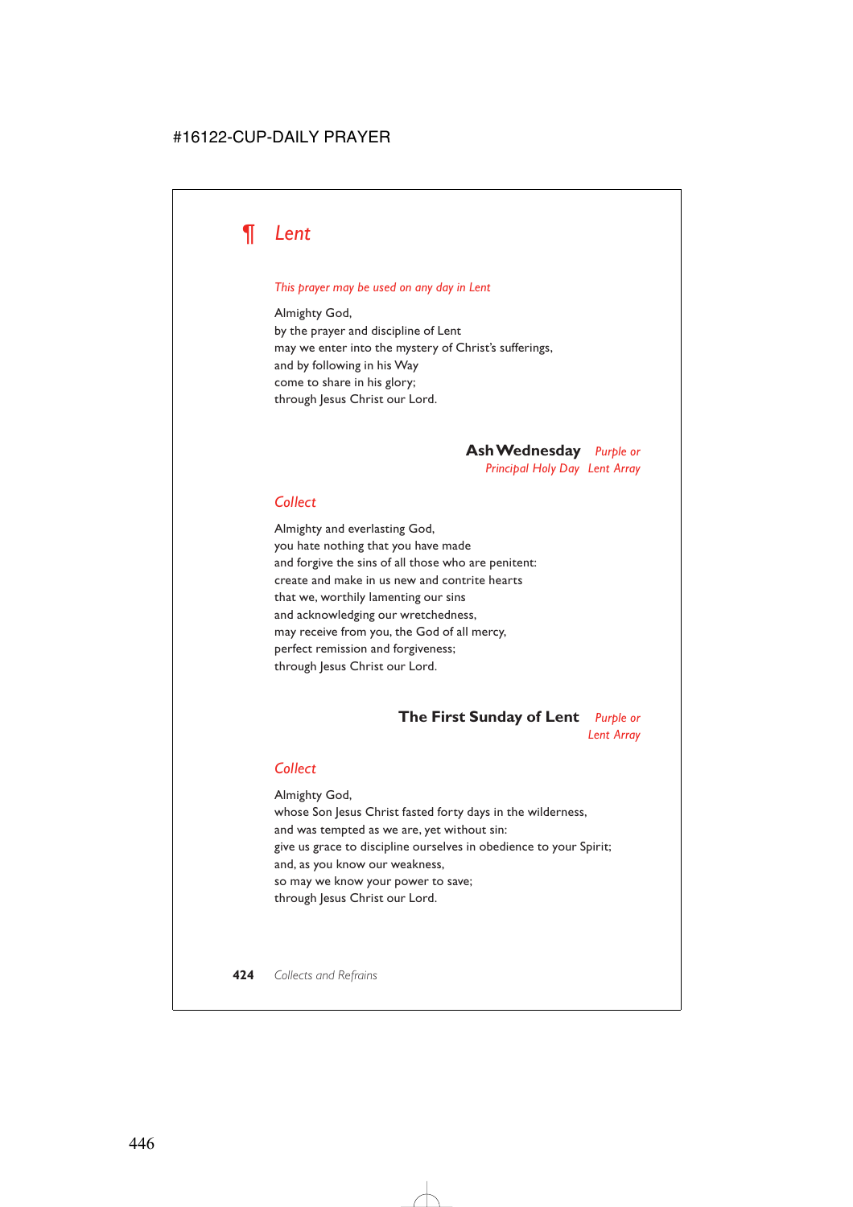# ¶ *Lent*

*This prayer may be used on any day in Lent*

Almighty God,
by the prayer and discipline of Lent
may we enter into the mystery of Christ's sufferings,
and by following in his Way
come to share in his glory;
through Jesus Christ our Lord.

## Ash Wednesday *Purple or Lent Array*

*Principal Holy Day*

### *Collect*

Almighty and everlasting God,
you hate nothing that you have made
and forgive the sins of all those who are penitent:
create and make in us new and contrite hearts
that we, worthily lamenting our sins
and acknowledging our wretchedness,
may receive from you, the God of all mercy,
perfect remission and forgiveness;
through Jesus Christ our Lord.

## The First Sunday of Lent *Purple or Lent Array*

### *Collect*

Almighty God,
whose Son Jesus Christ fasted forty days in the wilderness,
and was tempted as we are, yet without sin:
give us grace to discipline ourselves in obedience to your Spirit;
and, as you know our weakness,
so may we know your power to save;
through Jesus Christ our Lord.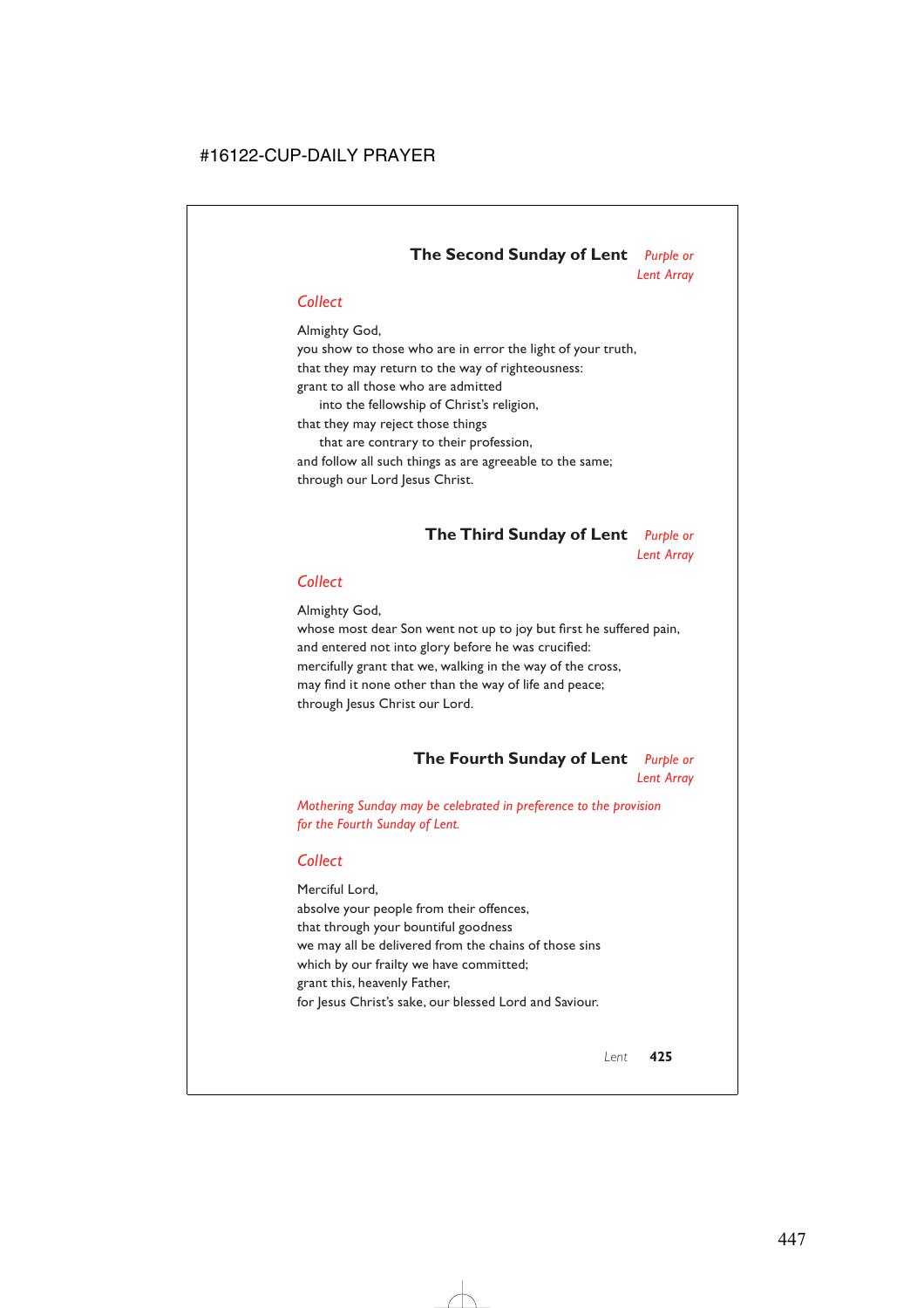## The Second Sunday of Lent *Purple or Lent Array*

*Collect*

Almighty God,
you show to those who are in error the light of your truth,
that they may return to the way of righteousness:
grant to all those who are admitted
into the fellowship of Christ's religion,
that they may reject those things
that are contrary to their profession,
and follow all such things as are agreeable to the same;
through our Lord Jesus Christ.

## The Third Sunday of Lent *Purple or Lent Array*

*Collect*

Almighty God,
whose most dear Son went not up to joy but first he suffered pain,
and entered not into glory before he was crucified:
mercifully grant that we, walking in the way of the cross,
may find it none other than the way of life and peace;
through Jesus Christ our Lord.

## The Fourth Sunday of Lent *Purple or Lent Array*

*Mothering Sunday may be celebrated in preference to the provision for the Fourth Sunday of Lent.*

*Collect*

Merciful Lord,
absolve your people from their offences,
that through your bountiful goodness
we may all be delivered from the chains of those sins
which by our frailty we have committed;
grant this, heavenly Father,
for Jesus Christ's sake, our blessed Lord and Saviour.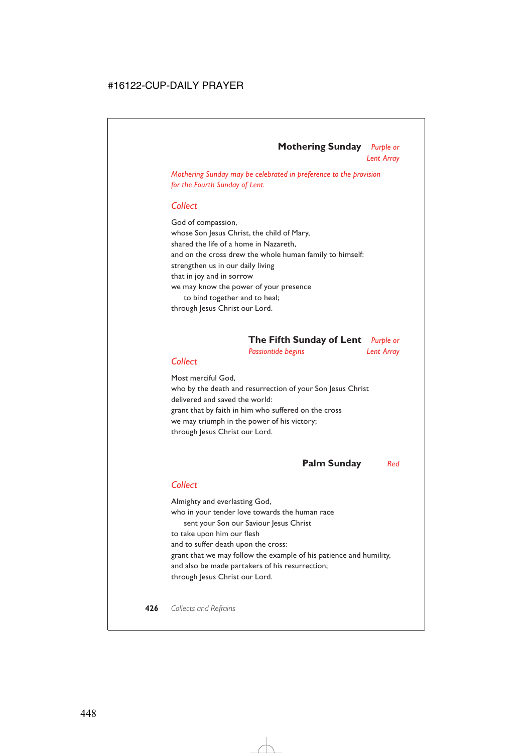## Mothering Sunday *Purple or Lent Array*

*Mothering Sunday may be celebrated in preference to the provision for the Fourth Sunday of Lent.*

### *Collect*

God of compassion,
whose Son Jesus Christ, the child of Mary,
shared the life of a home in Nazareth,
and on the cross drew the whole human family to himself:
strengthen us in our daily living
that in joy and in sorrow
we may know the power of your presence
  to bind together and to heal;
through Jesus Christ our Lord.

## The Fifth Sunday of Lent *Purple or Lent Array*

*Passiontide begins*

### *Collect*

Most merciful God,
who by the death and resurrection of your Son Jesus Christ
delivered and saved the world:
grant that by faith in him who suffered on the cross
we may triumph in the power of his victory;
through Jesus Christ our Lord.

## Palm Sunday *Red*

### *Collect*

Almighty and everlasting God,
who in your tender love towards the human race
  sent your Son our Saviour Jesus Christ
to take upon him our flesh
and to suffer death upon the cross:
grant that we may follow the example of his patience and humility,
and also be made partakers of his resurrection;
through Jesus Christ our Lord.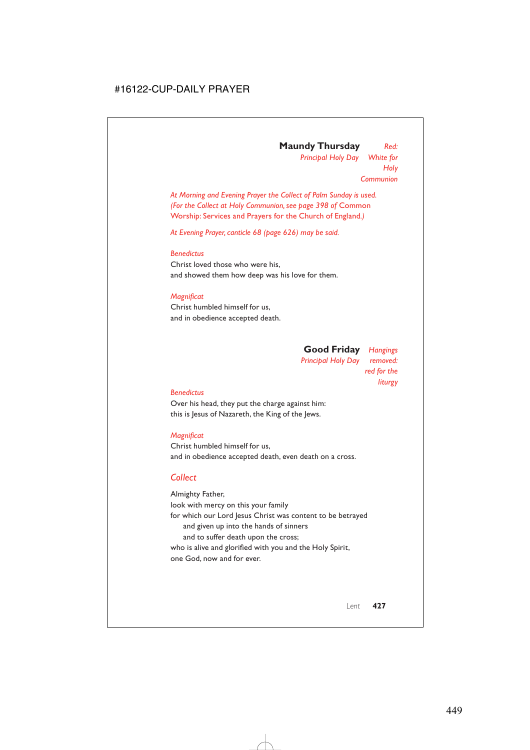## Maundy Thursday

*Principal Holy Day* — *Red: White for Holy Communion*

*At Morning and Evening Prayer the Collect of Palm Sunday is used. (For the Collect at Holy Communion, see page 398 of* Common Worship: Services and Prayers for the Church of England.*)*

*At Evening Prayer, canticle 68 (page 626) may be said.*

*Benedictus*

Christ loved those who were his,
and showed them how deep was his love for them.

*Magnificat*

Christ humbled himself for us,
and in obedience accepted death.

## Good Friday

*Principal Holy Day* — *Hangings removed: red for the liturgy*

*Benedictus*

Over his head, they put the charge against him:
this is Jesus of Nazareth, the King of the Jews.

*Magnificat*

Christ humbled himself for us,
and in obedience accepted death, even death on a cross.

### *Collect*

Almighty Father,
look with mercy on this your family
for which our Lord Jesus Christ was content to be betrayed
  and given up into the hands of sinners
  and to suffer death upon the cross;
who is alive and glorified with you and the Holy Spirit,
one God, now and for ever.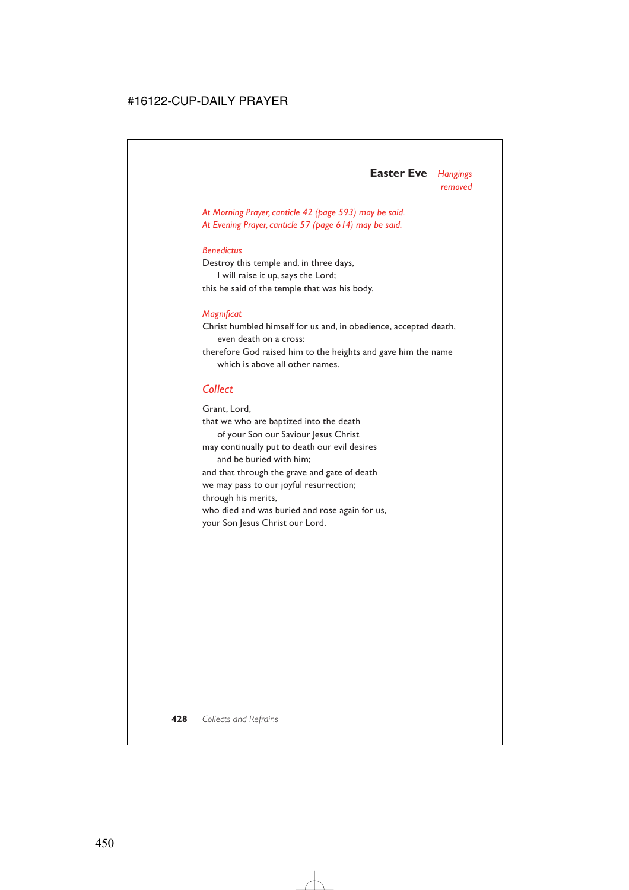## Easter Eve *Hangings removed*

*At Morning Prayer, canticle 42 (page 593) may be said.*
*At Evening Prayer, canticle 57 (page 614) may be said.*

*Benedictus*

Destroy this temple and, in three days,
 I will raise it up, says the Lord;
this he said of the temple that was his body.

*Magnificat*

Christ humbled himself for us and, in obedience, accepted death,
 even death on a cross:
therefore God raised him to the heights and gave him the name
 which is above all other names.

### *Collect*

Grant, Lord,
that we who are baptized into the death
 of your Son our Saviour Jesus Christ
may continually put to death our evil desires
 and be buried with him;
and that through the grave and gate of death
we may pass to our joyful resurrection;
through his merits,
who died and was buried and rose again for us,
your Son Jesus Christ our Lord.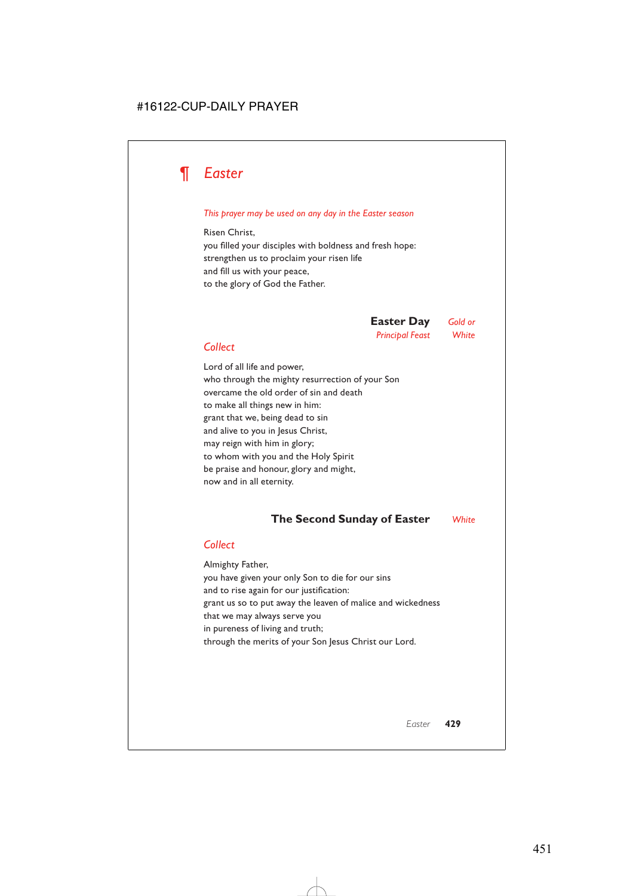# ¶ Easter

*This prayer may be used on any day in the Easter season*

Risen Christ,
you filled your disciples with boldness and fresh hope:
strengthen us to proclaim your risen life
and fill us with your peace,
to the glory of God the Father.

## Easter Day

*Principal Feast* — *Gold or White*

### *Collect*

Lord of all life and power,
who through the mighty resurrection of your Son
overcame the old order of sin and death
to make all things new in him:
grant that we, being dead to sin
and alive to you in Jesus Christ,
may reign with him in glory;
to whom with you and the Holy Spirit
be praise and honour, glory and might,
now and in all eternity.

## The Second Sunday of Easter

*White*

### *Collect*

Almighty Father,
you have given your only Son to die for our sins
and to rise again for our justification:
grant us so to put away the leaven of malice and wickedness
that we may always serve you
in pureness of living and truth;
through the merits of your Son Jesus Christ our Lord.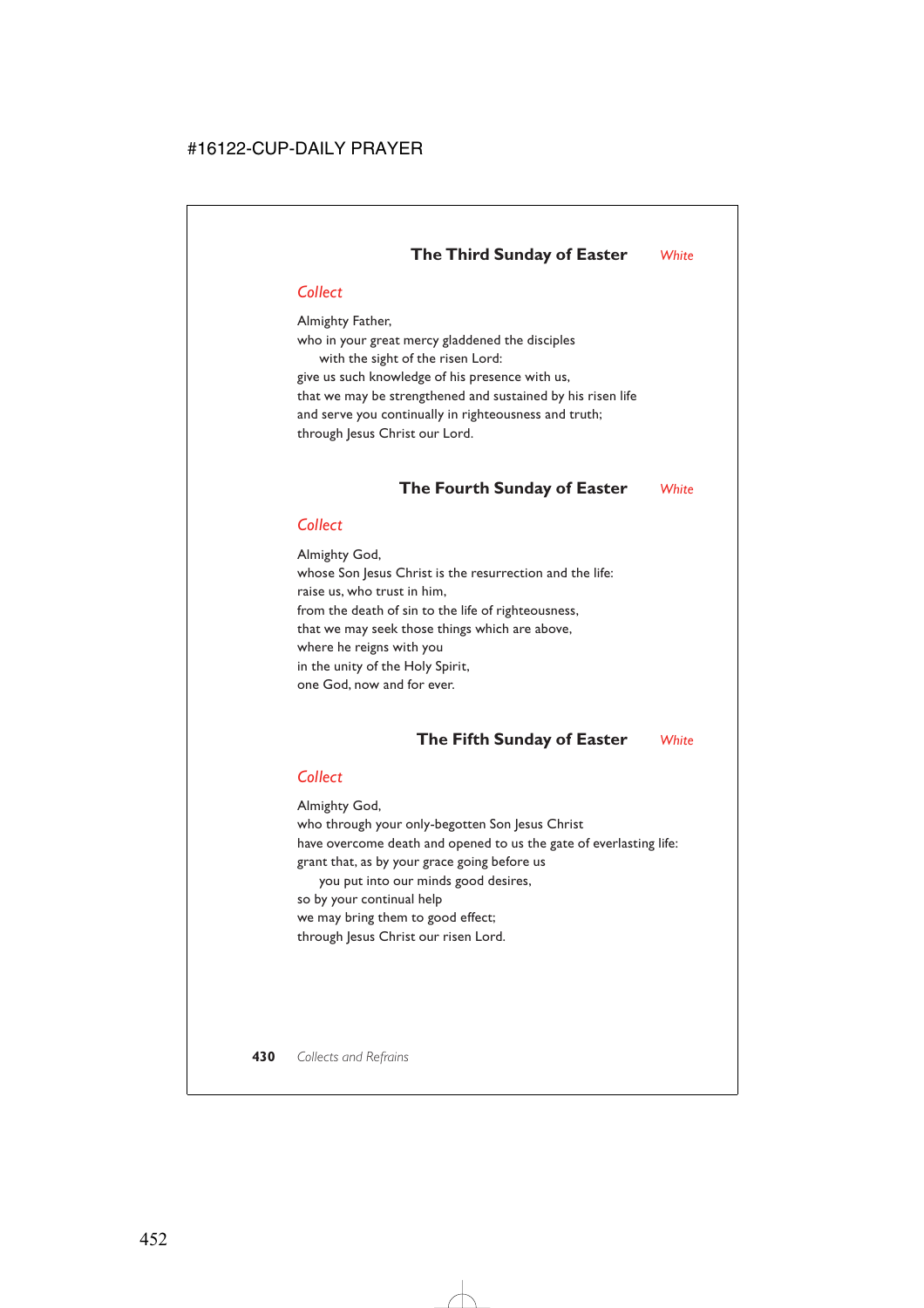## The Third Sunday of Easter *White*

### *Collect*

Almighty Father,
who in your great mercy gladdened the disciples
  with the sight of the risen Lord:
give us such knowledge of his presence with us,
that we may be strengthened and sustained by his risen life
and serve you continually in righteousness and truth;
through Jesus Christ our Lord.

## The Fourth Sunday of Easter *White*

### *Collect*

Almighty God,
whose Son Jesus Christ is the resurrection and the life:
raise us, who trust in him,
from the death of sin to the life of righteousness,
that we may seek those things which are above,
where he reigns with you
in the unity of the Holy Spirit,
one God, now and for ever.

## The Fifth Sunday of Easter *White*

### *Collect*

Almighty God,
who through your only-begotten Son Jesus Christ
have overcome death and opened to us the gate of everlasting life:
grant that, as by your grace going before us
  you put into our minds good desires,
so by your continual help
we may bring them to good effect;
through Jesus Christ our risen Lord.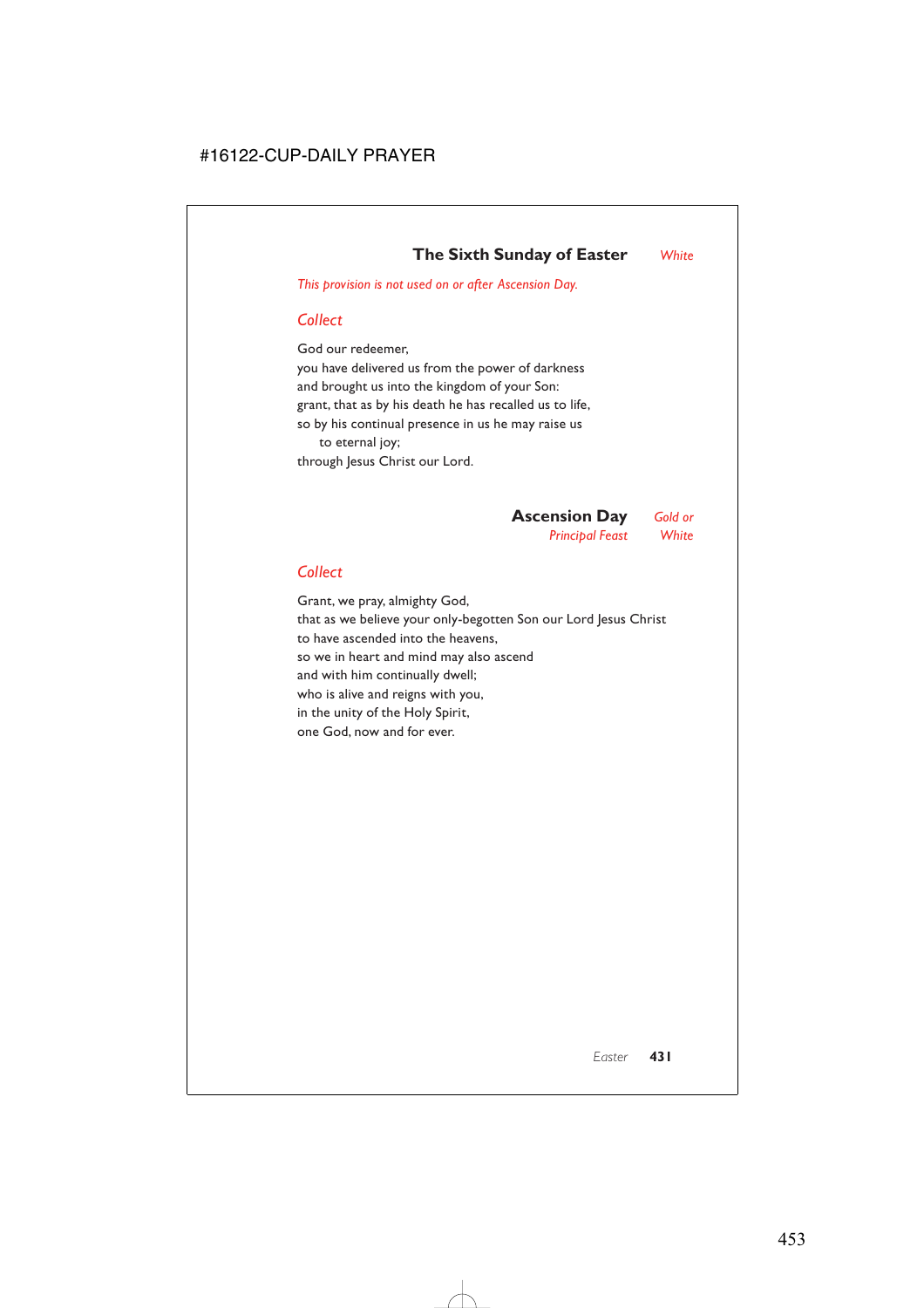## The Sixth Sunday of Easter *White*

*This provision is not used on or after Ascension Day.*

### *Collect*

God our redeemer,
you have delivered us from the power of darkness
and brought us into the kingdom of your Son:
grant, that as by his death he has recalled us to life,
so by his continual presence in us he may raise us
to eternal joy;
through Jesus Christ our Lord.

## Ascension Day *Gold or White*

*Principal Feast*

### *Collect*

Grant, we pray, almighty God,
that as we believe your only-begotten Son our Lord Jesus Christ
to have ascended into the heavens,
so we in heart and mind may also ascend
and with him continually dwell;
who is alive and reigns with you,
in the unity of the Holy Spirit,
one God, now and for ever.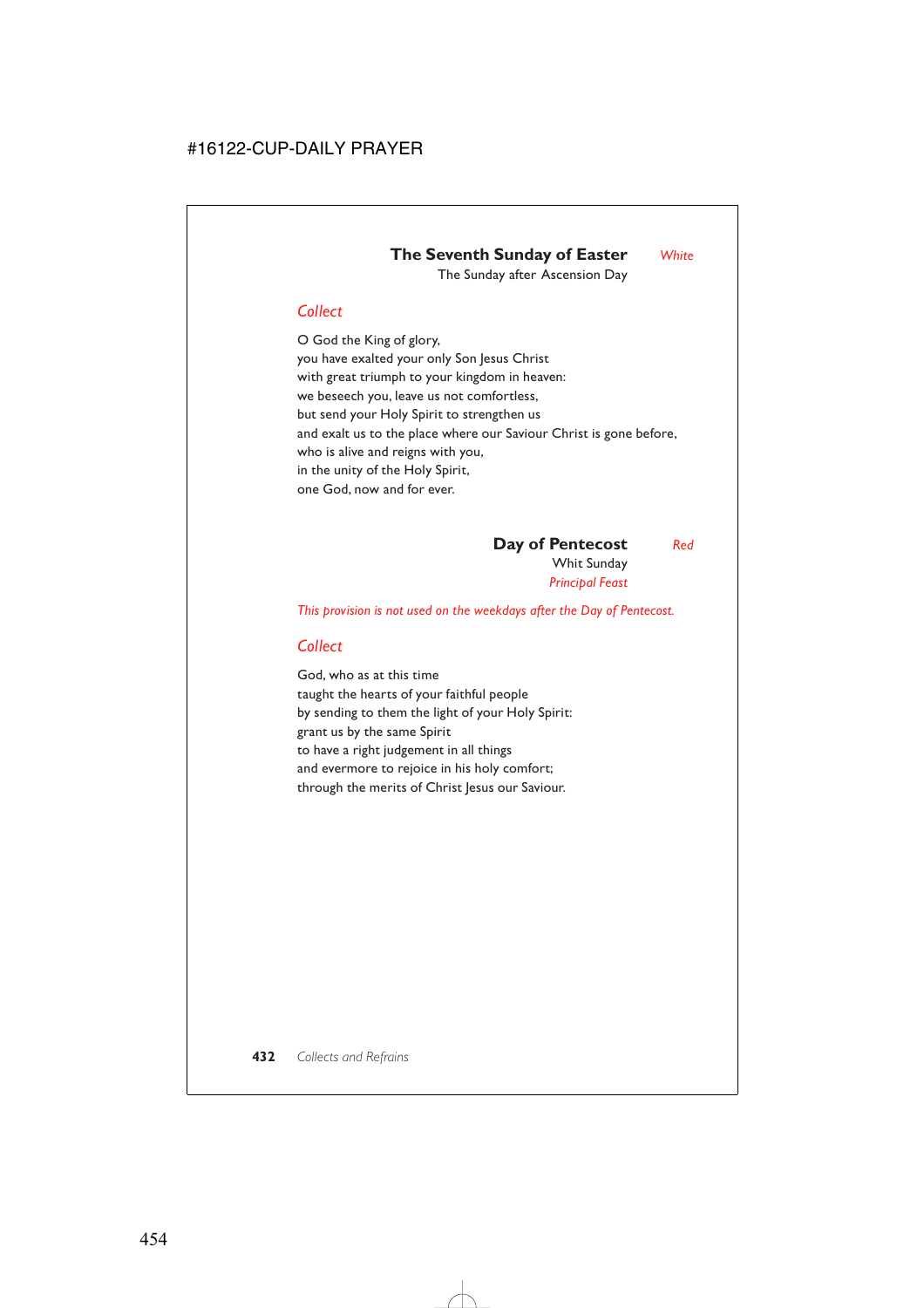## The Seventh Sunday of Easter *White*

The Sunday after Ascension Day

### *Collect*

O God the King of glory,
you have exalted your only Son Jesus Christ
with great triumph to your kingdom in heaven:
we beseech you, leave us not comfortless,
but send your Holy Spirit to strengthen us
and exalt us to the place where our Saviour Christ is gone before,
who is alive and reigns with you,
in the unity of the Holy Spirit,
one God, now and for ever.

## Day of Pentecost *Red*

Whit Sunday

*Principal Feast*

*This provision is not used on the weekdays after the Day of Pentecost.*

### *Collect*

God, who as at this time
taught the hearts of your faithful people
by sending to them the light of your Holy Spirit:
grant us by the same Spirit
to have a right judgement in all things
and evermore to rejoice in his holy comfort;
through the merits of Christ Jesus our Saviour.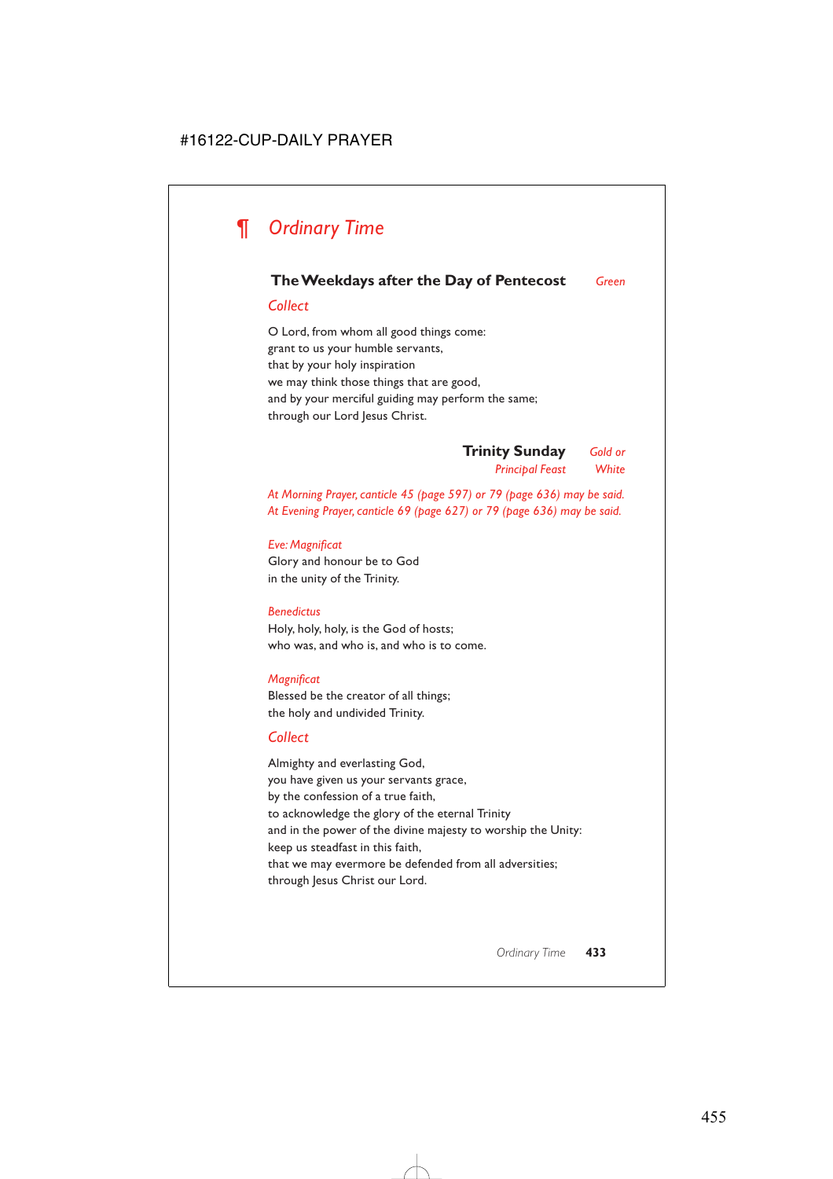# ¶ *Ordinary Time*

## The Weekdays after the Day of Pentecost *Green*

### *Collect*

O Lord, from whom all good things come:
grant to us your humble servants,
that by your holy inspiration
we may think those things that are good,
and by your merciful guiding may perform the same;
through our Lord Jesus Christ.

## Trinity Sunday *Gold or White*

*Principal Feast*

*At Morning Prayer, canticle 45 (page 597) or 79 (page 636) may be said.*
*At Evening Prayer, canticle 69 (page 627) or 79 (page 636) may be said.*

*Eve: Magnificat*
Glory and honour be to God
in the unity of the Trinity.

*Benedictus*
Holy, holy, holy, is the God of hosts;
who was, and who is, and who is to come.

*Magnificat*
Blessed be the creator of all things;
the holy and undivided Trinity.

### *Collect*

Almighty and everlasting God,
you have given us your servants grace,
by the confession of a true faith,
to acknowledge the glory of the eternal Trinity
and in the power of the divine majesty to worship the Unity:
keep us steadfast in this faith,
that we may evermore be defended from all adversities;
through Jesus Christ our Lord.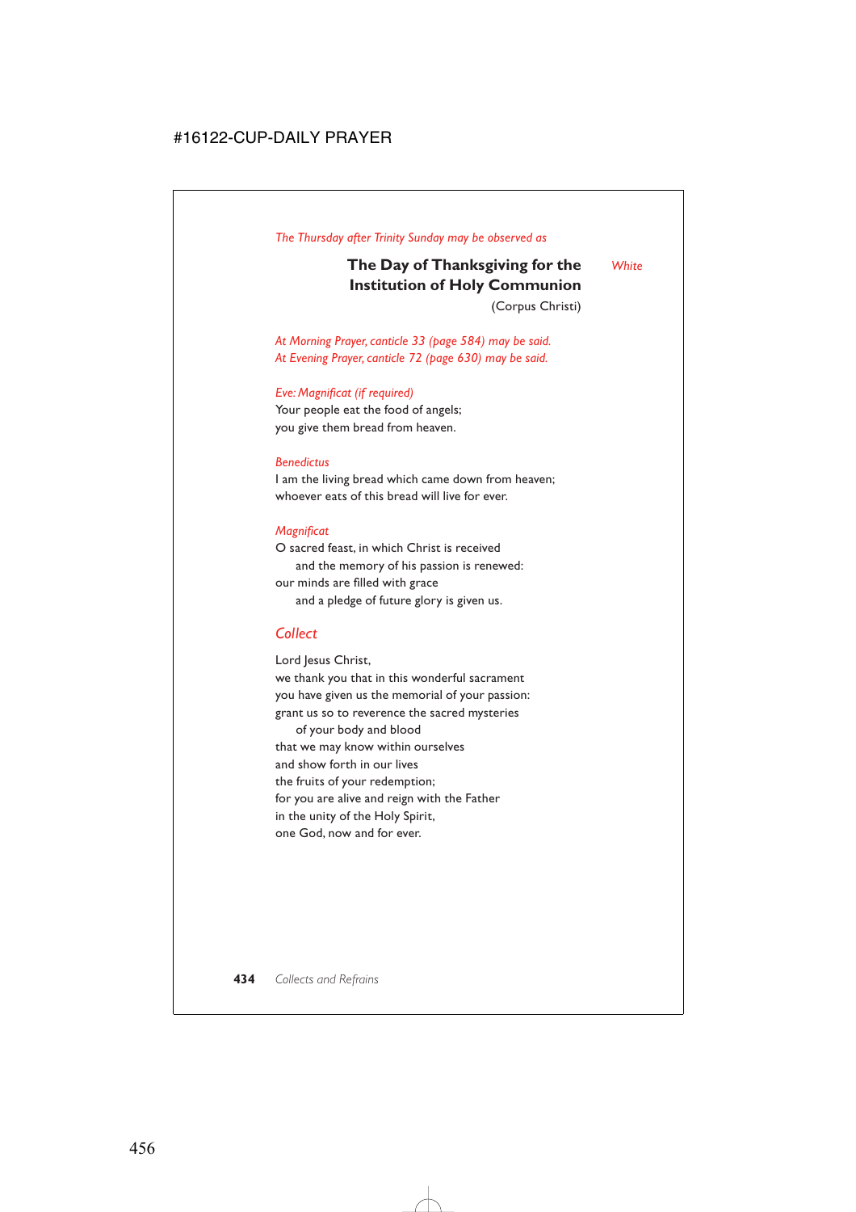*The Thursday after Trinity Sunday may be observed as*

## The Day of Thanksgiving for the Institution of Holy Communion

*White*

(Corpus Christi)

*At Morning Prayer, canticle 33 (page 584) may be said.*
*At Evening Prayer, canticle 72 (page 630) may be said.*

*Eve: Magnificat (if required)*
Your people eat the food of angels;
you give them bread from heaven.

*Benedictus*
I am the living bread which came down from heaven;
whoever eats of this bread will live for ever.

*Magnificat*
O sacred feast, in which Christ is received
  and the memory of his passion is renewed:
our minds are filled with grace
  and a pledge of future glory is given us.

### Collect

Lord Jesus Christ,
we thank you that in this wonderful sacrament
you have given us the memorial of your passion:
grant us so to reverence the sacred mysteries
  of your body and blood
that we may know within ourselves
and show forth in our lives
the fruits of your redemption;
for you are alive and reign with the Father
in the unity of the Holy Spirit,
one God, now and for ever.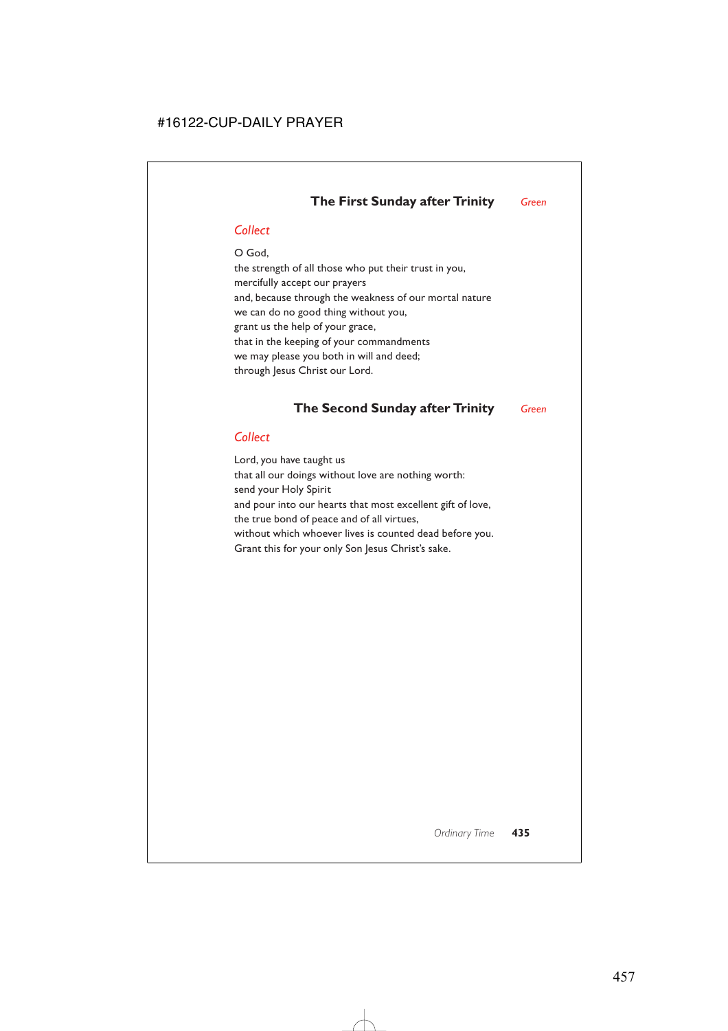## The First Sunday after Trinity *Green*

*Collect*

O God,
the strength of all those who put their trust in you,
mercifully accept our prayers
and, because through the weakness of our mortal nature
we can do no good thing without you,
grant us the help of your grace,
that in the keeping of your commandments
we may please you both in will and deed;
through Jesus Christ our Lord.

## The Second Sunday after Trinity *Green*

*Collect*

Lord, you have taught us
that all our doings without love are nothing worth:
send your Holy Spirit
and pour into our hearts that most excellent gift of love,
the true bond of peace and of all virtues,
without which whoever lives is counted dead before you.
Grant this for your only Son Jesus Christ's sake.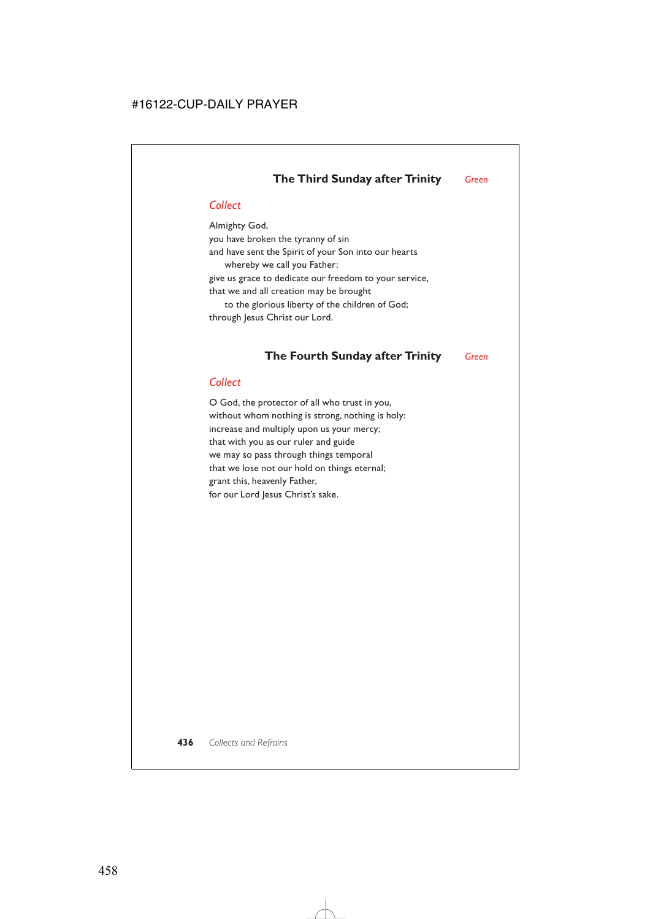## The Third Sunday after Trinity *Green*

### *Collect*

Almighty God,
you have broken the tyranny of sin
and have sent the Spirit of your Son into our hearts
    whereby we call you Father:
give us grace to dedicate our freedom to your service,
that we and all creation may be brought
    to the glorious liberty of the children of God;
through Jesus Christ our Lord.

## The Fourth Sunday after Trinity *Green*

### *Collect*

O God, the protector of all who trust in you,
without whom nothing is strong, nothing is holy:
increase and multiply upon us your mercy;
that with you as our ruler and guide
we may so pass through things temporal
that we lose not our hold on things eternal;
grant this, heavenly Father,
for our Lord Jesus Christ's sake.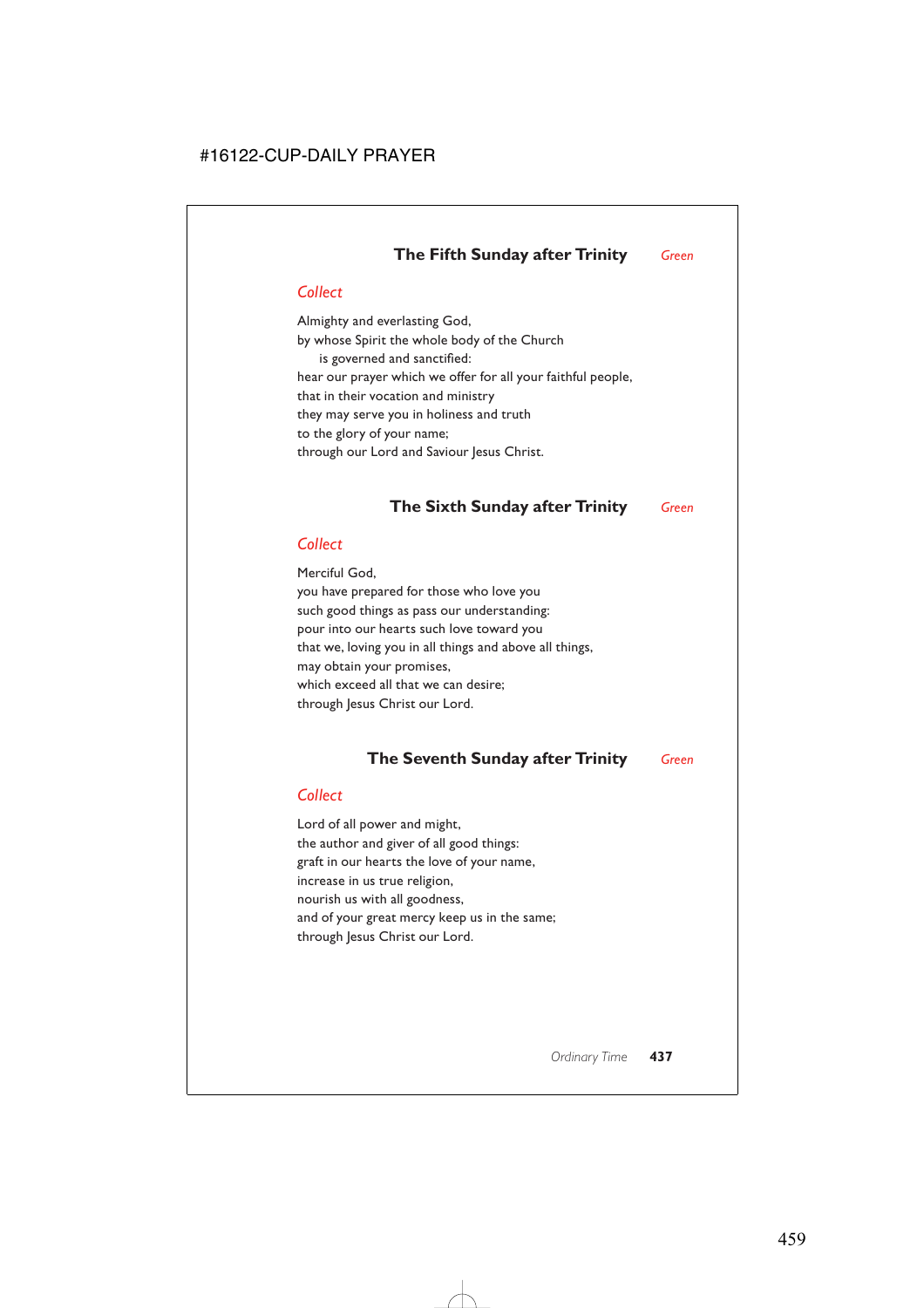## The Fifth Sunday after Trinity *Green*

*Collect*

Almighty and everlasting God,
by whose Spirit the whole body of the Church
    is governed and sanctified:
hear our prayer which we offer for all your faithful people,
that in their vocation and ministry
they may serve you in holiness and truth
to the glory of your name;
through our Lord and Saviour Jesus Christ.

## The Sixth Sunday after Trinity *Green*

*Collect*

Merciful God,
you have prepared for those who love you
such good things as pass our understanding:
pour into our hearts such love toward you
that we, loving you in all things and above all things,
may obtain your promises,
which exceed all that we can desire;
through Jesus Christ our Lord.

## The Seventh Sunday after Trinity *Green*

*Collect*

Lord of all power and might,
the author and giver of all good things:
graft in our hearts the love of your name,
increase in us true religion,
nourish us with all goodness,
and of your great mercy keep us in the same;
through Jesus Christ our Lord.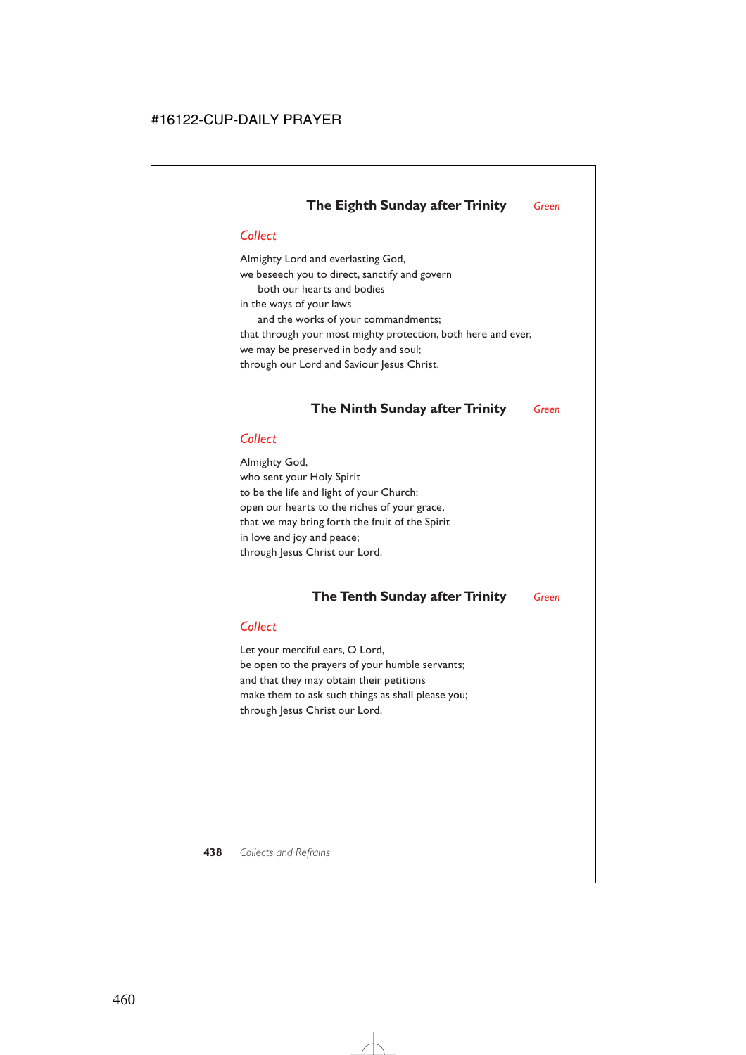## The Eighth Sunday after Trinity *Green*

### *Collect*

Almighty Lord and everlasting God,
we beseech you to direct, sanctify and govern
both our hearts and bodies
in the ways of your laws
and the works of your commandments;
that through your most mighty protection, both here and ever,
we may be preserved in body and soul;
through our Lord and Saviour Jesus Christ.

## The Ninth Sunday after Trinity *Green*

### *Collect*

Almighty God,
who sent your Holy Spirit
to be the life and light of your Church:
open our hearts to the riches of your grace,
that we may bring forth the fruit of the Spirit
in love and joy and peace;
through Jesus Christ our Lord.

## The Tenth Sunday after Trinity *Green*

### *Collect*

Let your merciful ears, O Lord,
be open to the prayers of your humble servants;
and that they may obtain their petitions
make them to ask such things as shall please you;
through Jesus Christ our Lord.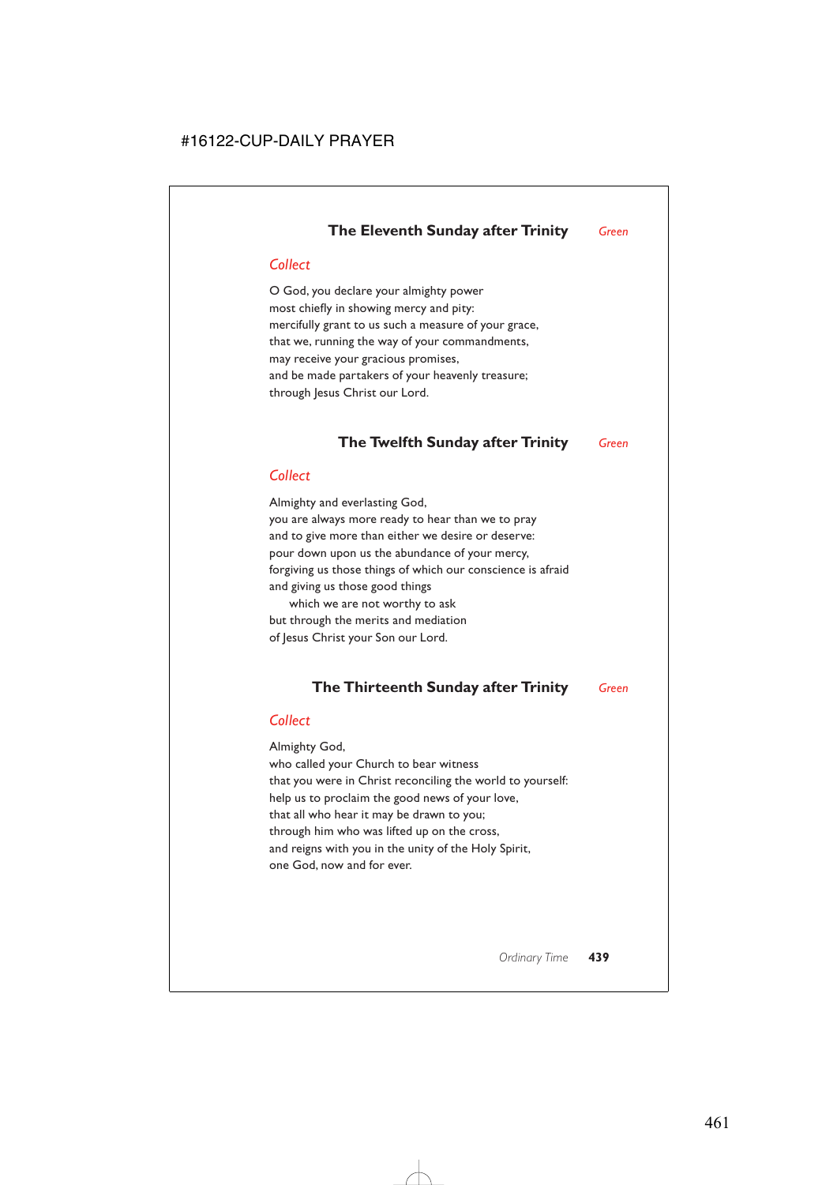## The Eleventh Sunday after Trinity *Green*

### *Collect*

O God, you declare your almighty power
most chiefly in showing mercy and pity:
mercifully grant to us such a measure of your grace,
that we, running the way of your commandments,
may receive your gracious promises,
and be made partakers of your heavenly treasure;
through Jesus Christ our Lord.

## The Twelfth Sunday after Trinity *Green*

### *Collect*

Almighty and everlasting God,
you are always more ready to hear than we to pray
and to give more than either we desire or deserve:
pour down upon us the abundance of your mercy,
forgiving us those things of which our conscience is afraid
and giving us those good things
  which we are not worthy to ask
but through the merits and mediation
of Jesus Christ your Son our Lord.

## The Thirteenth Sunday after Trinity *Green*

### *Collect*

Almighty God,
who called your Church to bear witness
that you were in Christ reconciling the world to yourself:
help us to proclaim the good news of your love,
that all who hear it may be drawn to you;
through him who was lifted up on the cross,
and reigns with you in the unity of the Holy Spirit,
one God, now and for ever.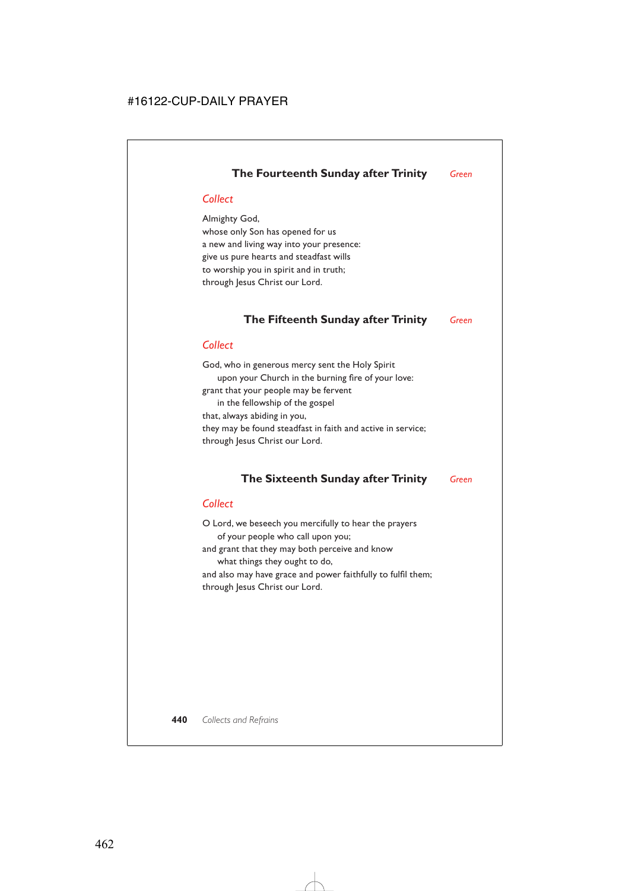## The Fourteenth Sunday after Trinity *Green*

*Collect*

Almighty God,
whose only Son has opened for us
a new and living way into your presence:
give us pure hearts and steadfast wills
to worship you in spirit and in truth;
through Jesus Christ our Lord.

## The Fifteenth Sunday after Trinity *Green*

*Collect*

God, who in generous mercy sent the Holy Spirit
    upon your Church in the burning fire of your love:
grant that your people may be fervent
    in the fellowship of the gospel
that, always abiding in you,
they may be found steadfast in faith and active in service;
through Jesus Christ our Lord.

## The Sixteenth Sunday after Trinity *Green*

*Collect*

O Lord, we beseech you mercifully to hear the prayers
    of your people who call upon you;
and grant that they may both perceive and know
    what things they ought to do,
and also may have grace and power faithfully to fulfil them;
through Jesus Christ our Lord.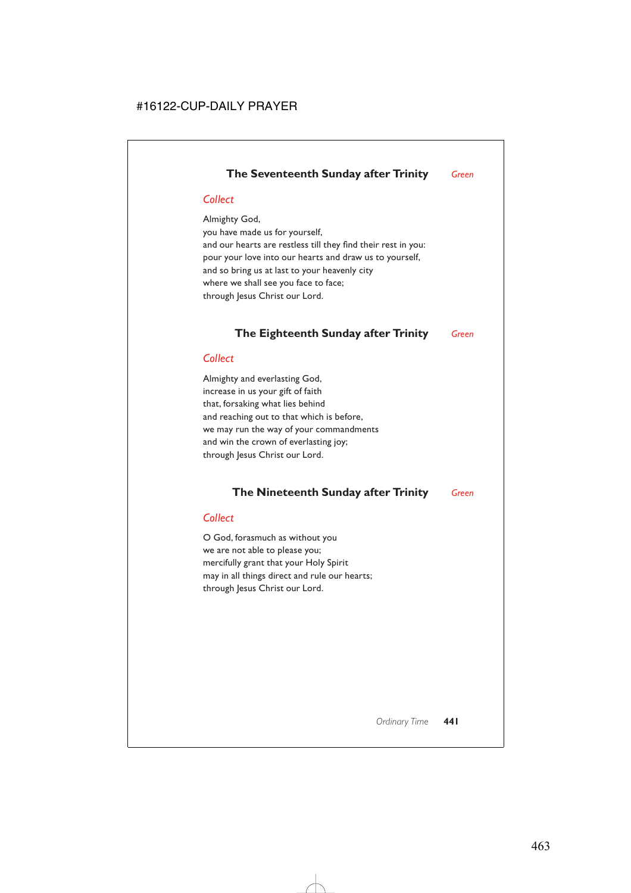## The Seventeenth Sunday after Trinity *Green*

*Collect*

Almighty God,
you have made us for yourself,
and our hearts are restless till they find their rest in you:
pour your love into our hearts and draw us to yourself,
and so bring us at last to your heavenly city
where we shall see you face to face;
through Jesus Christ our Lord.

## The Eighteenth Sunday after Trinity *Green*

*Collect*

Almighty and everlasting God,
increase in us your gift of faith
that, forsaking what lies behind
and reaching out to that which is before,
we may run the way of your commandments
and win the crown of everlasting joy;
through Jesus Christ our Lord.

## The Nineteenth Sunday after Trinity *Green*

*Collect*

O God, forasmuch as without you
we are not able to please you;
mercifully grant that your Holy Spirit
may in all things direct and rule our hearts;
through Jesus Christ our Lord.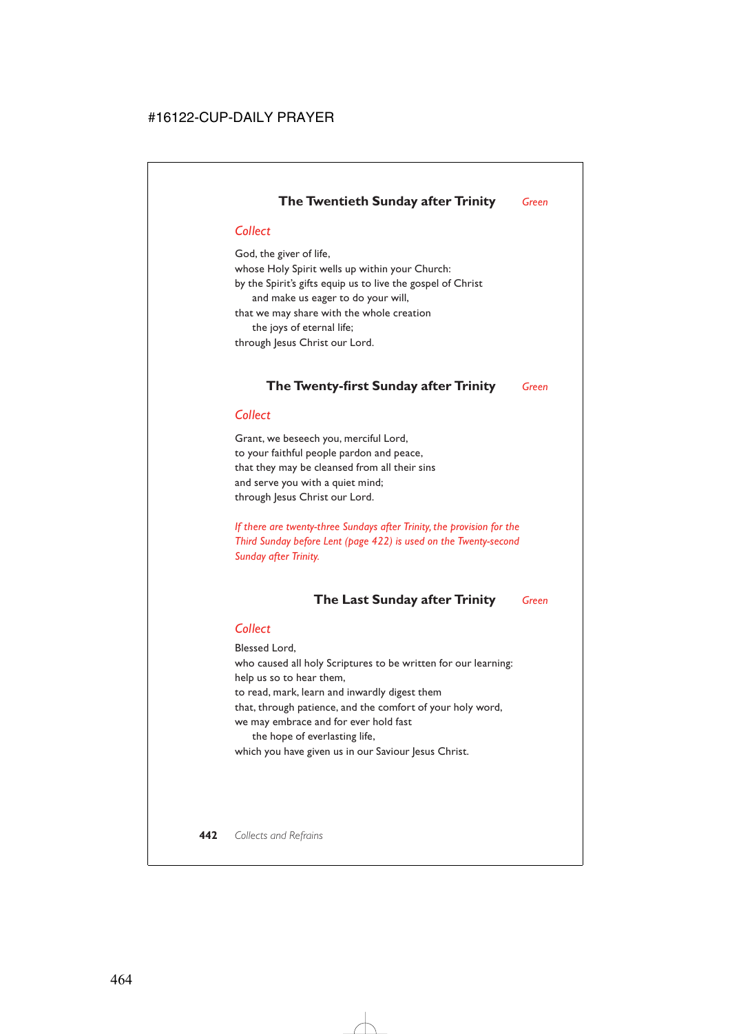## The Twentieth Sunday after Trinity *Green*

### *Collect*

God, the giver of life,
whose Holy Spirit wells up within your Church:
by the Spirit's gifts equip us to live the gospel of Christ
   and make us eager to do your will,
that we may share with the whole creation
   the joys of eternal life;
through Jesus Christ our Lord.

## The Twenty-first Sunday after Trinity *Green*

### *Collect*

Grant, we beseech you, merciful Lord,
to your faithful people pardon and peace,
that they may be cleansed from all their sins
and serve you with a quiet mind;
through Jesus Christ our Lord.

*If there are twenty-three Sundays after Trinity, the provision for the Third Sunday before Lent (page 422) is used on the Twenty-second Sunday after Trinity.*

## The Last Sunday after Trinity *Green*

### *Collect*

Blessed Lord,
who caused all holy Scriptures to be written for our learning:
help us so to hear them,
to read, mark, learn and inwardly digest them
that, through patience, and the comfort of your holy word,
we may embrace and for ever hold fast
   the hope of everlasting life,
which you have given us in our Saviour Jesus Christ.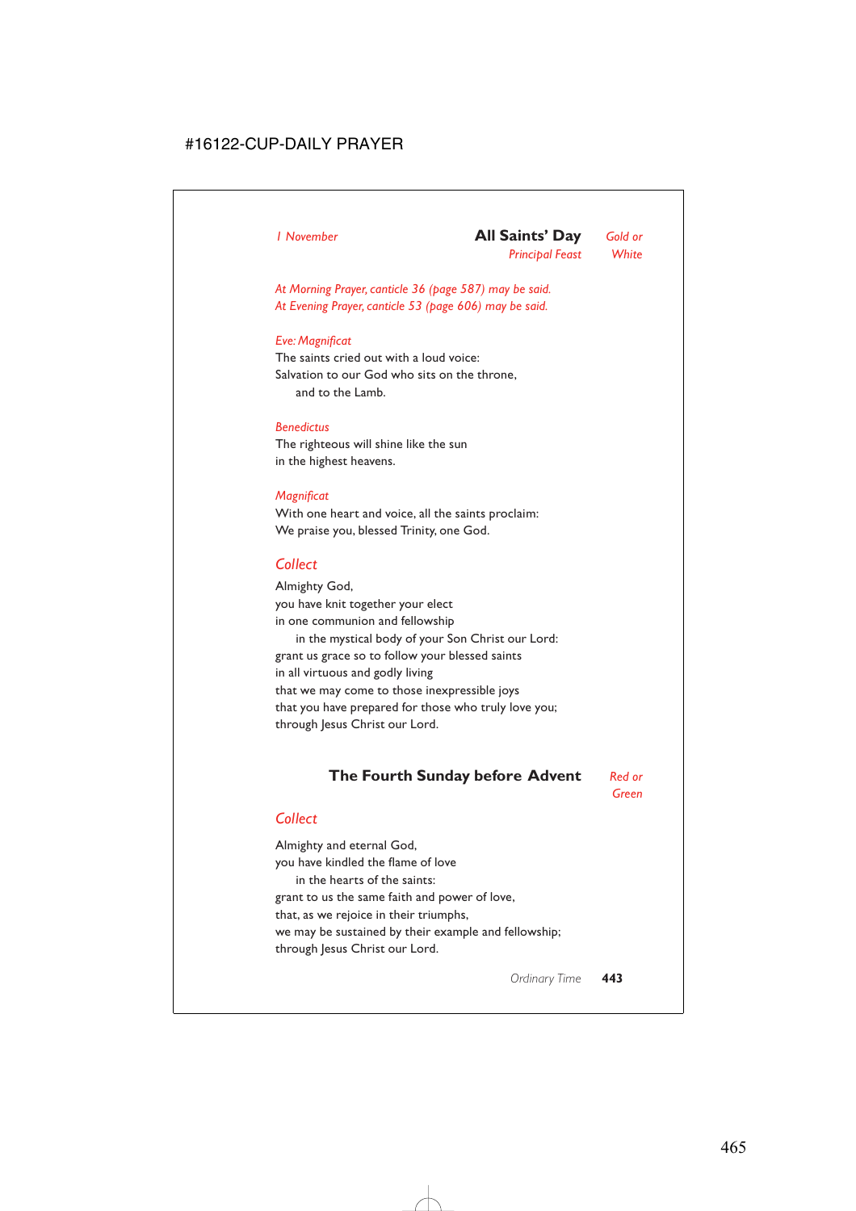*1 November*

## All Saints' Day

*Principal Feast* — *Gold or White*

*At Morning Prayer, canticle 36 (page 587) may be said.*
*At Evening Prayer, canticle 53 (page 606) may be said.*

*Eve: Magnificat*
The saints cried out with a loud voice:
Salvation to our God who sits on the throne,
  and to the Lamb.

*Benedictus*
The righteous will shine like the sun
in the highest heavens.

*Magnificat*
With one heart and voice, all the saints proclaim:
We praise you, blessed Trinity, one God.

### *Collect*

Almighty God,
you have knit together your elect
in one communion and fellowship
  in the mystical body of your Son Christ our Lord:
grant us grace so to follow your blessed saints
in all virtuous and godly living
that we may come to those inexpressible joys
that you have prepared for those who truly love you;
through Jesus Christ our Lord.

## The Fourth Sunday before Advent

*Red or Green*

### *Collect*

Almighty and eternal God,
you have kindled the flame of love
  in the hearts of the saints:
grant to us the same faith and power of love,
that, as we rejoice in their triumphs,
we may be sustained by their example and fellowship;
through Jesus Christ our Lord.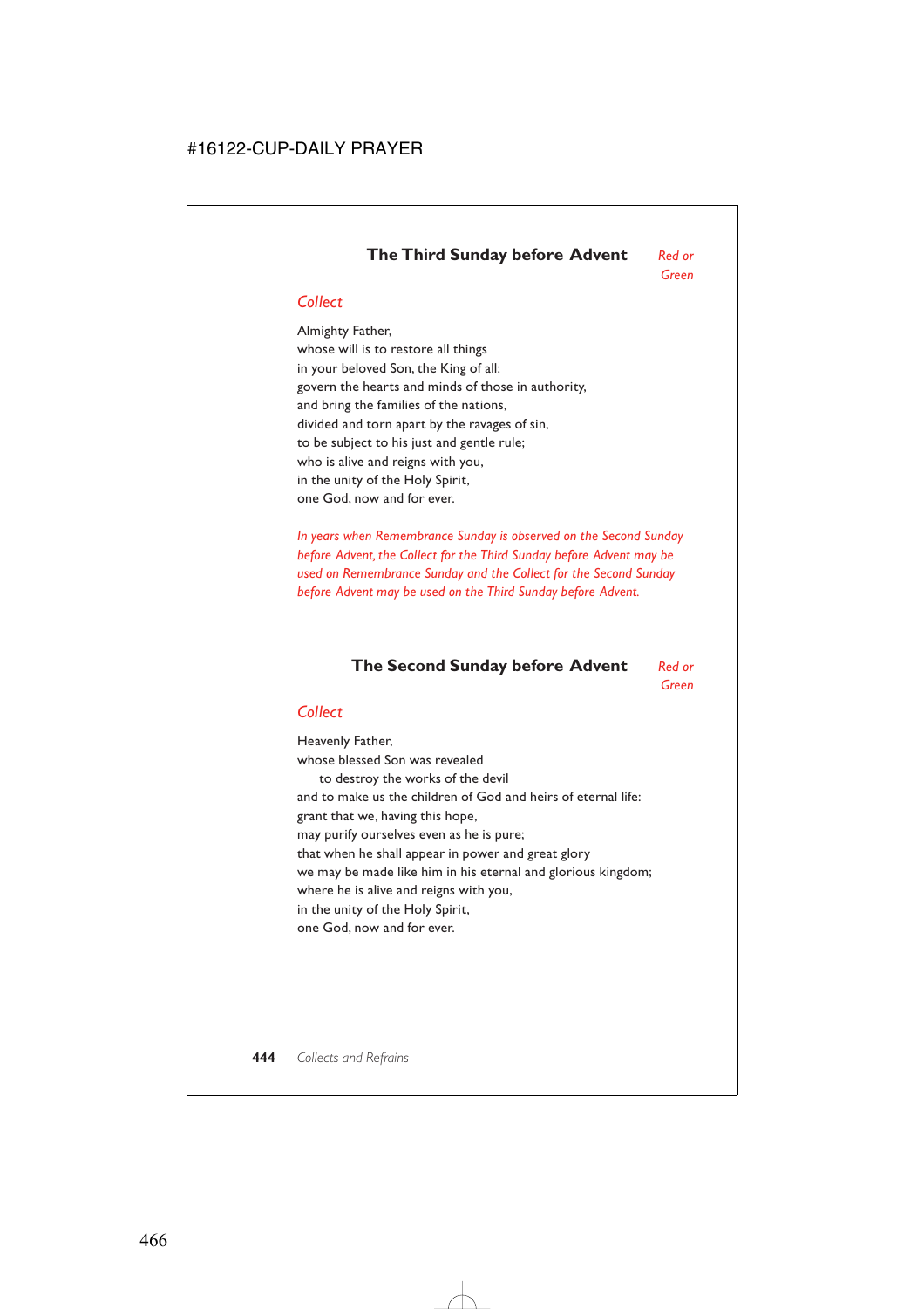## The Third Sunday before Advent

*Red or Green*

### *Collect*

Almighty Father,
whose will is to restore all things
in your beloved Son, the King of all:
govern the hearts and minds of those in authority,
and bring the families of the nations,
divided and torn apart by the ravages of sin,
to be subject to his just and gentle rule;
who is alive and reigns with you,
in the unity of the Holy Spirit,
one God, now and for ever.

*In years when Remembrance Sunday is observed on the Second Sunday before Advent, the Collect for the Third Sunday before Advent may be used on Remembrance Sunday and the Collect for the Second Sunday before Advent may be used on the Third Sunday before Advent.*

## The Second Sunday before Advent

*Red or Green*

### *Collect*

Heavenly Father,
whose blessed Son was revealed
to destroy the works of the devil
and to make us the children of God and heirs of eternal life:
grant that we, having this hope,
may purify ourselves even as he is pure;
that when he shall appear in power and great glory
we may be made like him in his eternal and glorious kingdom;
where he is alive and reigns with you,
in the unity of the Holy Spirit,
one God, now and for ever.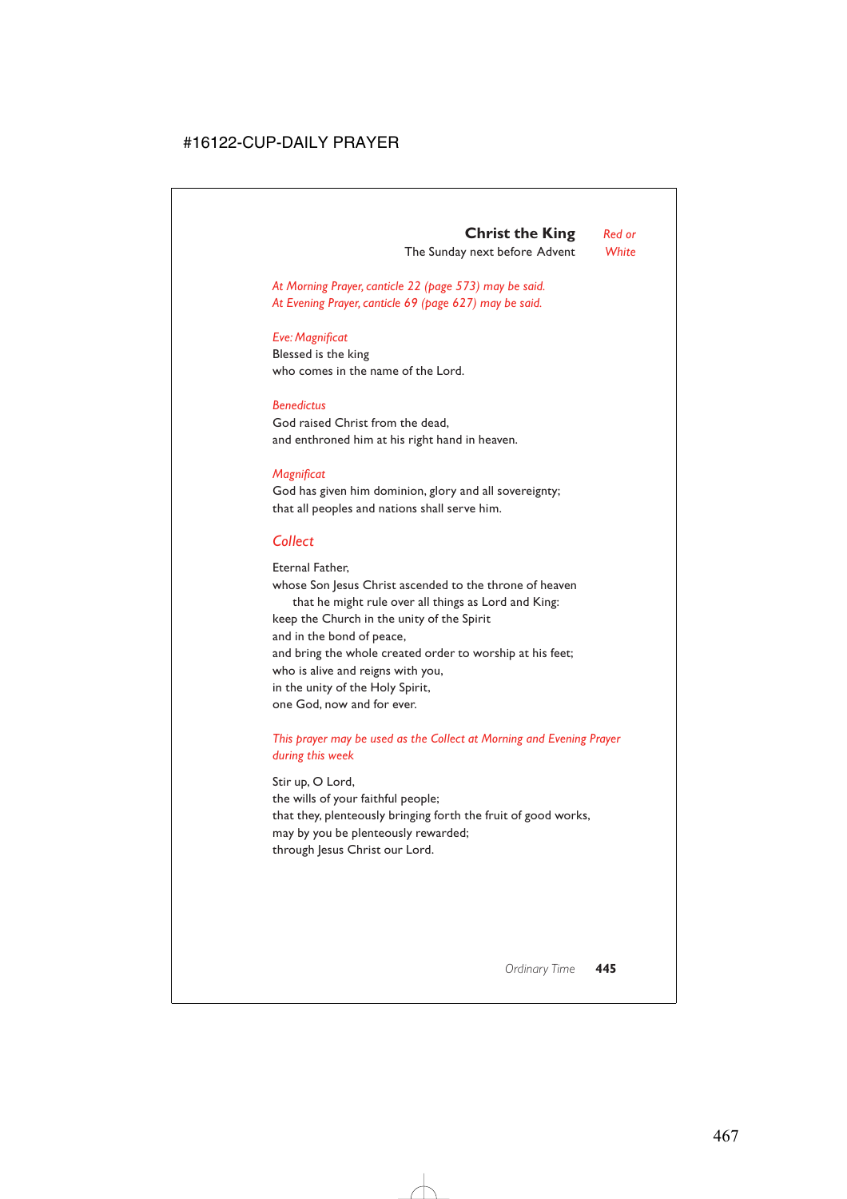## Christ the King

*Red or White*

The Sunday next before Advent

*At Morning Prayer, canticle 22 (page 573) may be said.*
*At Evening Prayer, canticle 69 (page 627) may be said.*

*Eve: Magnificat*
Blessed is the king
who comes in the name of the Lord.

*Benedictus*
God raised Christ from the dead,
and enthroned him at his right hand in heaven.

*Magnificat*
God has given him dominion, glory and all sovereignty;
that all peoples and nations shall serve him.

### *Collect*

Eternal Father,
whose Son Jesus Christ ascended to the throne of heaven
    that he might rule over all things as Lord and King:
keep the Church in the unity of the Spirit
and in the bond of peace,
and bring the whole created order to worship at his feet;
who is alive and reigns with you,
in the unity of the Holy Spirit,
one God, now and for ever.

*This prayer may be used as the Collect at Morning and Evening Prayer during this week*

Stir up, O Lord,
the wills of your faithful people;
that they, plenteously bringing forth the fruit of good works,
may by you be plenteously rewarded;
through Jesus Christ our Lord.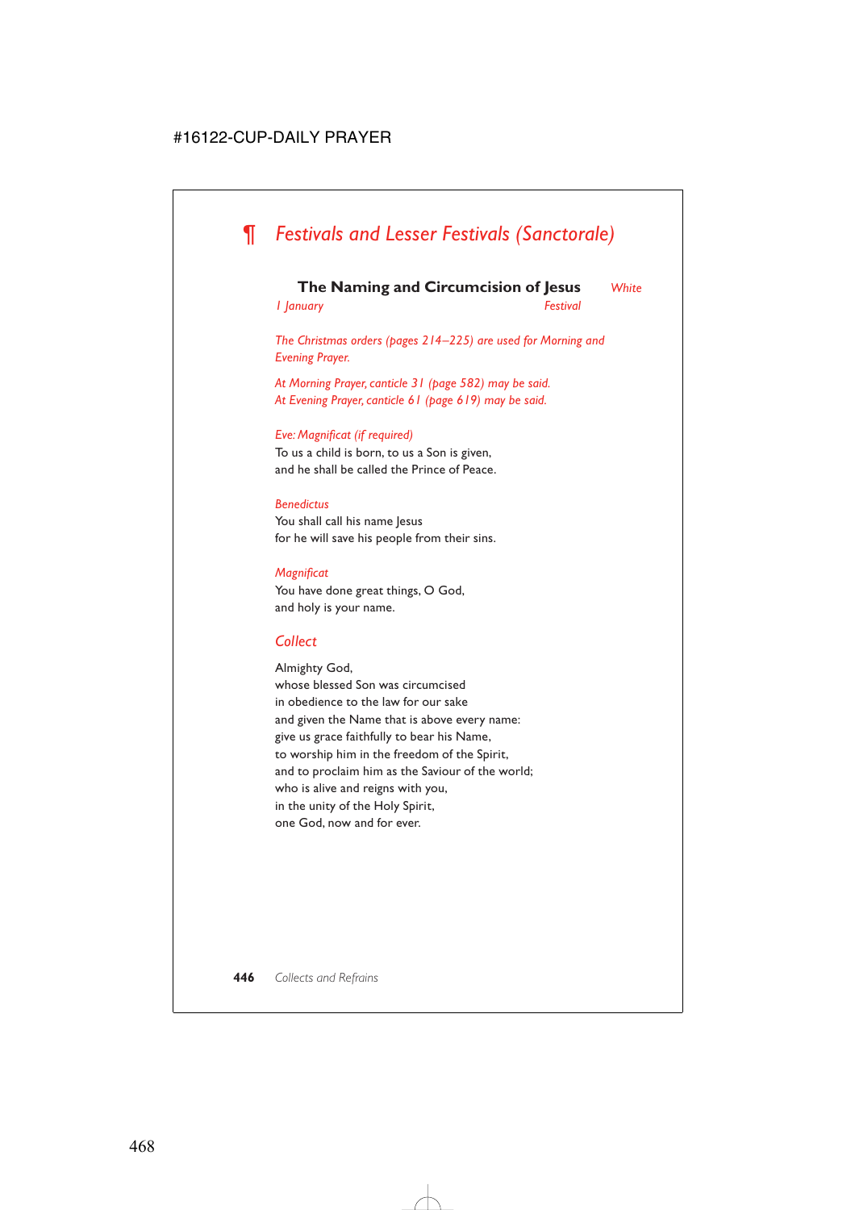# ¶ *Festivals and Lesser Festivals (Sanctorale)*

## The Naming and Circumcision of Jesus *White*

*1 January* *Festival*

*The Christmas orders (pages 214–225) are used for Morning and Evening Prayer.*

*At Morning Prayer, canticle 31 (page 582) may be said.*
*At Evening Prayer, canticle 61 (page 619) may be said.*

*Eve: Magnificat (if required)*
To us a child is born, to us a Son is given,
and he shall be called the Prince of Peace.

*Benedictus*
You shall call his name Jesus
for he will save his people from their sins.

*Magnificat*
You have done great things, O God,
and holy is your name.

### *Collect*

Almighty God,
whose blessed Son was circumcised
in obedience to the law for our sake
and given the Name that is above every name:
give us grace faithfully to bear his Name,
to worship him in the freedom of the Spirit,
and to proclaim him as the Saviour of the world;
who is alive and reigns with you,
in the unity of the Holy Spirit,
one God, now and for ever.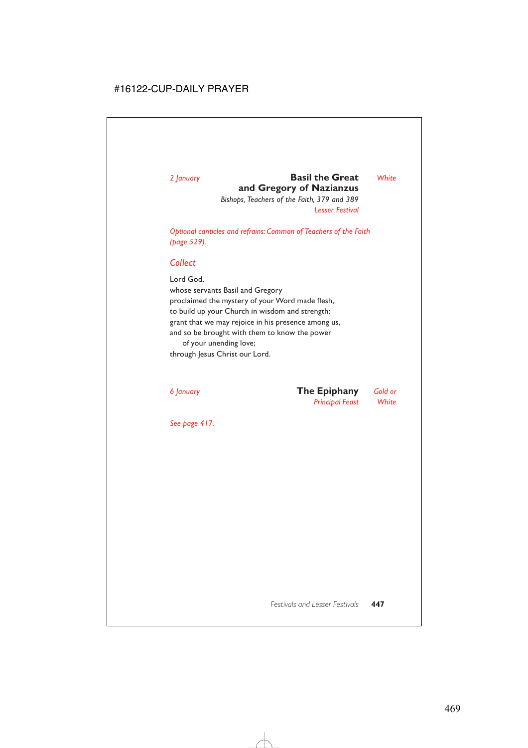*2 January*

## Basil the Great and Gregory of Nazianzus

*White*

*Bishops, Teachers of the Faith, 379 and 389*

*Lesser Festival*

*Optional canticles and refrains: Common of Teachers of the Faith (page 529).*

### *Collect*

Lord God,
whose servants Basil and Gregory
proclaimed the mystery of your Word made flesh,
to build up your Church in wisdom and strength:
grant that we may rejoice in his presence among us,
and so be brought with them to know the power
  of your unending love;
through Jesus Christ our Lord.

*6 January*

## The Epiphany

*Gold or White*

*Principal Feast*

*See page 417.*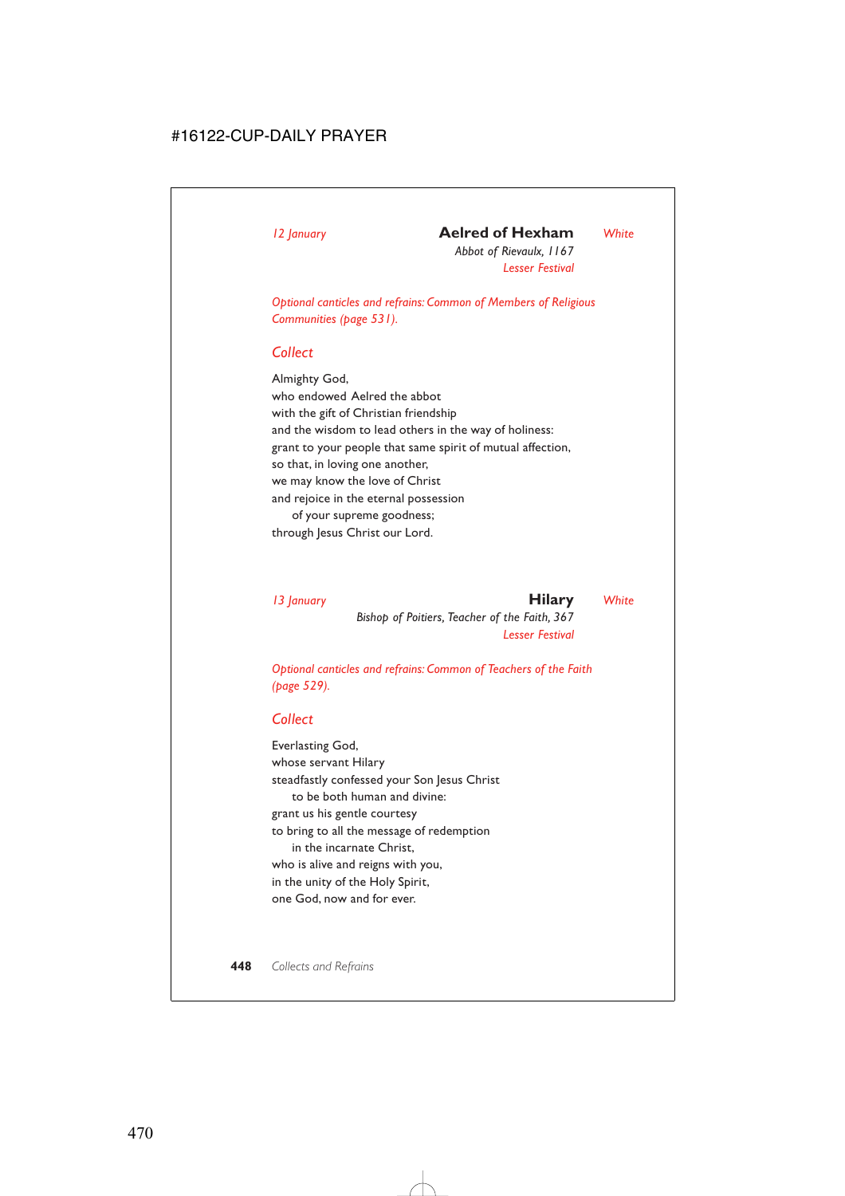*12 January* **Aelred of Hexham** *White*

*Abbot of Rievaulx, 1167*

*Lesser Festival*

*Optional canticles and refrains: Common of Members of Religious Communities (page 531).*

## *Collect*

Almighty God,
who endowed Aelred the abbot
with the gift of Christian friendship
and the wisdom to lead others in the way of holiness:
grant to your people that same spirit of mutual affection,
so that, in loving one another,
we may know the love of Christ
and rejoice in the eternal possession
  of your supreme goodness;
through Jesus Christ our Lord.

*13 January* **Hilary** *White*

*Bishop of Poitiers, Teacher of the Faith, 367*

*Lesser Festival*

*Optional canticles and refrains: Common of Teachers of the Faith (page 529).*

## *Collect*

Everlasting God,
whose servant Hilary
steadfastly confessed your Son Jesus Christ
  to be both human and divine:
grant us his gentle courtesy
to bring to all the message of redemption
  in the incarnate Christ,
who is alive and reigns with you,
in the unity of the Holy Spirit,
one God, now and for ever.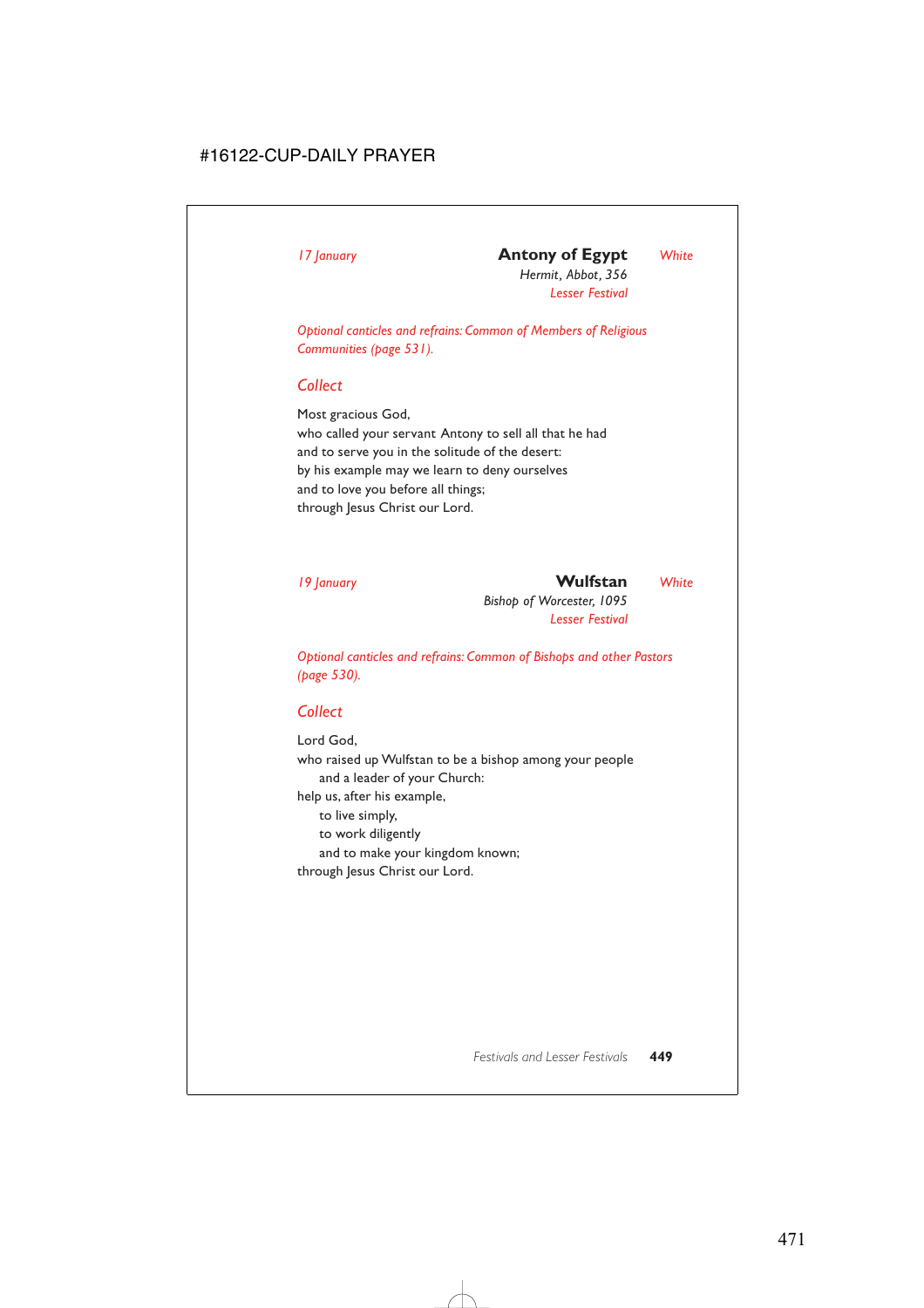*17 January* **Antony of Egypt** *White*
*Hermit, Abbot, 356*
*Lesser Festival*

*Optional canticles and refrains: Common of Members of Religious Communities (page 531).*

## *Collect*

Most gracious God,
who called your servant Antony to sell all that he had
and to serve you in the solitude of the desert:
by his example may we learn to deny ourselves
and to love you before all things;
through Jesus Christ our Lord.

*19 January* **Wulfstan** *White*
*Bishop of Worcester, 1095*
*Lesser Festival*

*Optional canticles and refrains: Common of Bishops and other Pastors (page 530).*

## *Collect*

Lord God,
who raised up Wulfstan to be a bishop among your people
  and a leader of your Church:
help us, after his example,
  to live simply,
  to work diligently
  and to make your kingdom known;
through Jesus Christ our Lord.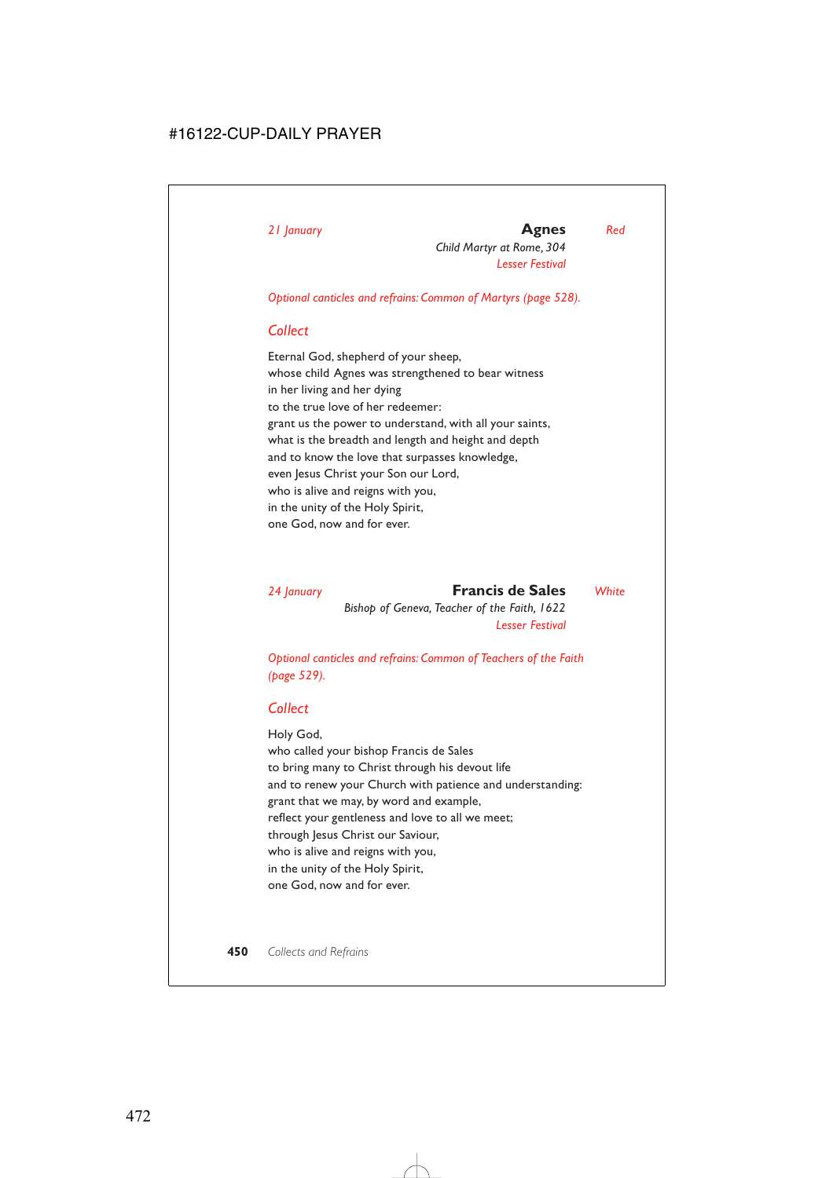*21 January* **Agnes** *Red*

*Child Martyr at Rome, 304*

*Lesser Festival*

*Optional canticles and refrains: Common of Martyrs (page 528).*

## *Collect*

Eternal God, shepherd of your sheep,
whose child Agnes was strengthened to bear witness
in her living and her dying
to the true love of her redeemer:
grant us the power to understand, with all your saints,
what is the breadth and length and height and depth
and to know the love that surpasses knowledge,
even Jesus Christ your Son our Lord,
who is alive and reigns with you,
in the unity of the Holy Spirit,
one God, now and for ever.

*24 January* **Francis de Sales** *White*

*Bishop of Geneva, Teacher of the Faith, 1622*

*Lesser Festival*

*Optional canticles and refrains: Common of Teachers of the Faith (page 529).*

## *Collect*

Holy God,
who called your bishop Francis de Sales
to bring many to Christ through his devout life
and to renew your Church with patience and understanding:
grant that we may, by word and example,
reflect your gentleness and love to all we meet;
through Jesus Christ our Saviour,
who is alive and reigns with you,
in the unity of the Holy Spirit,
one God, now and for ever.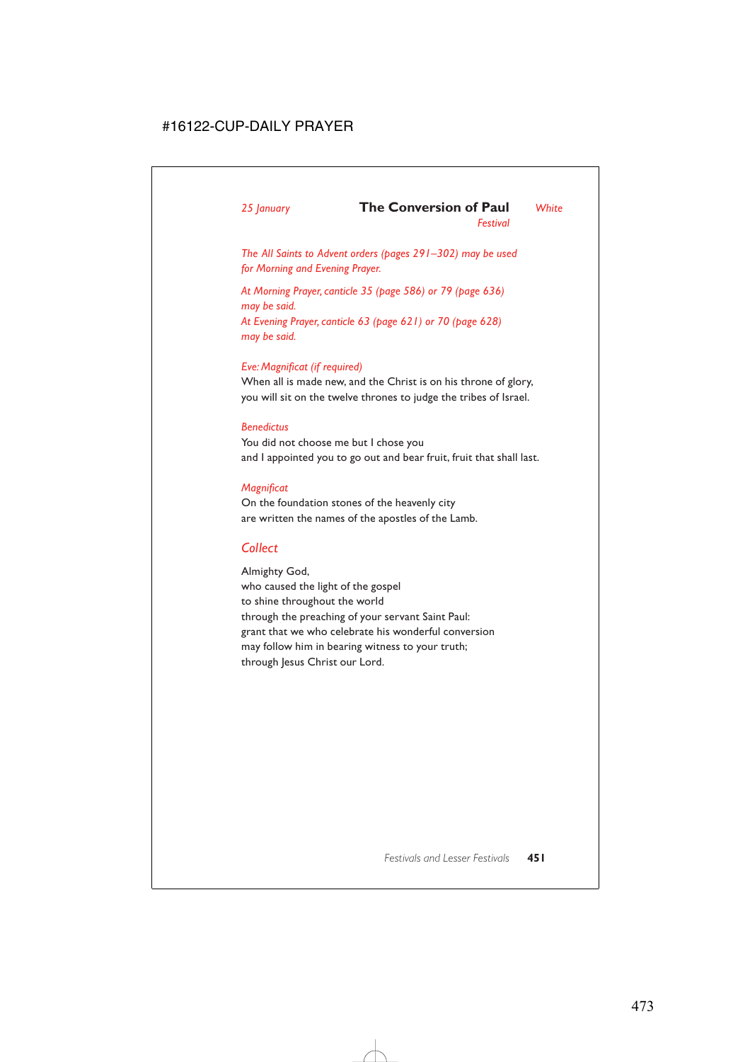*25 January* **The Conversion of Paul** *White*
*Festival*

*The All Saints to Advent orders (pages 291–302) may be used for Morning and Evening Prayer.*

*At Morning Prayer, canticle 35 (page 586) or 79 (page 636) may be said.*
*At Evening Prayer, canticle 63 (page 621) or 70 (page 628) may be said.*

*Eve: Magnificat (if required)*
When all is made new, and the Christ is on his throne of glory,
you will sit on the twelve thrones to judge the tribes of Israel.

*Benedictus*
You did not choose me but I chose you
and I appointed you to go out and bear fruit, fruit that shall last.

*Magnificat*
On the foundation stones of the heavenly city
are written the names of the apostles of the Lamb.

## *Collect*

Almighty God,
who caused the light of the gospel
to shine throughout the world
through the preaching of your servant Saint Paul:
grant that we who celebrate his wonderful conversion
may follow him in bearing witness to your truth;
through Jesus Christ our Lord.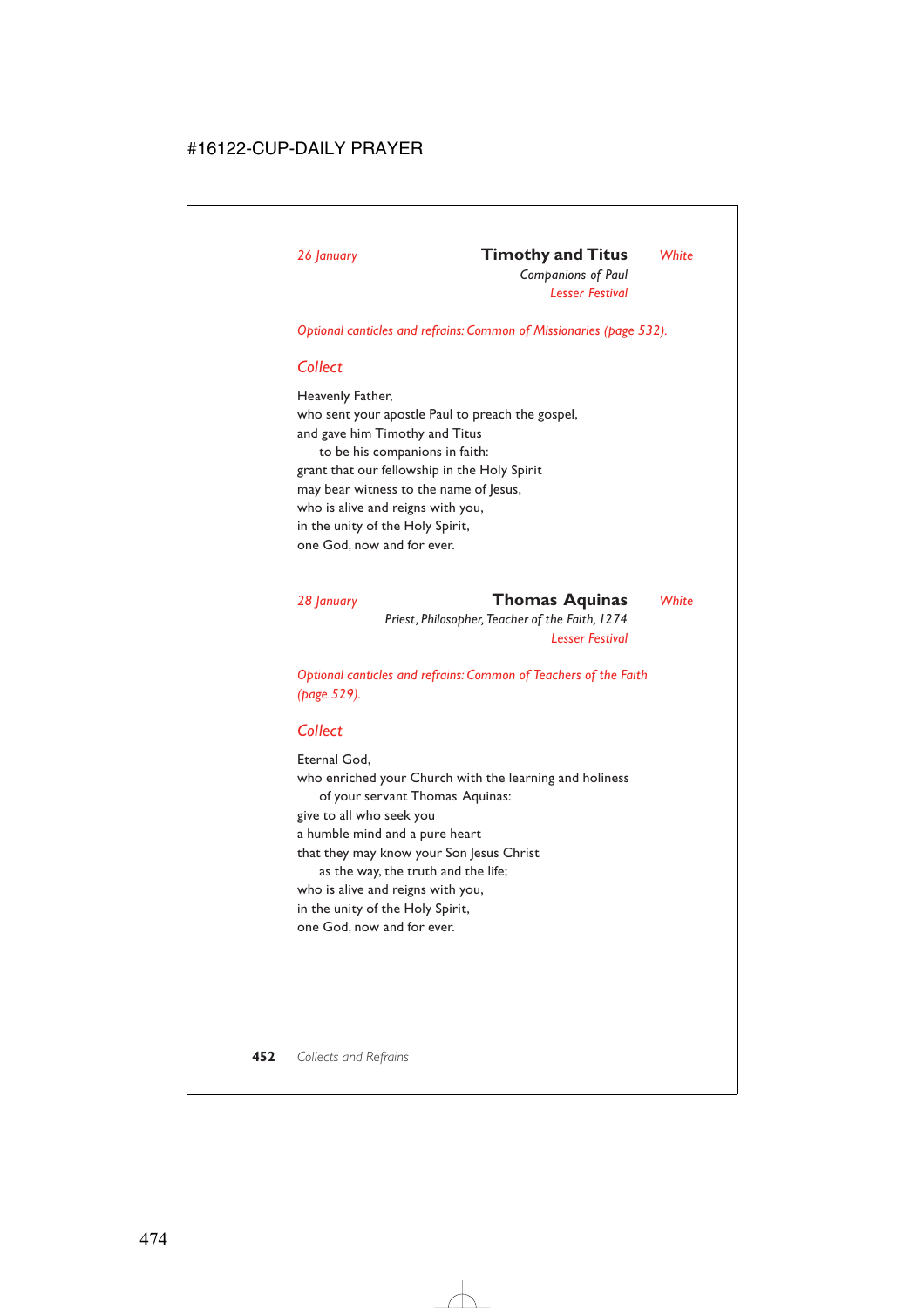*26 January* **Timothy and Titus** *White*

*Companions of Paul*

*Lesser Festival*

*Optional canticles and refrains: Common of Missionaries (page 532).*

## Collect

Heavenly Father,
who sent your apostle Paul to preach the gospel,
and gave him Timothy and Titus
 to be his companions in faith:
grant that our fellowship in the Holy Spirit
may bear witness to the name of Jesus,
who is alive and reigns with you,
in the unity of the Holy Spirit,
one God, now and for ever.

*28 January* **Thomas Aquinas** *White*

*Priest, Philosopher, Teacher of the Faith, 1274*

*Lesser Festival*

*Optional canticles and refrains: Common of Teachers of the Faith (page 529).*

## Collect

Eternal God,
who enriched your Church with the learning and holiness
 of your servant Thomas Aquinas:
give to all who seek you
a humble mind and a pure heart
that they may know your Son Jesus Christ
 as the way, the truth and the life;
who is alive and reigns with you,
in the unity of the Holy Spirit,
one God, now and for ever.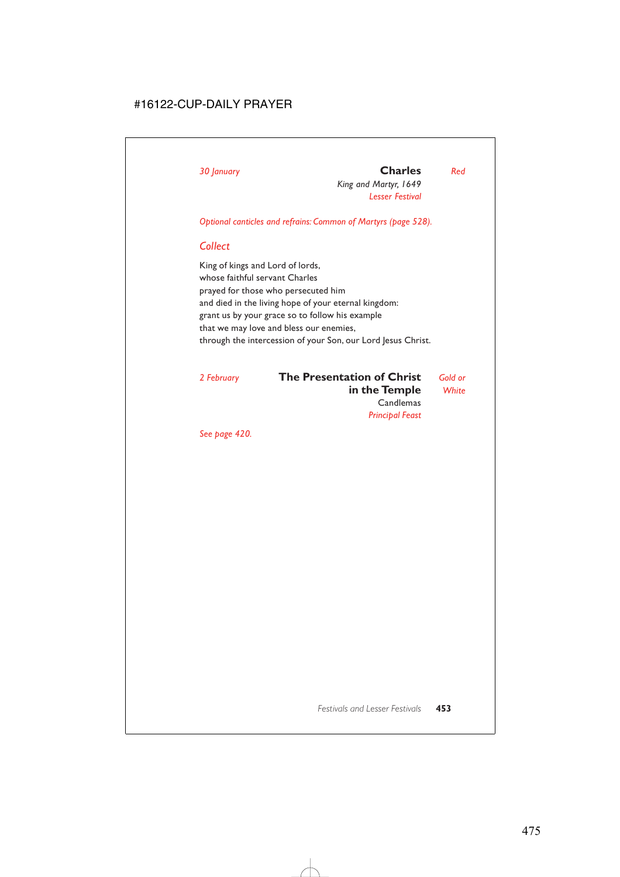*30 January*

## Charles

*King and Martyr, 1649*

*Lesser Festival*

*Red*

*Optional canticles and refrains: Common of Martyrs (page 528).*

### *Collect*

King of kings and Lord of lords,
whose faithful servant Charles
prayed for those who persecuted him
and died in the living hope of your eternal kingdom:
grant us by your grace so to follow his example
that we may love and bless our enemies,
through the intercession of your Son, our Lord Jesus Christ.

*2 February*

## The Presentation of Christ in the Temple

Candlemas

*Principal Feast*

*Gold or White*

*See page 420.*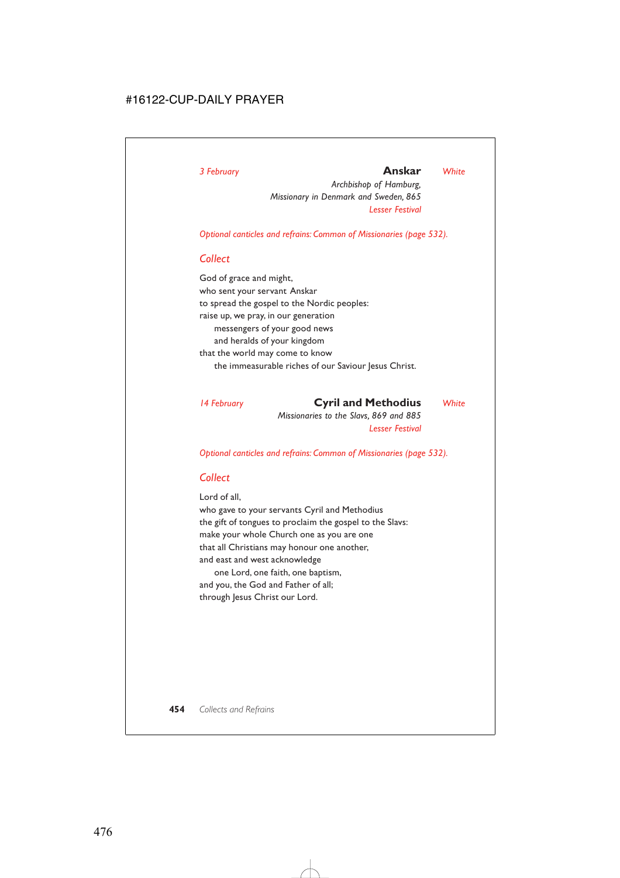*3 February* **Anskar** *White*

*Archbishop of Hamburg,*
*Missionary in Denmark and Sweden, 865*
*Lesser Festival*

*Optional canticles and refrains: Common of Missionaries (page 532).*

## *Collect*

God of grace and might,
who sent your servant Anskar
to spread the gospel to the Nordic peoples:
raise up, we pray, in our generation
  messengers of your good news
  and heralds of your kingdom
that the world may come to know
  the immeasurable riches of our Saviour Jesus Christ.

*14 February* **Cyril and Methodius** *White*

*Missionaries to the Slavs, 869 and 885*
*Lesser Festival*

*Optional canticles and refrains: Common of Missionaries (page 532).*

## *Collect*

Lord of all,
who gave to your servants Cyril and Methodius
the gift of tongues to proclaim the gospel to the Slavs:
make your whole Church one as you are one
that all Christians may honour one another,
and east and west acknowledge
  one Lord, one faith, one baptism,
and you, the God and Father of all;
through Jesus Christ our Lord.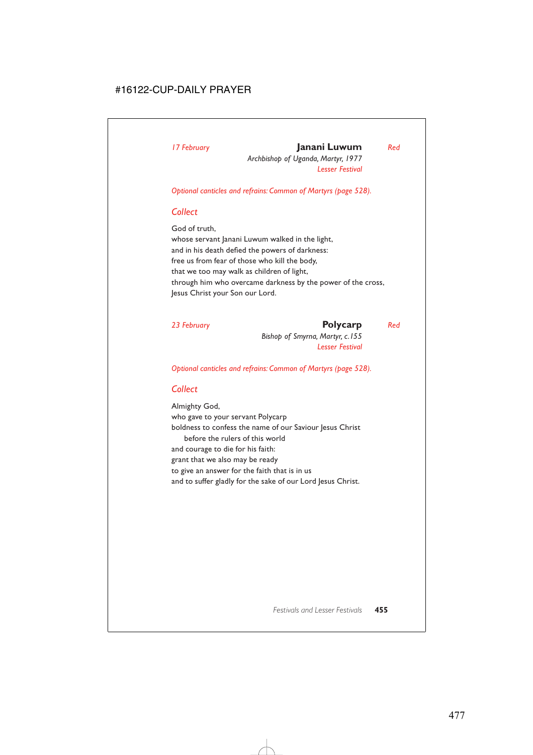*17 February* **Janani Luwum** *Red*

*Archbishop of Uganda, Martyr, 1977*

*Lesser Festival*

*Optional canticles and refrains: Common of Martyrs (page 528).*

## *Collect*

God of truth,
whose servant Janani Luwum walked in the light,
and in his death defied the powers of darkness:
free us from fear of those who kill the body,
that we too may walk as children of light,
through him who overcame darkness by the power of the cross,
Jesus Christ your Son our Lord.

*23 February* **Polycarp** *Red*

*Bishop of Smyrna, Martyr, c.155*

*Lesser Festival*

*Optional canticles and refrains: Common of Martyrs (page 528).*

## *Collect*

Almighty God,
who gave to your servant Polycarp
boldness to confess the name of our Saviour Jesus Christ
before the rulers of this world
and courage to die for his faith:
grant that we also may be ready
to give an answer for the faith that is in us
and to suffer gladly for the sake of our Lord Jesus Christ.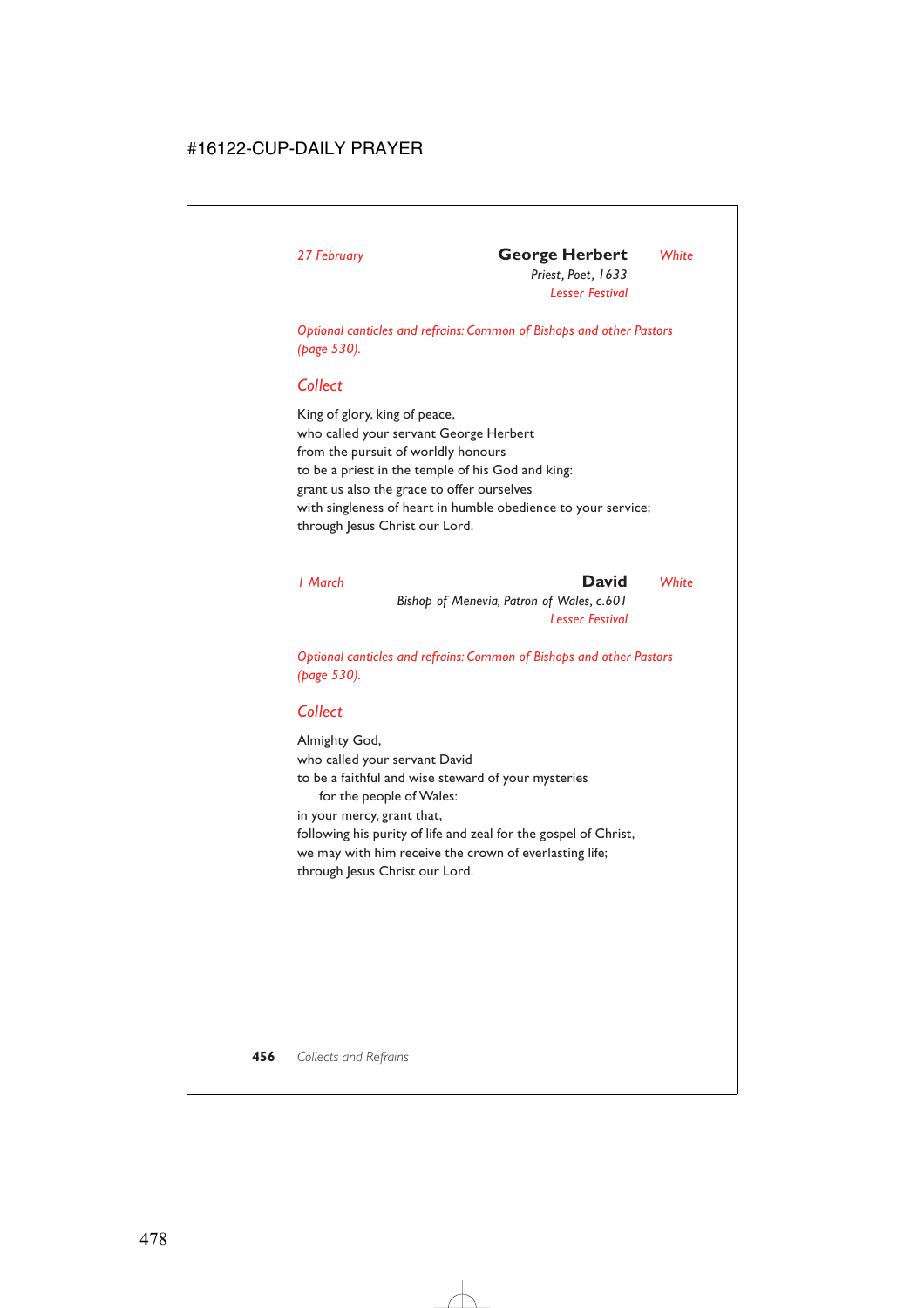*27 February* **George Herbert** *White*

*Priest, Poet, 1633*

*Lesser Festival*

*Optional canticles and refrains: Common of Bishops and other Pastors (page 530).*

## *Collect*

King of glory, king of peace,
who called your servant George Herbert
from the pursuit of worldly honours
to be a priest in the temple of his God and king:
grant us also the grace to offer ourselves
with singleness of heart in humble obedience to your service;
through Jesus Christ our Lord.

*1 March* **David** *White*

*Bishop of Menevia, Patron of Wales, c.601*

*Lesser Festival*

*Optional canticles and refrains: Common of Bishops and other Pastors (page 530).*

## *Collect*

Almighty God,
who called your servant David
to be a faithful and wise steward of your mysteries
 for the people of Wales:
in your mercy, grant that,
following his purity of life and zeal for the gospel of Christ,
we may with him receive the crown of everlasting life;
through Jesus Christ our Lord.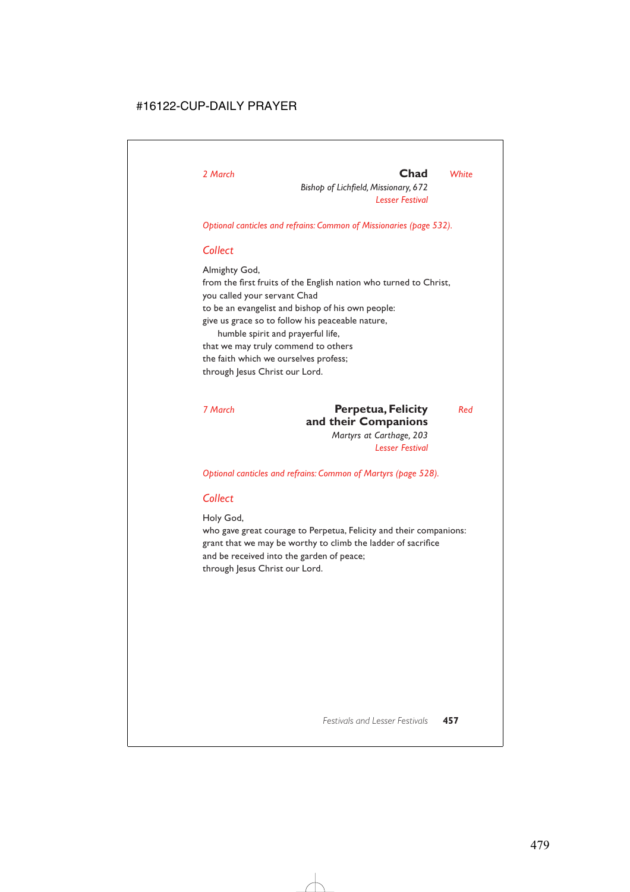*2 March* **Chad** *White*

*Bishop of Lichfield, Missionary, 672*
*Lesser Festival*

*Optional canticles and refrains: Common of Missionaries (page 532).*

## *Collect*

Almighty God,
from the first fruits of the English nation who turned to Christ,
you called your servant Chad
to be an evangelist and bishop of his own people:
give us grace so to follow his peaceable nature,
  humble spirit and prayerful life,
that we may truly commend to others
the faith which we ourselves profess;
through Jesus Christ our Lord.

*7 March* **Perpetua, Felicity and their Companions** *Red*

*Martyrs at Carthage, 203*
*Lesser Festival*

*Optional canticles and refrains: Common of Martyrs (page 528).*

## *Collect*

Holy God,
who gave great courage to Perpetua, Felicity and their companions:
grant that we may be worthy to climb the ladder of sacrifice
and be received into the garden of peace;
through Jesus Christ our Lord.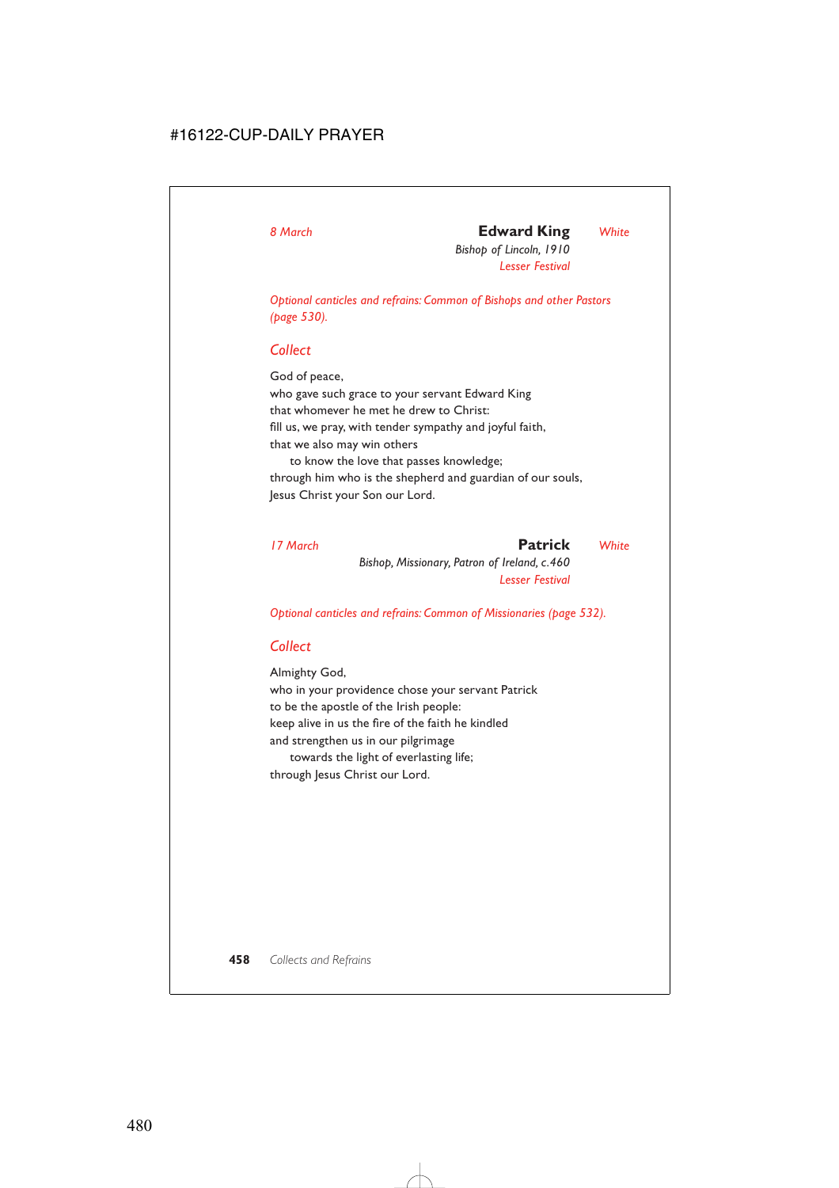*8 March* **Edward King** *White*

*Bishop of Lincoln, 1910*

*Lesser Festival*

*Optional canticles and refrains: Common of Bishops and other Pastors (page 530).*

### *Collect*

God of peace,
who gave such grace to your servant Edward King
that whomever he met he drew to Christ:
fill us, we pray, with tender sympathy and joyful faith,
that we also may win others
   to know the love that passes knowledge;
through him who is the shepherd and guardian of our souls,
Jesus Christ your Son our Lord.

*17 March* **Patrick** *White*

*Bishop, Missionary, Patron of Ireland, c.460*

*Lesser Festival*

*Optional canticles and refrains: Common of Missionaries (page 532).*

### *Collect*

Almighty God,
who in your providence chose your servant Patrick
to be the apostle of the Irish people:
keep alive in us the fire of the faith he kindled
and strengthen us in our pilgrimage
   towards the light of everlasting life;
through Jesus Christ our Lord.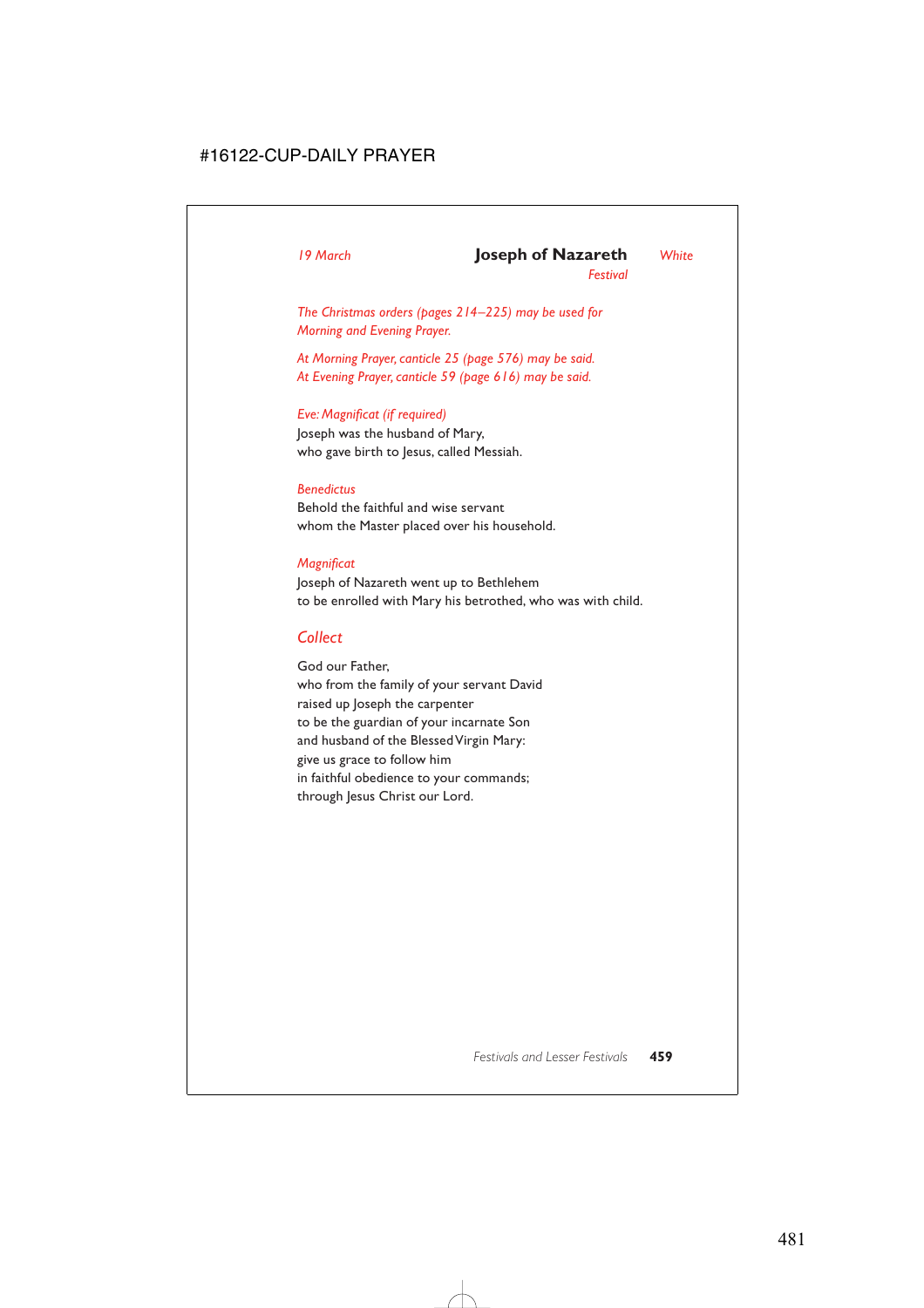*19 March* **Joseph of Nazareth** *White*

*Festival*

*The Christmas orders (pages 214–225) may be used for Morning and Evening Prayer.*

*At Morning Prayer, canticle 25 (page 576) may be said.*
*At Evening Prayer, canticle 59 (page 616) may be said.*

*Eve: Magnificat (if required)*
Joseph was the husband of Mary,
who gave birth to Jesus, called Messiah.

*Benedictus*
Behold the faithful and wise servant
whom the Master placed over his household.

*Magnificat*
Joseph of Nazareth went up to Bethlehem
to be enrolled with Mary his betrothed, who was with child.

## *Collect*

God our Father,
who from the family of your servant David
raised up Joseph the carpenter
to be the guardian of your incarnate Son
and husband of the Blessed Virgin Mary:
give us grace to follow him
in faithful obedience to your commands;
through Jesus Christ our Lord.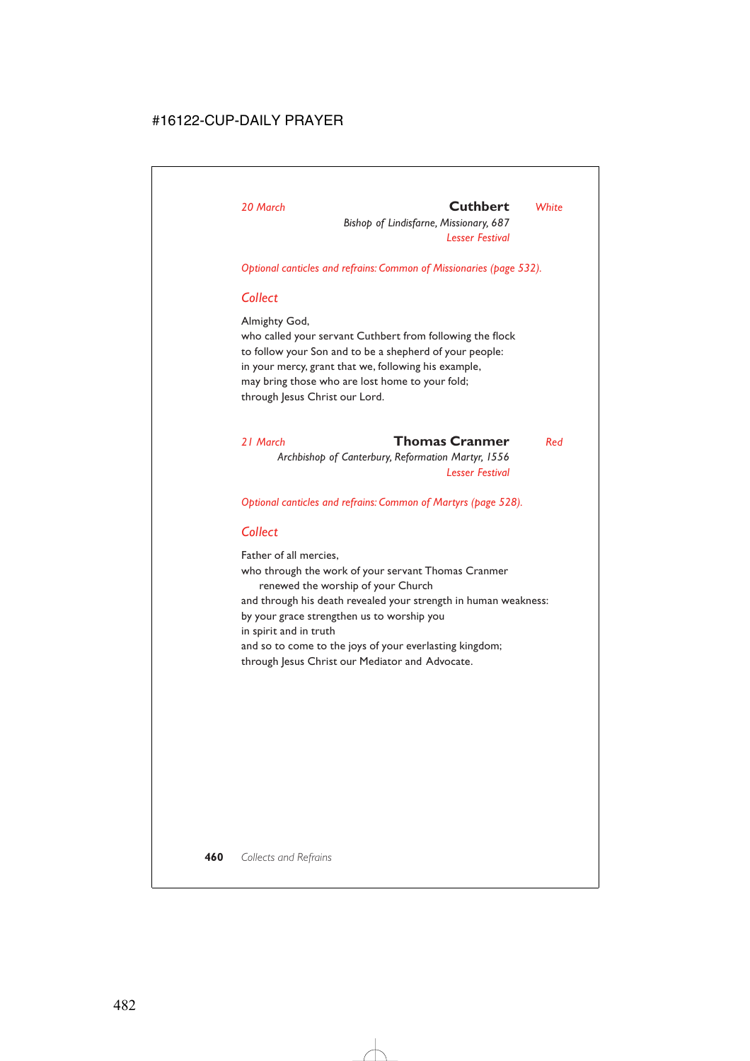*20 March* **Cuthbert** *White*

*Bishop of Lindisfarne, Missionary, 687*

*Lesser Festival*

*Optional canticles and refrains: Common of Missionaries (page 532).*

## *Collect*

Almighty God,
who called your servant Cuthbert from following the flock
to follow your Son and to be a shepherd of your people:
in your mercy, grant that we, following his example,
may bring those who are lost home to your fold;
through Jesus Christ our Lord.

*21 March* **Thomas Cranmer** *Red*

*Archbishop of Canterbury, Reformation Martyr, 1556*

*Lesser Festival*

*Optional canticles and refrains: Common of Martyrs (page 528).*

## *Collect*

Father of all mercies,
who through the work of your servant Thomas Cranmer
 renewed the worship of your Church
and through his death revealed your strength in human weakness:
by your grace strengthen us to worship you
in spirit and in truth
and so to come to the joys of your everlasting kingdom;
through Jesus Christ our Mediator and Advocate.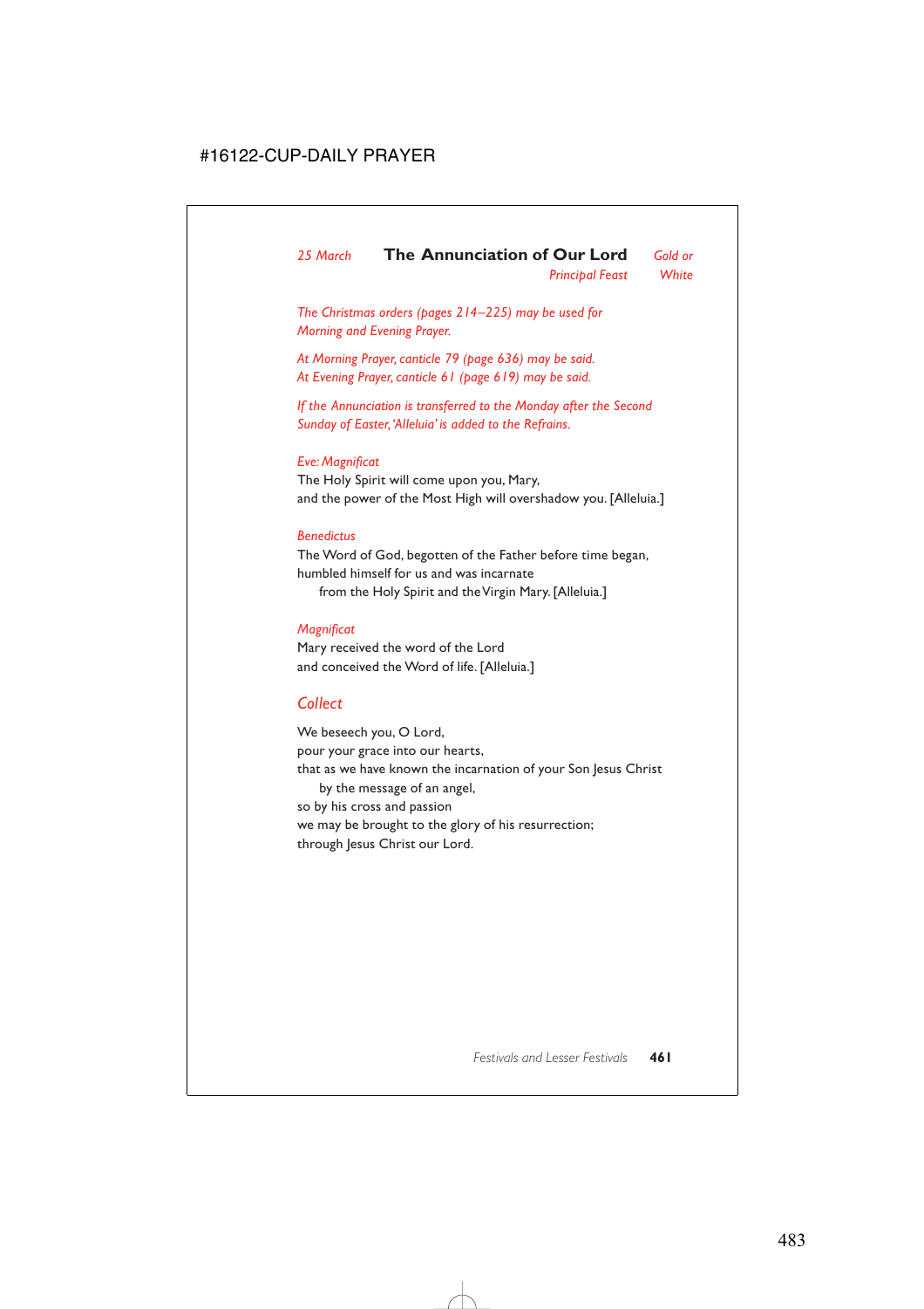*25 March* **The Annunciation of Our Lord** *Gold or White*
*Principal Feast*

*The Christmas orders (pages 214–225) may be used for Morning and Evening Prayer.*

*At Morning Prayer, canticle 79 (page 636) may be said.*
*At Evening Prayer, canticle 61 (page 619) may be said.*

*If the Annunciation is transferred to the Monday after the Second Sunday of Easter, 'Alleluia' is added to the Refrains.*

*Eve: Magnificat*
The Holy Spirit will come upon you, Mary,
and the power of the Most High will overshadow you. [Alleluia.]

*Benedictus*
The Word of God, begotten of the Father before time began,
humbled himself for us and was incarnate
  from the Holy Spirit and the Virgin Mary. [Alleluia.]

*Magnificat*
Mary received the word of the Lord
and conceived the Word of life. [Alleluia.]

## *Collect*

We beseech you, O Lord,
pour your grace into our hearts,
that as we have known the incarnation of your Son Jesus Christ
  by the message of an angel,
so by his cross and passion
we may be brought to the glory of his resurrection;
through Jesus Christ our Lord.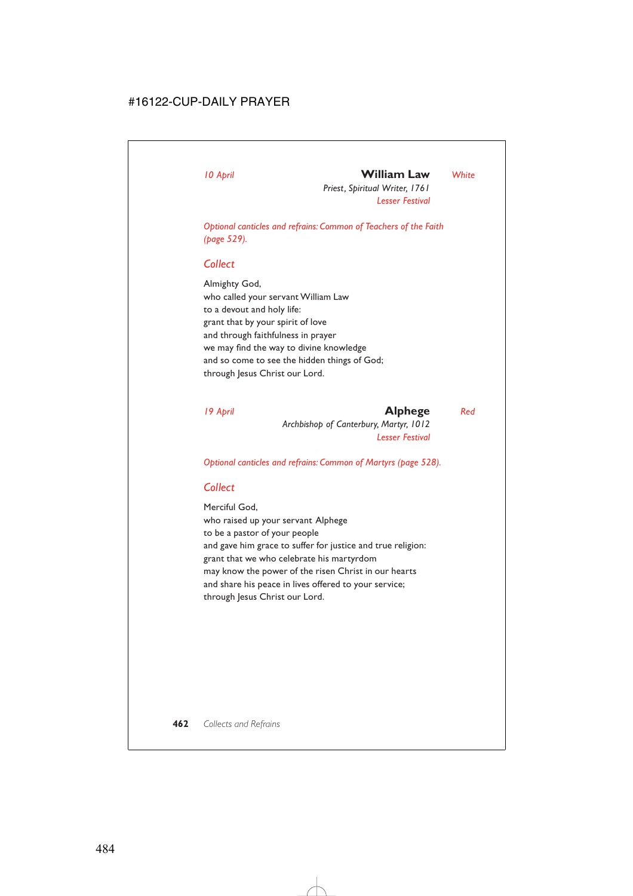*10 April* **William Law** *White*

*Priest, Spiritual Writer, 1761*

*Lesser Festival*

*Optional canticles and refrains: Common of Teachers of the Faith (page 529).*

## *Collect*

Almighty God,
who called your servant William Law
to a devout and holy life:
grant that by your spirit of love
and through faithfulness in prayer
we may find the way to divine knowledge
and so come to see the hidden things of God;
through Jesus Christ our Lord.

*19 April* **Alphege** *Red*

*Archbishop of Canterbury, Martyr, 1012*

*Lesser Festival*

*Optional canticles and refrains: Common of Martyrs (page 528).*

## *Collect*

Merciful God,
who raised up your servant Alphege
to be a pastor of your people
and gave him grace to suffer for justice and true religion:
grant that we who celebrate his martyrdom
may know the power of the risen Christ in our hearts
and share his peace in lives offered to your service;
through Jesus Christ our Lord.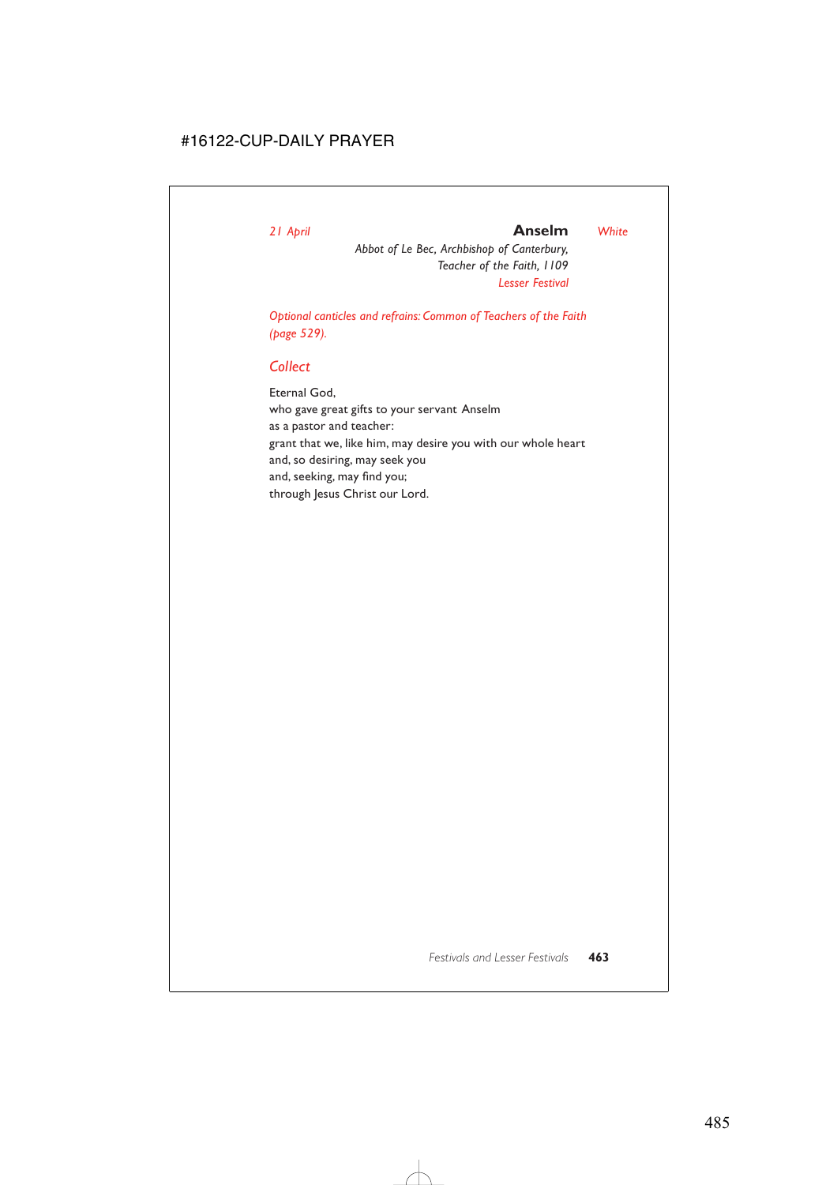*21 April* **Anselm** *White*

*Abbot of Le Bec, Archbishop of Canterbury,*
*Teacher of the Faith, 1109*
*Lesser Festival*

*Optional canticles and refrains: Common of Teachers of the Faith (page 529).*

## *Collect*

Eternal God,
who gave great gifts to your servant Anselm
as a pastor and teacher:
grant that we, like him, may desire you with our whole heart
and, so desiring, may seek you
and, seeking, may find you;
through Jesus Christ our Lord.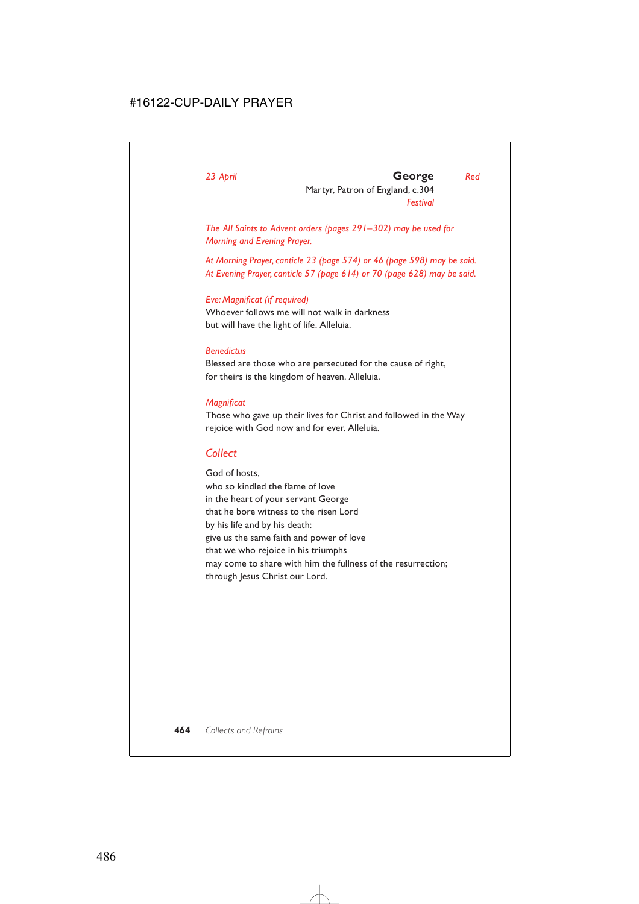*23 April* **George** *Red*

Martyr, Patron of England, c.304

*Festival*

*The All Saints to Advent orders (pages 291–302) may be used for Morning and Evening Prayer.*

*At Morning Prayer, canticle 23 (page 574) or 46 (page 598) may be said.*
*At Evening Prayer, canticle 57 (page 614) or 70 (page 628) may be said.*

*Eve: Magnificat (if required)*
Whoever follows me will not walk in darkness
but will have the light of life. Alleluia.

*Benedictus*
Blessed are those who are persecuted for the cause of right,
for theirs is the kingdom of heaven. Alleluia.

*Magnificat*
Those who gave up their lives for Christ and followed in the Way
rejoice with God now and for ever. Alleluia.

## Collect

God of hosts,
who so kindled the flame of love
in the heart of your servant George
that he bore witness to the risen Lord
by his life and by his death:
give us the same faith and power of love
that we who rejoice in his triumphs
may come to share with him the fullness of the resurrection;
through Jesus Christ our Lord.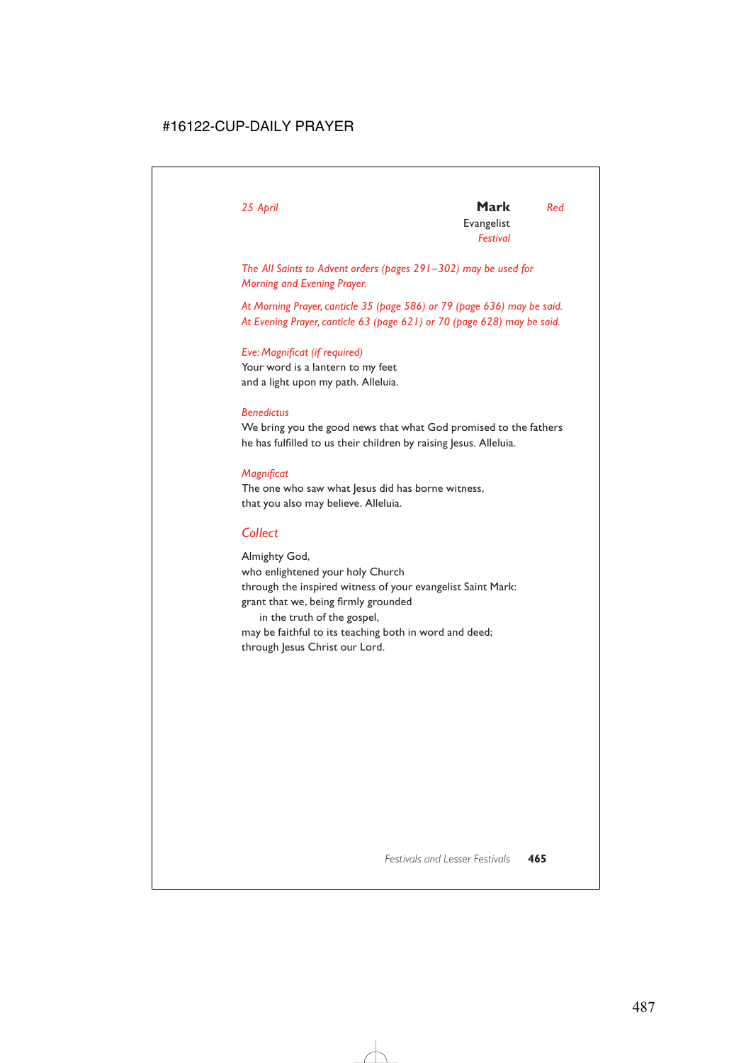*25 April* **Mark** *Red*

Evangelist

*Festival*

*The All Saints to Advent orders (pages 291–302) may be used for Morning and Evening Prayer.*

*At Morning Prayer, canticle 35 (page 586) or 79 (page 636) may be said.*
*At Evening Prayer, canticle 63 (page 621) or 70 (page 628) may be said.*

*Eve: Magnificat (if required)*
Your word is a lantern to my feet
and a light upon my path. Alleluia.

*Benedictus*
We bring you the good news that what God promised to the fathers
he has fulfilled to us their children by raising Jesus. Alleluia.

*Magnificat*
The one who saw what Jesus did has borne witness,
that you also may believe. Alleluia.

## *Collect*

Almighty God,
who enlightened your holy Church
through the inspired witness of your evangelist Saint Mark:
grant that we, being firmly grounded
    in the truth of the gospel,
may be faithful to its teaching both in word and deed;
through Jesus Christ our Lord.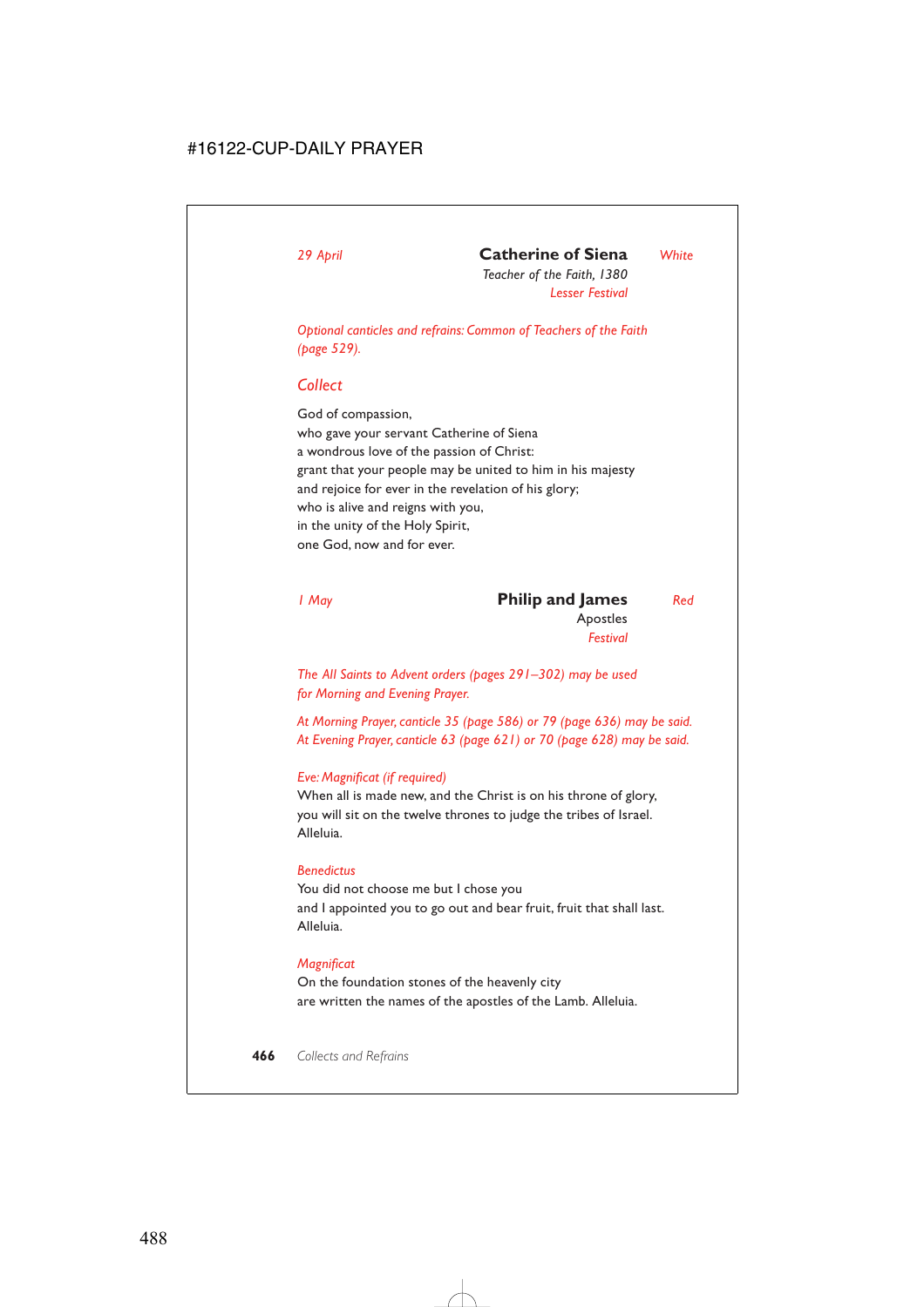*29 April* **Catherine of Siena** *White*

*Teacher of the Faith, 1380*

*Lesser Festival*

*Optional canticles and refrains: Common of Teachers of the Faith (page 529).*

## *Collect*

God of compassion,
who gave your servant Catherine of Siena
a wondrous love of the passion of Christ:
grant that your people may be united to him in his majesty
and rejoice for ever in the revelation of his glory;
who is alive and reigns with you,
in the unity of the Holy Spirit,
one God, now and for ever.

*1 May* **Philip and James** *Red*

Apostles

*Festival*

*The All Saints to Advent orders (pages 291–302) may be used for Morning and Evening Prayer.*

*At Morning Prayer, canticle 35 (page 586) or 79 (page 636) may be said.*
*At Evening Prayer, canticle 63 (page 621) or 70 (page 628) may be said.*

*Eve: Magnificat (if required)*
When all is made new, and the Christ is on his throne of glory,
you will sit on the twelve thrones to judge the tribes of Israel.
Alleluia.

*Benedictus*
You did not choose me but I chose you
and I appointed you to go out and bear fruit, fruit that shall last.
Alleluia.

*Magnificat*
On the foundation stones of the heavenly city
are written the names of the apostles of the Lamb. Alleluia.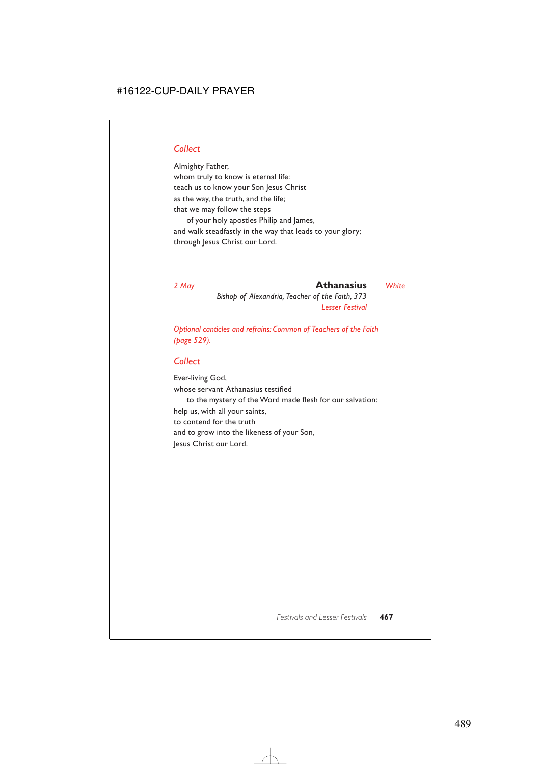### *Collect*

Almighty Father,
whose truly to know is eternal life:
teach us to know your Son Jesus Christ
as the way, the truth, and the life;
that we may follow the steps
  of your holy apostles Philip and James,
and walk steadfastly in the way that leads to your glory;
through Jesus Christ our Lord.

*2 May* **Athanasius** *White*

*Bishop of Alexandria, Teacher of the Faith, 373*

*Lesser Festival*

*Optional canticles and refrains: Common of Teachers of the Faith (page 529).*

### *Collect*

Ever-living God,
whose servant Athanasius testified
  to the mystery of the Word made flesh for our salvation:
help us, with all your saints,
to contend for the truth
and to grow into the likeness of your Son,
Jesus Christ our Lord.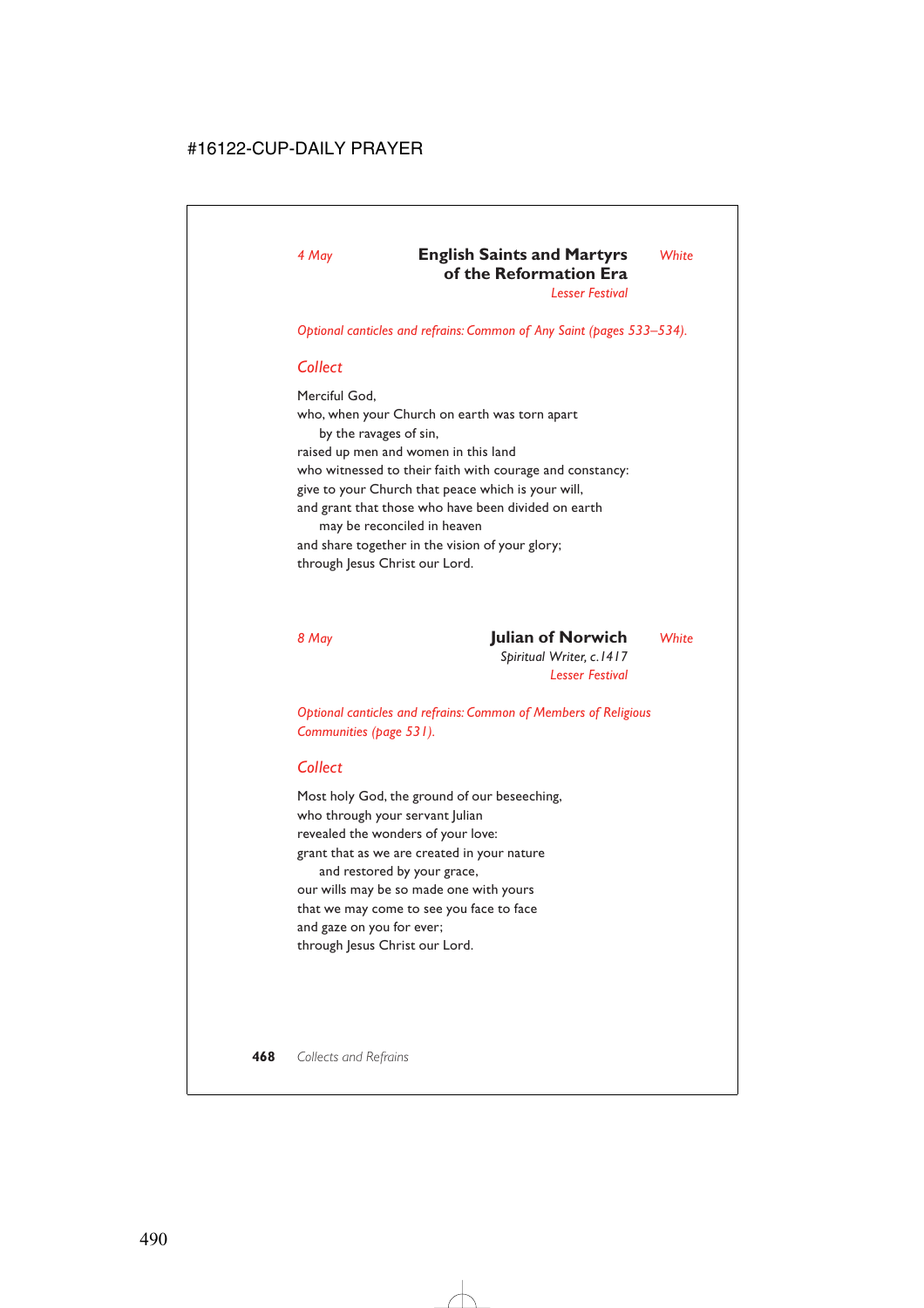*4 May* **English Saints and Martyrs of the Reformation Era** *White*
*Lesser Festival*

*Optional canticles and refrains: Common of Any Saint (pages 533–534).*

## *Collect*

Merciful God,
who, when your Church on earth was torn apart
by the ravages of sin,
raised up men and women in this land
who witnessed to their faith with courage and constancy:
give to your Church that peace which is your will,
and grant that those who have been divided on earth
may be reconciled in heaven
and share together in the vision of your glory;
through Jesus Christ our Lord.

*8 May* **Julian of Norwich** *White*
*Spiritual Writer, c.1417*
*Lesser Festival*

*Optional canticles and refrains: Common of Members of Religious Communities (page 531).*

## *Collect*

Most holy God, the ground of our beseeching,
who through your servant Julian
revealed the wonders of your love:
grant that as we are created in your nature
and restored by your grace,
our wills may be so made one with yours
that we may come to see you face to face
and gaze on you for ever;
through Jesus Christ our Lord.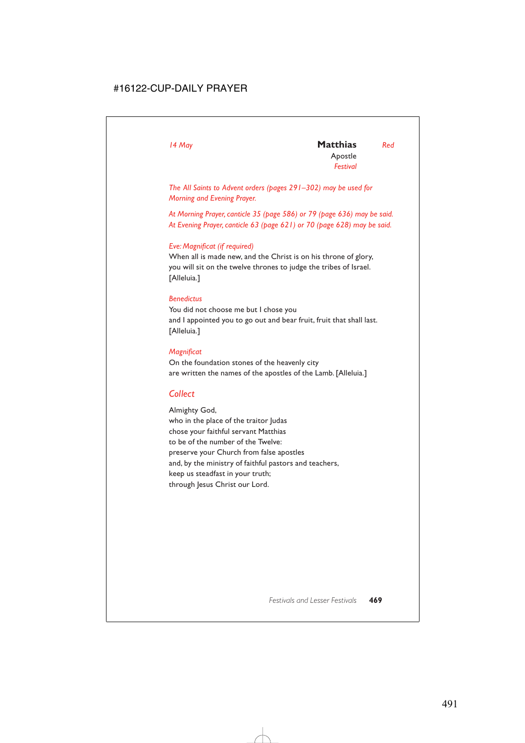*14 May*

## Matthias

Apostle

*Festival*

*Red*

*The All Saints to Advent orders (pages 291–302) may be used for Morning and Evening Prayer.*

*At Morning Prayer, canticle 35 (page 586) or 79 (page 636) may be said.*
*At Evening Prayer, canticle 63 (page 621) or 70 (page 628) may be said.*

*Eve: Magnificat (if required)*
When all is made new, and the Christ is on his throne of glory,
you will sit on the twelve thrones to judge the tribes of Israel.
[Alleluia.]

*Benedictus*
You did not choose me but I chose you
and I appointed you to go out and bear fruit, fruit that shall last.
[Alleluia.]

*Magnificat*
On the foundation stones of the heavenly city
are written the names of the apostles of the Lamb. [Alleluia.]

### Collect

Almighty God,
who in the place of the traitor Judas
chose your faithful servant Matthias
to be of the number of the Twelve:
preserve your Church from false apostles
and, by the ministry of faithful pastors and teachers,
keep us steadfast in your truth;
through Jesus Christ our Lord.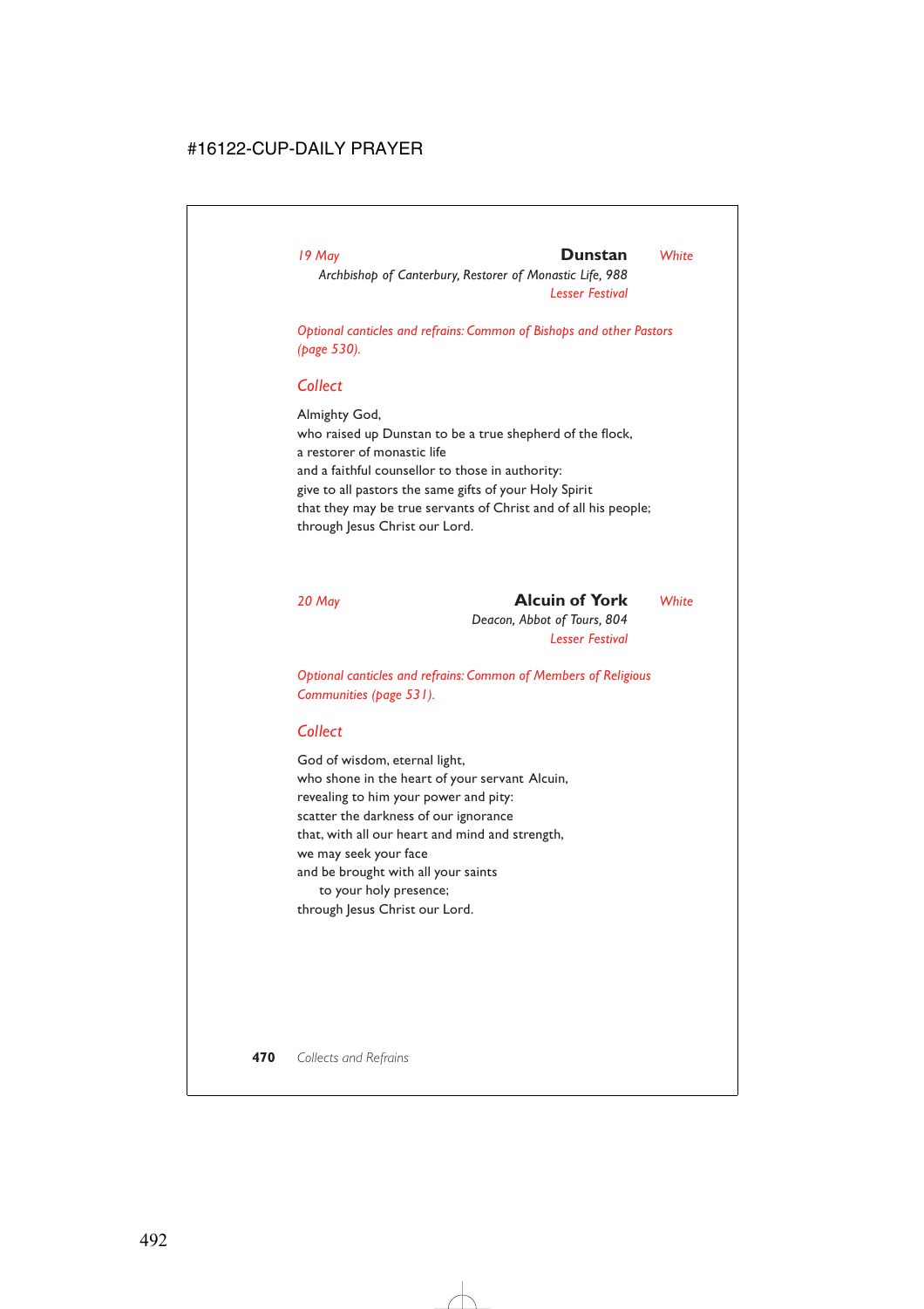*19 May* **Dunstan** *White*

*Archbishop of Canterbury, Restorer of Monastic Life, 988*
*Lesser Festival*

*Optional canticles and refrains: Common of Bishops and other Pastors (page 530).*

### *Collect*

Almighty God,
who raised up Dunstan to be a true shepherd of the flock,
a restorer of monastic life
and a faithful counsellor to those in authority:
give to all pastors the same gifts of your Holy Spirit
that they may be true servants of Christ and of all his people;
through Jesus Christ our Lord.

*20 May* **Alcuin of York** *White*

*Deacon, Abbot of Tours, 804*
*Lesser Festival*

*Optional canticles and refrains: Common of Members of Religious Communities (page 531).*

### *Collect*

God of wisdom, eternal light,
who shone in the heart of your servant Alcuin,
revealing to him your power and pity:
scatter the darkness of our ignorance
that, with all our heart and mind and strength,
we may seek your face
and be brought with all your saints
to your holy presence;
through Jesus Christ our Lord.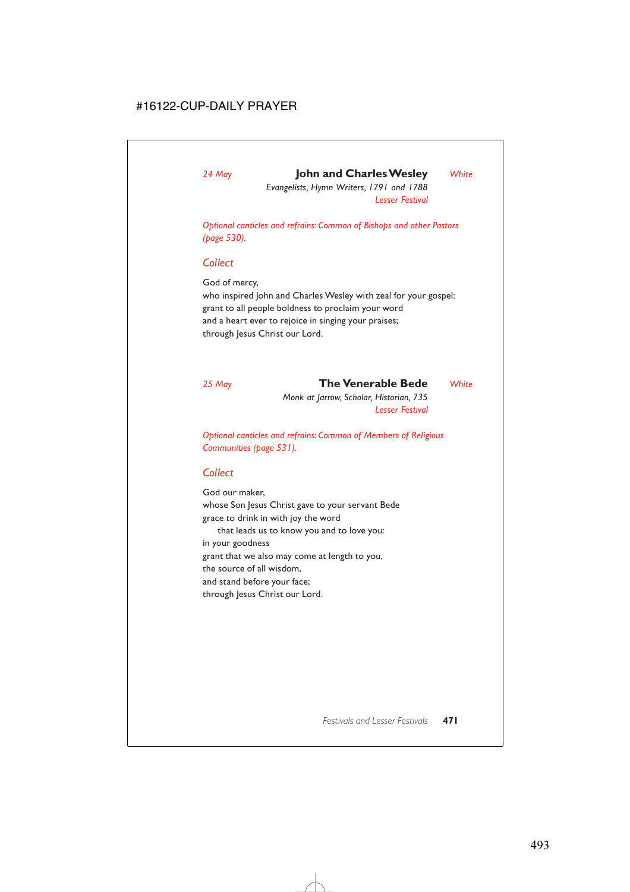*24 May* **John and Charles Wesley** *White*

*Evangelists, Hymn Writers, 1791 and 1788*

*Lesser Festival*

*Optional canticles and refrains: Common of Bishops and other Pastors (page 530).*

## *Collect*

God of mercy,
who inspired John and Charles Wesley with zeal for your gospel:
grant to all people boldness to proclaim your word
and a heart ever to rejoice in singing your praises;
through Jesus Christ our Lord.

*25 May* **The Venerable Bede** *White*

*Monk at Jarrow, Scholar, Historian, 735*

*Lesser Festival*

*Optional canticles and refrains: Common of Members of Religious Communities (page 531).*

## *Collect*

God our maker,
whose Son Jesus Christ gave to your servant Bede
grace to drink in with joy the word
  that leads us to know you and to love you:
in your goodness
grant that we also may come at length to you,
the source of all wisdom,
and stand before your face;
through Jesus Christ our Lord.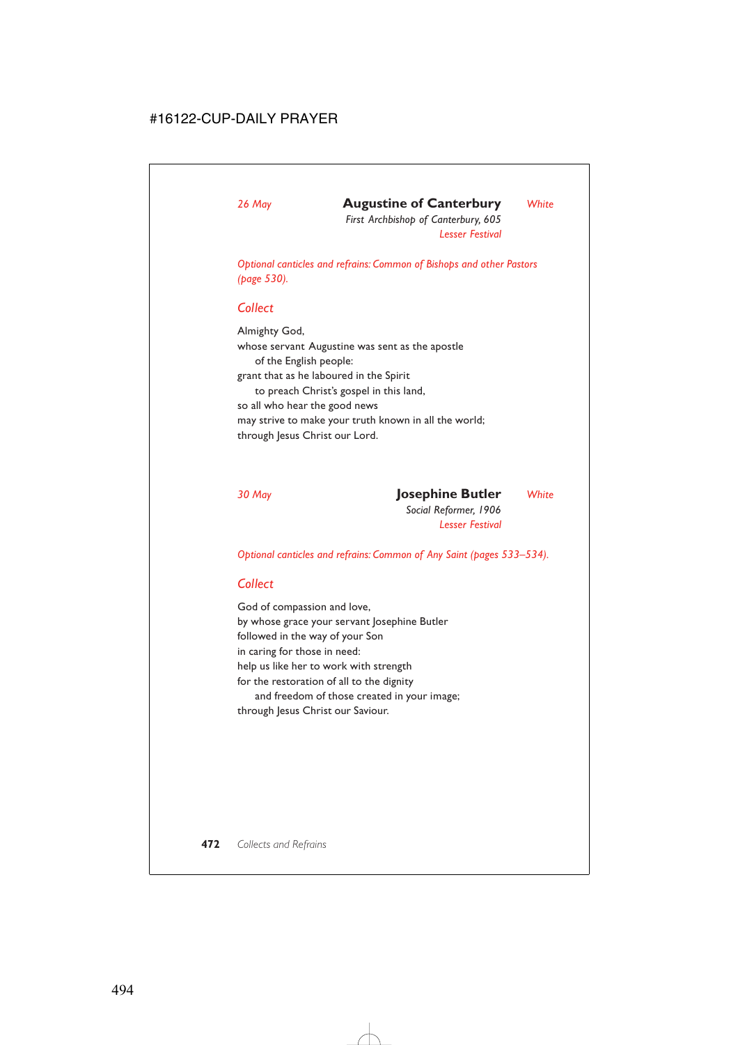*26 May*

## Augustine of Canterbury

*White*

*First Archbishop of Canterbury, 605*
*Lesser Festival*

*Optional canticles and refrains: Common of Bishops and other Pastors (page 530).*

### *Collect*

Almighty God,
whose servant Augustine was sent as the apostle
 of the English people:
grant that as he laboured in the Spirit
 to preach Christ's gospel in this land,
so all who hear the good news
may strive to make your truth known in all the world;
through Jesus Christ our Lord.

*30 May*

## Josephine Butler

*White*

*Social Reformer, 1906*
*Lesser Festival*

*Optional canticles and refrains: Common of Any Saint (pages 533–534).*

### *Collect*

God of compassion and love,
by whose grace your servant Josephine Butler
followed in the way of your Son
in caring for those in need:
help us like her to work with strength
for the restoration of all to the dignity
 and freedom of those created in your image;
through Jesus Christ our Saviour.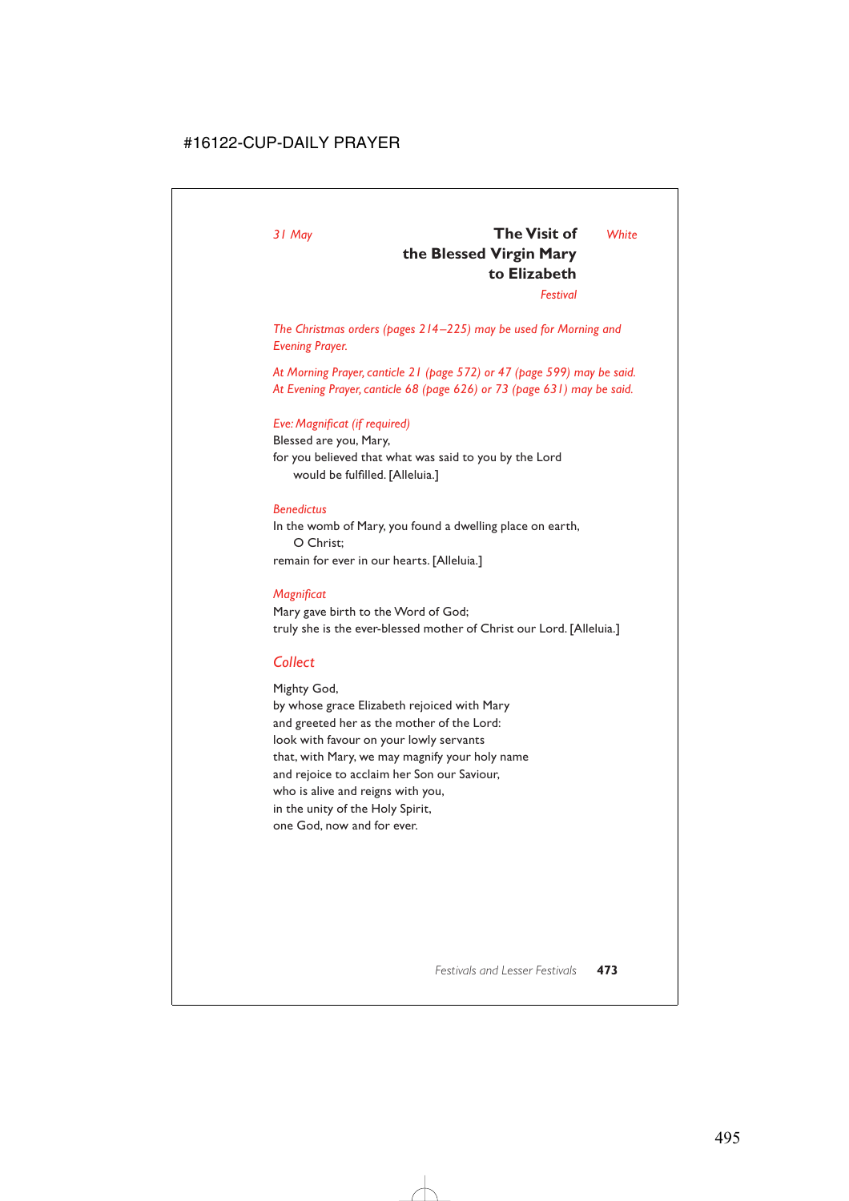*31 May*

## The Visit of the Blessed Virgin Mary to Elizabeth

*White*

*Festival*

*The Christmas orders (pages 214–225) may be used for Morning and Evening Prayer.*

*At Morning Prayer, canticle 21 (page 572) or 47 (page 599) may be said.*
*At Evening Prayer, canticle 68 (page 626) or 73 (page 631) may be said.*

*Eve: Magnificat (if required)*

Blessed are you, Mary,
for you believed that what was said to you by the Lord
  would be fulfilled. [Alleluia.]

*Benedictus*

In the womb of Mary, you found a dwelling place on earth,
  O Christ;
remain for ever in our hearts. [Alleluia.]

*Magnificat*

Mary gave birth to the Word of God;
truly she is the ever-blessed mother of Christ our Lord. [Alleluia.]

### *Collect*

Mighty God,
by whose grace Elizabeth rejoiced with Mary
and greeted her as the mother of the Lord:
look with favour on your lowly servants
that, with Mary, we may magnify your holy name
and rejoice to acclaim her Son our Saviour,
who is alive and reigns with you,
in the unity of the Holy Spirit,
one God, now and for ever.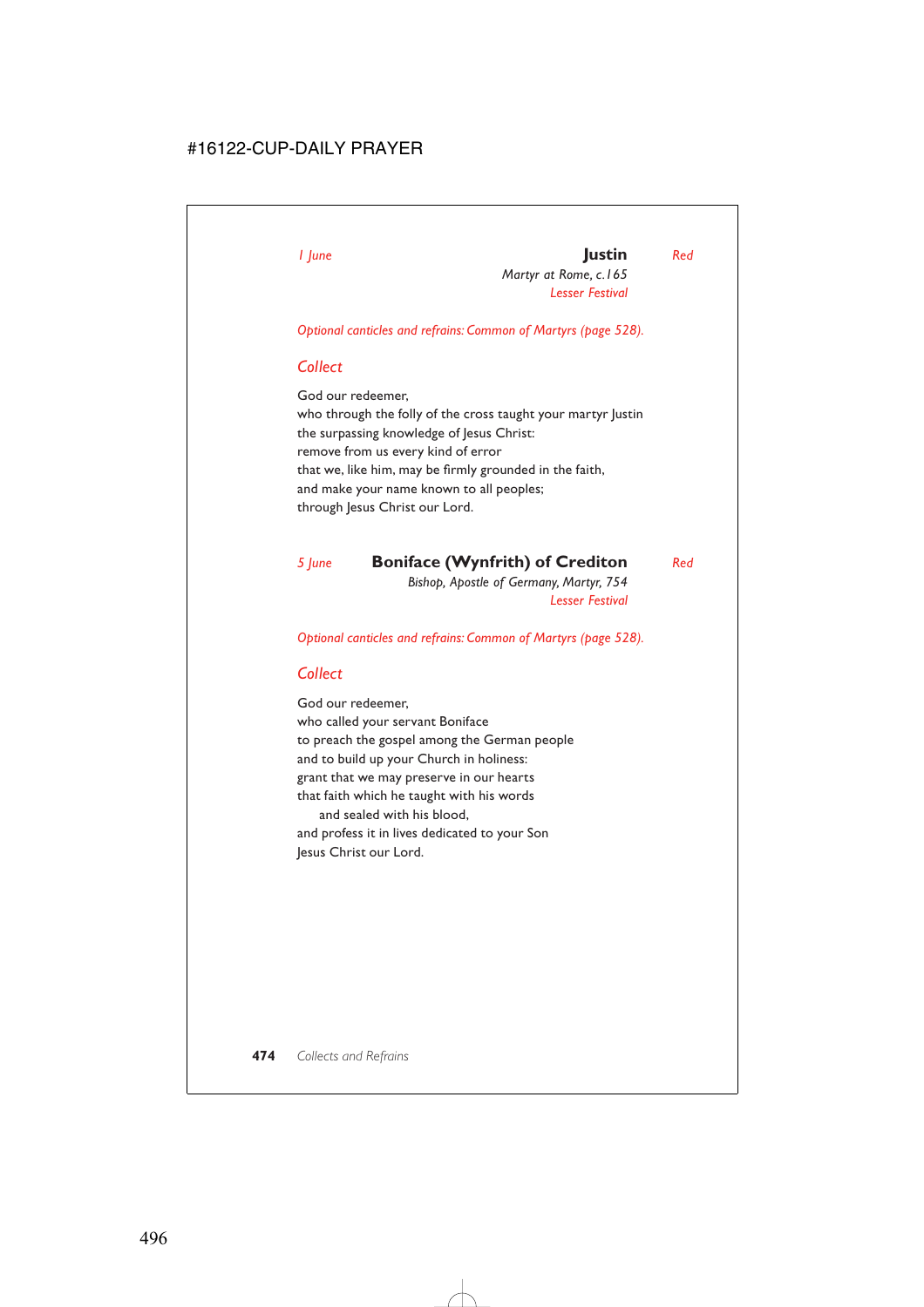*1 June* **Justin** *Red*

*Martyr at Rome, c.165*

*Lesser Festival*

*Optional canticles and refrains: Common of Martyrs (page 528).*

## *Collect*

God our redeemer,
who through the folly of the cross taught your martyr Justin
the surpassing knowledge of Jesus Christ:
remove from us every kind of error
that we, like him, may be firmly grounded in the faith,
and make your name known to all peoples;
through Jesus Christ our Lord.

*5 June* **Boniface (Wynfrith) of Crediton** *Red*

*Bishop, Apostle of Germany, Martyr, 754*

*Lesser Festival*

*Optional canticles and refrains: Common of Martyrs (page 528).*

## *Collect*

God our redeemer,
who called your servant Boniface
to preach the gospel among the German people
and to build up your Church in holiness:
grant that we may preserve in our hearts
that faith which he taught with his words
    and sealed with his blood,
and profess it in lives dedicated to your Son
Jesus Christ our Lord.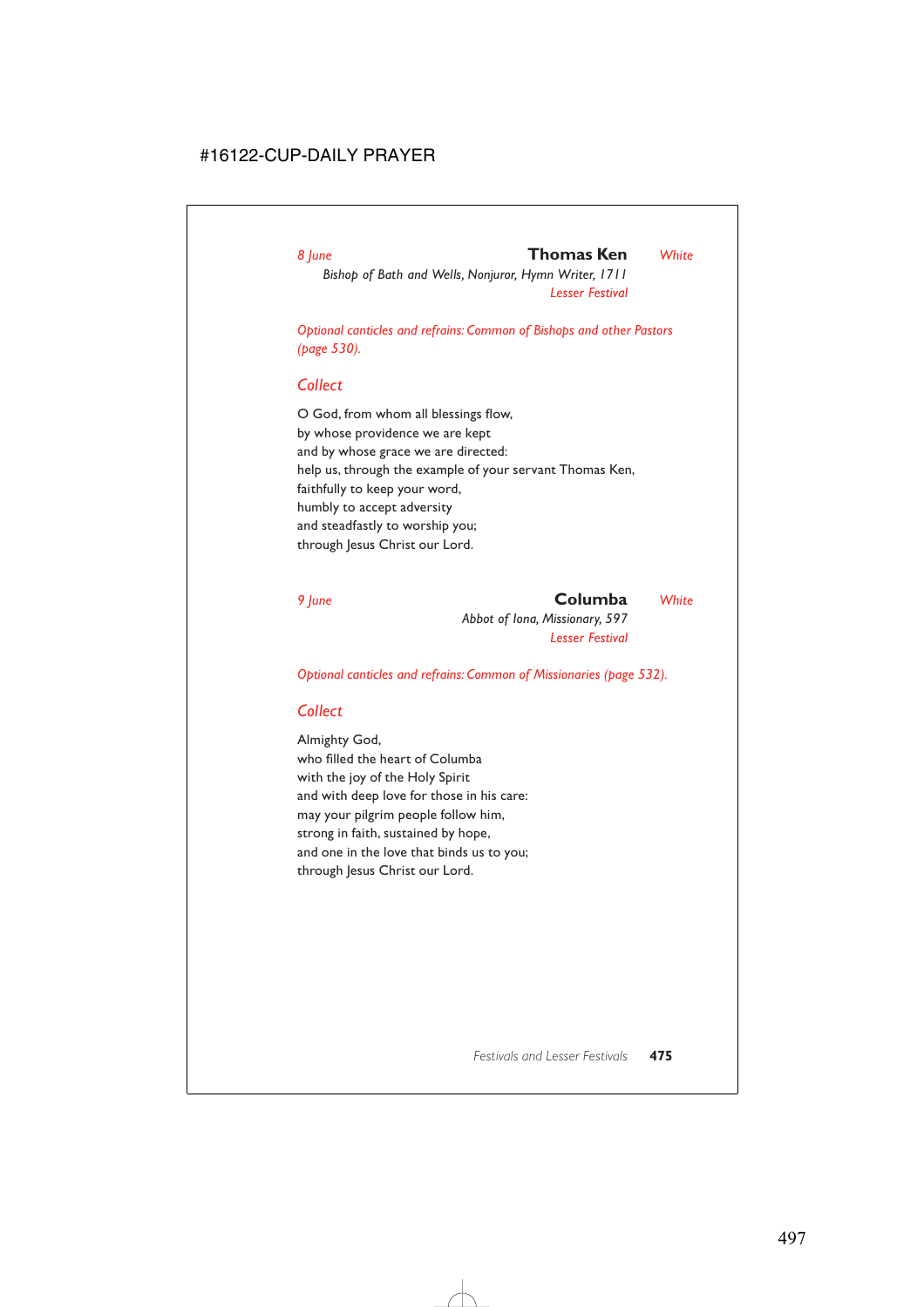*8 June* **Thomas Ken** *White*

*Bishop of Bath and Wells, Nonjuror, Hymn Writer, 1711*

*Lesser Festival*

*Optional canticles and refrains: Common of Bishops and other Pastors (page 530).*

## *Collect*

O God, from whom all blessings flow,
by whose providence we are kept
and by whose grace we are directed:
help us, through the example of your servant Thomas Ken,
faithfully to keep your word,
humbly to accept adversity
and steadfastly to worship you;
through Jesus Christ our Lord.

*9 June* **Columba** *White*

*Abbot of Iona, Missionary, 597*

*Lesser Festival*

*Optional canticles and refrains: Common of Missionaries (page 532).*

## *Collect*

Almighty God,
who filled the heart of Columba
with the joy of the Holy Spirit
and with deep love for those in his care:
may your pilgrim people follow him,
strong in faith, sustained by hope,
and one in the love that binds us to you;
through Jesus Christ our Lord.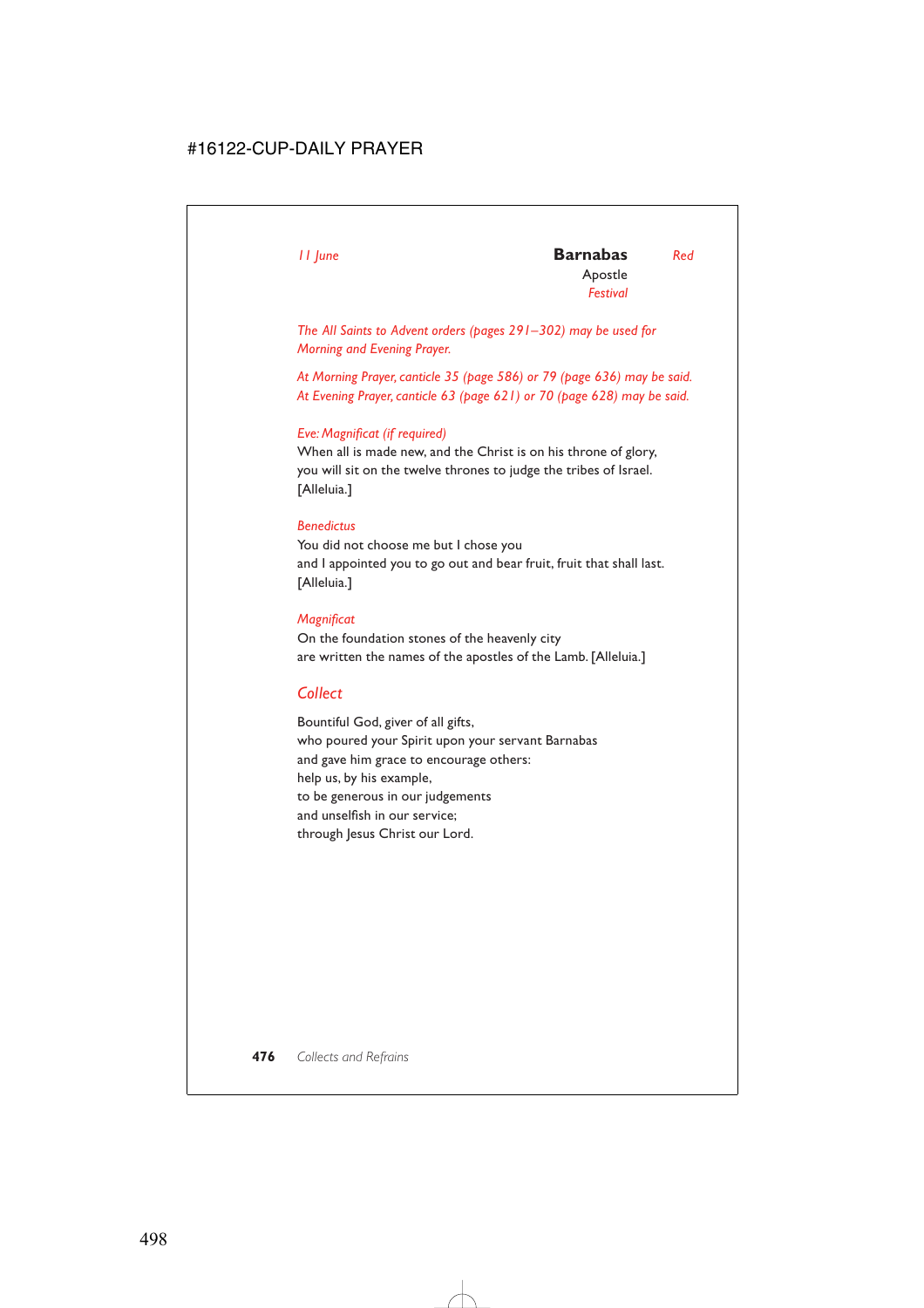*11 June* **Barnabas** *Red*

Apostle

*Festival*

*The All Saints to Advent orders (pages 291–302) may be used for Morning and Evening Prayer.*

*At Morning Prayer, canticle 35 (page 586) or 79 (page 636) may be said.*
*At Evening Prayer, canticle 63 (page 621) or 70 (page 628) may be said.*

*Eve: Magnificat (if required)*
When all is made new, and the Christ is on his throne of glory,
you will sit on the twelve thrones to judge the tribes of Israel.
[Alleluia.]

*Benedictus*
You did not choose me but I chose you
and I appointed you to go out and bear fruit, fruit that shall last.
[Alleluia.]

*Magnificat*
On the foundation stones of the heavenly city
are written the names of the apostles of the Lamb. [Alleluia.]

## Collect

Bountiful God, giver of all gifts,
who poured your Spirit upon your servant Barnabas
and gave him grace to encourage others:
help us, by his example,
to be generous in our judgements
and unselfish in our service;
through Jesus Christ our Lord.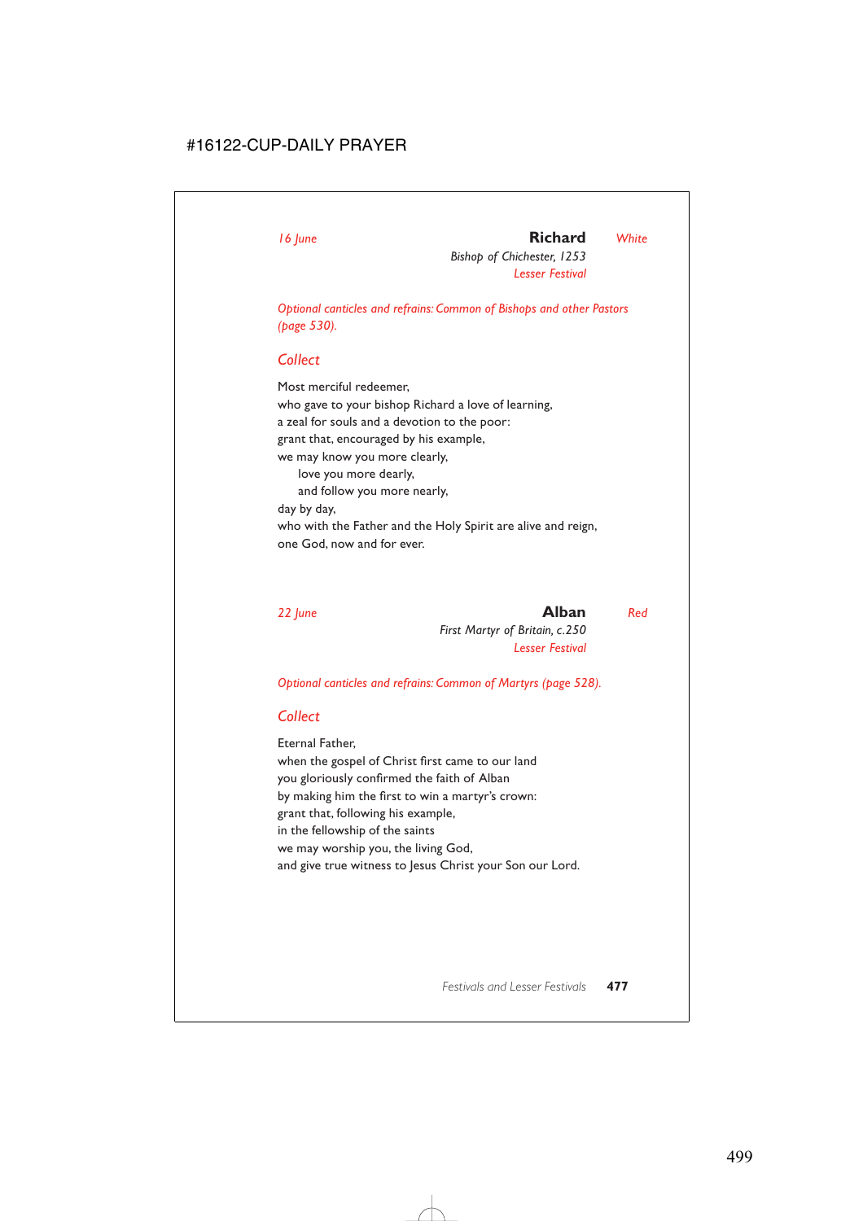*16 June* **Richard** *White*

*Bishop of Chichester, 1253*

*Lesser Festival*

*Optional canticles and refrains: Common of Bishops and other Pastors (page 530).*

## *Collect*

Most merciful redeemer,
who gave to your bishop Richard a love of learning,
a zeal for souls and a devotion to the poor:
grant that, encouraged by his example,
we may know you more clearly,
    love you more dearly,
    and follow you more nearly,
day by day,
who with the Father and the Holy Spirit are alive and reign,
one God, now and for ever.

*22 June* **Alban** *Red*

*First Martyr of Britain, c.250*

*Lesser Festival*

*Optional canticles and refrains: Common of Martyrs (page 528).*

## *Collect*

Eternal Father,
when the gospel of Christ first came to our land
you gloriously confirmed the faith of Alban
by making him the first to win a martyr's crown:
grant that, following his example,
in the fellowship of the saints
we may worship you, the living God,
and give true witness to Jesus Christ your Son our Lord.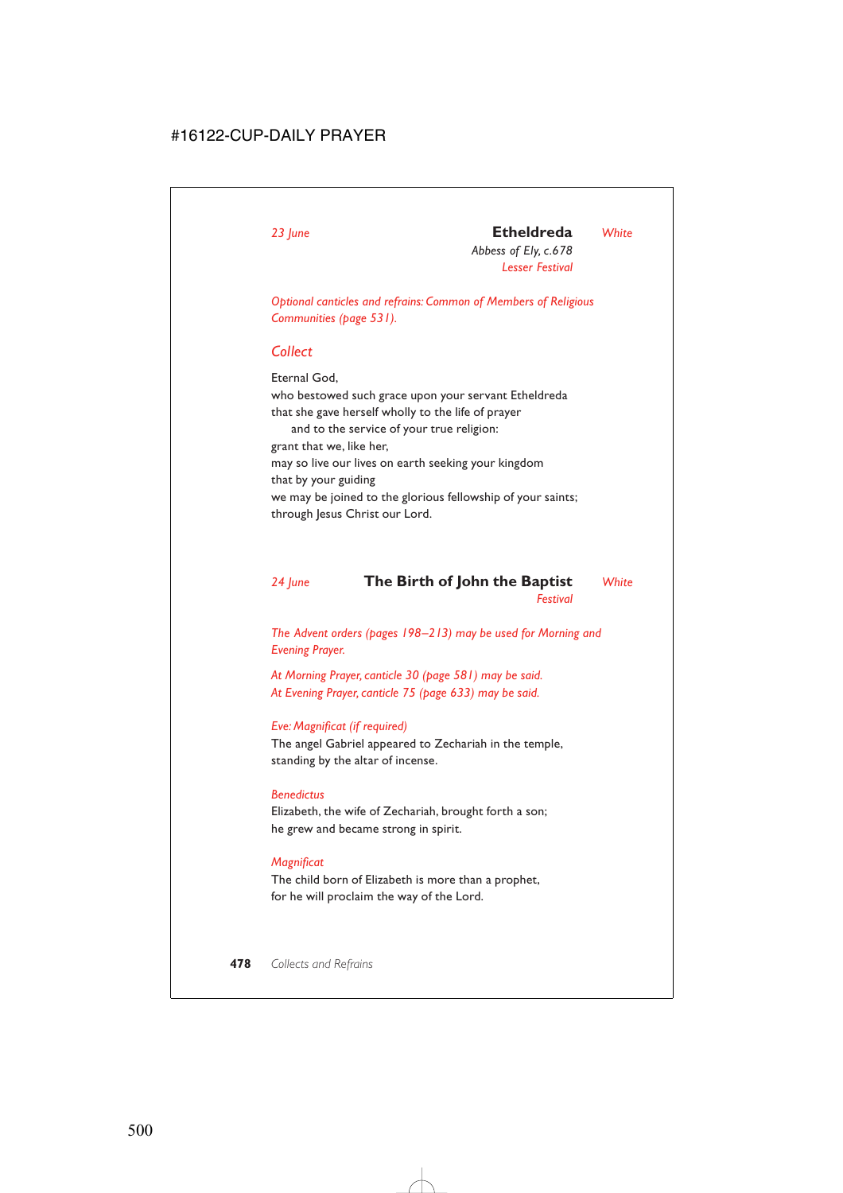*23 June* **Etheldreda** *White*

*Abbess of Ely, c.678*

*Lesser Festival*

*Optional canticles and refrains: Common of Members of Religious Communities (page 531).*

## *Collect*

Eternal God,
who bestowed such grace upon your servant Etheldreda
that she gave herself wholly to the life of prayer
  and to the service of your true religion:
grant that we, like her,
may so live our lives on earth seeking your kingdom
that by your guiding
we may be joined to the glorious fellowship of your saints;
through Jesus Christ our Lord.

*24 June* **The Birth of John the Baptist** *White*

*Festival*

*The Advent orders (pages 198–213) may be used for Morning and Evening Prayer.*

*At Morning Prayer, canticle 30 (page 581) may be said.*
*At Evening Prayer, canticle 75 (page 633) may be said.*

*Eve: Magnificat (if required)*
The angel Gabriel appeared to Zechariah in the temple,
standing by the altar of incense.

*Benedictus*
Elizabeth, the wife of Zechariah, brought forth a son;
he grew and became strong in spirit.

*Magnificat*
The child born of Elizabeth is more than a prophet,
for he will proclaim the way of the Lord.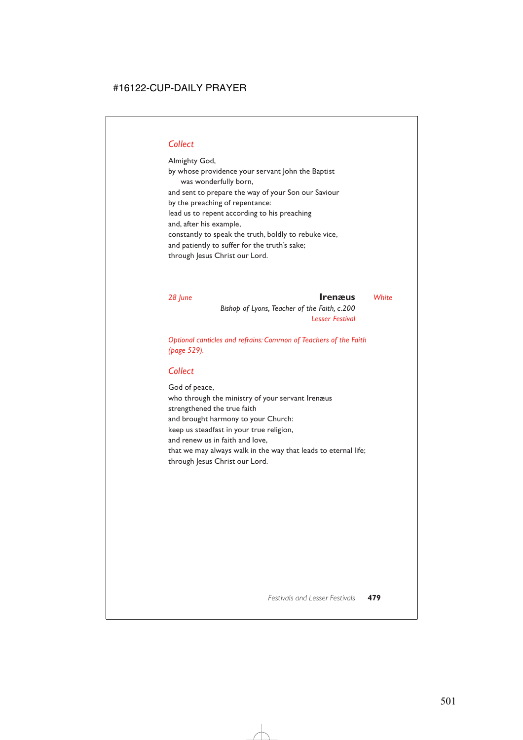### *Collect*

Almighty God,
by whose providence your servant John the Baptist
    was wonderfully born,
and sent to prepare the way of your Son our Saviour
by the preaching of repentance:
lead us to repent according to his preaching
and, after his example,
constantly to speak the truth, boldly to rebuke vice,
and patiently to suffer for the truth's sake;
through Jesus Christ our Lord.

*28 June* **Irenæus** *White*

*Bishop of Lyons, Teacher of the Faith, c.200*
*Lesser Festival*

*Optional canticles and refrains: Common of Teachers of the Faith (page 529).*

### *Collect*

God of peace,
who through the ministry of your servant Irenæus
strengthened the true faith
and brought harmony to your Church:
keep us steadfast in your true religion,
and renew us in faith and love,
that we may always walk in the way that leads to eternal life;
through Jesus Christ our Lord.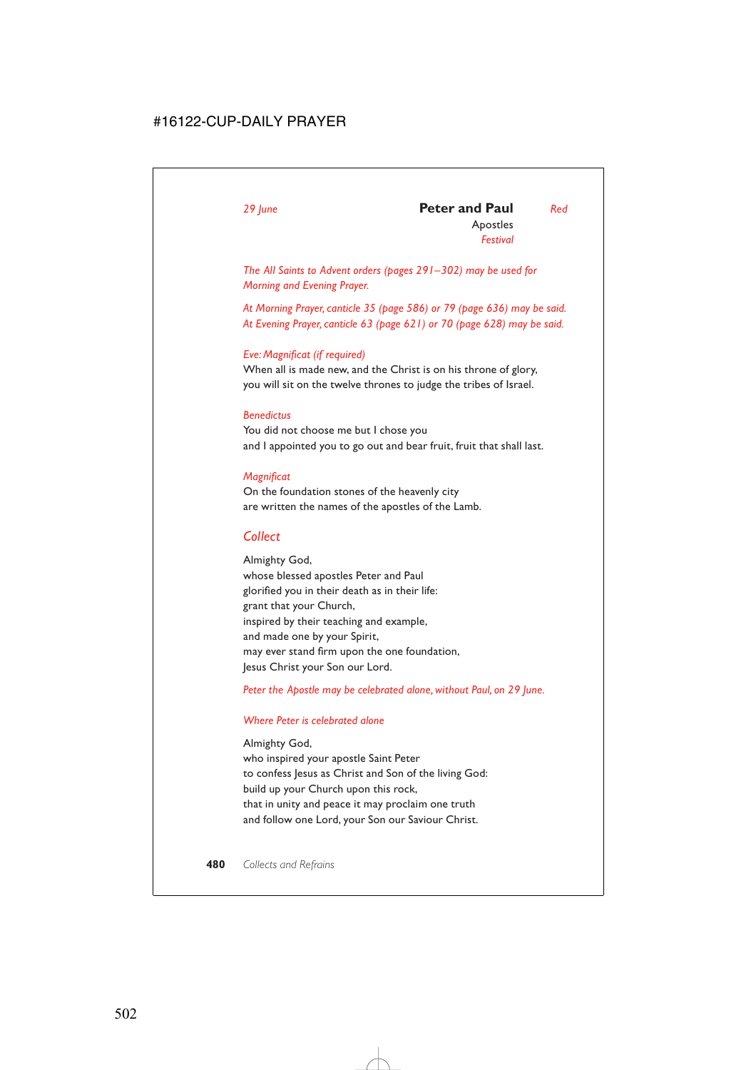*29 June* **Peter and Paul** *Red*

Apostles

*Festival*

*The All Saints to Advent orders (pages 291–302) may be used for Morning and Evening Prayer.*

*At Morning Prayer, canticle 35 (page 586) or 79 (page 636) may be said.*
*At Evening Prayer, canticle 63 (page 621) or 70 (page 628) may be said.*

*Eve: Magnificat (if required)*
When all is made new, and the Christ is on his throne of glory,
you will sit on the twelve thrones to judge the tribes of Israel.

*Benedictus*
You did not choose me but I chose you
and I appointed you to go out and bear fruit, fruit that shall last.

*Magnificat*
On the foundation stones of the heavenly city
are written the names of the apostles of the Lamb.

## *Collect*

Almighty God,
whose blessed apostles Peter and Paul
glorified you in their death as in their life:
grant that your Church,
inspired by their teaching and example,
and made one by your Spirit,
may ever stand firm upon the one foundation,
Jesus Christ your Son our Lord.

*Peter the Apostle may be celebrated alone, without Paul, on 29 June.*

*Where Peter is celebrated alone*

Almighty God,
who inspired your apostle Saint Peter
to confess Jesus as Christ and Son of the living God:
build up your Church upon this rock,
that in unity and peace it may proclaim one truth
and follow one Lord, your Son our Saviour Christ.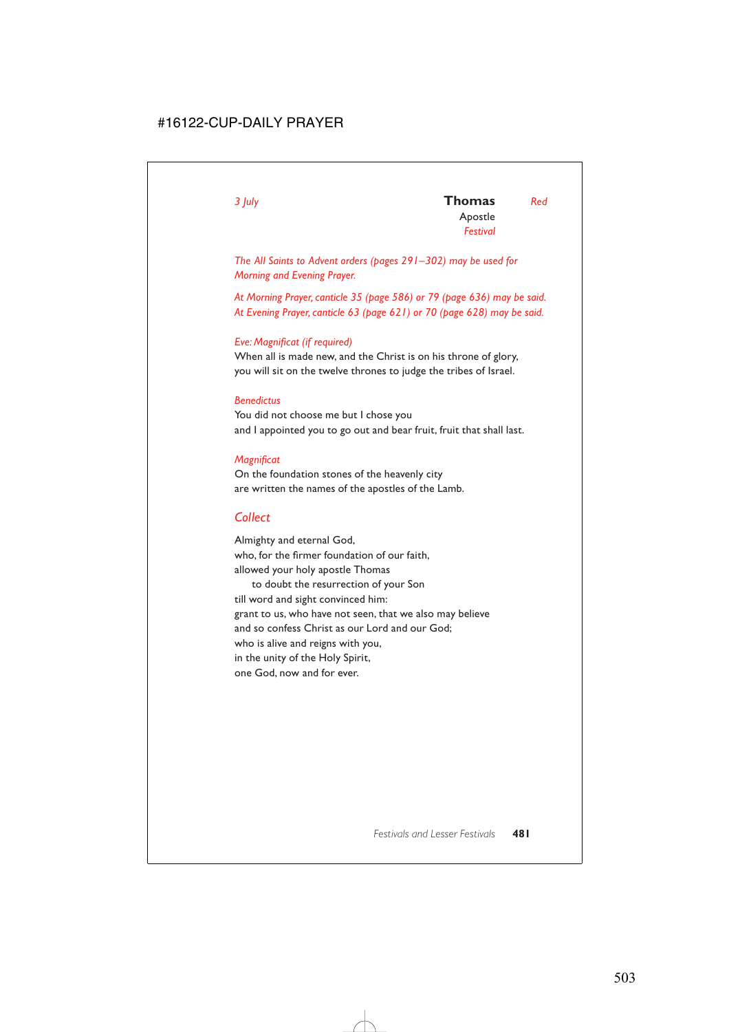*3 July*

## Thomas

Apostle

*Festival*

*Red*

*The All Saints to Advent orders (pages 291–302) may be used for Morning and Evening Prayer.*

*At Morning Prayer, canticle 35 (page 586) or 79 (page 636) may be said.*
*At Evening Prayer, canticle 63 (page 621) or 70 (page 628) may be said.*

*Eve: Magnificat (if required)*
When all is made new, and the Christ is on his throne of glory,
you will sit on the twelve thrones to judge the tribes of Israel.

*Benedictus*
You did not choose me but I chose you
and I appointed you to go out and bear fruit, fruit that shall last.

*Magnificat*
On the foundation stones of the heavenly city
are written the names of the apostles of the Lamb.

### Collect

Almighty and eternal God,
who, for the firmer foundation of our faith,
allowed your holy apostle Thomas
  to doubt the resurrection of your Son
till word and sight convinced him:
grant to us, who have not seen, that we also may believe
and so confess Christ as our Lord and our God;
who is alive and reigns with you,
in the unity of the Holy Spirit,
one God, now and for ever.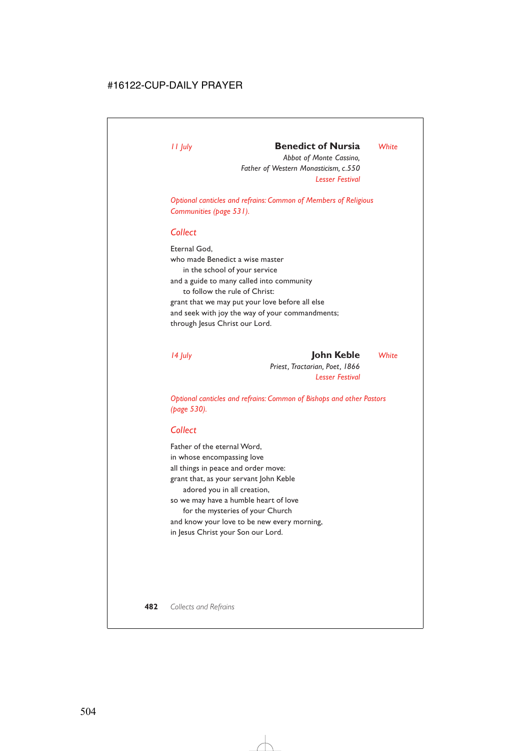*11 July* **Benedict of Nursia** *White*

*Abbot of Monte Cassino,*
*Father of Western Monasticism, c.550*
*Lesser Festival*

*Optional canticles and refrains: Common of Members of Religious Communities (page 531).*

## *Collect*

Eternal God,
who made Benedict a wise master
  in the school of your service
and a guide to many called into community
  to follow the rule of Christ:
grant that we may put your love before all else
and seek with joy the way of your commandments;
through Jesus Christ our Lord.

*14 July* **John Keble** *White*

*Priest, Tractarian, Poet, 1866*
*Lesser Festival*

*Optional canticles and refrains: Common of Bishops and other Pastors (page 530).*

## *Collect*

Father of the eternal Word,
in whose encompassing love
all things in peace and order move:
grant that, as your servant John Keble
  adored you in all creation,
so we may have a humble heart of love
  for the mysteries of your Church
and know your love to be new every morning,
in Jesus Christ your Son our Lord.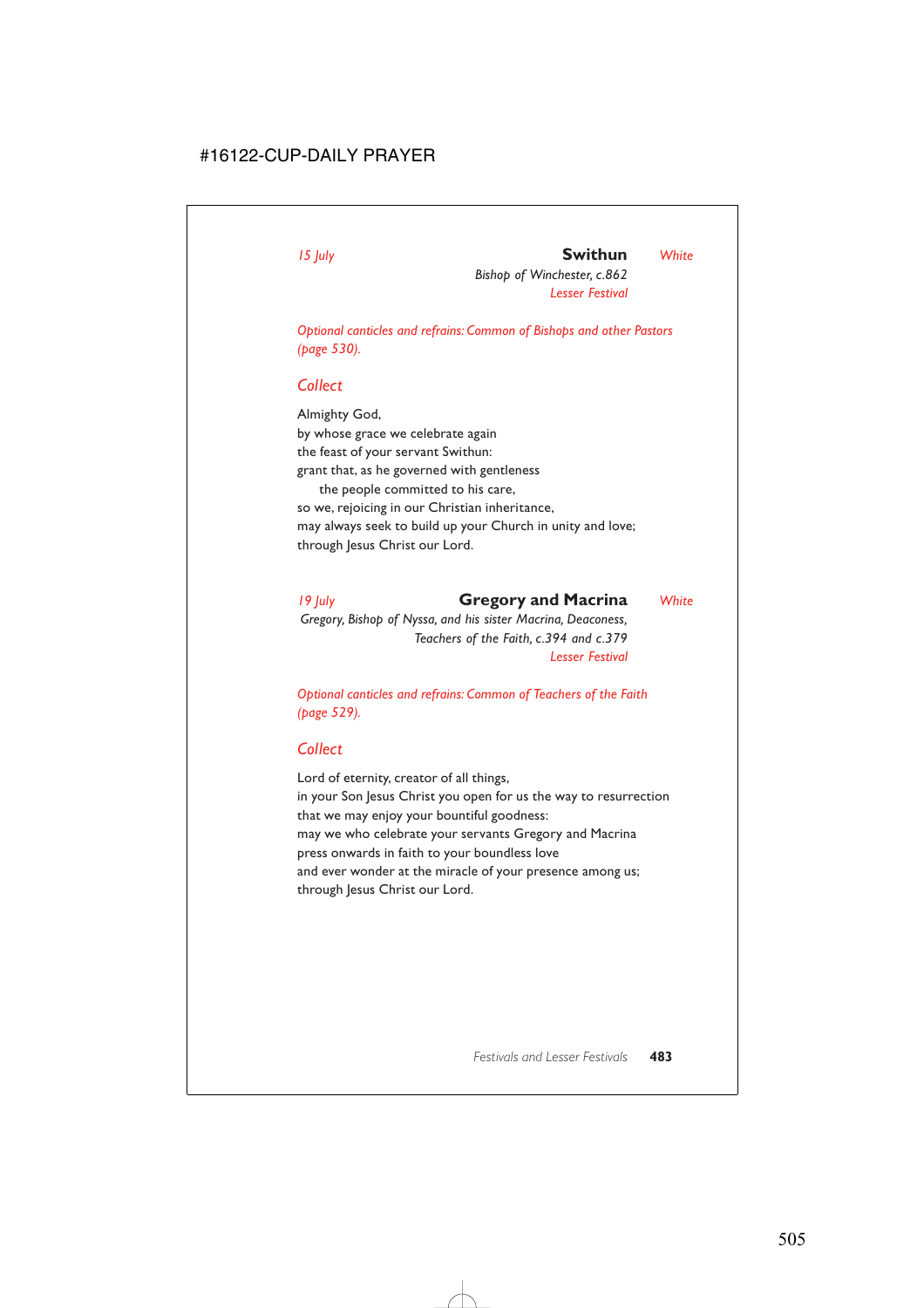*15 July* **Swithun** *White*

*Bishop of Winchester, c.862*
*Lesser Festival*

*Optional canticles and refrains: Common of Bishops and other Pastors (page 530).*

### *Collect*

Almighty God,
by whose grace we celebrate again
the feast of your servant Swithun:
grant that, as he governed with gentleness
  the people committed to his care,
so we, rejoicing in our Christian inheritance,
may always seek to build up your Church in unity and love;
through Jesus Christ our Lord.

*19 July* **Gregory and Macrina** *White*

*Gregory, Bishop of Nyssa, and his sister Macrina, Deaconess,*
*Teachers of the Faith, c.394 and c.379*
*Lesser Festival*

*Optional canticles and refrains: Common of Teachers of the Faith (page 529).*

### *Collect*

Lord of eternity, creator of all things,
in your Son Jesus Christ you open for us the way to resurrection
that we may enjoy your bountiful goodness:
may we who celebrate your servants Gregory and Macrina
press onwards in faith to your boundless love
and ever wonder at the miracle of your presence among us;
through Jesus Christ our Lord.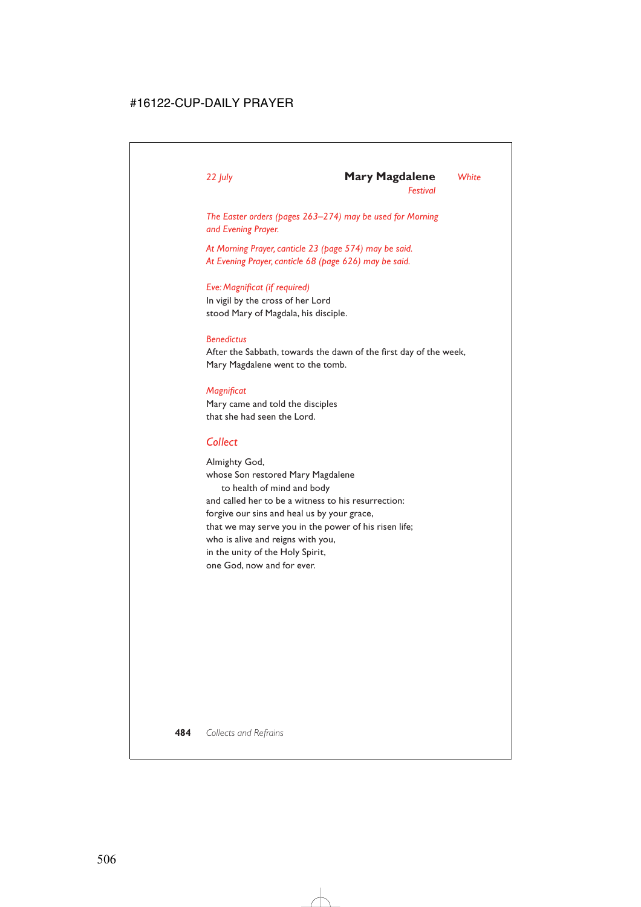*22 July* **Mary Magdalene** *White*

*Festival*

*The Easter orders (pages 263–274) may be used for Morning and Evening Prayer.*

*At Morning Prayer, canticle 23 (page 574) may be said.*
*At Evening Prayer, canticle 68 (page 626) may be said.*

*Eve: Magnificat (if required)*
In vigil by the cross of her Lord
stood Mary of Magdala, his disciple.

*Benedictus*
After the Sabbath, towards the dawn of the first day of the week,
Mary Magdalene went to the tomb.

*Magnificat*
Mary came and told the disciples
that she had seen the Lord.

## *Collect*

Almighty God,
whose Son restored Mary Magdalene
&nbsp;&nbsp;&nbsp;&nbsp;to health of mind and body
and called her to be a witness to his resurrection:
forgive our sins and heal us by your grace,
that we may serve you in the power of his risen life;
who is alive and reigns with you,
in the unity of the Holy Spirit,
one God, now and for ever.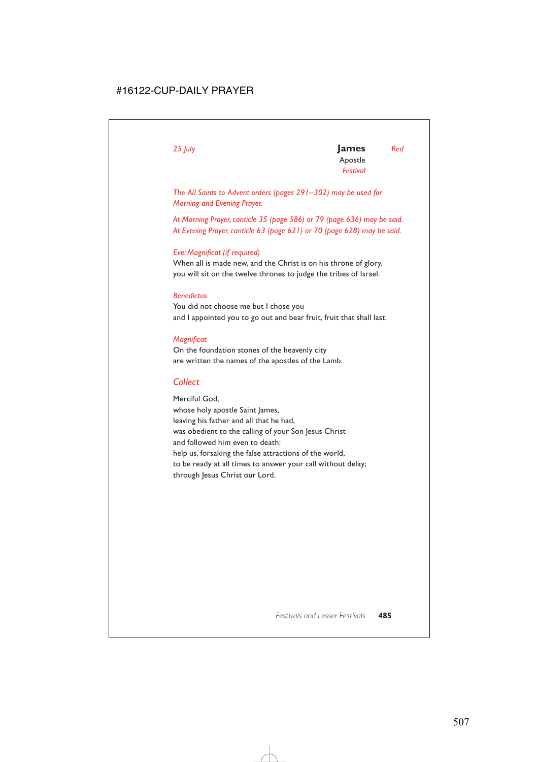*25 July* **James** *Red*
Apostle
*Festival*

*The All Saints to Advent orders (pages 291–302) may be used for Morning and Evening Prayer.*

*At Morning Prayer, canticle 35 (page 586) or 79 (page 636) may be said.*
*At Evening Prayer, canticle 63 (page 621) or 70 (page 628) may be said.*

*Eve: Magnificat (if required)*
When all is made new, and the Christ is on his throne of glory,
you will sit on the twelve thrones to judge the tribes of Israel.

*Benedictus*
You did not choose me but I chose you
and I appointed you to go out and bear fruit, fruit that shall last.

*Magnificat*
On the foundation stones of the heavenly city
are written the names of the apostles of the Lamb.

## *Collect*

Merciful God,
whose holy apostle Saint James,
leaving his father and all that he had,
was obedient to the calling of your Son Jesus Christ
and followed him even to death:
help us, forsaking the false attractions of the world,
to be ready at all times to answer your call without delay;
through Jesus Christ our Lord.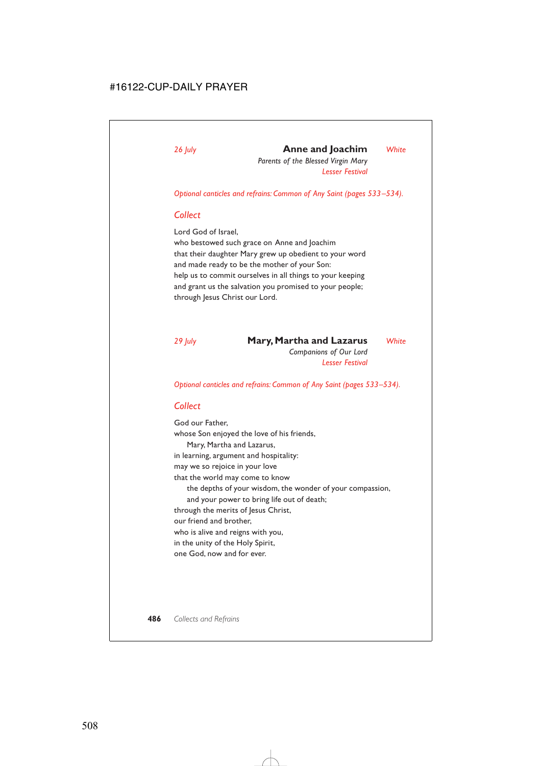*26 July* **Anne and Joachim** *White*

*Parents of the Blessed Virgin Mary*

*Lesser Festival*

*Optional canticles and refrains: Common of Any Saint (pages 533–534).*

## *Collect*

Lord God of Israel,
who bestowed such grace on Anne and Joachim
that their daughter Mary grew up obedient to your word
and made ready to be the mother of your Son:
help us to commit ourselves in all things to your keeping
and grant us the salvation you promised to your people;
through Jesus Christ our Lord.

*29 July* **Mary, Martha and Lazarus** *White*

*Companions of Our Lord*

*Lesser Festival*

*Optional canticles and refrains: Common of Any Saint (pages 533–534).*

## *Collect*

God our Father,
whose Son enjoyed the love of his friends,
  Mary, Martha and Lazarus,
in learning, argument and hospitality:
may we so rejoice in your love
that the world may come to know
  the depths of your wisdom, the wonder of your compassion,
  and your power to bring life out of death;
through the merits of Jesus Christ,
our friend and brother,
who is alive and reigns with you,
in the unity of the Holy Spirit,
one God, now and for ever.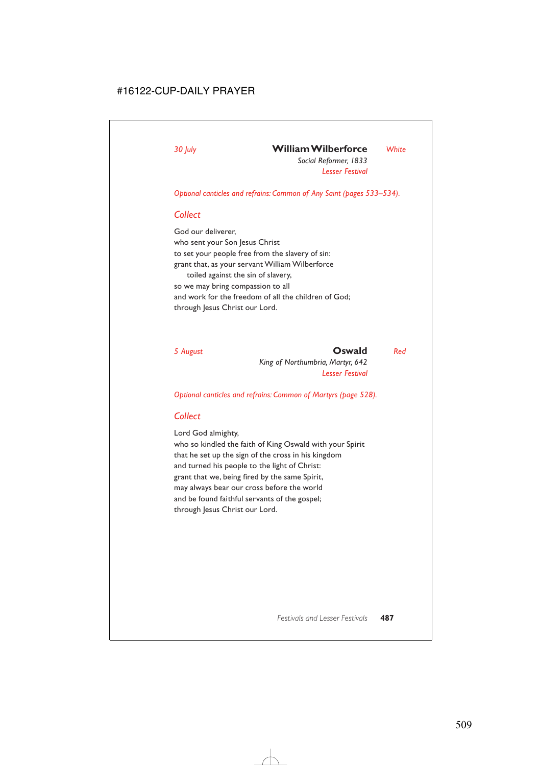*30 July* **William Wilberforce** *White*

*Social Reformer, 1833*

*Lesser Festival*

*Optional canticles and refrains: Common of Any Saint (pages 533–534).*

## *Collect*

God our deliverer,
who sent your Son Jesus Christ
to set your people free from the slavery of sin:
grant that, as your servant William Wilberforce
    toiled against the sin of slavery,
so we may bring compassion to all
and work for the freedom of all the children of God;
through Jesus Christ our Lord.

*5 August* **Oswald** *Red*

*King of Northumbria, Martyr, 642*

*Lesser Festival*

*Optional canticles and refrains: Common of Martyrs (page 528).*

## *Collect*

Lord God almighty,
who so kindled the faith of King Oswald with your Spirit
that he set up the sign of the cross in his kingdom
and turned his people to the light of Christ:
grant that we, being fired by the same Spirit,
may always bear our cross before the world
and be found faithful servants of the gospel;
through Jesus Christ our Lord.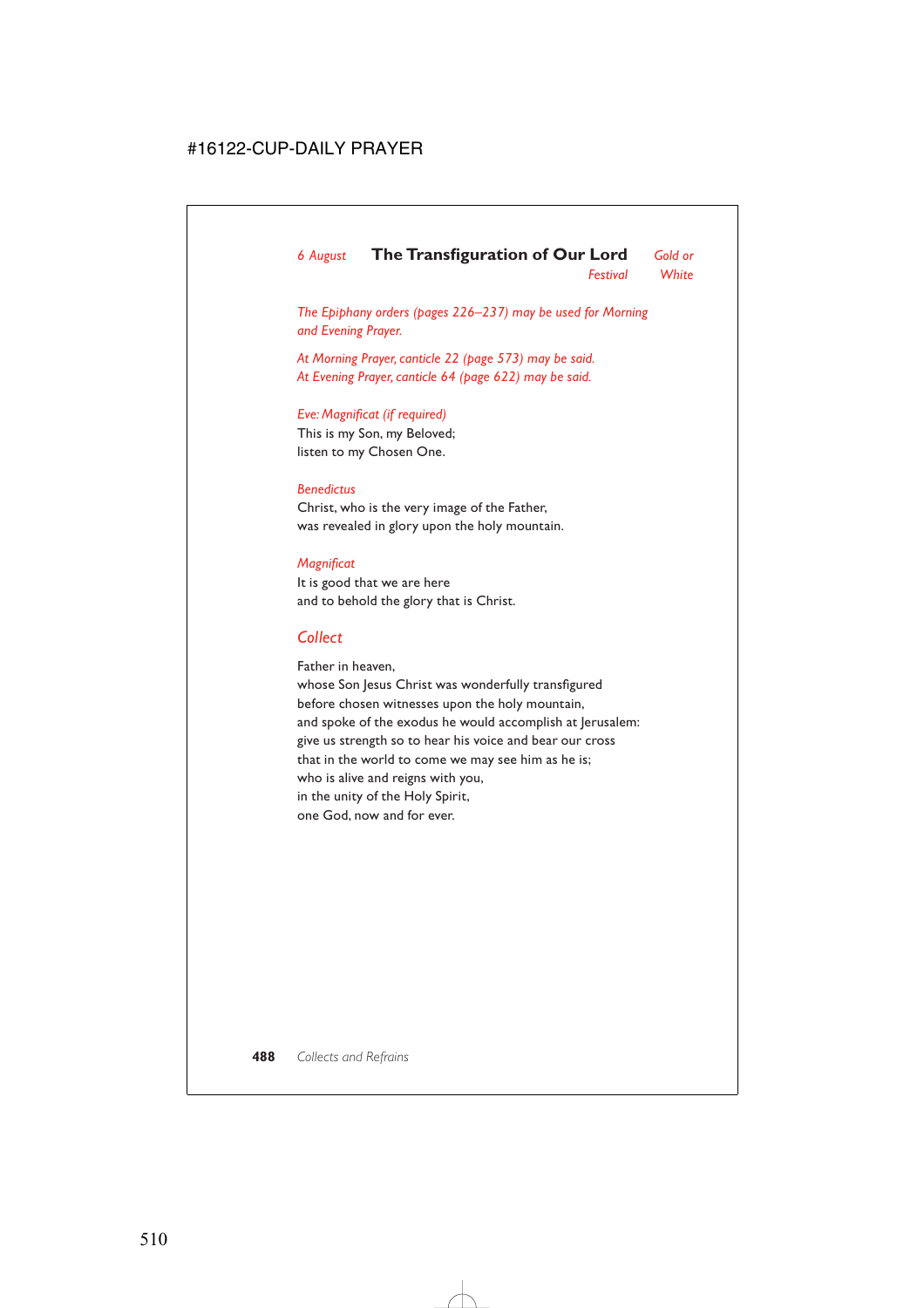*6 August* **The Transfiguration of Our Lord** *Gold or White*
*Festival*

*The Epiphany orders (pages 226–237) may be used for Morning and Evening Prayer.*

*At Morning Prayer, canticle 22 (page 573) may be said.*
*At Evening Prayer, canticle 64 (page 622) may be said.*

*Eve: Magnificat (if required)*
This is my Son, my Beloved;
listen to my Chosen One.

*Benedictus*
Christ, who is the very image of the Father,
was revealed in glory upon the holy mountain.

*Magnificat*
It is good that we are here
and to behold the glory that is Christ.

## Collect

Father in heaven,
whose Son Jesus Christ was wonderfully transfigured
before chosen witnesses upon the holy mountain,
and spoke of the exodus he would accomplish at Jerusalem:
give us strength so to hear his voice and bear our cross
that in the world to come we may see him as he is;
who is alive and reigns with you,
in the unity of the Holy Spirit,
one God, now and for ever.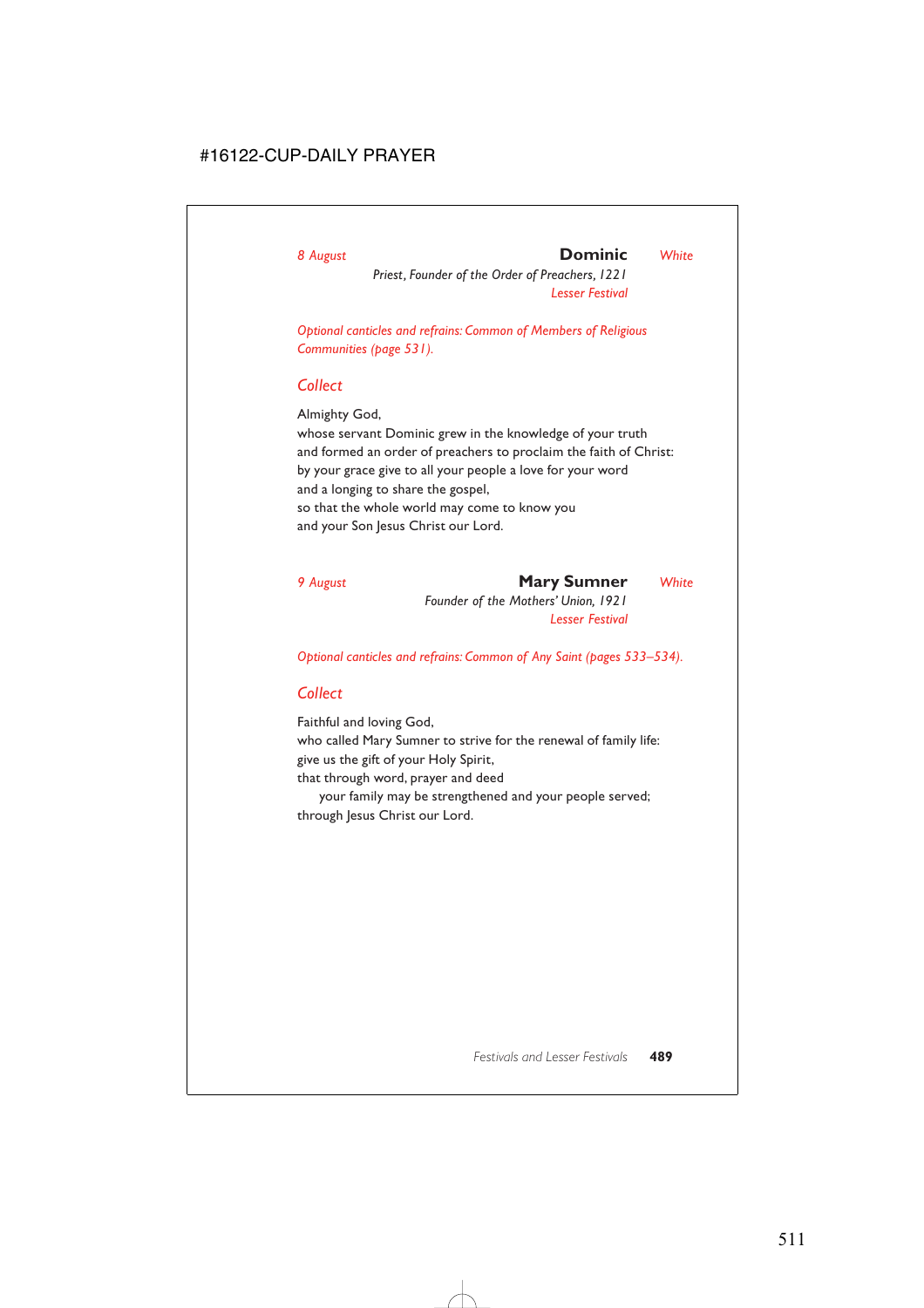*8 August* **Dominic** *White*

*Priest, Founder of the Order of Preachers, 1221*

*Lesser Festival*

*Optional canticles and refrains: Common of Members of Religious Communities (page 531).*

## *Collect*

Almighty God,
whose servant Dominic grew in the knowledge of your truth
and formed an order of preachers to proclaim the faith of Christ:
by your grace give to all your people a love for your word
and a longing to share the gospel,
so that the whole world may come to know you
and your Son Jesus Christ our Lord.

*9 August* **Mary Sumner** *White*

*Founder of the Mothers' Union, 1921*

*Lesser Festival*

*Optional canticles and refrains: Common of Any Saint (pages 533–534).*

## *Collect*

Faithful and loving God,
who called Mary Sumner to strive for the renewal of family life:
give us the gift of your Holy Spirit,
that through word, prayer and deed
   your family may be strengthened and your people served;
through Jesus Christ our Lord.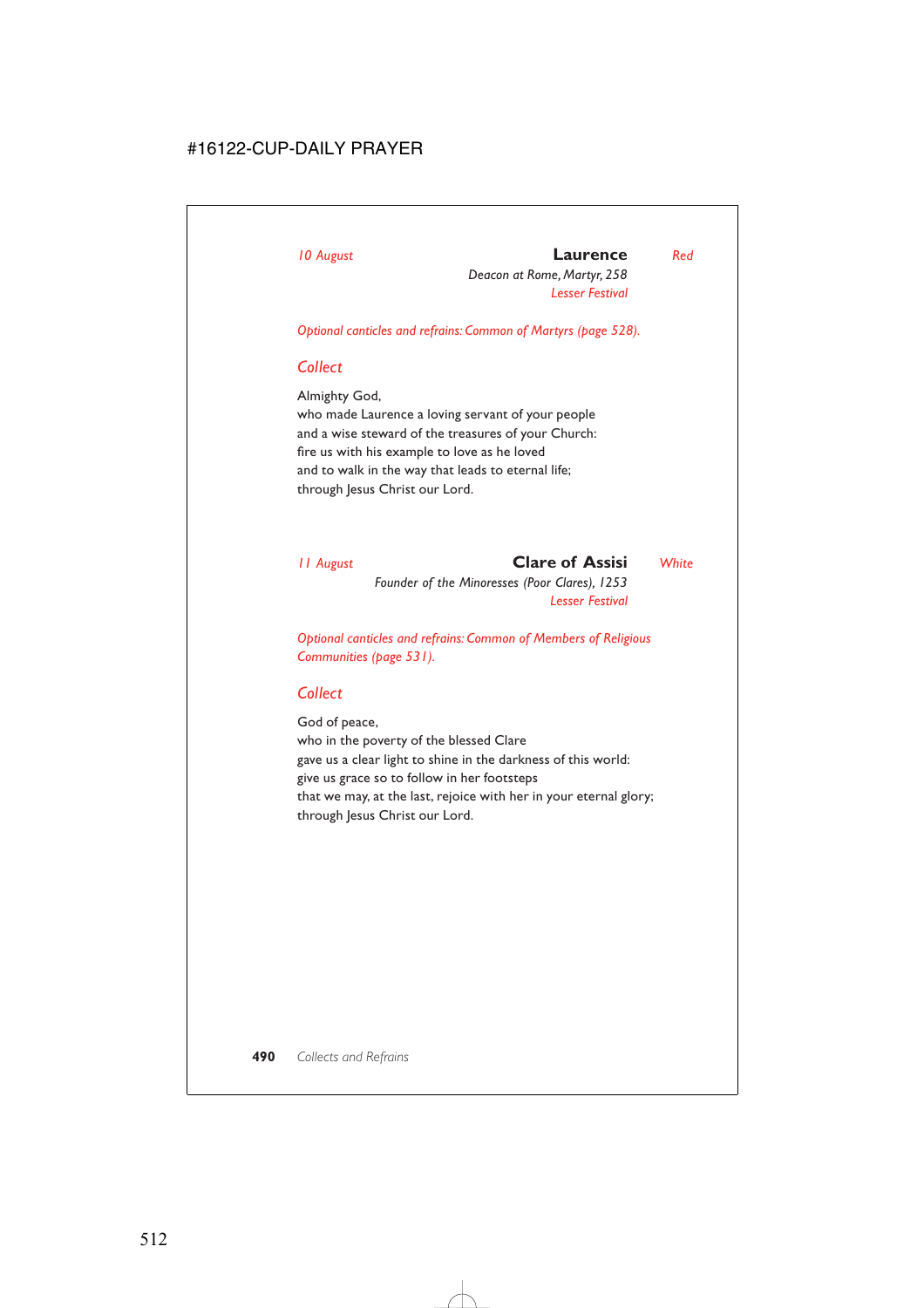*10 August* **Laurence** *Red*

*Deacon at Rome, Martyr, 258*

*Lesser Festival*

*Optional canticles and refrains: Common of Martyrs (page 528).*

## *Collect*

Almighty God,
who made Laurence a loving servant of your people
and a wise steward of the treasures of your Church:
fire us with his example to love as he loved
and to walk in the way that leads to eternal life;
through Jesus Christ our Lord.

*11 August* **Clare of Assisi** *White*

*Founder of the Minoresses (Poor Clares), 1253*

*Lesser Festival*

*Optional canticles and refrains: Common of Members of Religious Communities (page 531).*

## *Collect*

God of peace,
who in the poverty of the blessed Clare
gave us a clear light to shine in the darkness of this world:
give us grace so to follow in her footsteps
that we may, at the last, rejoice with her in your eternal glory;
through Jesus Christ our Lord.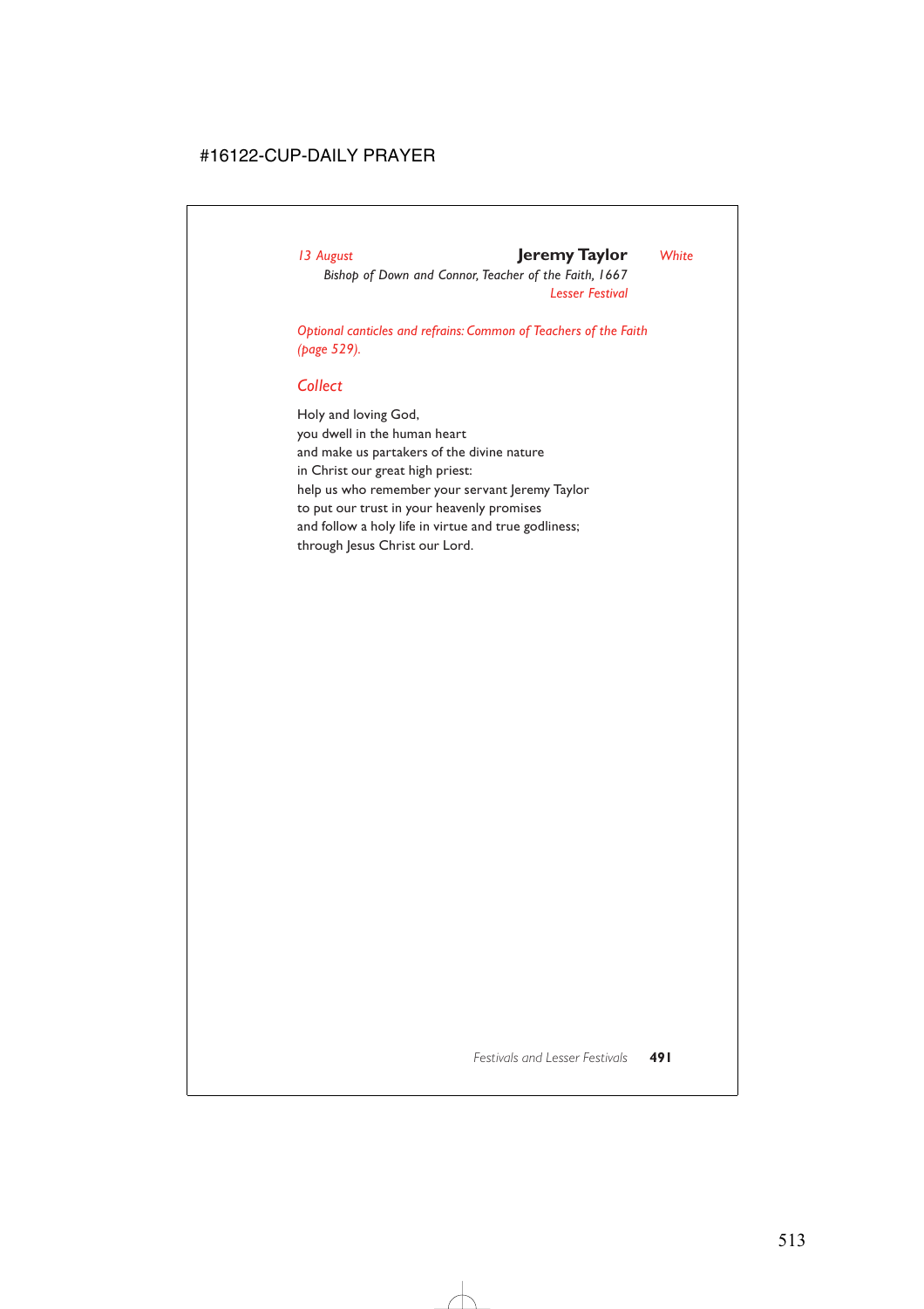*13 August* **Jeremy Taylor** *White*

*Bishop of Down and Connor, Teacher of the Faith, 1667*

*Lesser Festival*

*Optional canticles and refrains: Common of Teachers of the Faith (page 529).*

## *Collect*

Holy and loving God,
you dwell in the human heart
and make us partakers of the divine nature
in Christ our great high priest:
help us who remember your servant Jeremy Taylor
to put our trust in your heavenly promises
and follow a holy life in virtue and true godliness;
through Jesus Christ our Lord.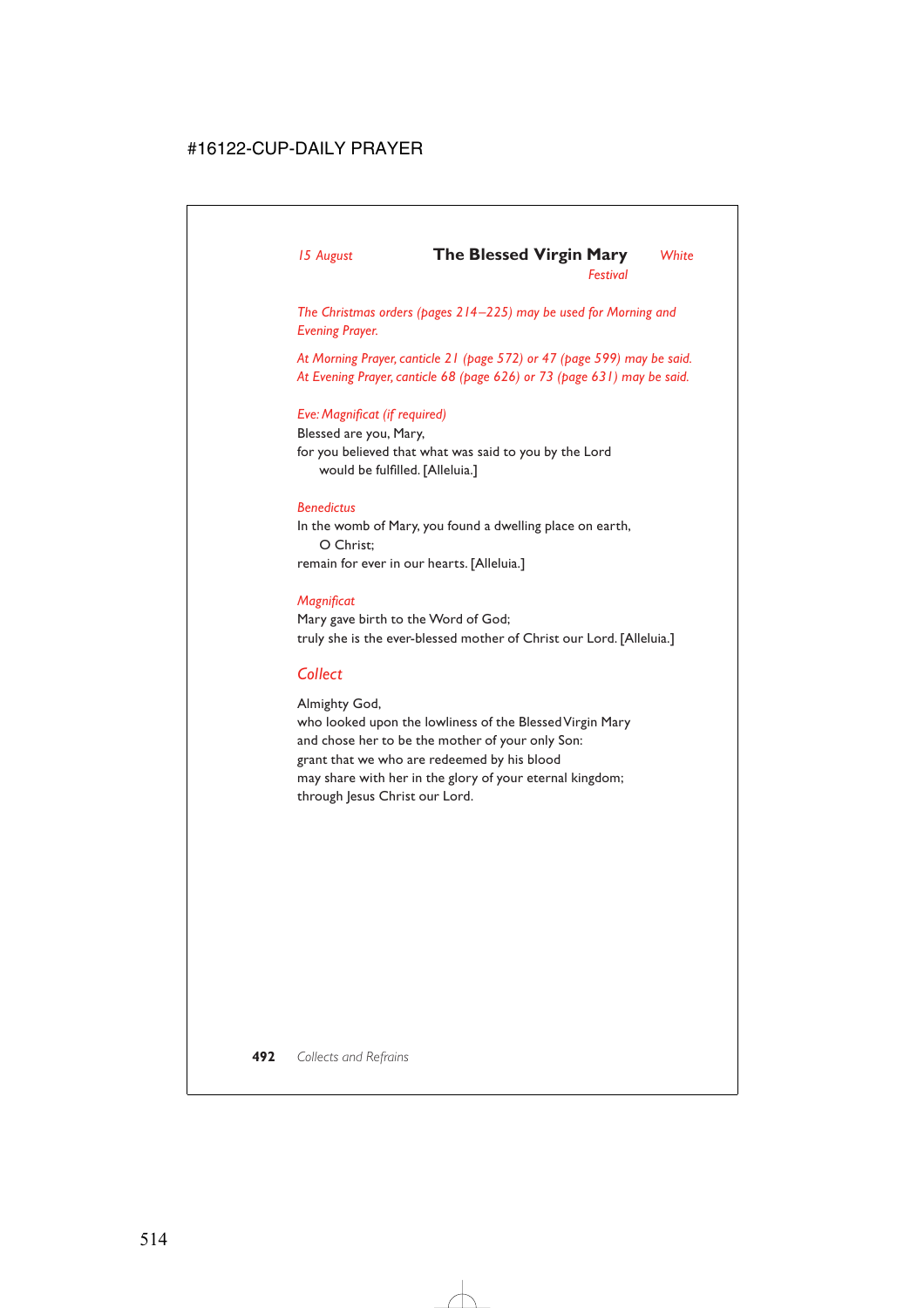*15 August* **The Blessed Virgin Mary** *White*
*Festival*

*The Christmas orders (pages 214–225) may be used for Morning and Evening Prayer.*

*At Morning Prayer, canticle 21 (page 572) or 47 (page 599) may be said.*
*At Evening Prayer, canticle 68 (page 626) or 73 (page 631) may be said.*

*Eve: Magnificat (if required)*
Blessed are you, Mary,
for you believed that what was said to you by the Lord
would be fulfilled. [Alleluia.]

*Benedictus*
In the womb of Mary, you found a dwelling place on earth,
O Christ;
remain for ever in our hearts. [Alleluia.]

*Magnificat*
Mary gave birth to the Word of God;
truly she is the ever-blessed mother of Christ our Lord. [Alleluia.]

## Collect

Almighty God,
who looked upon the lowliness of the Blessed Virgin Mary
and chose her to be the mother of your only Son:
grant that we who are redeemed by his blood
may share with her in the glory of your eternal kingdom;
through Jesus Christ our Lord.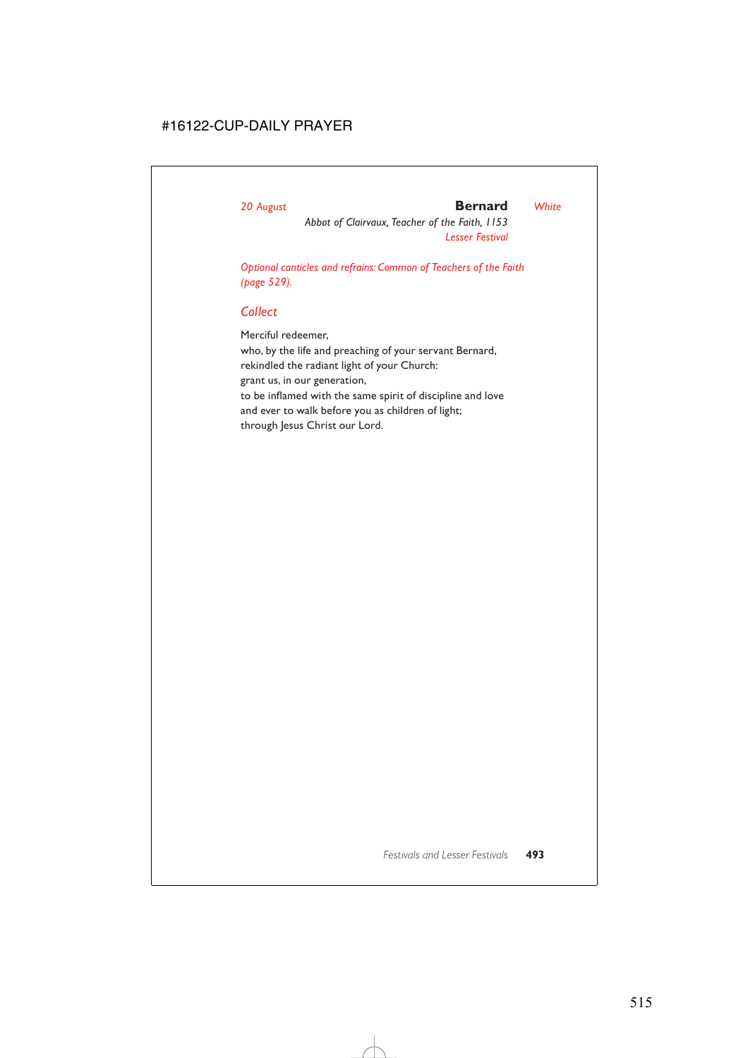*20 August* **Bernard** *White*

*Abbot of Clairvaux, Teacher of the Faith, 1153*

*Lesser Festival*

*Optional canticles and refrains: Common of Teachers of the Faith (page 529).*

## *Collect*

Merciful redeemer,
who, by the life and preaching of your servant Bernard,
rekindled the radiant light of your Church:
grant us, in our generation,
to be inflamed with the same spirit of discipline and love
and ever to walk before you as children of light;
through Jesus Christ our Lord.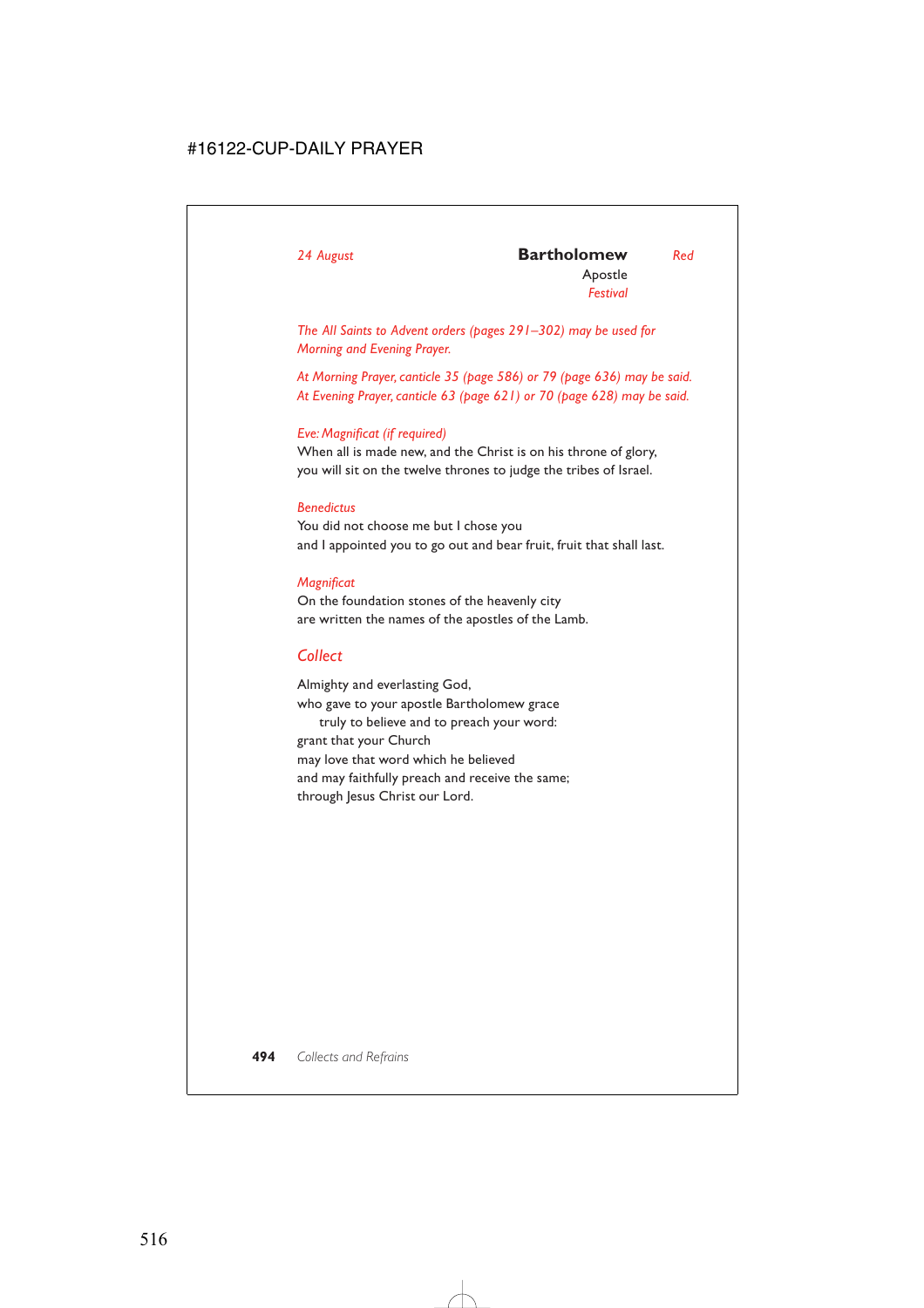*24 August* **Bartholomew** *Red*

Apostle

*Festival*

*The All Saints to Advent orders (pages 291–302) may be used for Morning and Evening Prayer.*

*At Morning Prayer, canticle 35 (page 586) or 79 (page 636) may be said.*
*At Evening Prayer, canticle 63 (page 621) or 70 (page 628) may be said.*

*Eve: Magnificat (if required)*
When all is made new, and the Christ is on his throne of glory,
you will sit on the twelve thrones to judge the tribes of Israel.

*Benedictus*
You did not choose me but I chose you
and I appointed you to go out and bear fruit, fruit that shall last.

*Magnificat*
On the foundation stones of the heavenly city
are written the names of the apostles of the Lamb.

## Collect

Almighty and everlasting God,
who gave to your apostle Bartholomew grace
    truly to believe and to preach your word:
grant that your Church
may love that word which he believed
and may faithfully preach and receive the same;
through Jesus Christ our Lord.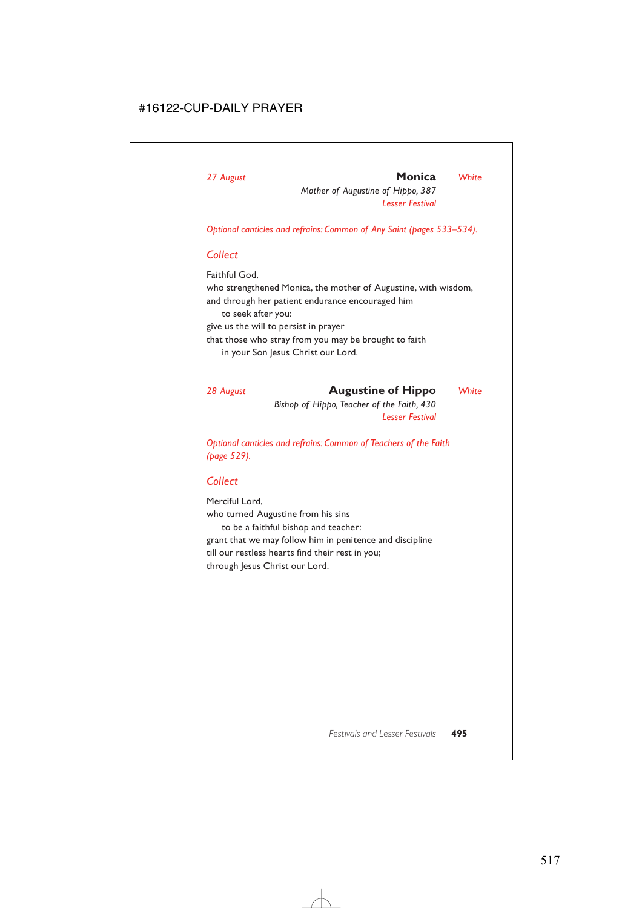*27 August* **Monica** *White*

*Mother of Augustine of Hippo, 387*

*Lesser Festival*

*Optional canticles and refrains: Common of Any Saint (pages 533–534).*

## *Collect*

Faithful God,
who strengthened Monica, the mother of Augustine, with wisdom,
and through her patient endurance encouraged him
 to seek after you:
give us the will to persist in prayer
that those who stray from you may be brought to faith
 in your Son Jesus Christ our Lord.

*28 August* **Augustine of Hippo** *White*

*Bishop of Hippo, Teacher of the Faith, 430*

*Lesser Festival*

*Optional canticles and refrains: Common of Teachers of the Faith (page 529).*

## *Collect*

Merciful Lord,
who turned Augustine from his sins
 to be a faithful bishop and teacher:
grant that we may follow him in penitence and discipline
till our restless hearts find their rest in you;
through Jesus Christ our Lord.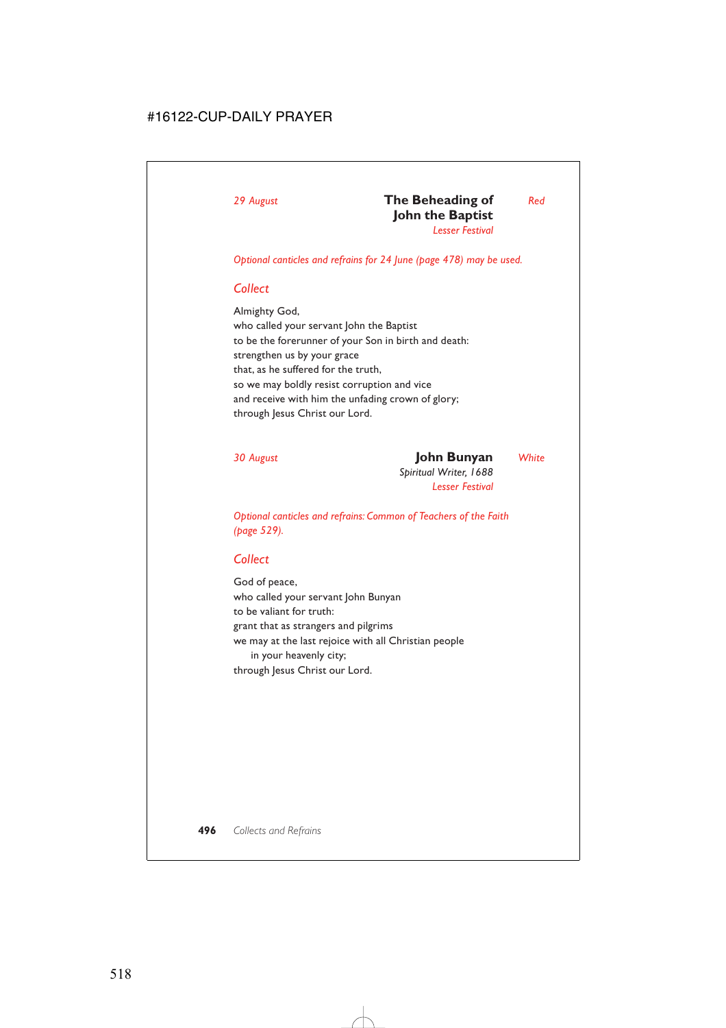29 August

## The Beheading of John the Baptist

*Red*

*Lesser Festival*

*Optional canticles and refrains for 24 June (page 478) may be used.*

### *Collect*

Almighty God,
who called your servant John the Baptist
to be the forerunner of your Son in birth and death:
strengthen us by your grace
that, as he suffered for the truth,
so we may boldly resist corruption and vice
and receive with him the unfading crown of glory;
through Jesus Christ our Lord.

30 August

## John Bunyan

*White*

*Spiritual Writer, 1688*

*Lesser Festival*

*Optional canticles and refrains: Common of Teachers of the Faith (page 529).*

### *Collect*

God of peace,
who called your servant John Bunyan
to be valiant for truth:
grant that as strangers and pilgrims
we may at the last rejoice with all Christian people
    in your heavenly city;
through Jesus Christ our Lord.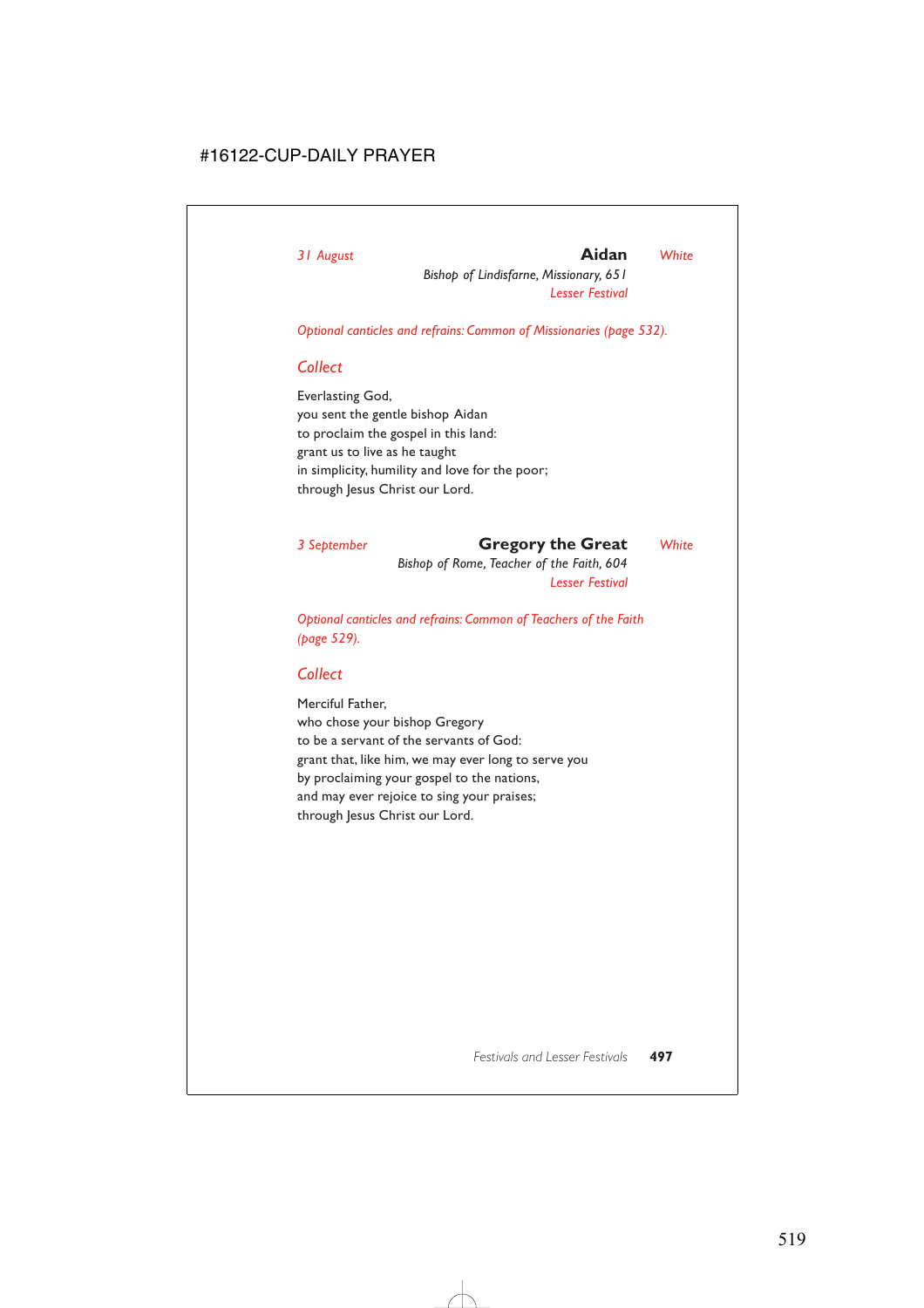*31 August* **Aidan** *White*

*Bishop of Lindisfarne, Missionary, 651*

*Lesser Festival*

*Optional canticles and refrains: Common of Missionaries (page 532).*

## *Collect*

Everlasting God,
you sent the gentle bishop Aidan
to proclaim the gospel in this land:
grant us to live as he taught
in simplicity, humility and love for the poor;
through Jesus Christ our Lord.

*3 September* **Gregory the Great** *White*

*Bishop of Rome, Teacher of the Faith, 604*

*Lesser Festival*

*Optional canticles and refrains: Common of Teachers of the Faith (page 529).*

## *Collect*

Merciful Father,
who chose your bishop Gregory
to be a servant of the servants of God:
grant that, like him, we may ever long to serve you
by proclaiming your gospel to the nations,
and may ever rejoice to sing your praises;
through Jesus Christ our Lord.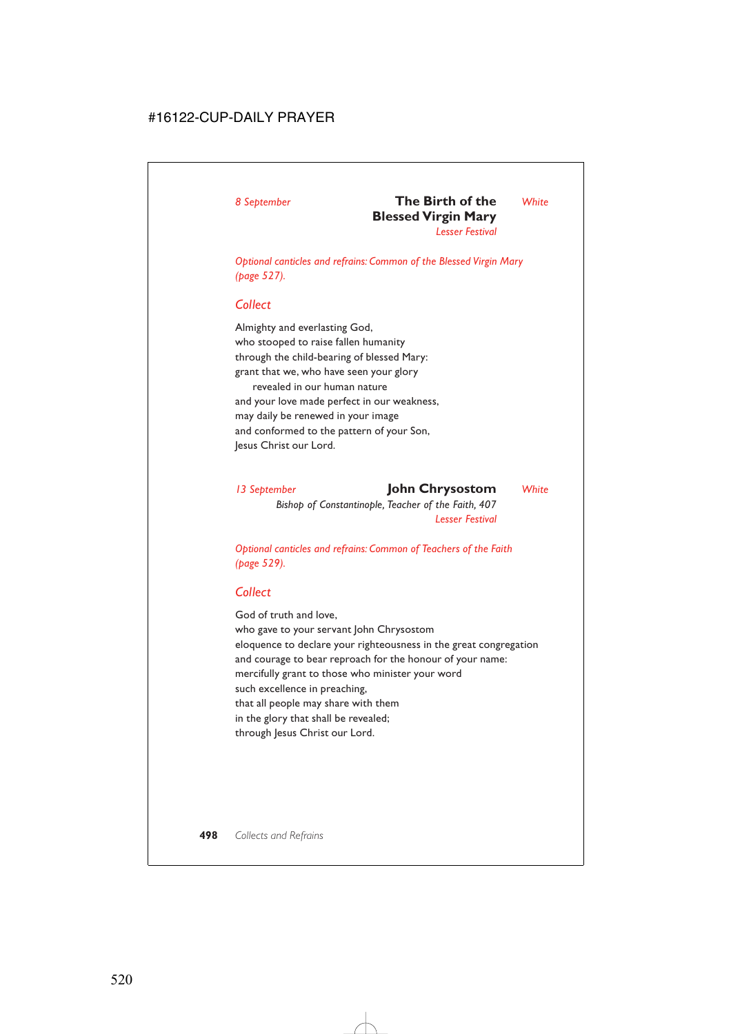*8 September* **The Birth of the Blessed Virgin Mary** *White*

*Lesser Festival*

*Optional canticles and refrains: Common of the Blessed Virgin Mary (page 527).*

### *Collect*

Almighty and everlasting God,
who stooped to raise fallen humanity
through the child-bearing of blessed Mary:
grant that we, who have seen your glory
  revealed in our human nature
and your love made perfect in our weakness,
may daily be renewed in your image
and conformed to the pattern of your Son,
Jesus Christ our Lord.

*13 September* **John Chrysostom** *White*

*Bishop of Constantinople, Teacher of the Faith, 407*

*Lesser Festival*

*Optional canticles and refrains: Common of Teachers of the Faith (page 529).*

### *Collect*

God of truth and love,
who gave to your servant John Chrysostom
eloquence to declare your righteousness in the great congregation
and courage to bear reproach for the honour of your name:
mercifully grant to those who minister your word
such excellence in preaching,
that all people may share with them
in the glory that shall be revealed;
through Jesus Christ our Lord.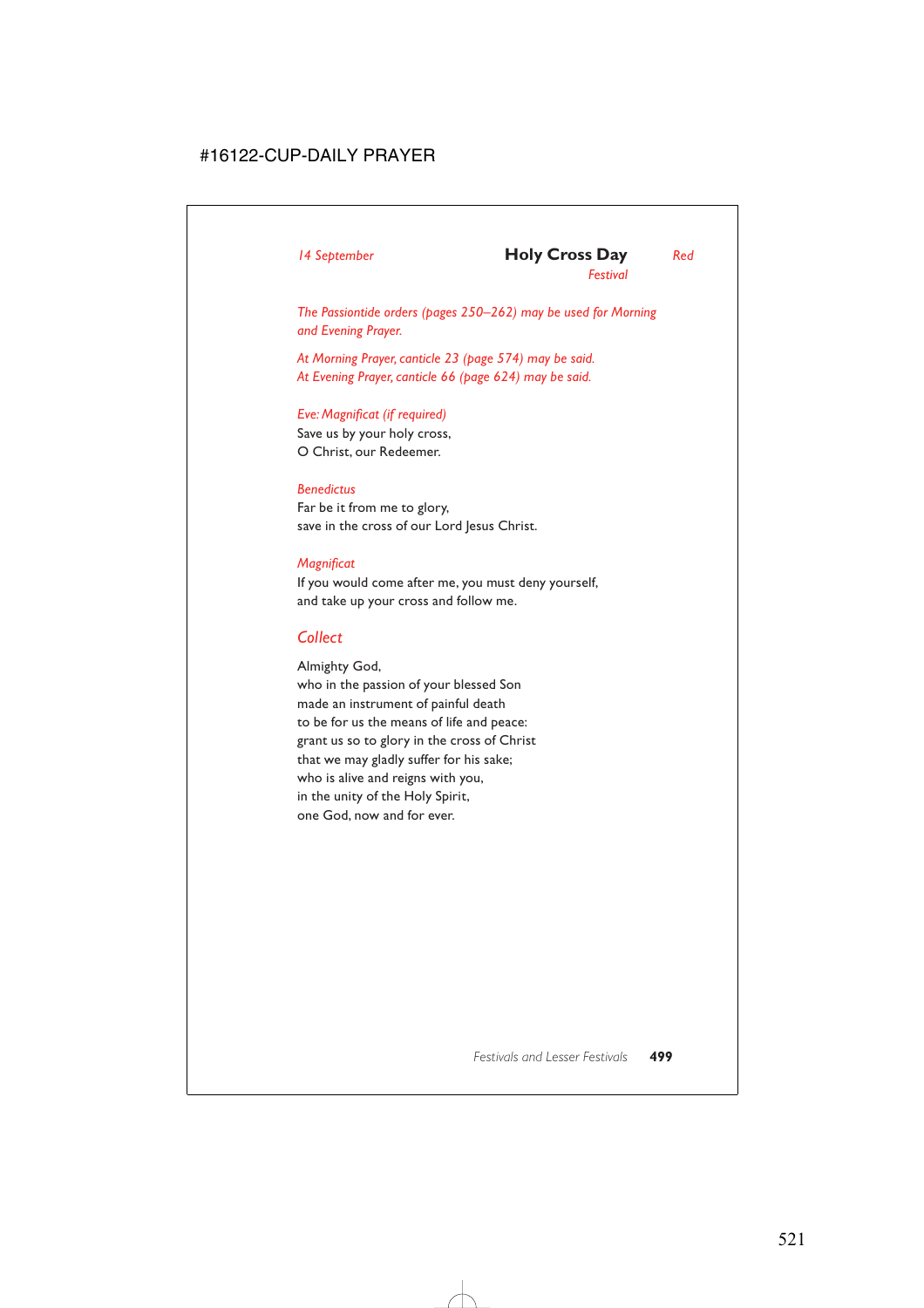*14 September*

## Holy Cross Day

*Red*

*Festival*

*The Passiontide orders (pages 250–262) may be used for Morning and Evening Prayer.*

*At Morning Prayer, canticle 23 (page 574) may be said.*
*At Evening Prayer, canticle 66 (page 624) may be said.*

*Eve: Magnificat (if required)*
Save us by your holy cross,
O Christ, our Redeemer.

*Benedictus*
Far be it from me to glory,
save in the cross of our Lord Jesus Christ.

*Magnificat*
If you would come after me, you must deny yourself,
and take up your cross and follow me.

### *Collect*

Almighty God,
who in the passion of your blessed Son
made an instrument of painful death
to be for us the means of life and peace:
grant us so to glory in the cross of Christ
that we may gladly suffer for his sake;
who is alive and reigns with you,
in the unity of the Holy Spirit,
one God, now and for ever.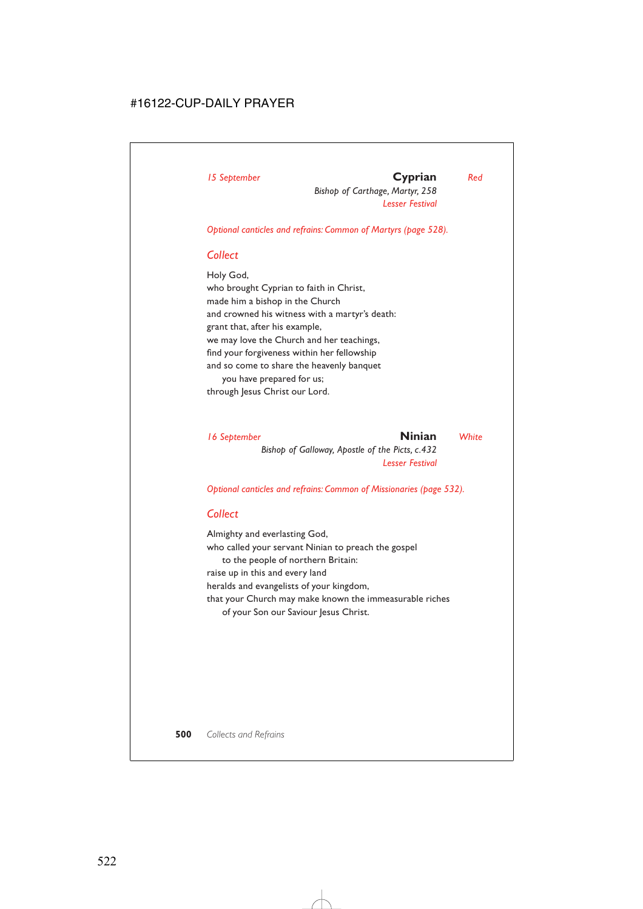*15 September* **Cyprian** *Red*

*Bishop of Carthage, Martyr, 258*

*Lesser Festival*

*Optional canticles and refrains: Common of Martyrs (page 528).*

## Collect

Holy God,
who brought Cyprian to faith in Christ,
made him a bishop in the Church
and crowned his witness with a martyr's death:
grant that, after his example,
we may love the Church and her teachings,
find your forgiveness within her fellowship
and so come to share the heavenly banquet
  you have prepared for us;
through Jesus Christ our Lord.

*16 September* **Ninian** *White*

*Bishop of Galloway, Apostle of the Picts, c.432*

*Lesser Festival*

*Optional canticles and refrains: Common of Missionaries (page 532).*

## Collect

Almighty and everlasting God,
who called your servant Ninian to preach the gospel
  to the people of northern Britain:
raise up in this and every land
heralds and evangelists of your kingdom,
that your Church may make known the immeasurable riches
  of your Son our Saviour Jesus Christ.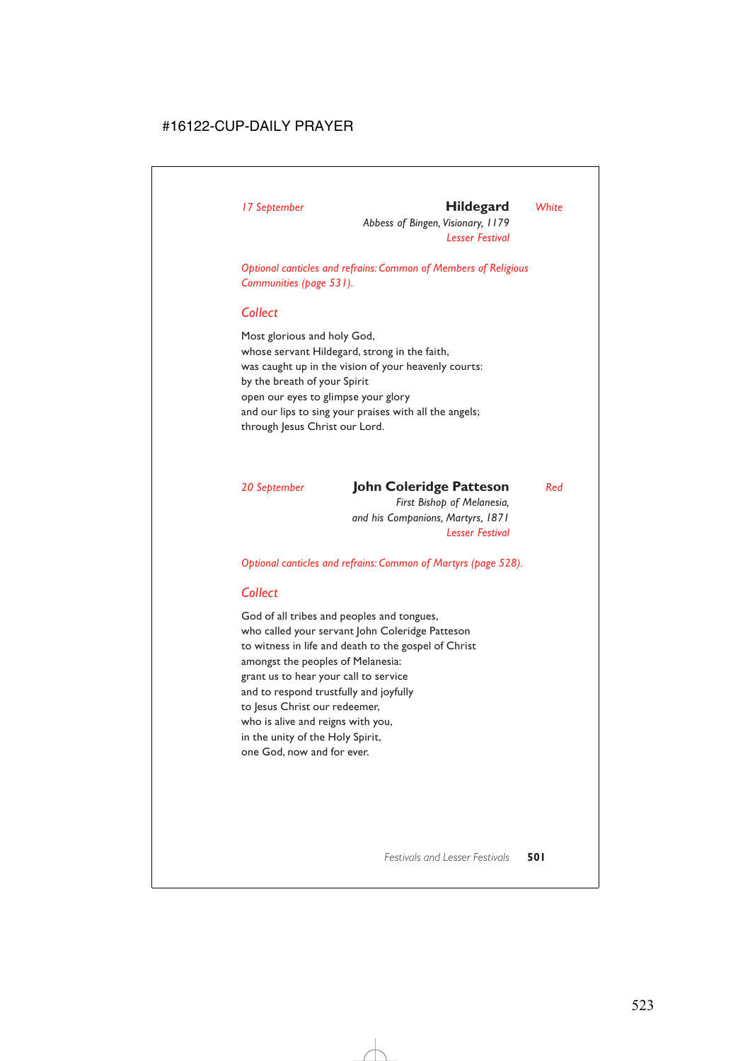*17 September* **Hildegard** *White*

*Abbess of Bingen, Visionary, 1179*

*Lesser Festival*

*Optional canticles and refrains: Common of Members of Religious Communities (page 531).*

## Collect

Most glorious and holy God,
whose servant Hildegard, strong in the faith,
was caught up in the vision of your heavenly courts:
by the breath of your Spirit
open our eyes to glimpse your glory
and our lips to sing your praises with all the angels;
through Jesus Christ our Lord.

*20 September* **John Coleridge Patteson** *Red*

*First Bishop of Melanesia,*
*and his Companions, Martyrs, 1871*

*Lesser Festival*

*Optional canticles and refrains: Common of Martyrs (page 528).*

## Collect

God of all tribes and peoples and tongues,
who called your servant John Coleridge Patteson
to witness in life and death to the gospel of Christ
amongst the peoples of Melanesia:
grant us to hear your call to service
and to respond trustfully and joyfully
to Jesus Christ our redeemer,
who is alive and reigns with you,
in the unity of the Holy Spirit,
one God, now and for ever.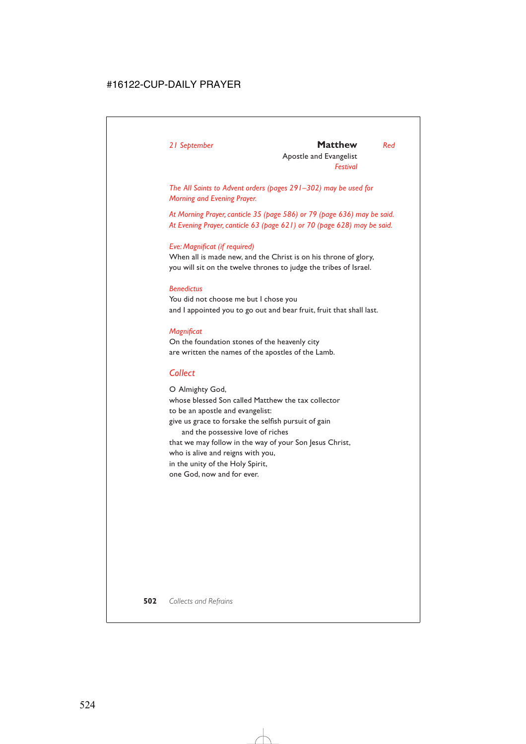*21 September* **Matthew** *Red*

Apostle and Evangelist

*Festival*

*The All Saints to Advent orders (pages 291–302) may be used for Morning and Evening Prayer.*

*At Morning Prayer, canticle 35 (page 586) or 79 (page 636) may be said.*
*At Evening Prayer, canticle 63 (page 621) or 70 (page 628) may be said.*

*Eve: Magnificat (if required)*
When all is made new, and the Christ is on his throne of glory,
you will sit on the twelve thrones to judge the tribes of Israel.

*Benedictus*
You did not choose me but I chose you
and I appointed you to go out and bear fruit, fruit that shall last.

*Magnificat*
On the foundation stones of the heavenly city
are written the names of the apostles of the Lamb.

## *Collect*

O Almighty God,
whose blessed Son called Matthew the tax collector
to be an apostle and evangelist:
give us grace to forsake the selfish pursuit of gain
    and the possessive love of riches
that we may follow in the way of your Son Jesus Christ,
who is alive and reigns with you,
in the unity of the Holy Spirit,
one God, now and for ever.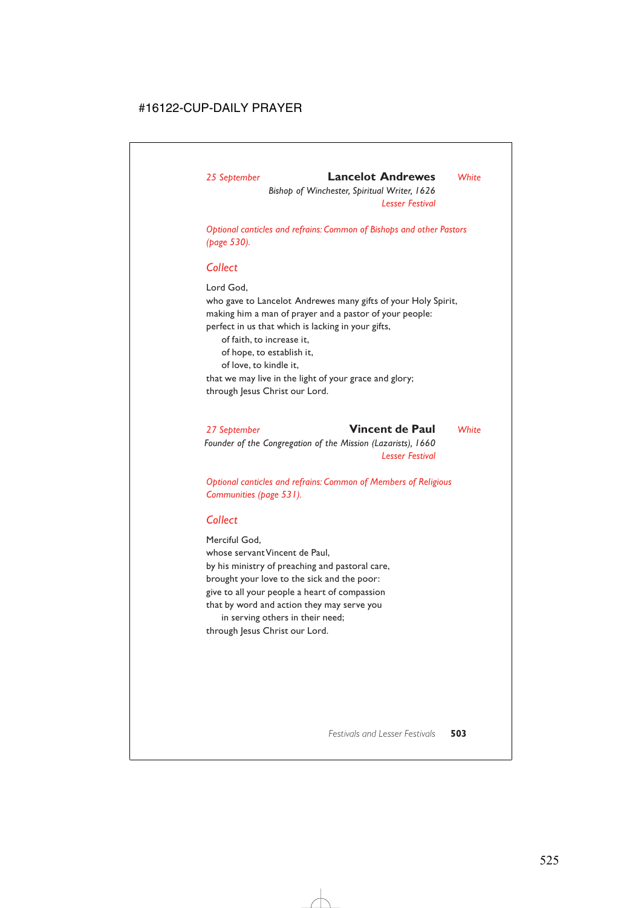*25 September* **Lancelot Andrewes** *White*

*Bishop of Winchester, Spiritual Writer, 1626*

*Lesser Festival*

*Optional canticles and refrains: Common of Bishops and other Pastors (page 530).*

## *Collect*

Lord God,
who gave to Lancelot Andrewes many gifts of your Holy Spirit,
making him a man of prayer and a pastor of your people:
perfect in us that which is lacking in your gifts,
 of faith, to increase it,
 of hope, to establish it,
 of love, to kindle it,
that we may live in the light of your grace and glory;
through Jesus Christ our Lord.

*27 September* **Vincent de Paul** *White*

*Founder of the Congregation of the Mission (Lazarists), 1660*

*Lesser Festival*

*Optional canticles and refrains: Common of Members of Religious Communities (page 531).*

## *Collect*

Merciful God,
whose servant Vincent de Paul,
by his ministry of preaching and pastoral care,
brought your love to the sick and the poor:
give to all your people a heart of compassion
that by word and action they may serve you
 in serving others in their need;
through Jesus Christ our Lord.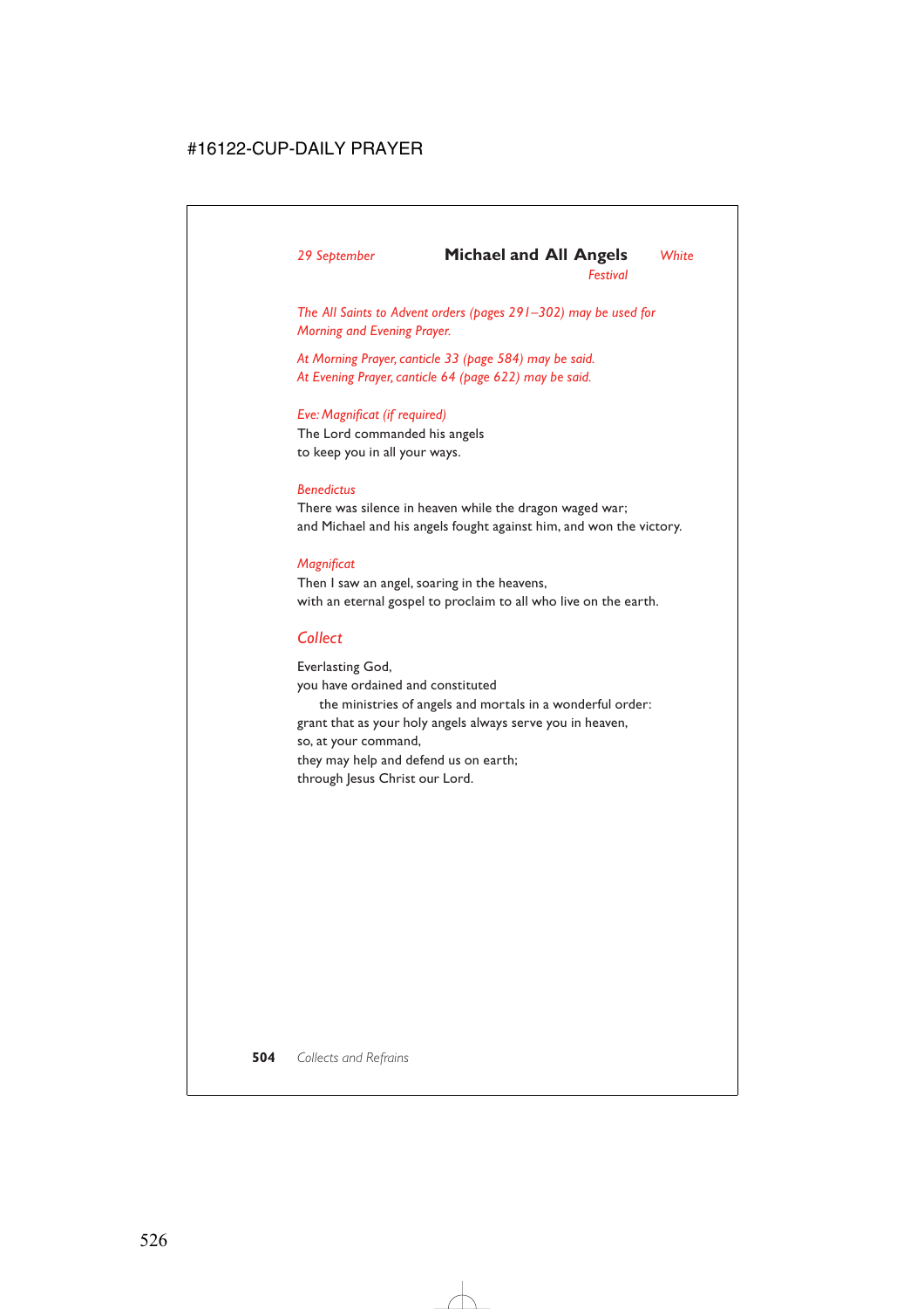*29 September* **Michael and All Angels** *White*

*Festival*

*The All Saints to Advent orders (pages 291–302) may be used for Morning and Evening Prayer.*

*At Morning Prayer, canticle 33 (page 584) may be said.*
*At Evening Prayer, canticle 64 (page 622) may be said.*

*Eve: Magnificat (if required)*
The Lord commanded his angels
to keep you in all your ways.

*Benedictus*
There was silence in heaven while the dragon waged war;
and Michael and his angels fought against him, and won the victory.

*Magnificat*
Then I saw an angel, soaring in the heavens,
with an eternal gospel to proclaim to all who live on the earth.

## *Collect*

Everlasting God,
you have ordained and constituted
 the ministries of angels and mortals in a wonderful order:
grant that as your holy angels always serve you in heaven,
so, at your command,
they may help and defend us on earth;
through Jesus Christ our Lord.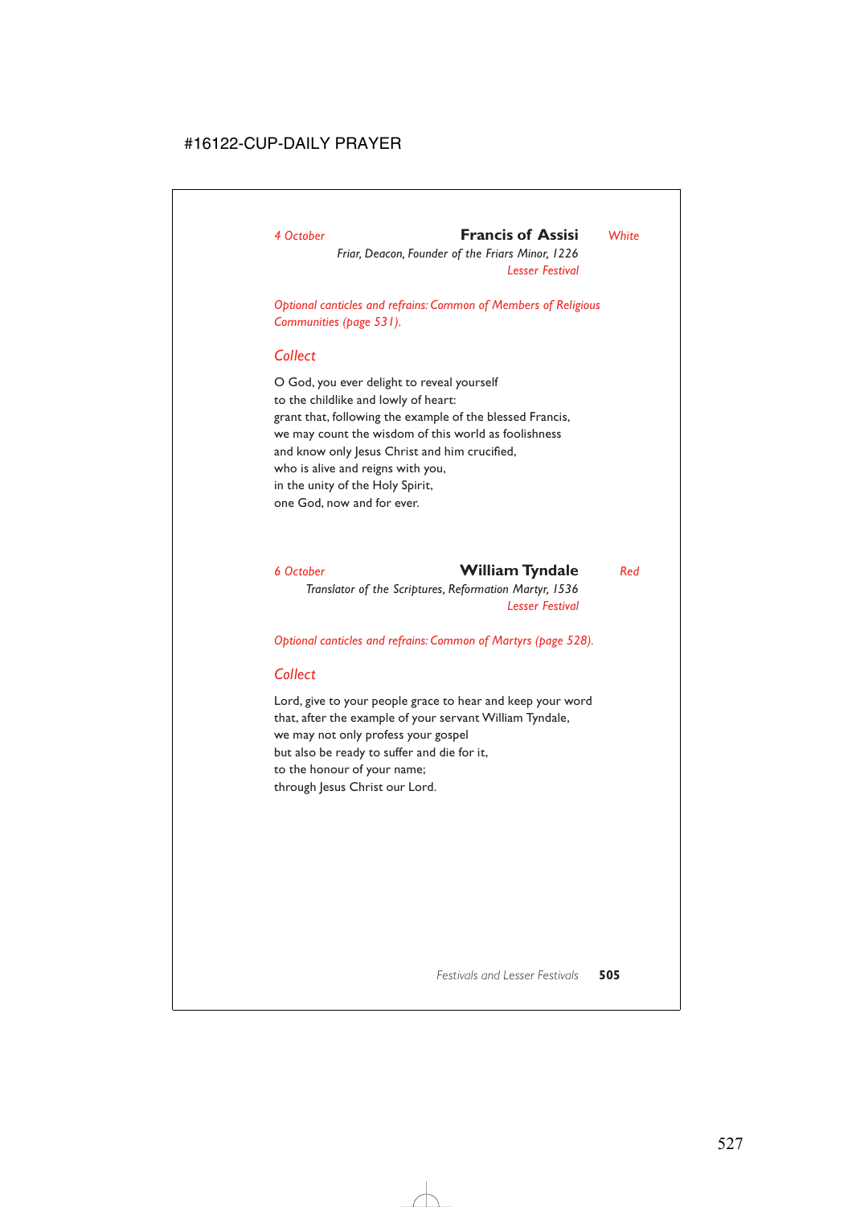4 October **Francis of Assisi** *White*

*Friar, Deacon, Founder of the Friars Minor, 1226*
*Lesser Festival*

*Optional canticles and refrains: Common of Members of Religious Communities (page 531).*

### *Collect*

O God, you ever delight to reveal yourself
to the childlike and lowly of heart:
grant that, following the example of the blessed Francis,
we may count the wisdom of this world as foolishness
and know only Jesus Christ and him crucified,
who is alive and reigns with you,
in the unity of the Holy Spirit,
one God, now and for ever.

6 October **William Tyndale** *Red*

*Translator of the Scriptures, Reformation Martyr, 1536*
*Lesser Festival*

*Optional canticles and refrains: Common of Martyrs (page 528).*

### *Collect*

Lord, give to your people grace to hear and keep your word
that, after the example of your servant William Tyndale,
we may not only profess your gospel
but also be ready to suffer and die for it,
to the honour of your name;
through Jesus Christ our Lord.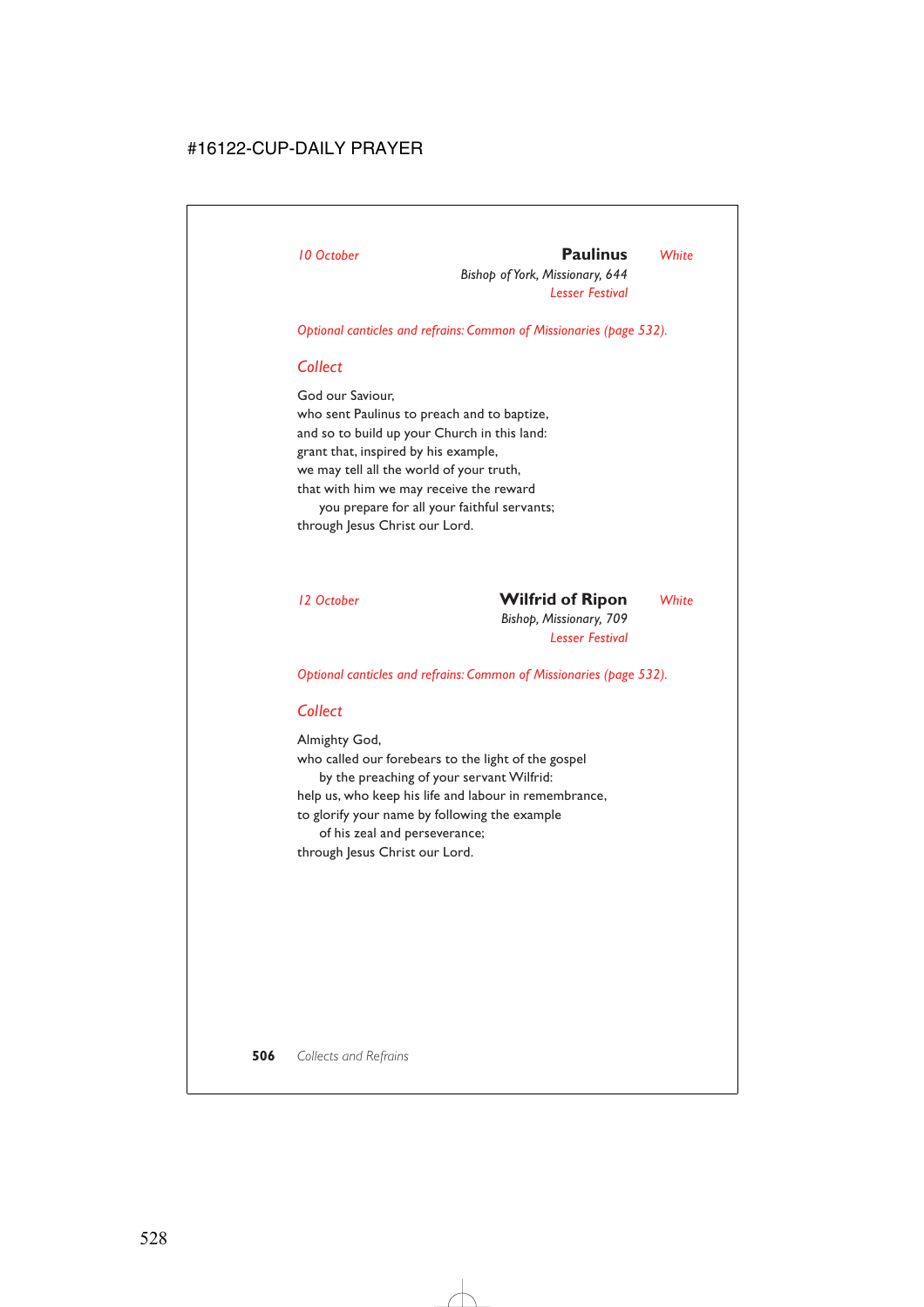*10 October* **Paulinus** *White*

*Bishop of York, Missionary, 644*
*Lesser Festival*

*Optional canticles and refrains: Common of Missionaries (page 532).*

## *Collect*

God our Saviour,
who sent Paulinus to preach and to baptize,
and so to build up your Church in this land:
grant that, inspired by his example,
we may tell all the world of your truth,
that with him we may receive the reward
 you prepare for all your faithful servants;
through Jesus Christ our Lord.

*12 October* **Wilfrid of Ripon** *White*

*Bishop, Missionary, 709*
*Lesser Festival*

*Optional canticles and refrains: Common of Missionaries (page 532).*

## *Collect*

Almighty God,
who called our forebears to the light of the gospel
 by the preaching of your servant Wilfrid:
help us, who keep his life and labour in remembrance,
to glorify your name by following the example
 of his zeal and perseverance;
through Jesus Christ our Lord.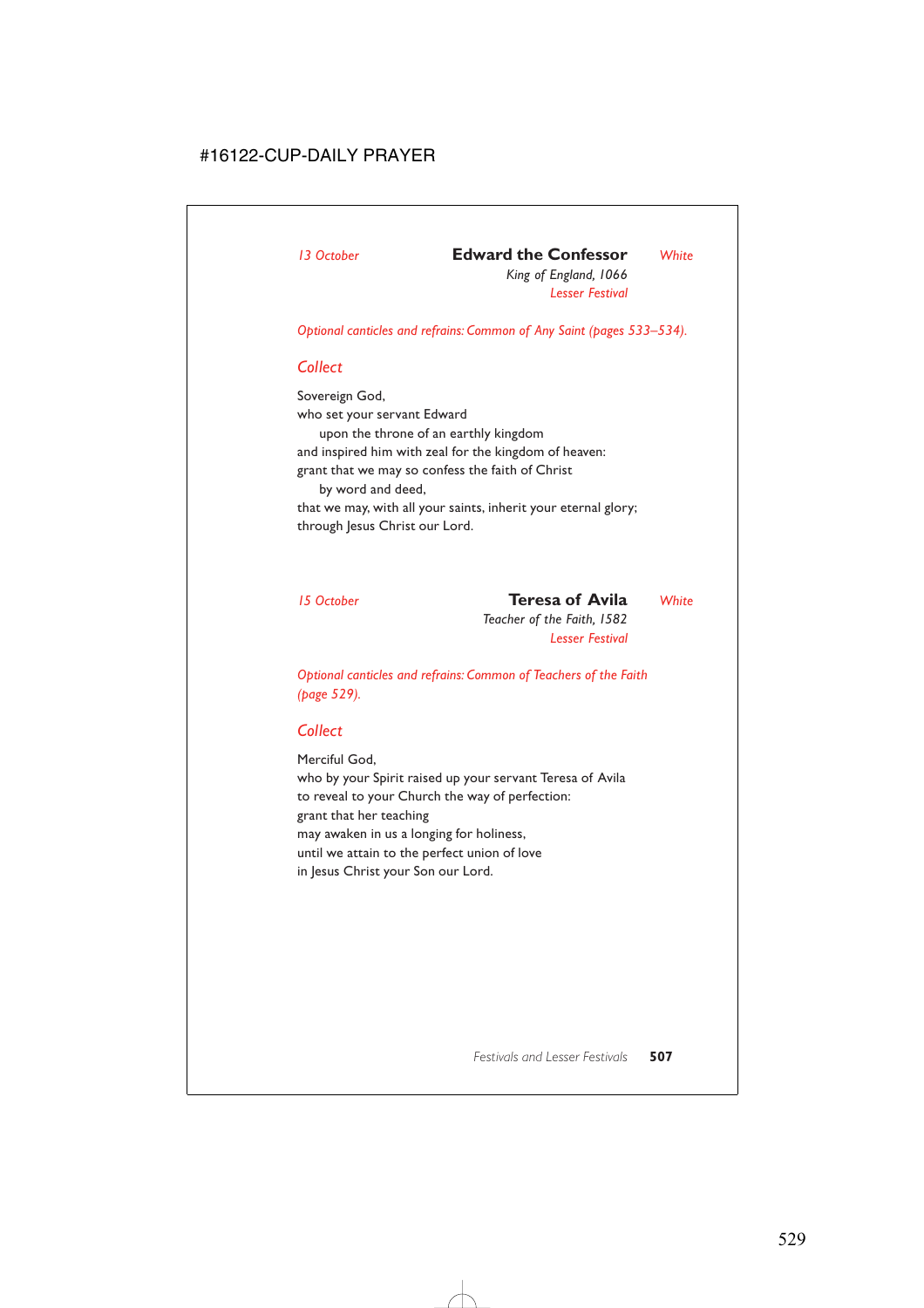*13 October* **Edward the Confessor** *White*

*King of England, 1066*

*Lesser Festival*

*Optional canticles and refrains: Common of Any Saint (pages 533–534).*

## *Collect*

Sovereign God,
who set your servant Edward
    upon the throne of an earthly kingdom
and inspired him with zeal for the kingdom of heaven:
grant that we may so confess the faith of Christ
    by word and deed,
that we may, with all your saints, inherit your eternal glory;
through Jesus Christ our Lord.

*15 October* **Teresa of Avila** *White*

*Teacher of the Faith, 1582*

*Lesser Festival*

*Optional canticles and refrains: Common of Teachers of the Faith (page 529).*

## *Collect*

Merciful God,
who by your Spirit raised up your servant Teresa of Avila
to reveal to your Church the way of perfection:
grant that her teaching
may awaken in us a longing for holiness,
until we attain to the perfect union of love
in Jesus Christ your Son our Lord.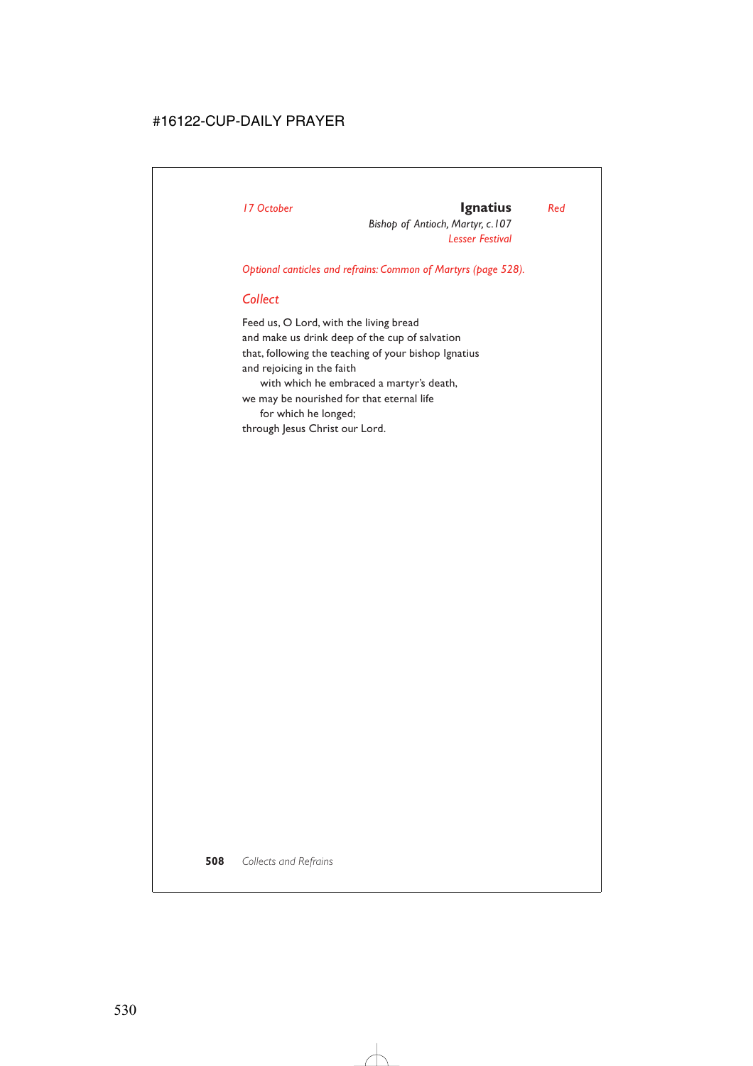*17 October* **Ignatius** *Red*

*Bishop of Antioch, Martyr, c.107*

*Lesser Festival*

*Optional canticles and refrains: Common of Martyrs (page 528).*

## *Collect*

Feed us, O Lord, with the living bread
and make us drink deep of the cup of salvation
that, following the teaching of your bishop Ignatius
and rejoicing in the faith
    with which he embraced a martyr's death,
we may be nourished for that eternal life
    for which he longed;
through Jesus Christ our Lord.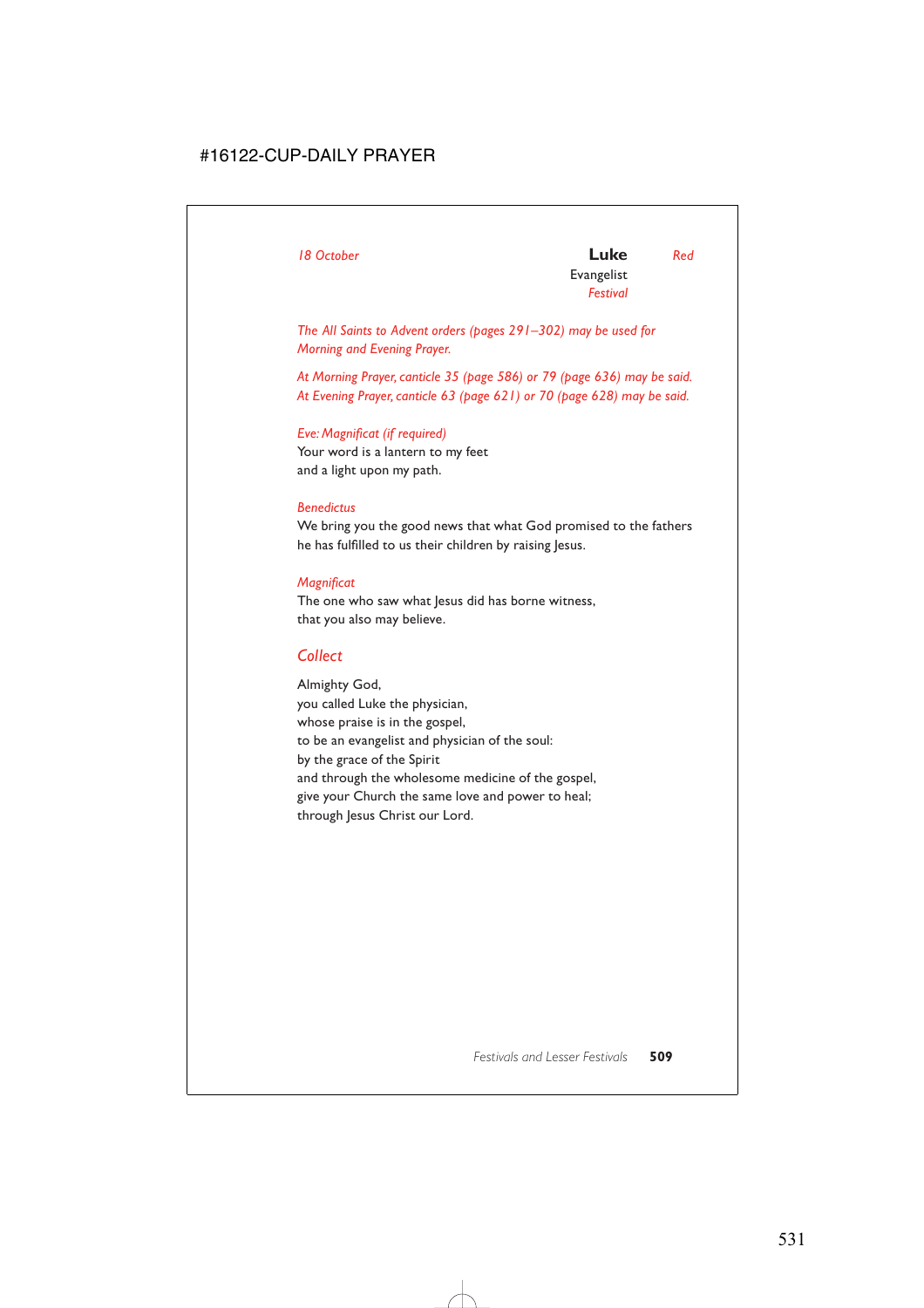*18 October*

**Luke** *Red*
Evangelist
*Festival*

*The All Saints to Advent orders (pages 291–302) may be used for Morning and Evening Prayer.*

*At Morning Prayer, canticle 35 (page 586) or 79 (page 636) may be said.*
*At Evening Prayer, canticle 63 (page 621) or 70 (page 628) may be said.*

*Eve: Magnificat (if required)*
Your word is a lantern to my feet
and a light upon my path.

*Benedictus*
We bring you the good news that what God promised to the fathers
he has fulfilled to us their children by raising Jesus.

*Magnificat*
The one who saw what Jesus did has borne witness,
that you also may believe.

## *Collect*

Almighty God,
you called Luke the physician,
whose praise is in the gospel,
to be an evangelist and physician of the soul:
by the grace of the Spirit
and through the wholesome medicine of the gospel,
give your Church the same love and power to heal;
through Jesus Christ our Lord.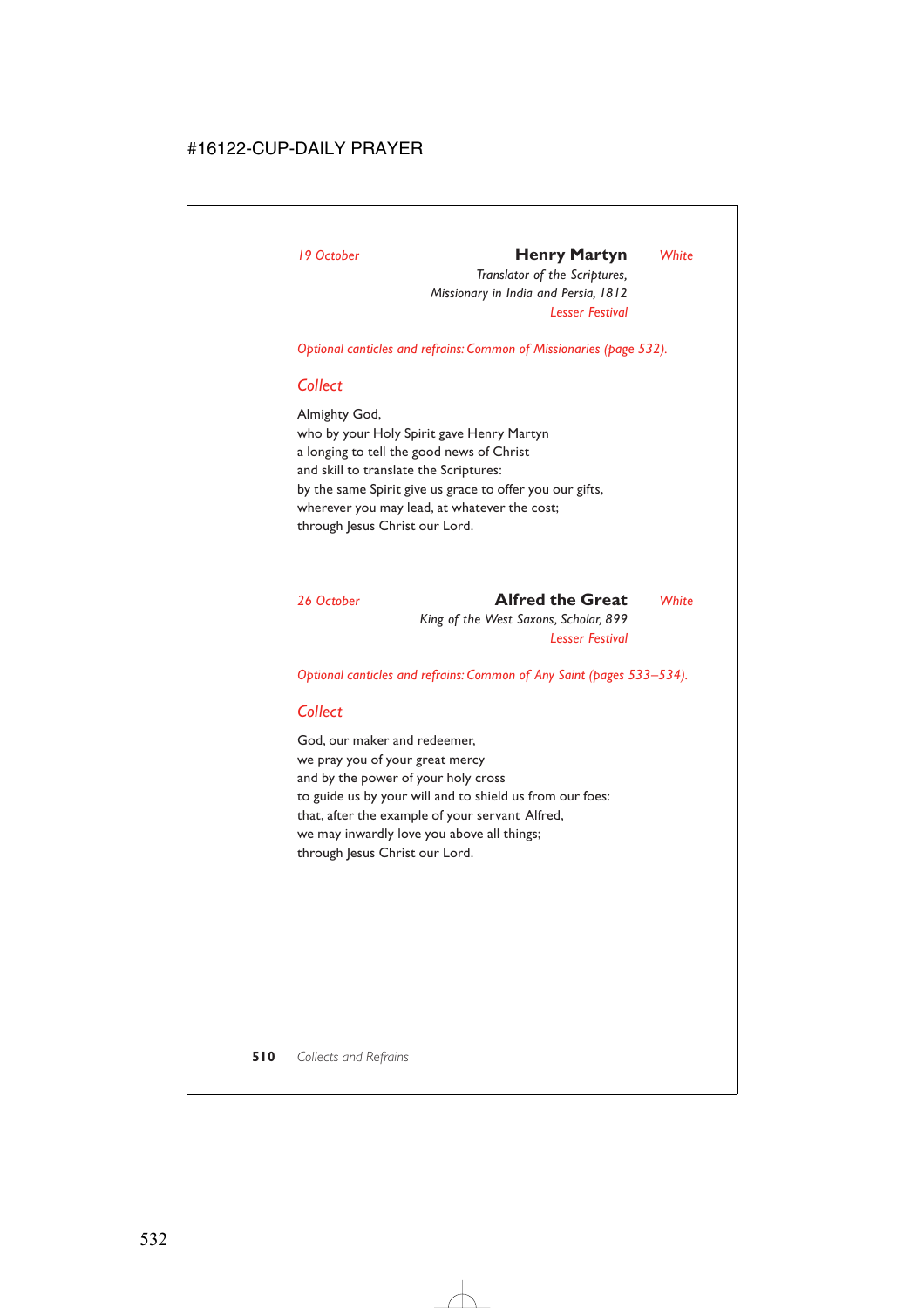*19 October* **Henry Martyn** *White*

*Translator of the Scriptures,*
*Missionary in India and Persia, 1812*
*Lesser Festival*

*Optional canticles and refrains: Common of Missionaries (page 532).*

## *Collect*

Almighty God,
who by your Holy Spirit gave Henry Martyn
a longing to tell the good news of Christ
and skill to translate the Scriptures:
by the same Spirit give us grace to offer you our gifts,
wherever you may lead, at whatever the cost;
through Jesus Christ our Lord.

*26 October* **Alfred the Great** *White*

*King of the West Saxons, Scholar, 899*
*Lesser Festival*

*Optional canticles and refrains: Common of Any Saint (pages 533–534).*

## *Collect*

God, our maker and redeemer,
we pray you of your great mercy
and by the power of your holy cross
to guide us by your will and to shield us from our foes:
that, after the example of your servant Alfred,
we may inwardly love you above all things;
through Jesus Christ our Lord.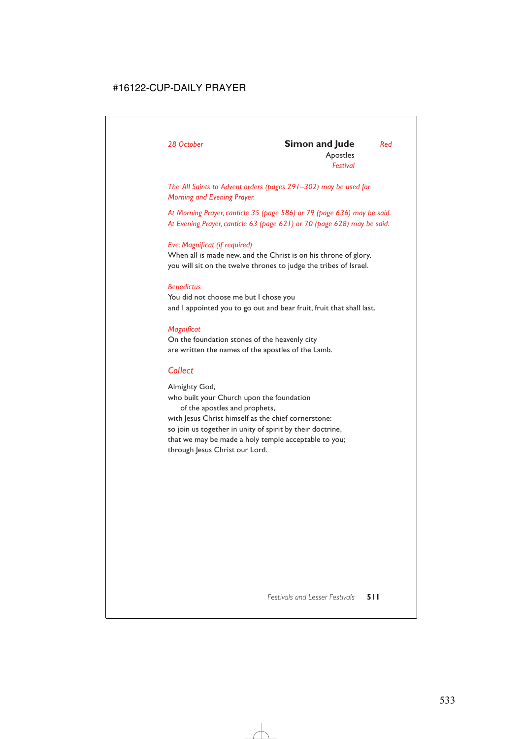*28 October* **Simon and Jude** *Red*

Apostles

*Festival*

*The All Saints to Advent orders (pages 291–302) may be used for Morning and Evening Prayer.*

*At Morning Prayer, canticle 35 (page 586) or 79 (page 636) may be said.*
*At Evening Prayer, canticle 63 (page 621) or 70 (page 628) may be said.*

*Eve: Magnificat (if required)*
When all is made new, and the Christ is on his throne of glory,
you will sit on the twelve thrones to judge the tribes of Israel.

*Benedictus*
You did not choose me but I chose you
and I appointed you to go out and bear fruit, fruit that shall last.

*Magnificat*
On the foundation stones of the heavenly city
are written the names of the apostles of the Lamb.

## *Collect*

Almighty God,
who built your Church upon the foundation
  of the apostles and prophets,
with Jesus Christ himself as the chief cornerstone:
so join us together in unity of spirit by their doctrine,
that we may be made a holy temple acceptable to you;
through Jesus Christ our Lord.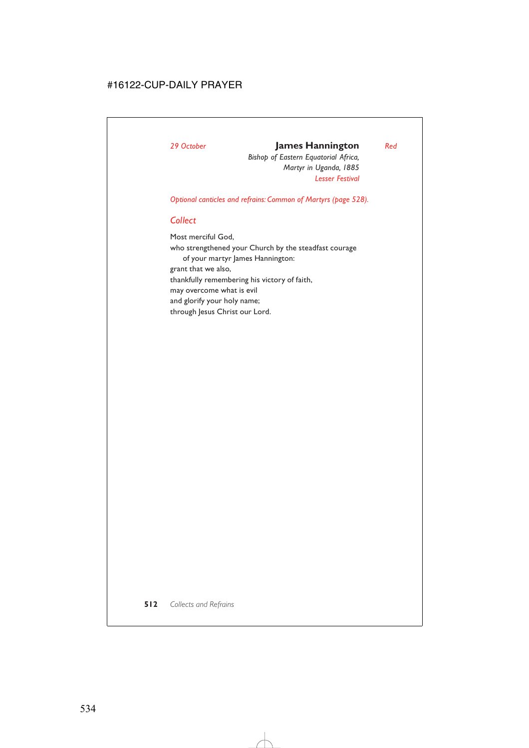*29 October* **James Hannington** *Red*

*Bishop of Eastern Equatorial Africa,*
*Martyr in Uganda, 1885*
*Lesser Festival*

*Optional canticles and refrains: Common of Martyrs (page 528).*

## *Collect*

Most merciful God,
who strengthened your Church by the steadfast courage
of your martyr James Hannington:
grant that we also,
thankfully remembering his victory of faith,
may overcome what is evil
and glorify your holy name;
through Jesus Christ our Lord.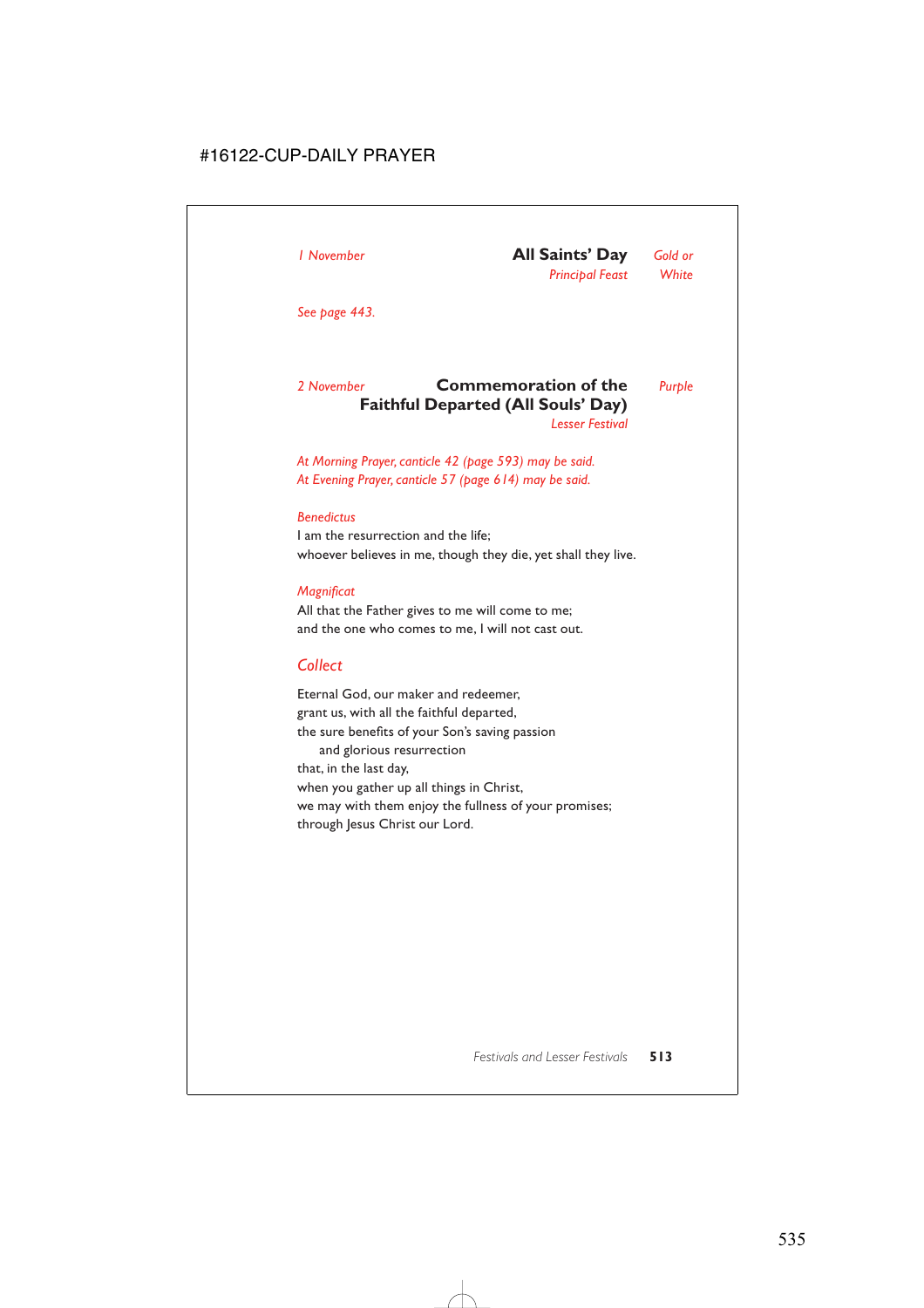*1 November*

## All Saints' Day

*Principal Feast*

*Gold or White*

*See page 443.*

*2 November*

## Commemoration of the Faithful Departed (All Souls' Day)

*Lesser Festival*

*Purple*

*At Morning Prayer, canticle 42 (page 593) may be said.*
*At Evening Prayer, canticle 57 (page 614) may be said.*

*Benedictus*

I am the resurrection and the life;
whoever believes in me, though they die, yet shall they live.

*Magnificat*

All that the Father gives to me will come to me;
and the one who comes to me, I will not cast out.

### *Collect*

Eternal God, our maker and redeemer,
grant us, with all the faithful departed,
the sure benefits of your Son's saving passion
  and glorious resurrection
that, in the last day,
when you gather up all things in Christ,
we may with them enjoy the fullness of your promises;
through Jesus Christ our Lord.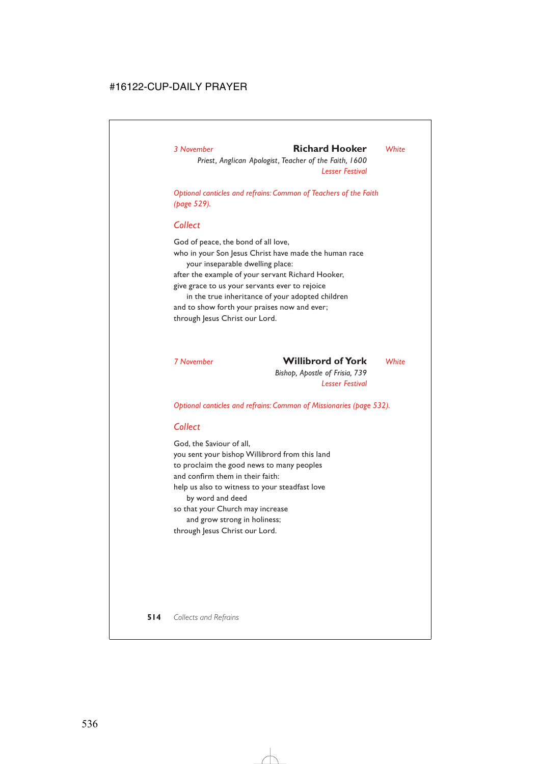*3 November* **Richard Hooker** *White*

*Priest, Anglican Apologist, Teacher of the Faith, 1600*

*Lesser Festival*

*Optional canticles and refrains: Common of Teachers of the Faith (page 529).*

## *Collect*

God of peace, the bond of all love,
who in your Son Jesus Christ have made the human race
  your inseparable dwelling place:
after the example of your servant Richard Hooker,
give grace to us your servants ever to rejoice
  in the true inheritance of your adopted children
and to show forth your praises now and ever;
through Jesus Christ our Lord.

*7 November* **Willibrord of York** *White*

*Bishop, Apostle of Frisia, 739*

*Lesser Festival*

*Optional canticles and refrains: Common of Missionaries (page 532).*

## *Collect*

God, the Saviour of all,
you sent your bishop Willibrord from this land
to proclaim the good news to many peoples
and confirm them in their faith:
help us also to witness to your steadfast love
  by word and deed
so that your Church may increase
  and grow strong in holiness;
through Jesus Christ our Lord.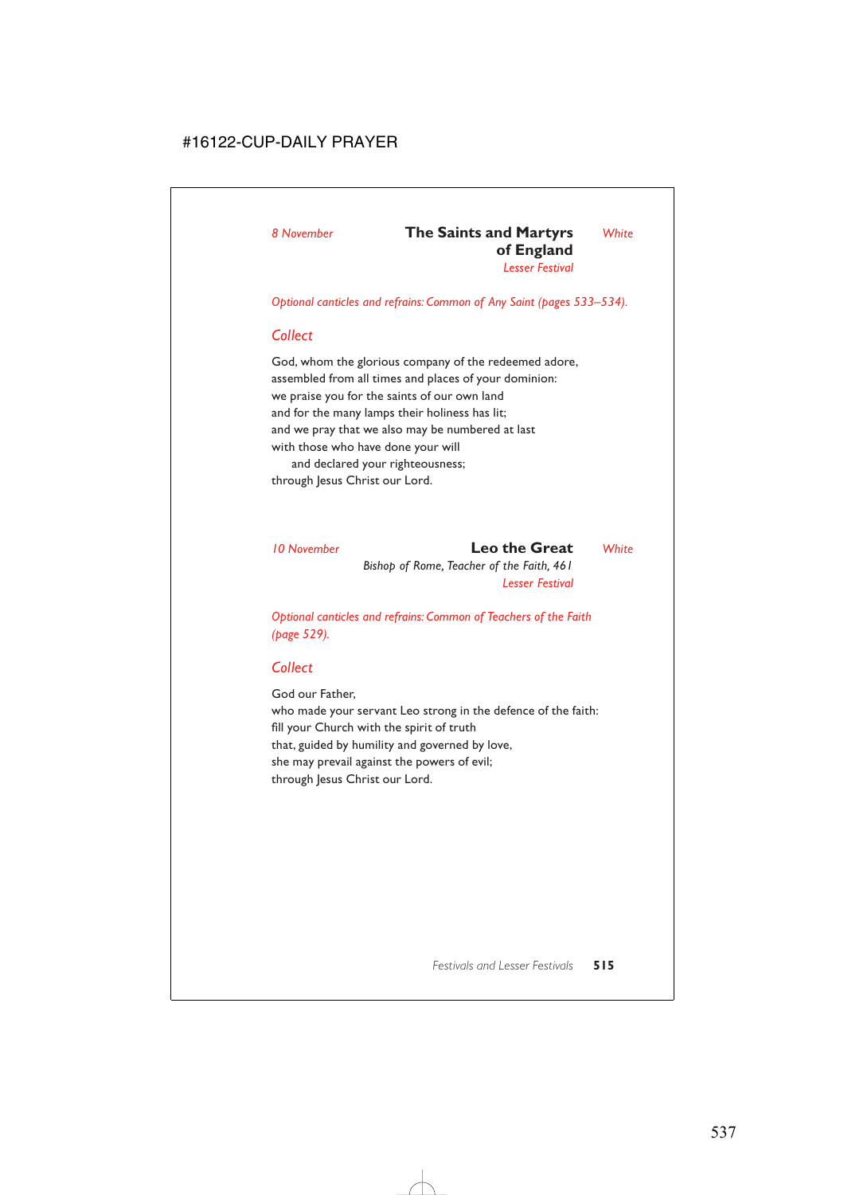*8 November*

## The Saints and Martyrs of England

*White*

*Lesser Festival*

*Optional canticles and refrains: Common of Any Saint (pages 533–534).*

### Collect

God, whom the glorious company of the redeemed adore,
assembled from all times and places of your dominion:
we praise you for the saints of our own land
and for the many lamps their holiness has lit;
and we pray that we also may be numbered at last
with those who have done your will
  and declared your righteousness;
through Jesus Christ our Lord.

*10 November*

## Leo the Great

*White*

*Bishop of Rome, Teacher of the Faith, 461*

*Lesser Festival*

*Optional canticles and refrains: Common of Teachers of the Faith (page 529).*

### Collect

God our Father,
who made your servant Leo strong in the defence of the faith:
fill your Church with the spirit of truth
that, guided by humility and governed by love,
she may prevail against the powers of evil;
through Jesus Christ our Lord.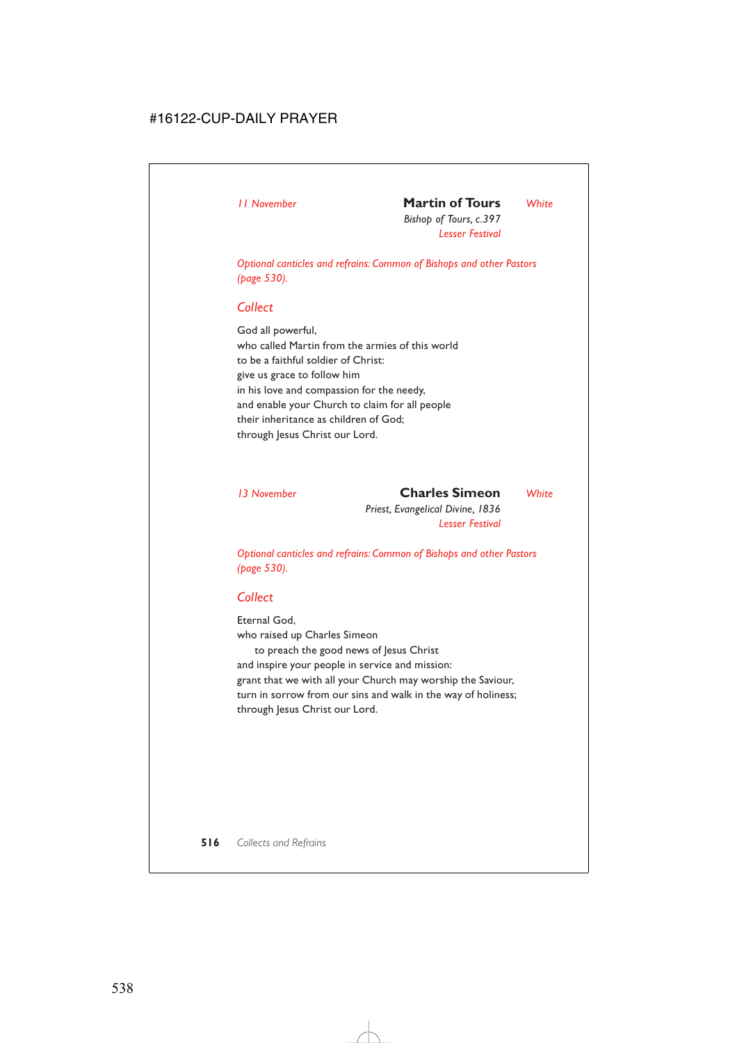*11 November* **Martin of Tours** *White*

*Bishop of Tours, c.397*

*Lesser Festival*

*Optional canticles and refrains: Common of Bishops and other Pastors (page 530).*

## *Collect*

God all powerful,
who called Martin from the armies of this world
to be a faithful soldier of Christ:
give us grace to follow him
in his love and compassion for the needy,
and enable your Church to claim for all people
their inheritance as children of God;
through Jesus Christ our Lord.

*13 November* **Charles Simeon** *White*

*Priest, Evangelical Divine, 1836*

*Lesser Festival*

*Optional canticles and refrains: Common of Bishops and other Pastors (page 530).*

## *Collect*

Eternal God,
who raised up Charles Simeon
  to preach the good news of Jesus Christ
and inspire your people in service and mission:
grant that we with all your Church may worship the Saviour,
turn in sorrow from our sins and walk in the way of holiness;
through Jesus Christ our Lord.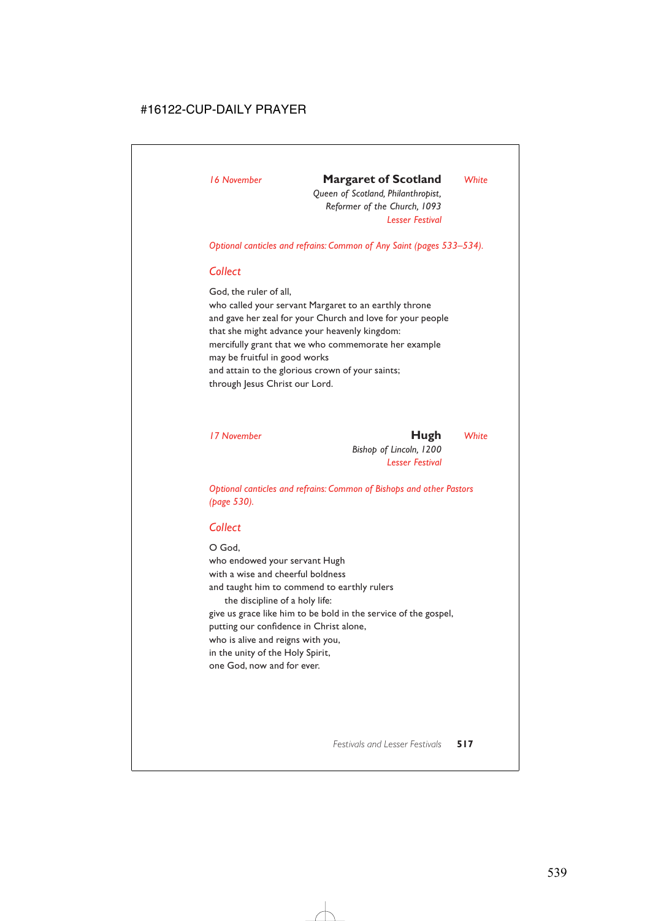*16 November* **Margaret of Scotland** *White*

*Queen of Scotland, Philanthropist,*
*Reformer of the Church, 1093*
*Lesser Festival*

*Optional canticles and refrains: Common of Any Saint (pages 533–534).*

### *Collect*

God, the ruler of all,
who called your servant Margaret to an earthly throne
and gave her zeal for your Church and love for your people
that she might advance your heavenly kingdom:
mercifully grant that we who commemorate her example
may be fruitful in good works
and attain to the glorious crown of your saints;
through Jesus Christ our Lord.

*17 November* **Hugh** *White*

*Bishop of Lincoln, 1200*
*Lesser Festival*

*Optional canticles and refrains: Common of Bishops and other Pastors (page 530).*

### *Collect*

O God,
who endowed your servant Hugh
with a wise and cheerful boldness
and taught him to commend to earthly rulers
 the discipline of a holy life:
give us grace like him to be bold in the service of the gospel,
putting our confidence in Christ alone,
who is alive and reigns with you,
in the unity of the Holy Spirit,
one God, now and for ever.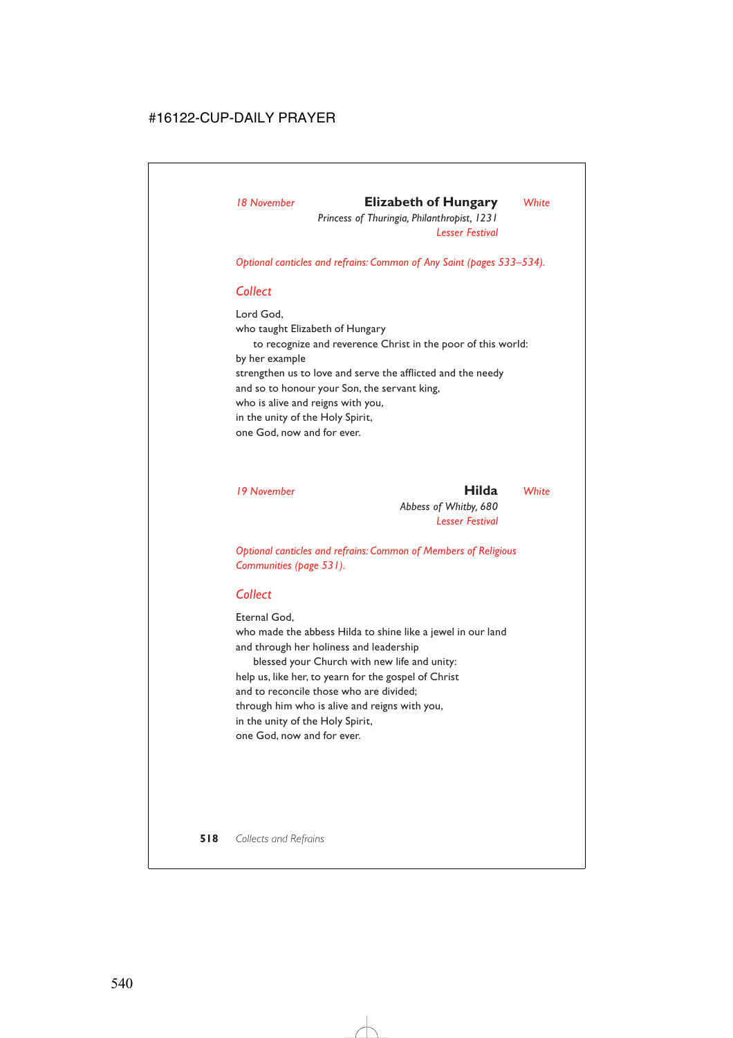*18 November* **Elizabeth of Hungary** *White*

*Princess of Thuringia, Philanthropist, 1231*

*Lesser Festival*

*Optional canticles and refrains: Common of Any Saint (pages 533–534).*

## *Collect*

Lord God,
who taught Elizabeth of Hungary
  to recognize and reverence Christ in the poor of this world:
by her example
strengthen us to love and serve the afflicted and the needy
and so to honour your Son, the servant king,
who is alive and reigns with you,
in the unity of the Holy Spirit,
one God, now and for ever.

*19 November* **Hilda** *White*

*Abbess of Whitby, 680*

*Lesser Festival*

*Optional canticles and refrains: Common of Members of Religious Communities (page 531).*

## *Collect*

Eternal God,
who made the abbess Hilda to shine like a jewel in our land
and through her holiness and leadership
  blessed your Church with new life and unity:
help us, like her, to yearn for the gospel of Christ
and to reconcile those who are divided;
through him who is alive and reigns with you,
in the unity of the Holy Spirit,
one God, now and for ever.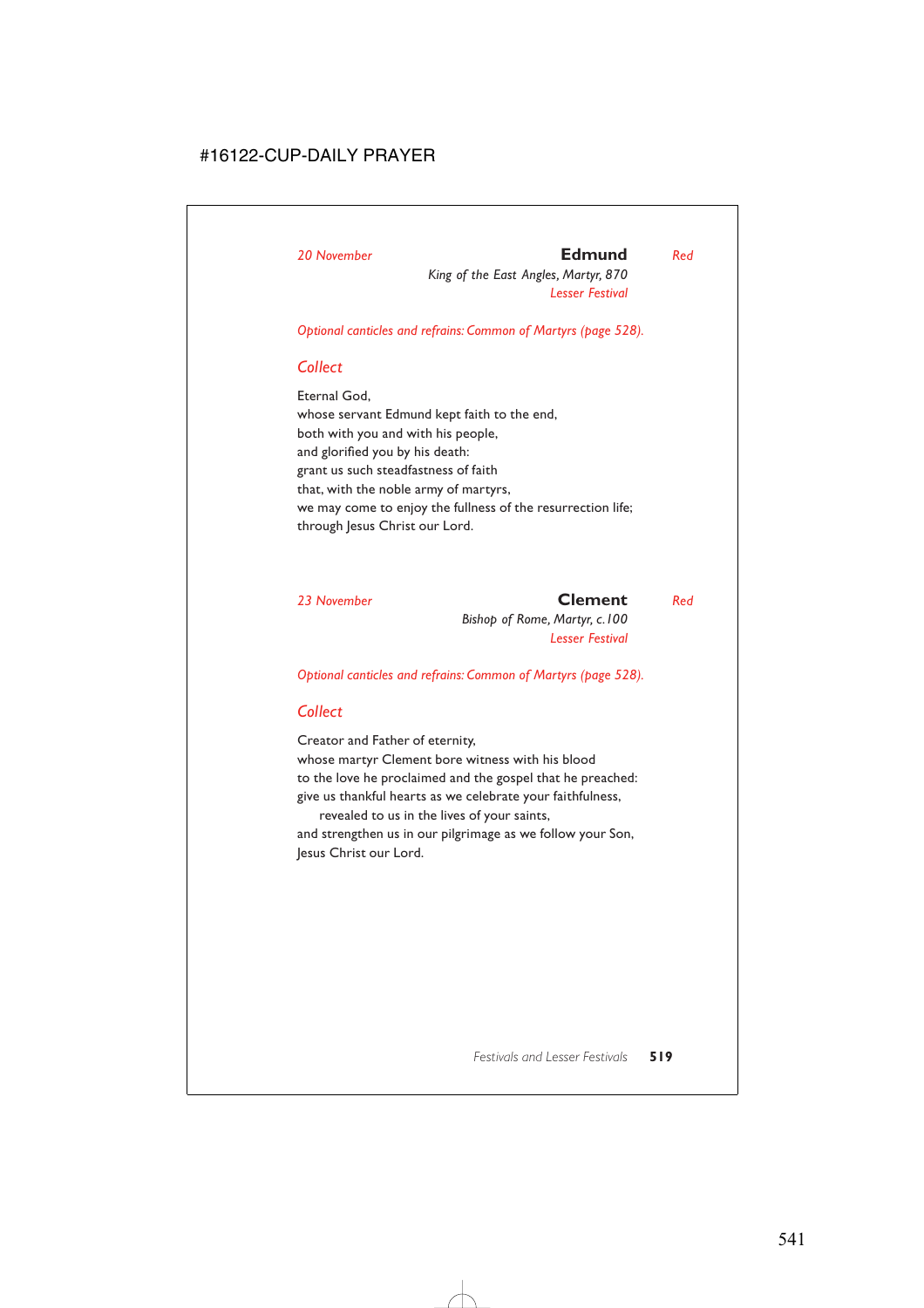*20 November* **Edmund** *Red*

*King of the East Angles, Martyr, 870*

*Lesser Festival*

*Optional canticles and refrains: Common of Martyrs (page 528).*

## *Collect*

Eternal God,
whose servant Edmund kept faith to the end,
both with you and with his people,
and glorified you by his death:
grant us such steadfastness of faith
that, with the noble army of martyrs,
we may come to enjoy the fullness of the resurrection life;
through Jesus Christ our Lord.

*23 November* **Clement** *Red*

*Bishop of Rome, Martyr, c.100*

*Lesser Festival*

*Optional canticles and refrains: Common of Martyrs (page 528).*

## *Collect*

Creator and Father of eternity,
whose martyr Clement bore witness with his blood
to the love he proclaimed and the gospel that he preached:
give us thankful hearts as we celebrate your faithfulness,
   revealed to us in the lives of your saints,
and strengthen us in our pilgrimage as we follow your Son,
Jesus Christ our Lord.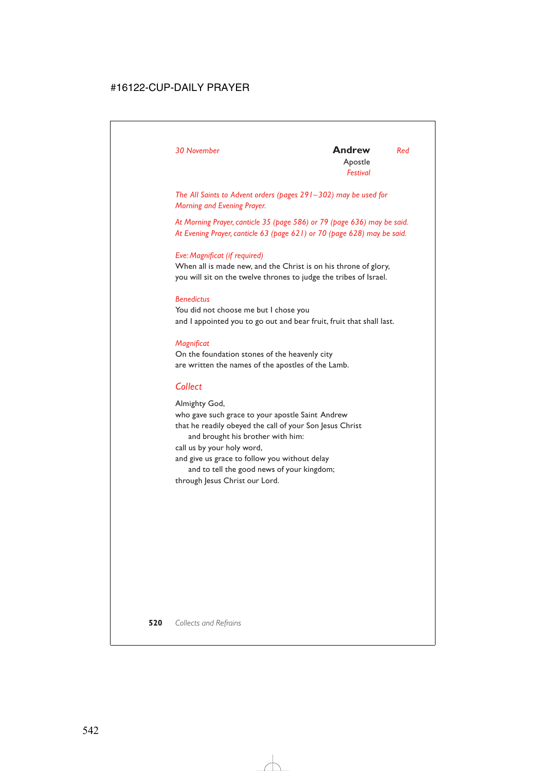*30 November*

## Andrew *Red*

Apostle

*Festival*

*The All Saints to Advent orders (pages 291–302) may be used for Morning and Evening Prayer.*

*At Morning Prayer, canticle 35 (page 586) or 79 (page 636) may be said.*
*At Evening Prayer, canticle 63 (page 621) or 70 (page 628) may be said.*

*Eve: Magnificat (if required)*
When all is made new, and the Christ is on his throne of glory,
you will sit on the twelve thrones to judge the tribes of Israel.

*Benedictus*
You did not choose me but I chose you
and I appointed you to go out and bear fruit, fruit that shall last.

*Magnificat*
On the foundation stones of the heavenly city
are written the names of the apostles of the Lamb.

### *Collect*

Almighty God,
who gave such grace to your apostle Saint Andrew
that he readily obeyed the call of your Son Jesus Christ
    and brought his brother with him:
call us by your holy word,
and give us grace to follow you without delay
    and to tell the good news of your kingdom;
through Jesus Christ our Lord.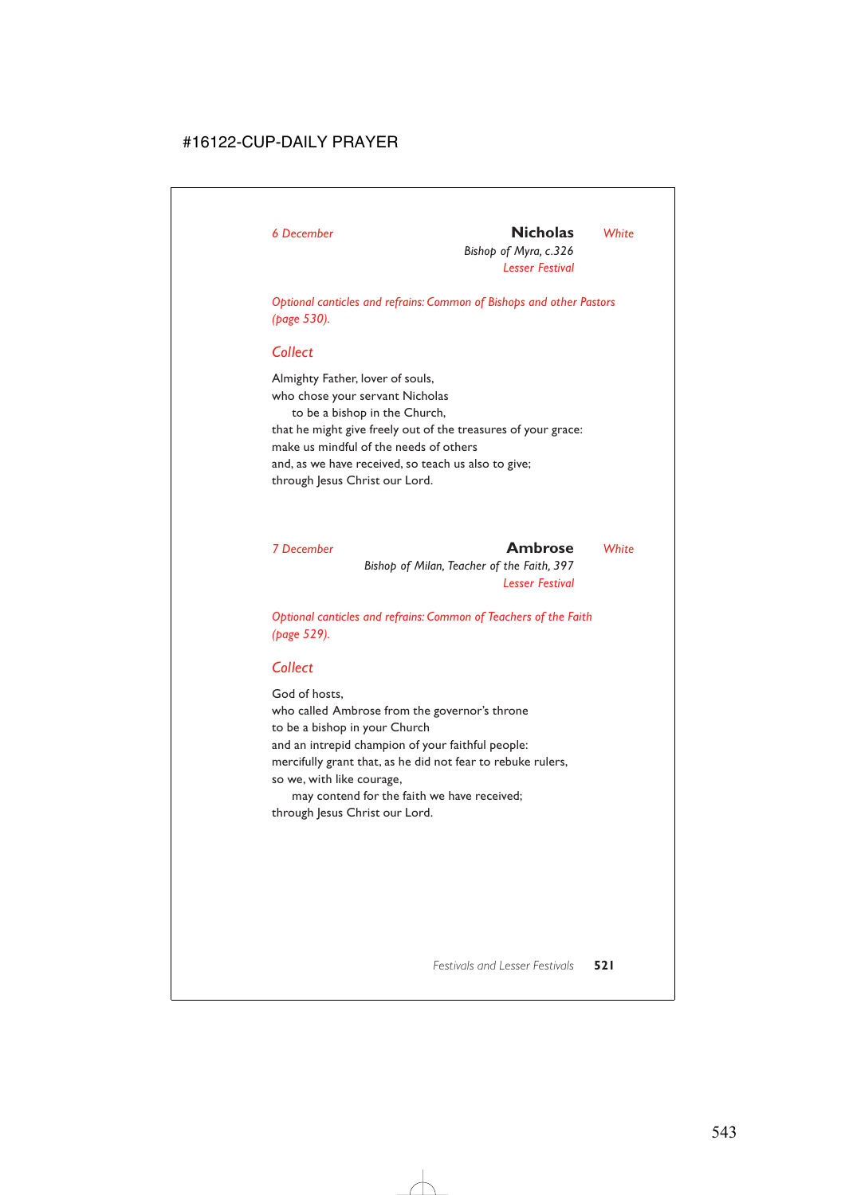*6 December* **Nicholas** *White*

*Bishop of Myra, c.326*

*Lesser Festival*

*Optional canticles and refrains: Common of Bishops and other Pastors (page 530).*

## *Collect*

Almighty Father, lover of souls,
who chose your servant Nicholas
  to be a bishop in the Church,
that he might give freely out of the treasures of your grace:
make us mindful of the needs of others
and, as we have received, so teach us also to give;
through Jesus Christ our Lord.

*7 December* **Ambrose** *White*

*Bishop of Milan, Teacher of the Faith, 397*

*Lesser Festival*

*Optional canticles and refrains: Common of Teachers of the Faith (page 529).*

## *Collect*

God of hosts,
who called Ambrose from the governor's throne
to be a bishop in your Church
and an intrepid champion of your faithful people:
mercifully grant that, as he did not fear to rebuke rulers,
so we, with like courage,
  may contend for the faith we have received;
through Jesus Christ our Lord.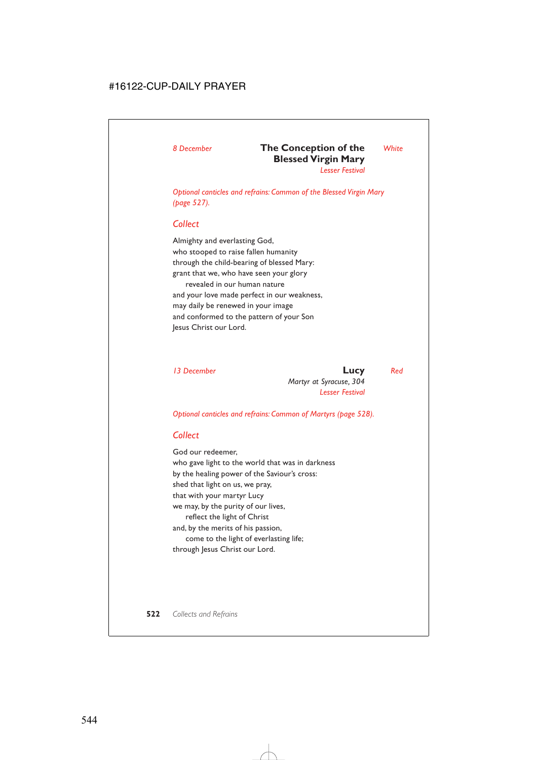*8 December*

## The Conception of the Blessed Virgin Mary

*White*

*Lesser Festival*

*Optional canticles and refrains: Common of the Blessed Virgin Mary (page 527).*

### *Collect*

Almighty and everlasting God,
who stooped to raise fallen humanity
through the child-bearing of blessed Mary:
grant that we, who have seen your glory
 revealed in our human nature
and your love made perfect in our weakness,
may daily be renewed in your image
and conformed to the pattern of your Son
Jesus Christ our Lord.

*13 December*

## Lucy

*Red*

*Martyr at Syracuse, 304*

*Lesser Festival*

*Optional canticles and refrains: Common of Martyrs (page 528).*

### *Collect*

God our redeemer,
who gave light to the world that was in darkness
by the healing power of the Saviour's cross:
shed that light on us, we pray,
that with your martyr Lucy
we may, by the purity of our lives,
 reflect the light of Christ
and, by the merits of his passion,
 come to the light of everlasting life;
through Jesus Christ our Lord.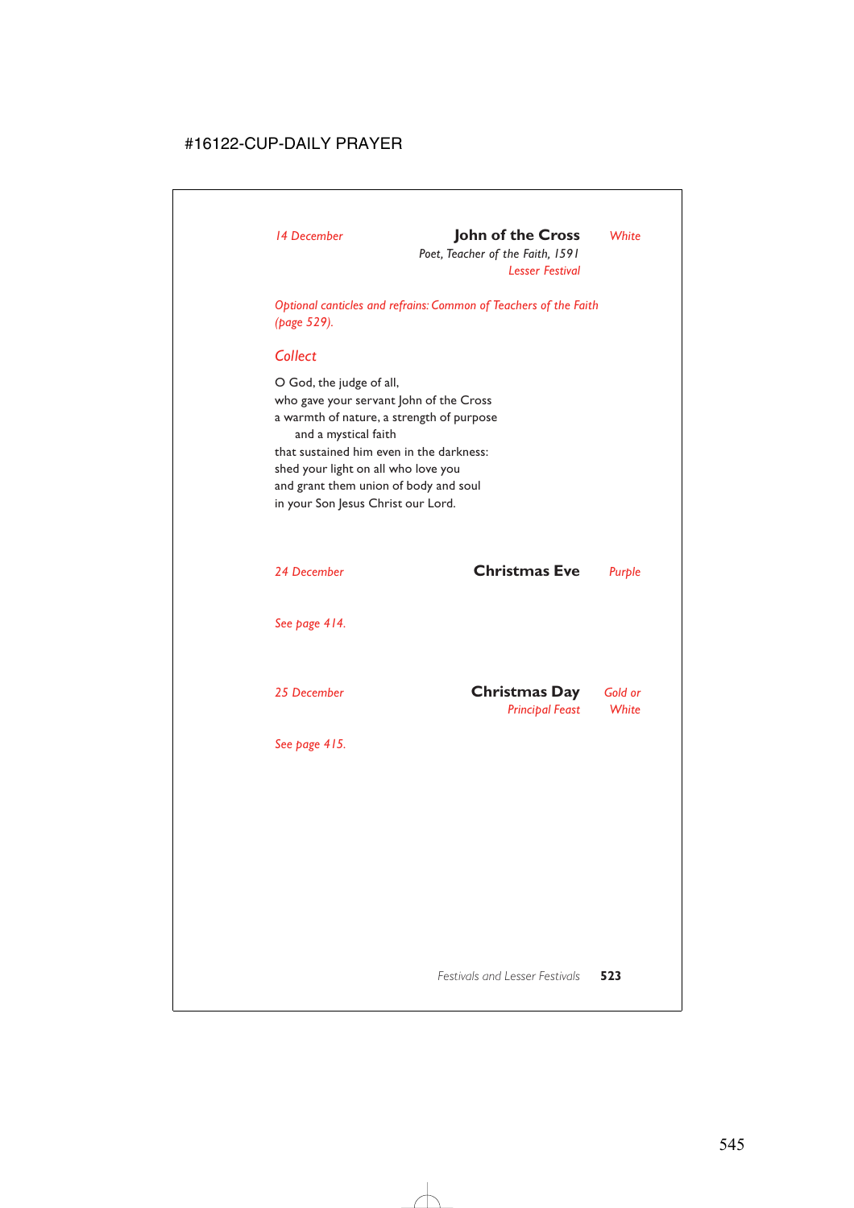*14 December* **John of the Cross** *White*

*Poet, Teacher of the Faith, 1591*

*Lesser Festival*

*Optional canticles and refrains: Common of Teachers of the Faith (page 529).*

### *Collect*

O God, the judge of all,
who gave your servant John of the Cross
a warmth of nature, a strength of purpose
  and a mystical faith
that sustained him even in the darkness:
shed your light on all who love you
and grant them union of body and soul
in your Son Jesus Christ our Lord.

*24 December* **Christmas Eve** *Purple*

*See page 414.*

*25 December* **Christmas Day** *Gold or White*

*Principal Feast*

*See page 415.*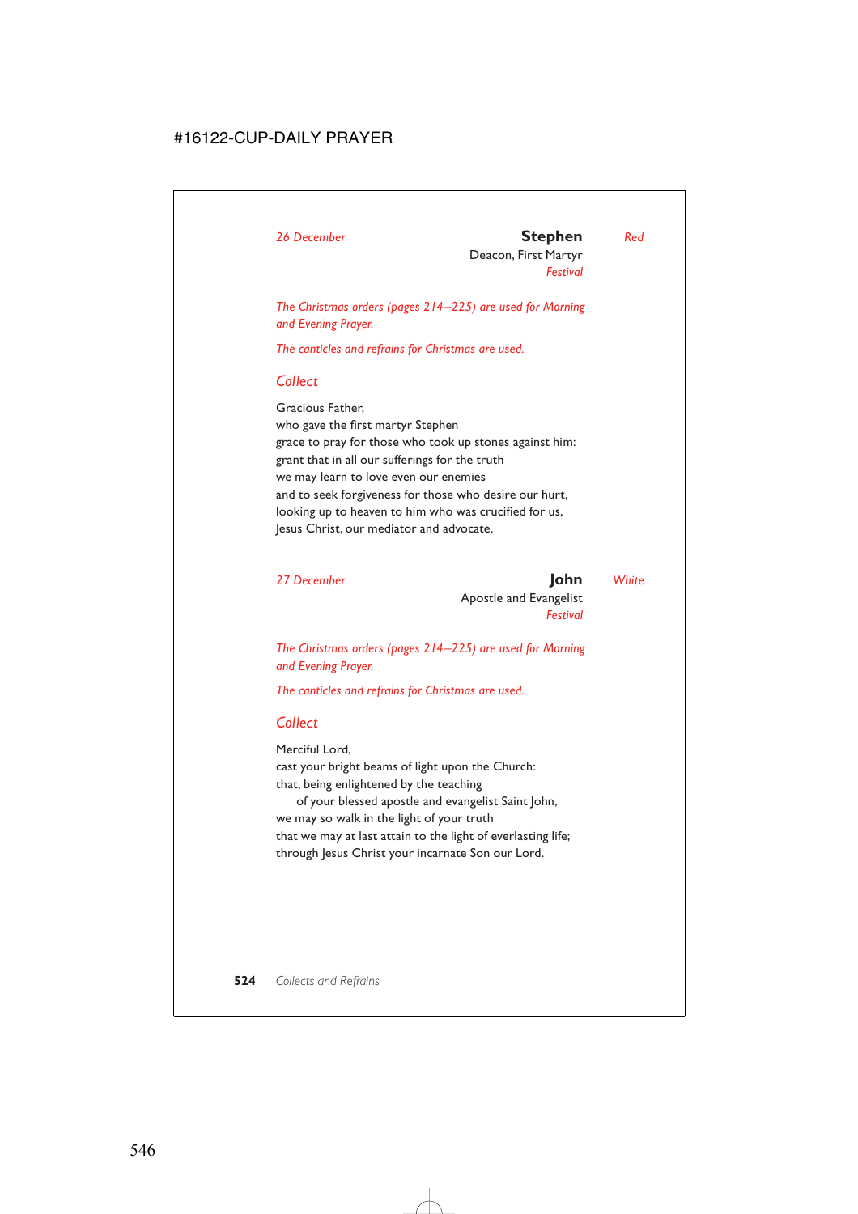*26 December*

## Stephen

Deacon, First Martyr

*Festival*

*Red*

*The Christmas orders (pages 214–225) are used for Morning and Evening Prayer.*

*The canticles and refrains for Christmas are used.*

### *Collect*

Gracious Father,
who gave the first martyr Stephen
grace to pray for those who took up stones against him:
grant that in all our sufferings for the truth
we may learn to love even our enemies
and to seek forgiveness for those who desire our hurt,
looking up to heaven to him who was crucified for us,
Jesus Christ, our mediator and advocate.

*27 December*

## John

Apostle and Evangelist

*Festival*

*White*

*The Christmas orders (pages 214–225) are used for Morning and Evening Prayer.*

*The canticles and refrains for Christmas are used.*

### *Collect*

Merciful Lord,
cast your bright beams of light upon the Church:
that, being enlightened by the teaching
of your blessed apostle and evangelist Saint John,
we may so walk in the light of your truth
that we may at last attain to the light of everlasting life;
through Jesus Christ your incarnate Son our Lord.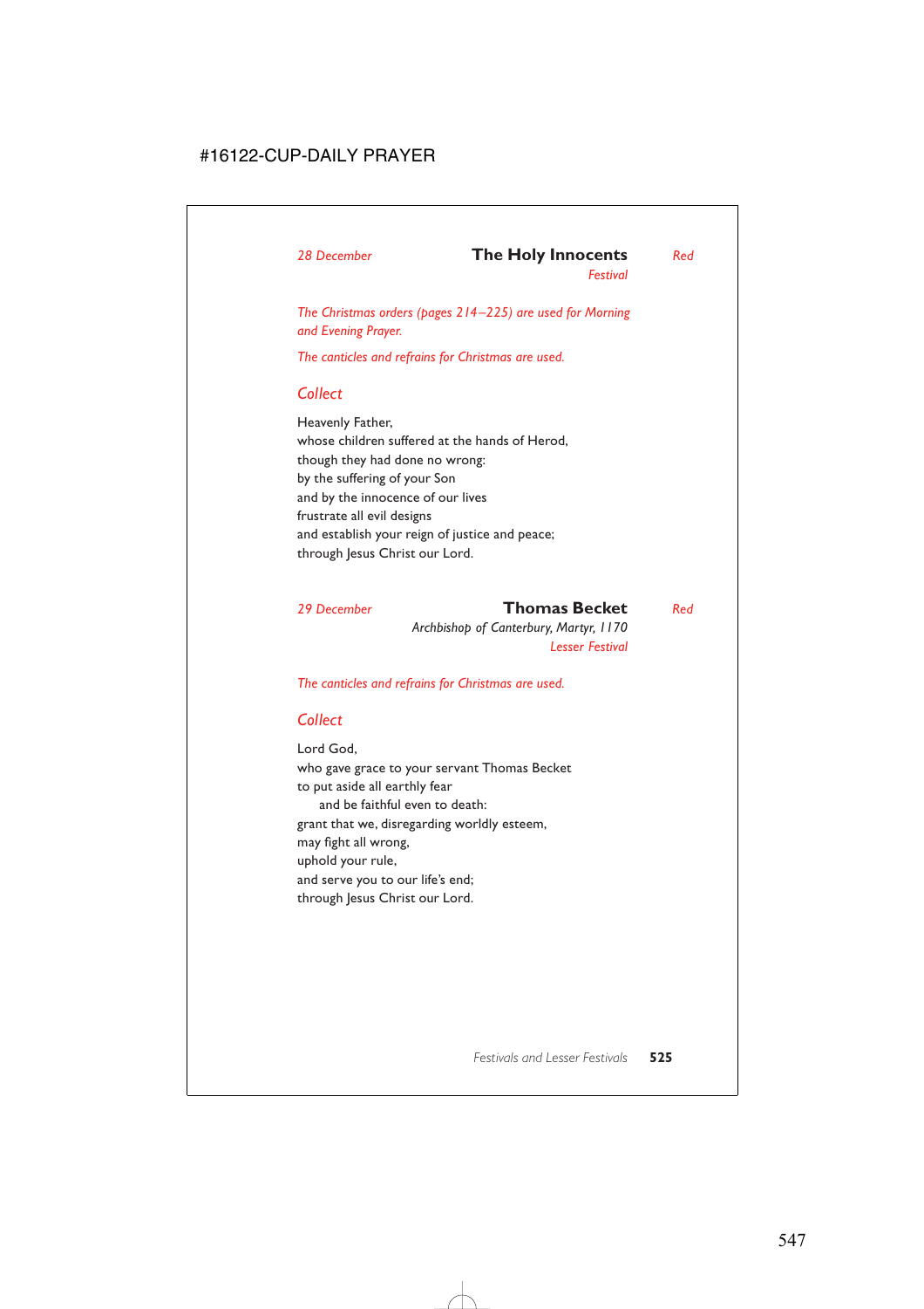*28 December* **The Holy Innocents** *Red*

*Festival*

*The Christmas orders (pages 214–225) are used for Morning and Evening Prayer.*

*The canticles and refrains for Christmas are used.*

## Collect

Heavenly Father,
whose children suffered at the hands of Herod,
though they had done no wrong:
by the suffering of your Son
and by the innocence of our lives
frustrate all evil designs
and establish your reign of justice and peace;
through Jesus Christ our Lord.

*29 December* **Thomas Becket** *Red*

*Archbishop of Canterbury, Martyr, 1170*

*Lesser Festival*

*The canticles and refrains for Christmas are used.*

## Collect

Lord God,
who gave grace to your servant Thomas Becket
to put aside all earthly fear
  and be faithful even to death:
grant that we, disregarding worldly esteem,
may fight all wrong,
uphold your rule,
and serve you to our life's end;
through Jesus Christ our Lord.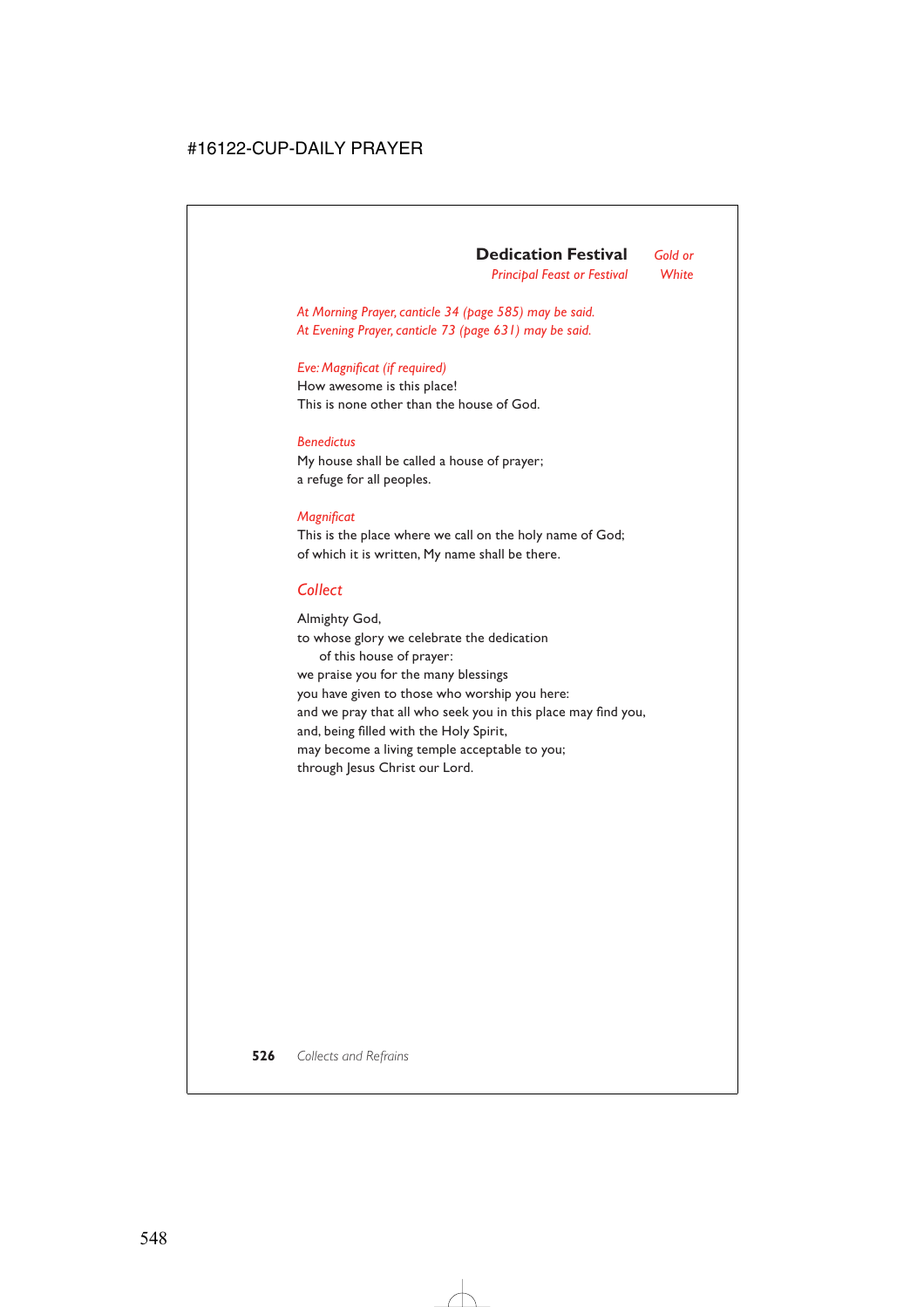## Dedication Festival

*Principal Feast or Festival* — *Gold or White*

*At Morning Prayer, canticle 34 (page 585) may be said.*
*At Evening Prayer, canticle 73 (page 631) may be said.*

*Eve: Magnificat (if required)*
How awesome is this place!
This is none other than the house of God.

*Benedictus*
My house shall be called a house of prayer;
a refuge for all peoples.

*Magnificat*
This is the place where we call on the holy name of God;
of which it is written, My name shall be there.

### *Collect*

Almighty God,
to whose glory we celebrate the dedication
  of this house of prayer:
we praise you for the many blessings
you have given to those who worship you here:
and we pray that all who seek you in this place may find you,
and, being filled with the Holy Spirit,
may become a living temple acceptable to you;
through Jesus Christ our Lord.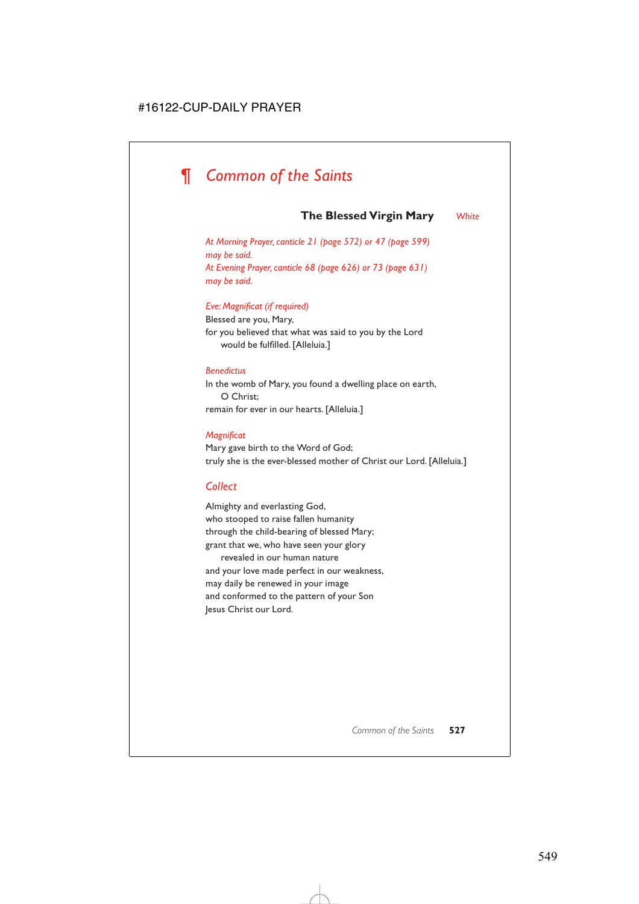# ¶ *Common of the Saints*

## The Blessed Virgin Mary *White*

*At Morning Prayer, canticle 21 (page 572) or 47 (page 599) may be said.*
*At Evening Prayer, canticle 68 (page 626) or 73 (page 631) may be said.*

*Eve: Magnificat (if required)*

Blessed are you, Mary,
for you believed that what was said to you by the Lord
 would be fulfilled. [Alleluia.]

*Benedictus*

In the womb of Mary, you found a dwelling place on earth,
 O Christ;
remain for ever in our hearts. [Alleluia.]

*Magnificat*

Mary gave birth to the Word of God;
truly she is the ever-blessed mother of Christ our Lord. [Alleluia.]

### *Collect*

Almighty and everlasting God,
who stooped to raise fallen humanity
through the child-bearing of blessed Mary;
grant that we, who have seen your glory
 revealed in our human nature
and your love made perfect in our weakness,
may daily be renewed in your image
and conformed to the pattern of your Son
Jesus Christ our Lord.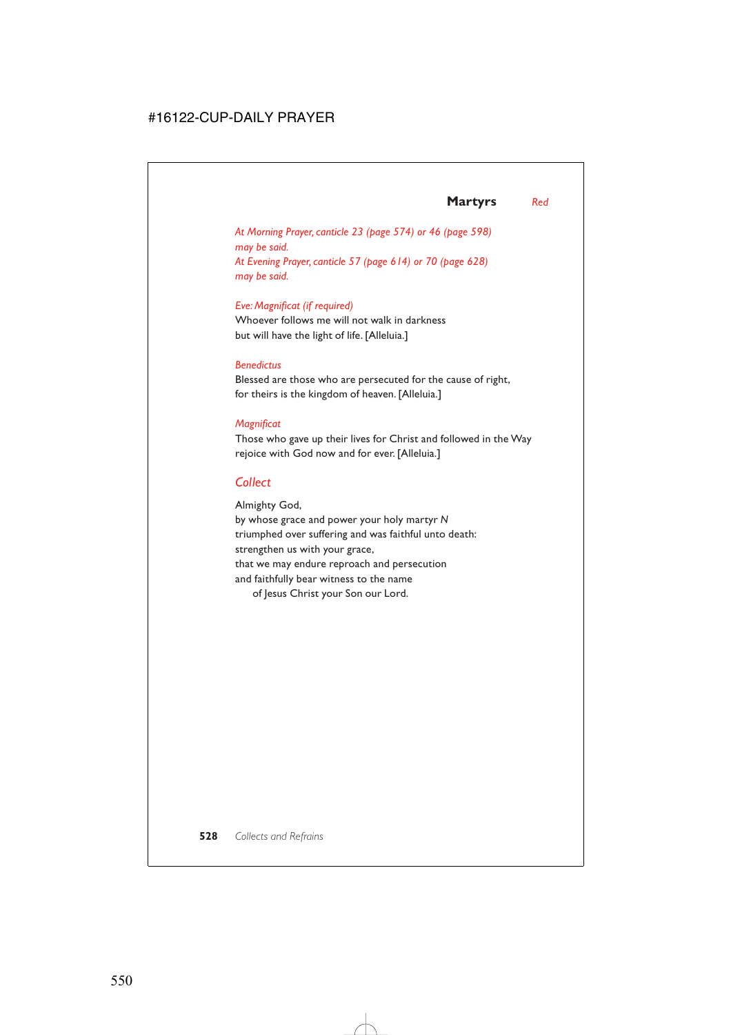## Martyrs *Red*

*At Morning Prayer, canticle 23 (page 574) or 46 (page 598) may be said.*
*At Evening Prayer, canticle 57 (page 614) or 70 (page 628) may be said.*

*Eve: Magnificat (if required)*
Whoever follows me will not walk in darkness
but will have the light of life. [Alleluia.]

*Benedictus*
Blessed are those who are persecuted for the cause of right,
for theirs is the kingdom of heaven. [Alleluia.]

*Magnificat*
Those who gave up their lives for Christ and followed in the Way
rejoice with God now and for ever. [Alleluia.]

### *Collect*

Almighty God,
by whose grace and power your holy martyr *N*
triumphed over suffering and was faithful unto death:
strengthen us with your grace,
that we may endure reproach and persecution
and faithfully bear witness to the name
of Jesus Christ your Son our Lord.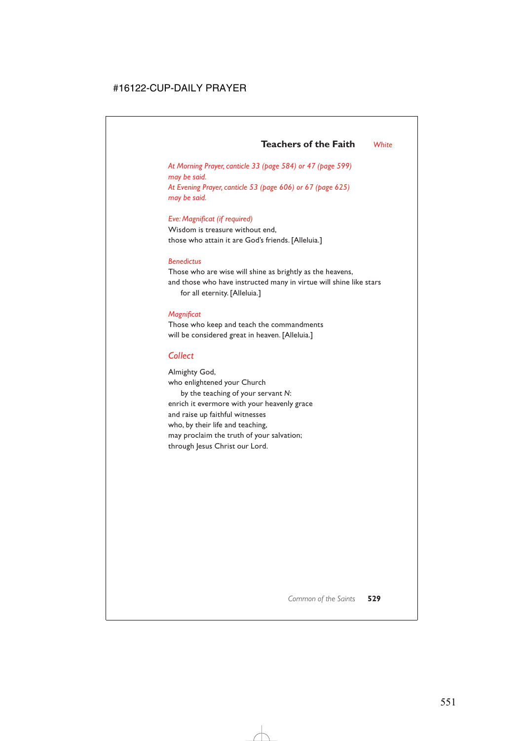## Teachers of the Faith *White*

*At Morning Prayer, canticle 33 (page 584) or 47 (page 599) may be said.*
*At Evening Prayer, canticle 53 (page 606) or 67 (page 625) may be said.*

*Eve: Magnificat (if required)*
Wisdom is treasure without end,
those who attain it are God's friends. [Alleluia.]

*Benedictus*
Those who are wise will shine as brightly as the heavens,
and those who have instructed many in virtue will shine like stars
for all eternity. [Alleluia.]

*Magnificat*
Those who keep and teach the commandments
will be considered great in heaven. [Alleluia.]

### *Collect*

Almighty God,
who enlightened your Church
by the teaching of your servant *N*:
enrich it evermore with your heavenly grace
and raise up faithful witnesses
who, by their life and teaching,
may proclaim the truth of your salvation;
through Jesus Christ our Lord.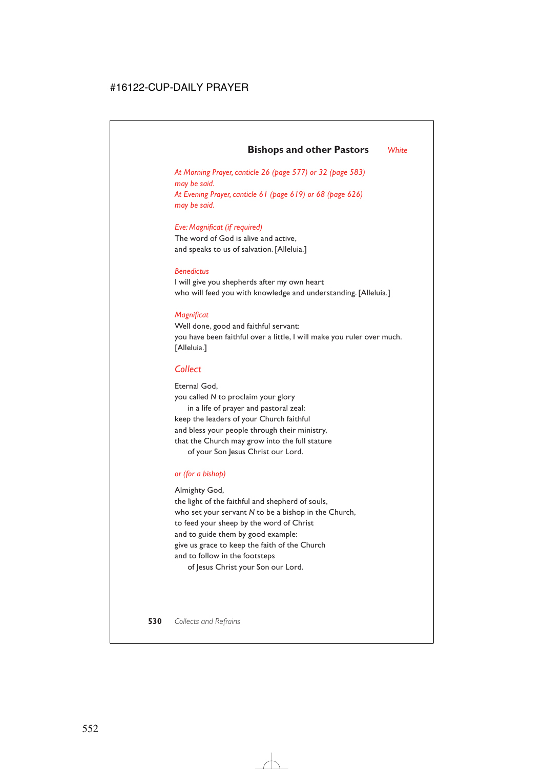## Bishops and other Pastors *White*

*At Morning Prayer, canticle 26 (page 577) or 32 (page 583) may be said.*
*At Evening Prayer, canticle 61 (page 619) or 68 (page 626) may be said.*

*Eve: Magnificat (if required)*
The word of God is alive and active,
and speaks to us of salvation. [Alleluia.]

*Benedictus*
I will give you shepherds after my own heart
who will feed you with knowledge and understanding. [Alleluia.]

*Magnificat*
Well done, good and faithful servant:
you have been faithful over a little, I will make you ruler over much.
[Alleluia.]

### *Collect*

Eternal God,
you called *N* to proclaim your glory
in a life of prayer and pastoral zeal:
keep the leaders of your Church faithful
and bless your people through their ministry,
that the Church may grow into the full stature
of your Son Jesus Christ our Lord.

*or (for a bishop)*

Almighty God,
the light of the faithful and shepherd of souls,
who set your servant *N* to be a bishop in the Church,
to feed your sheep by the word of Christ
and to guide them by good example:
give us grace to keep the faith of the Church
and to follow in the footsteps
of Jesus Christ your Son our Lord.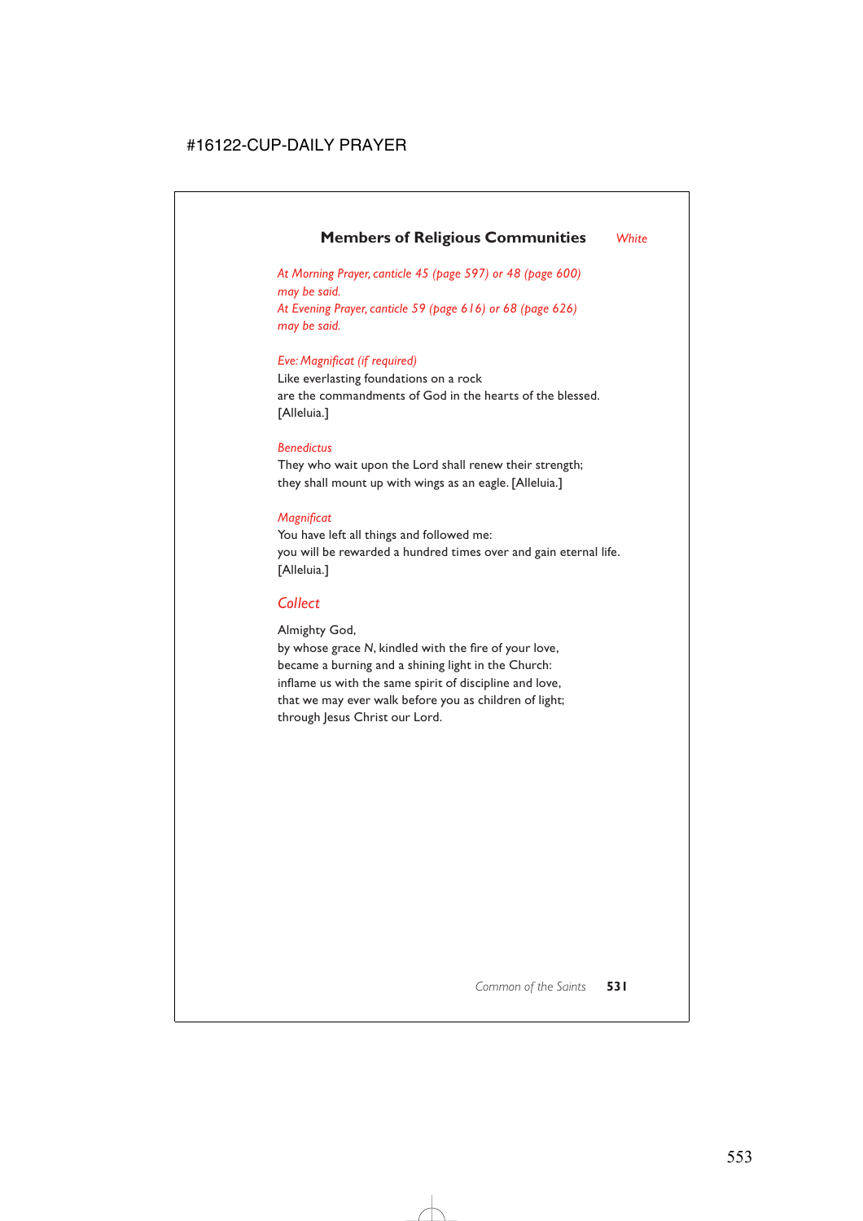## Members of Religious Communities *White*

*At Morning Prayer, canticle 45 (page 597) or 48 (page 600) may be said.*
*At Evening Prayer, canticle 59 (page 616) or 68 (page 626) may be said.*

*Eve: Magnificat (if required)*
Like everlasting foundations on a rock
are the commandments of God in the hearts of the blessed.
[Alleluia.]

*Benedictus*
They who wait upon the Lord shall renew their strength;
they shall mount up with wings as an eagle. [Alleluia.]

*Magnificat*
You have left all things and followed me:
you will be rewarded a hundred times over and gain eternal life.
[Alleluia.]

### *Collect*

Almighty God,
by whose grace *N*, kindled with the fire of your love,
became a burning and a shining light in the Church:
inflame us with the same spirit of discipline and love,
that we may ever walk before you as children of light;
through Jesus Christ our Lord.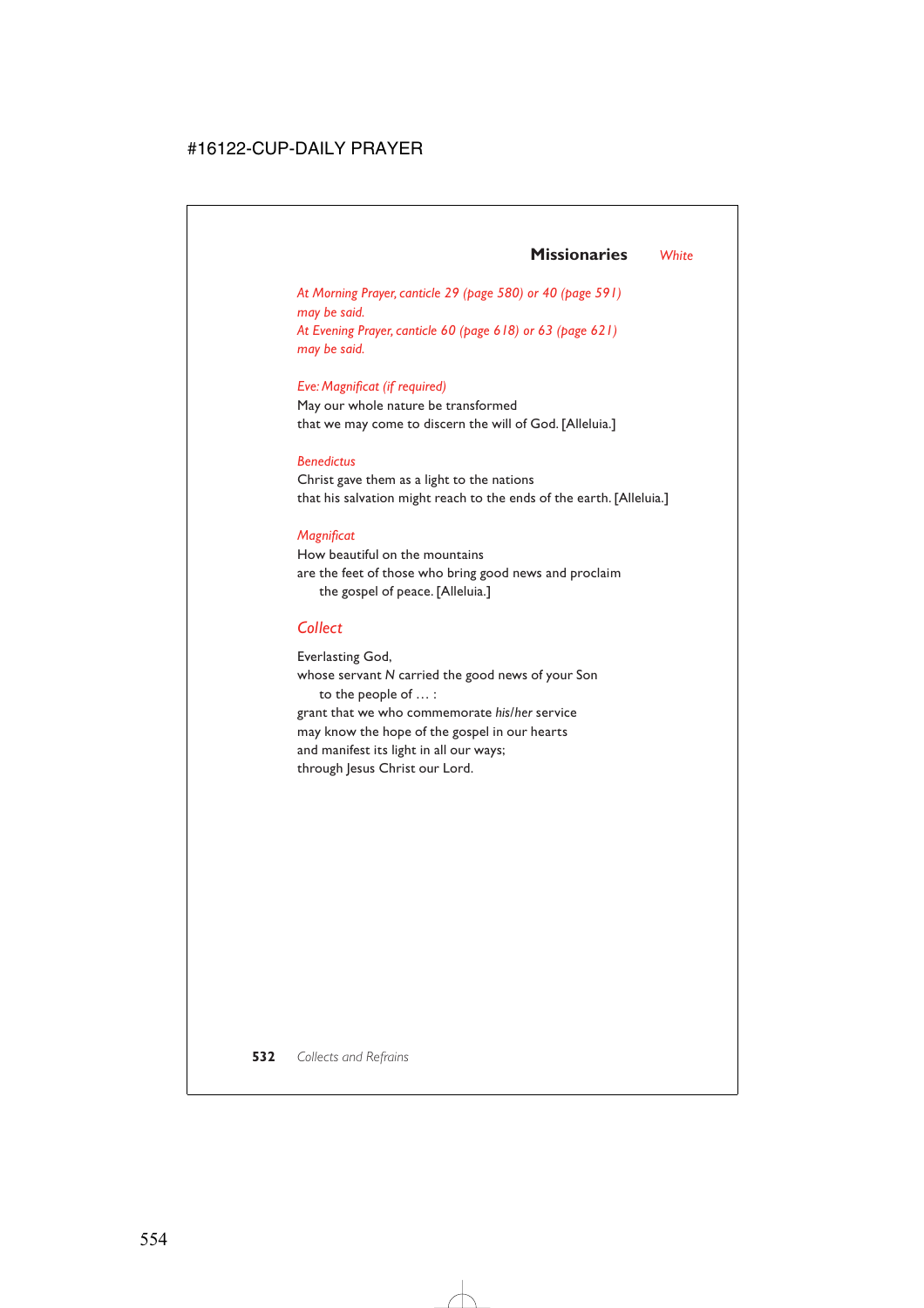## Missionaries *White*

*At Morning Prayer, canticle 29 (page 580) or 40 (page 591) may be said.*
*At Evening Prayer, canticle 60 (page 618) or 63 (page 621) may be said.*

*Eve: Magnificat (if required)*
May our whole nature be transformed
that we may come to discern the will of God. [Alleluia.]

*Benedictus*
Christ gave them as a light to the nations
that his salvation might reach to the ends of the earth. [Alleluia.]

*Magnificat*
How beautiful on the mountains
are the feet of those who bring good news and proclaim
the gospel of peace. [Alleluia.]

### *Collect*

Everlasting God,
whose servant *N* carried the good news of your Son
to the people of … :
grant that we who commemorate *his/her* service
may know the hope of the gospel in our hearts
and manifest its light in all our ways;
through Jesus Christ our Lord.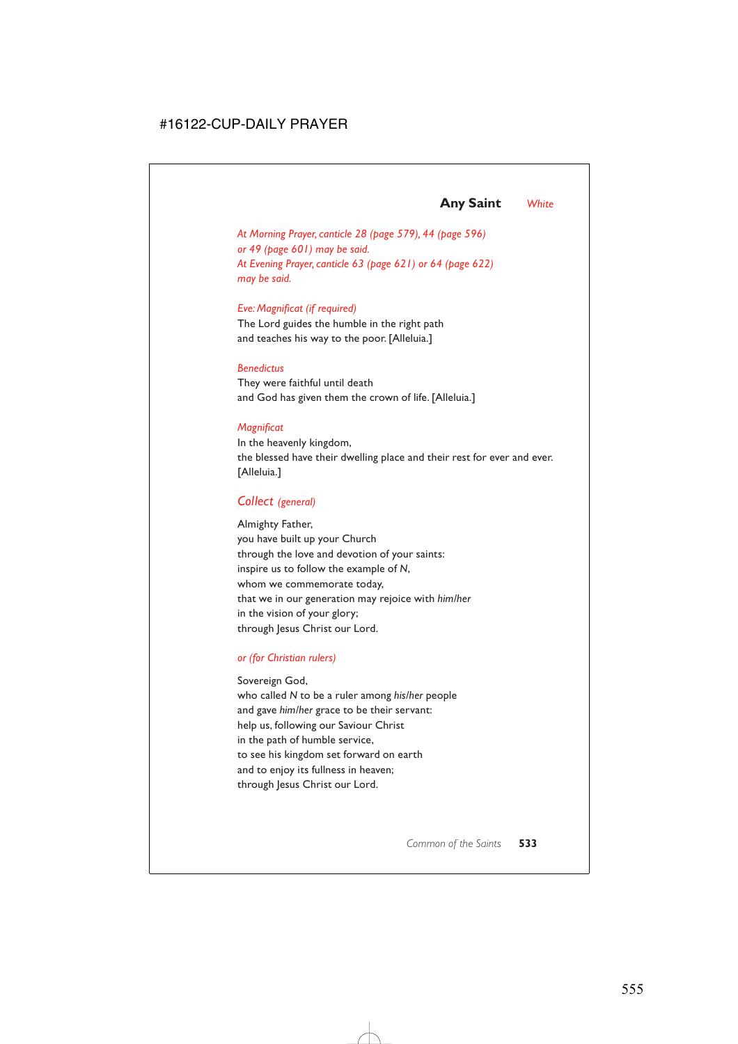## Any Saint *White*

*At Morning Prayer, canticle 28 (page 579), 44 (page 596) or 49 (page 601) may be said.*
*At Evening Prayer, canticle 63 (page 621) or 64 (page 622) may be said.*

*Eve: Magnificat (if required)*
The Lord guides the humble in the right path
and teaches his way to the poor. [Alleluia.]

*Benedictus*
They were faithful until death
and God has given them the crown of life. [Alleluia.]

*Magnificat*
In the heavenly kingdom,
the blessed have their dwelling place and their rest for ever and ever.
[Alleluia.]

### *Collect (general)*

Almighty Father,
you have built up your Church
through the love and devotion of your saints:
inspire us to follow the example of *N*,
whom we commemorate today,
that we in our generation may rejoice with *him/her*
in the vision of your glory;
through Jesus Christ our Lord.

*or (for Christian rulers)*

Sovereign God,
who called *N* to be a ruler among *his/her* people
and gave *him/her* grace to be their servant:
help us, following our Saviour Christ
in the path of humble service,
to see his kingdom set forward on earth
and to enjoy its fullness in heaven;
through Jesus Christ our Lord.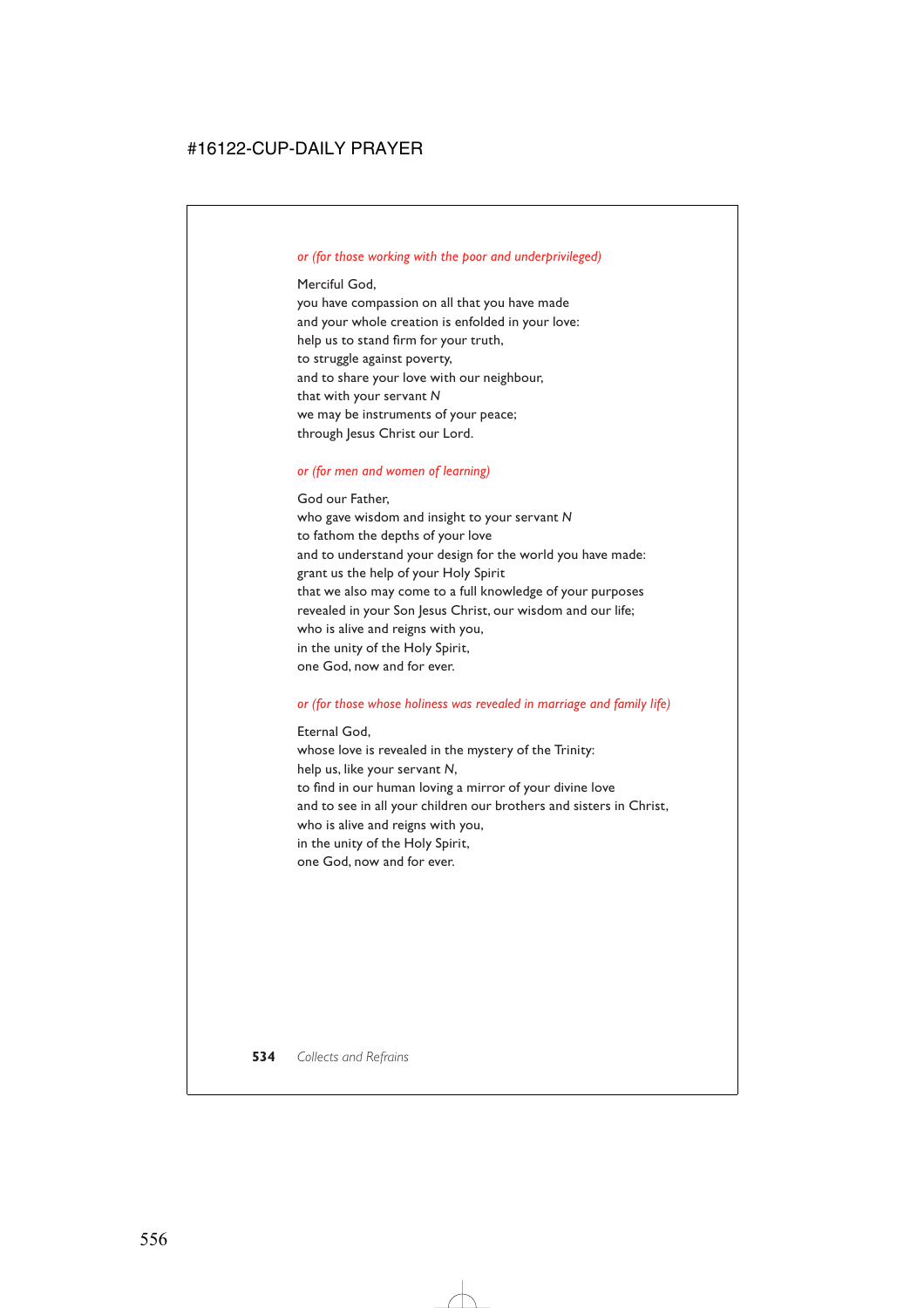*or (for those working with the poor and underprivileged)*

Merciful God,
you have compassion on all that you have made
and your whole creation is enfolded in your love:
help us to stand firm for your truth,
to struggle against poverty,
and to share your love with our neighbour,
that with your servant *N*
we may be instruments of your peace;
through Jesus Christ our Lord.

*or (for men and women of learning)*

God our Father,
who gave wisdom and insight to your servant *N*
to fathom the depths of your love
and to understand your design for the world you have made:
grant us the help of your Holy Spirit
that we also may come to a full knowledge of your purposes
revealed in your Son Jesus Christ, our wisdom and our life;
who is alive and reigns with you,
in the unity of the Holy Spirit,
one God, now and for ever.

*or (for those whose holiness was revealed in marriage and family life)*

Eternal God,
whose love is revealed in the mystery of the Trinity:
help us, like your servant *N*,
to find in our human loving a mirror of your divine love
and to see in all your children our brothers and sisters in Christ,
who is alive and reigns with you,
in the unity of the Holy Spirit,
one God, now and for ever.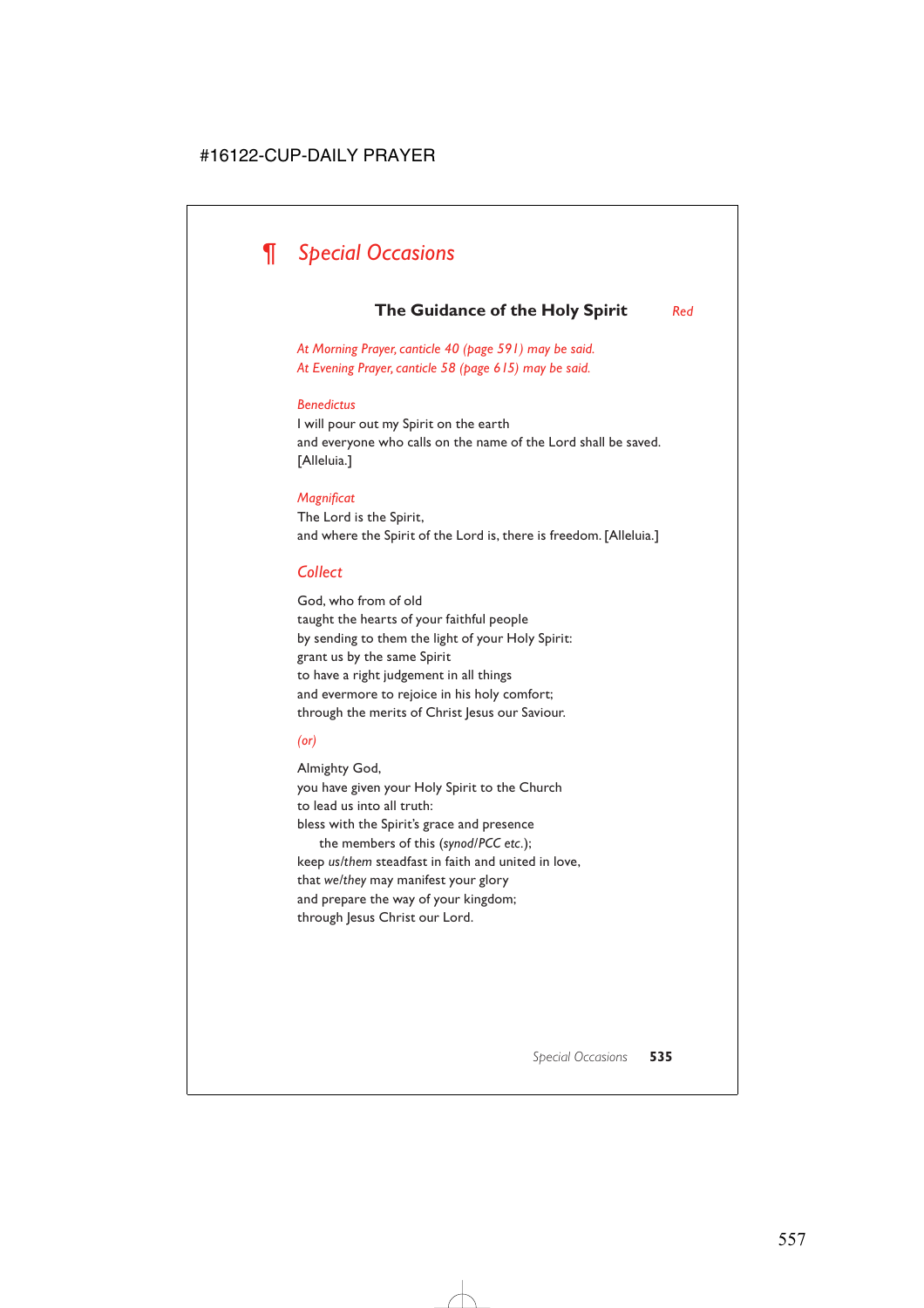# ¶ *Special Occasions*

## The Guidance of the Holy Spirit *Red*

*At Morning Prayer, canticle 40 (page 591) may be said.*
*At Evening Prayer, canticle 58 (page 615) may be said.*

*Benedictus*
I will pour out my Spirit on the earth
and everyone who calls on the name of the Lord shall be saved.
[Alleluia.]

*Magnificat*
The Lord is the Spirit,
and where the Spirit of the Lord is, there is freedom. [Alleluia.]

### *Collect*

God, who from of old
taught the hearts of your faithful people
by sending to them the light of your Holy Spirit:
grant us by the same Spirit
to have a right judgement in all things
and evermore to rejoice in his holy comfort;
through the merits of Christ Jesus our Saviour.

*(or)*

Almighty God,
you have given your Holy Spirit to the Church
to lead us into all truth:
bless with the Spirit's grace and presence
 the members of this (*synod/PCC etc.*);
keep *us/them* steadfast in faith and united in love,
that *we/they* may manifest your glory
and prepare the way of your kingdom;
through Jesus Christ our Lord.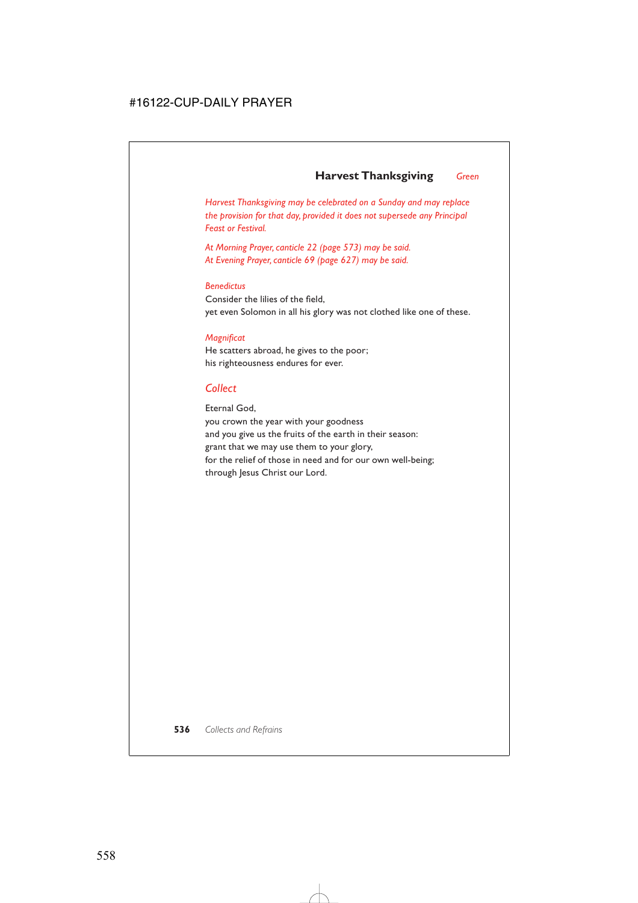## Harvest Thanksgiving *Green*

*Harvest Thanksgiving may be celebrated on a Sunday and may replace the provision for that day, provided it does not supersede any Principal Feast or Festival.*

*At Morning Prayer, canticle 22 (page 573) may be said.*
*At Evening Prayer, canticle 69 (page 627) may be said.*

*Benedictus*
Consider the lilies of the field,
yet even Solomon in all his glory was not clothed like one of these.

*Magnificat*
He scatters abroad, he gives to the poor;
his righteousness endures for ever.

### *Collect*

Eternal God,
you crown the year with your goodness
and you give us the fruits of the earth in their season:
grant that we may use them to your glory,
for the relief of those in need and for our own well-being;
through Jesus Christ our Lord.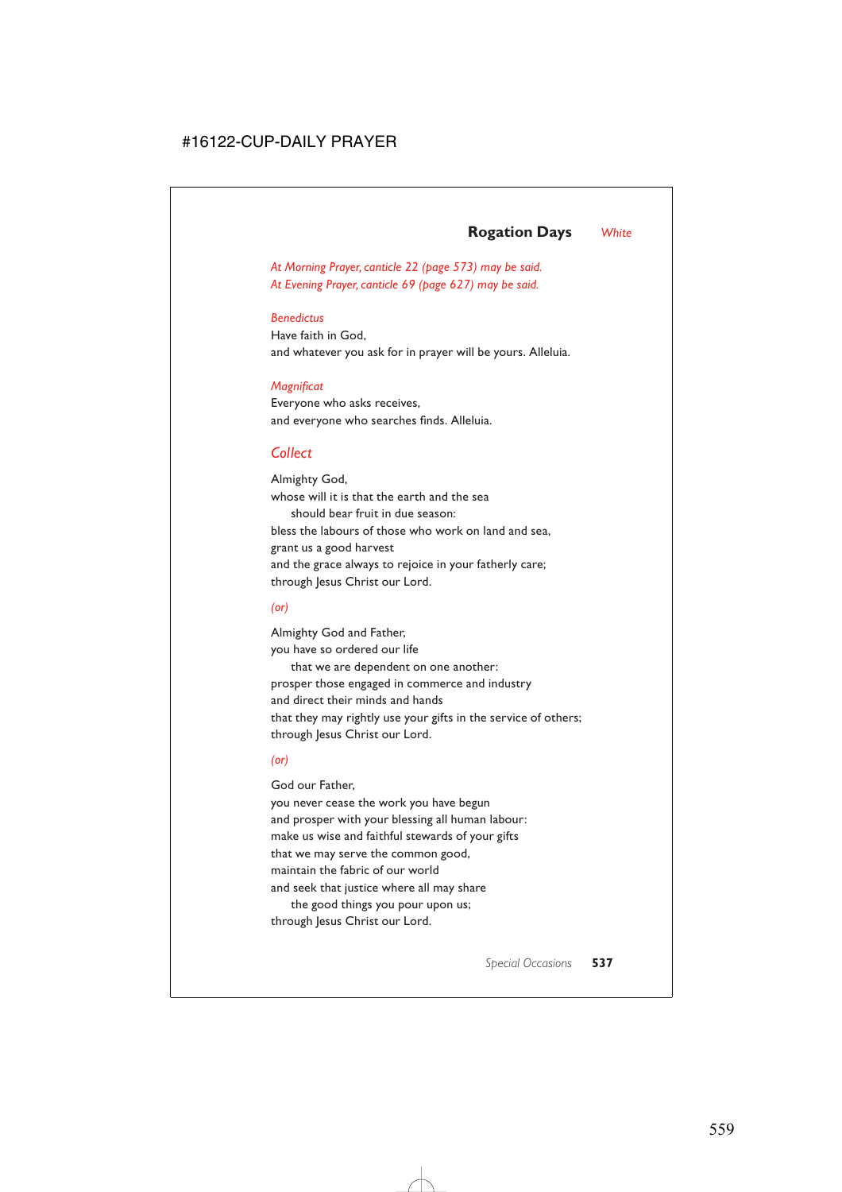## Rogation Days *White*

*At Morning Prayer, canticle 22 (page 573) may be said.*
*At Evening Prayer, canticle 69 (page 627) may be said.*

*Benedictus*
Have faith in God,
and whatever you ask for in prayer will be yours. Alleluia.

*Magnificat*
Everyone who asks receives,
and everyone who searches finds. Alleluia.

### *Collect*

Almighty God,
whose will it is that the earth and the sea
  should bear fruit in due season:
bless the labours of those who work on land and sea,
grant us a good harvest
and the grace always to rejoice in your fatherly care;
through Jesus Christ our Lord.

*(or)*

Almighty God and Father,
you have so ordered our life
  that we are dependent on one another:
prosper those engaged in commerce and industry
and direct their minds and hands
that they may rightly use your gifts in the service of others;
through Jesus Christ our Lord.

*(or)*

God our Father,
you never cease the work you have begun
and prosper with your blessing all human labour:
make us wise and faithful stewards of your gifts
that we may serve the common good,
maintain the fabric of our world
and seek that justice where all may share
  the good things you pour upon us;
through Jesus Christ our Lord.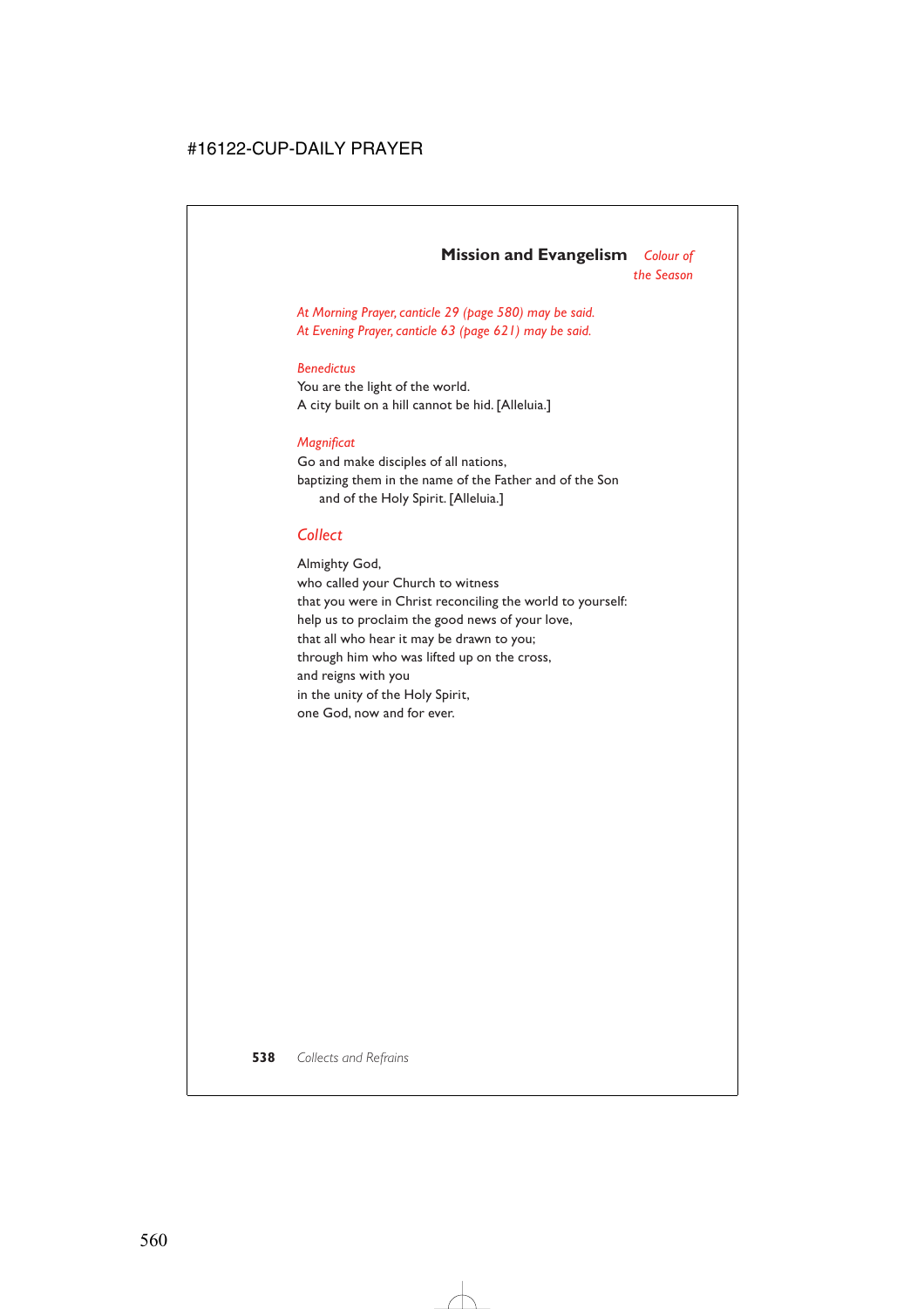## Mission and Evangelism *Colour of the Season*

*At Morning Prayer, canticle 29 (page 580) may be said.*
*At Evening Prayer, canticle 63 (page 621) may be said.*

*Benedictus*

You are the light of the world.
A city built on a hill cannot be hid. [Alleluia.]

*Magnificat*

Go and make disciples of all nations,
baptizing them in the name of the Father and of the Son
and of the Holy Spirit. [Alleluia.]

### *Collect*

Almighty God,
who called your Church to witness
that you were in Christ reconciling the world to yourself:
help us to proclaim the good news of your love,
that all who hear it may be drawn to you;
through him who was lifted up on the cross,
and reigns with you
in the unity of the Holy Spirit,
one God, now and for ever.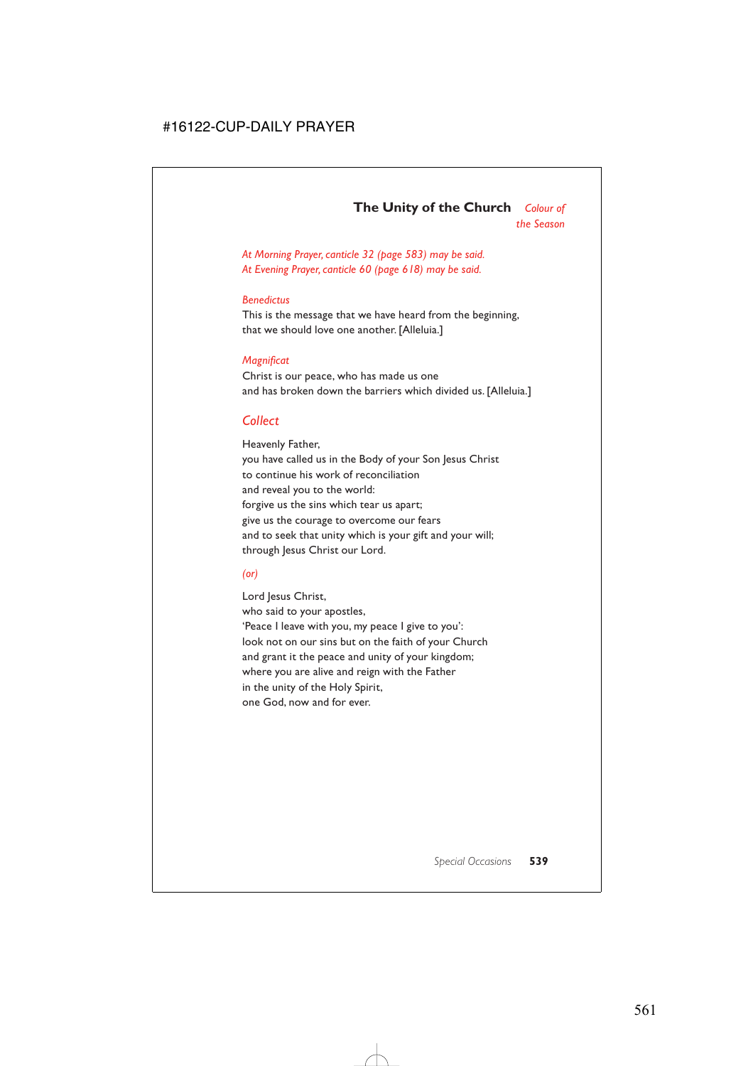## The Unity of the Church *Colour of the Season*

*At Morning Prayer, canticle 32 (page 583) may be said.*
*At Evening Prayer, canticle 60 (page 618) may be said.*

*Benedictus*

This is the message that we have heard from the beginning,
that we should love one another. [Alleluia.]

*Magnificat*

Christ is our peace, who has made us one
and has broken down the barriers which divided us. [Alleluia.]

### *Collect*

Heavenly Father,
you have called us in the Body of your Son Jesus Christ
to continue his work of reconciliation
and reveal you to the world:
forgive us the sins which tear us apart;
give us the courage to overcome our fears
and to seek that unity which is your gift and your will;
through Jesus Christ our Lord.

*(or)*

Lord Jesus Christ,
who said to your apostles,
'Peace I leave with you, my peace I give to you':
look not on our sins but on the faith of your Church
and grant it the peace and unity of your kingdom;
where you are alive and reign with the Father
in the unity of the Holy Spirit,
one God, now and for ever.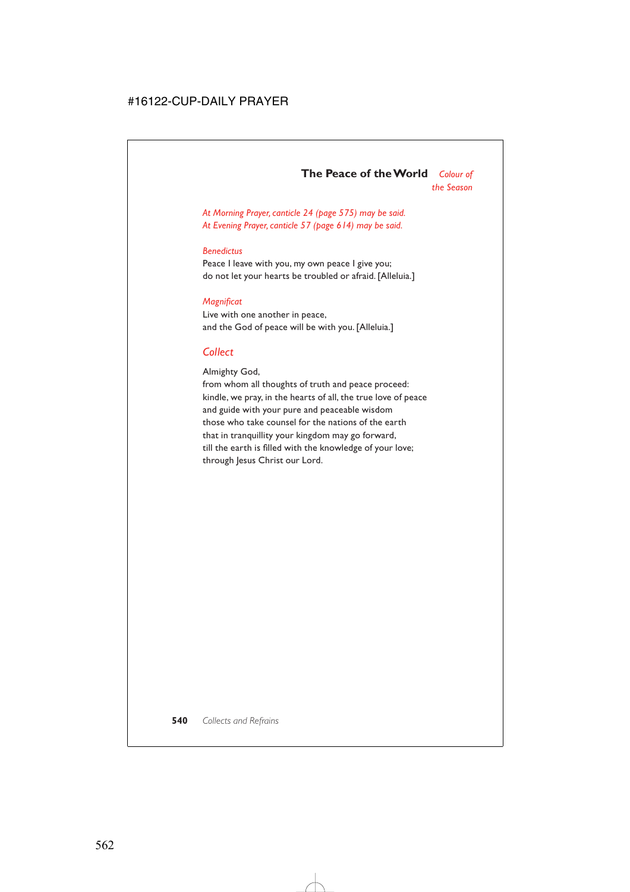## The Peace of the World *Colour of the Season*

*At Morning Prayer, canticle 24 (page 575) may be said.*
*At Evening Prayer, canticle 57 (page 614) may be said.*

*Benedictus*

Peace I leave with you, my own peace I give you;
do not let your hearts be troubled or afraid. [Alleluia.]

*Magnificat*

Live with one another in peace,
and the God of peace will be with you. [Alleluia.]

### *Collect*

Almighty God,
from whom all thoughts of truth and peace proceed:
kindle, we pray, in the hearts of all, the true love of peace
and guide with your pure and peaceable wisdom
those who take counsel for the nations of the earth
that in tranquillity your kingdom may go forward,
till the earth is filled with the knowledge of your love;
through Jesus Christ our Lord.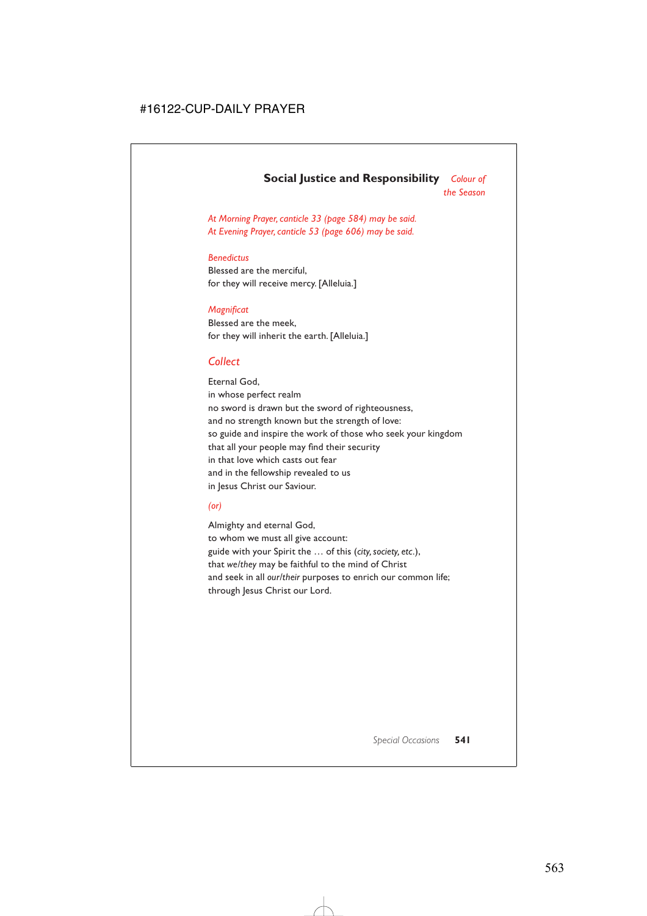## Social Justice and Responsibility *Colour of the Season*

*At Morning Prayer, canticle 33 (page 584) may be said.*
*At Evening Prayer, canticle 53 (page 606) may be said.*

*Benedictus*
Blessed are the merciful,
for they will receive mercy. [Alleluia.]

*Magnificat*
Blessed are the meek,
for they will inherit the earth. [Alleluia.]

### *Collect*

Eternal God,
in whose perfect realm
no sword is drawn but the sword of righteousness,
and no strength known but the strength of love:
so guide and inspire the work of those who seek your kingdom
that all your people may find their security
in that love which casts out fear
and in the fellowship revealed to us
in Jesus Christ our Saviour.

*(or)*

Almighty and eternal God,
to whom we must all give account:
guide with your Spirit the … of this (*city, society, etc.*),
that *we/they* may be faithful to the mind of Christ
and seek in all *our/their* purposes to enrich our common life;
through Jesus Christ our Lord.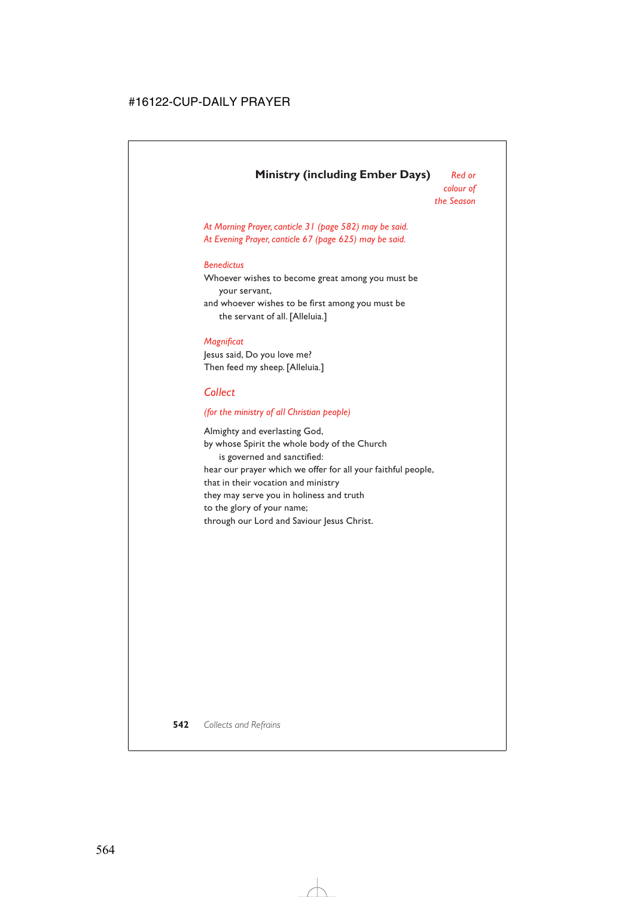## Ministry (including Ember Days)

*Red or colour of the Season*

*At Morning Prayer, canticle 31 (page 582) may be said.*
*At Evening Prayer, canticle 67 (page 625) may be said.*

*Benedictus*

Whoever wishes to become great among you must be
your servant,
and whoever wishes to be first among you must be
the servant of all. [Alleluia.]

*Magnificat*

Jesus said, Do you love me?
Then feed my sheep. [Alleluia.]

### *Collect*

*(for the ministry of all Christian people)*

Almighty and everlasting God,
by whose Spirit the whole body of the Church
is governed and sanctified:
hear our prayer which we offer for all your faithful people,
that in their vocation and ministry
they may serve you in holiness and truth
to the glory of your name;
through our Lord and Saviour Jesus Christ.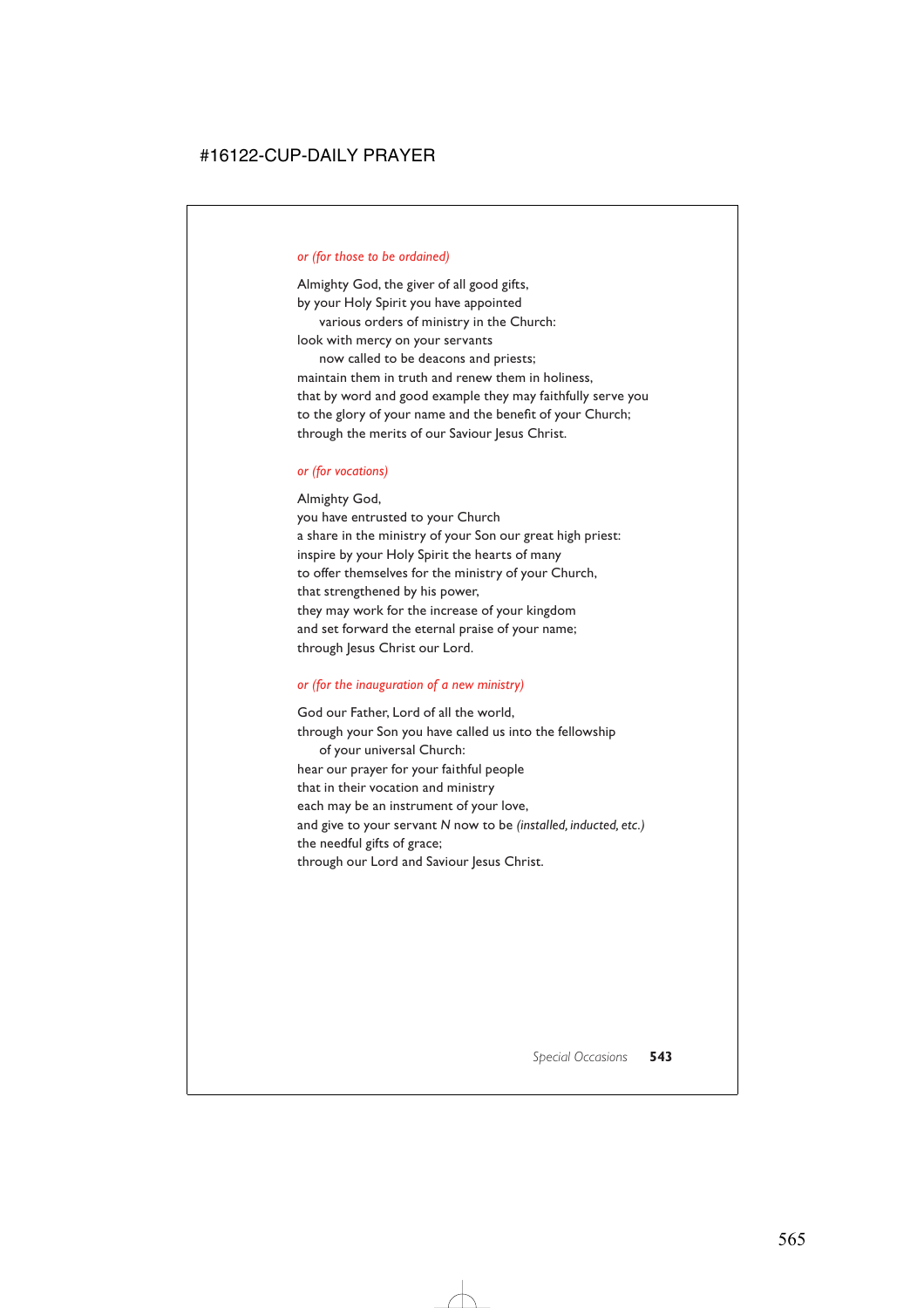*or (for those to be ordained)*

Almighty God, the giver of all good gifts,
by your Holy Spirit you have appointed
  various orders of ministry in the Church:
look with mercy on your servants
  now called to be deacons and priests;
maintain them in truth and renew them in holiness,
that by word and good example they may faithfully serve you
to the glory of your name and the benefit of your Church;
through the merits of our Saviour Jesus Christ.

*or (for vocations)*

Almighty God,
you have entrusted to your Church
a share in the ministry of your Son our great high priest:
inspire by your Holy Spirit the hearts of many
to offer themselves for the ministry of your Church,
that strengthened by his power,
they may work for the increase of your kingdom
and set forward the eternal praise of your name;
through Jesus Christ our Lord.

*or (for the inauguration of a new ministry)*

God our Father, Lord of all the world,
through your Son you have called us into the fellowship
  of your universal Church:
hear our prayer for your faithful people
that in their vocation and ministry
each may be an instrument of your love,
and give to your servant *N* now to be *(installed, inducted, etc.)*
the needful gifts of grace;
through our Lord and Saviour Jesus Christ.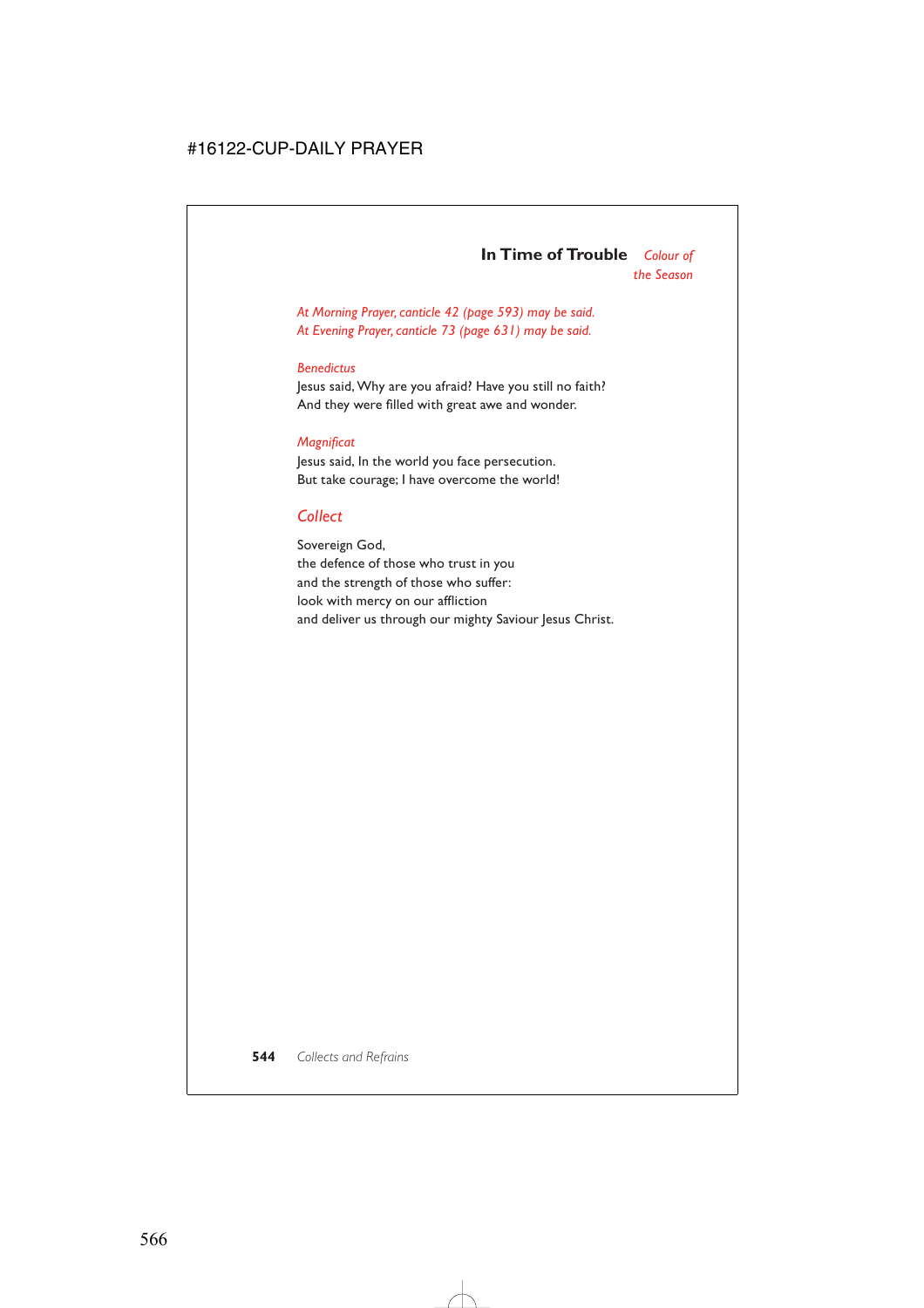## In Time of Trouble *Colour of the Season*

*At Morning Prayer, canticle 42 (page 593) may be said.*
*At Evening Prayer, canticle 73 (page 631) may be said.*

*Benedictus*
Jesus said, Why are you afraid? Have you still no faith?
And they were filled with great awe and wonder.

*Magnificat*
Jesus said, In the world you face persecution.
But take courage; I have overcome the world!

### *Collect*

Sovereign God,
the defence of those who trust in you
and the strength of those who suffer:
look with mercy on our affliction
and deliver us through our mighty Saviour Jesus Christ.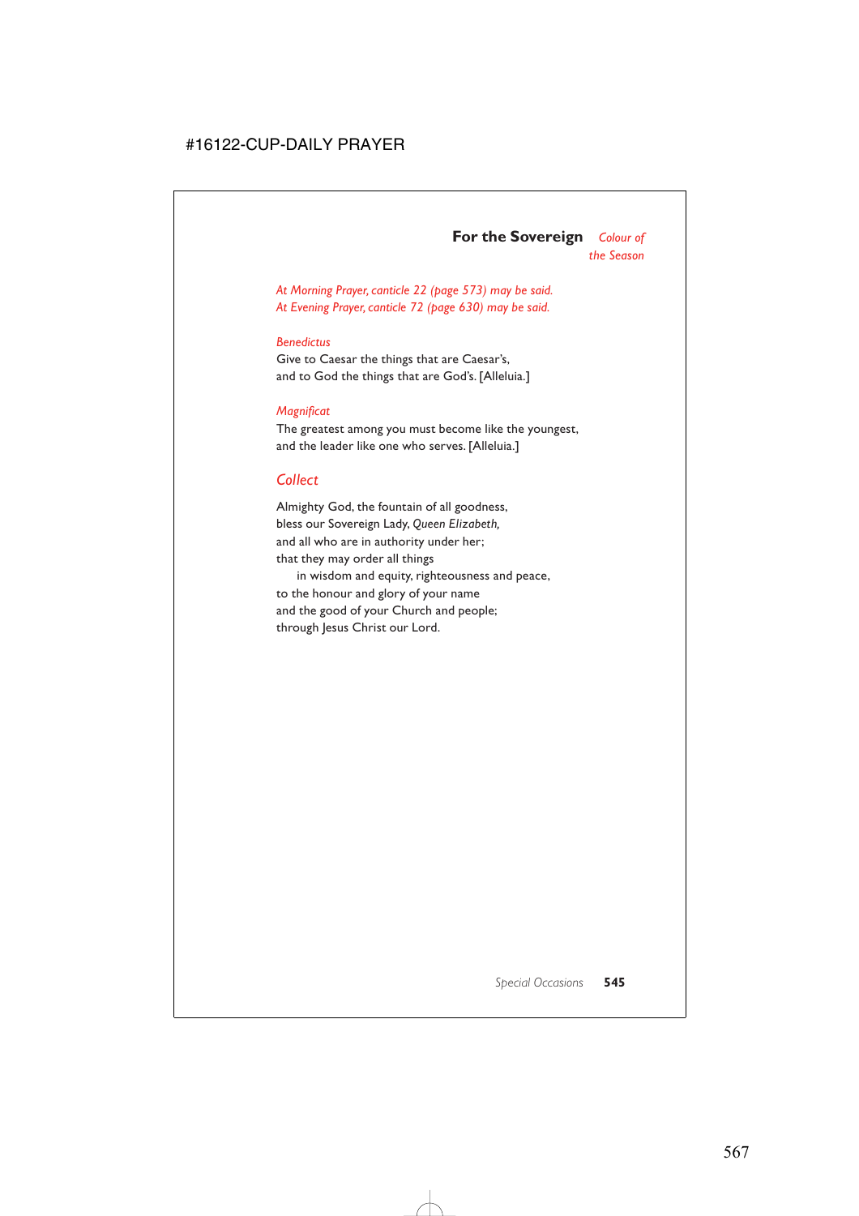## For the Sovereign *Colour of the Season*

*At Morning Prayer, canticle 22 (page 573) may be said.*
*At Evening Prayer, canticle 72 (page 630) may be said.*

*Benedictus*
Give to Caesar the things that are Caesar's,
and to God the things that are God's. [Alleluia.]

*Magnificat*
The greatest among you must become like the youngest,
and the leader like one who serves. [Alleluia.]

### *Collect*

Almighty God, the fountain of all goodness,
bless our Sovereign Lady, *Queen Elizabeth,*
and all who are in authority under her;
that they may order all things
  in wisdom and equity, righteousness and peace,
to the honour and glory of your name
and the good of your Church and people;
through Jesus Christ our Lord.